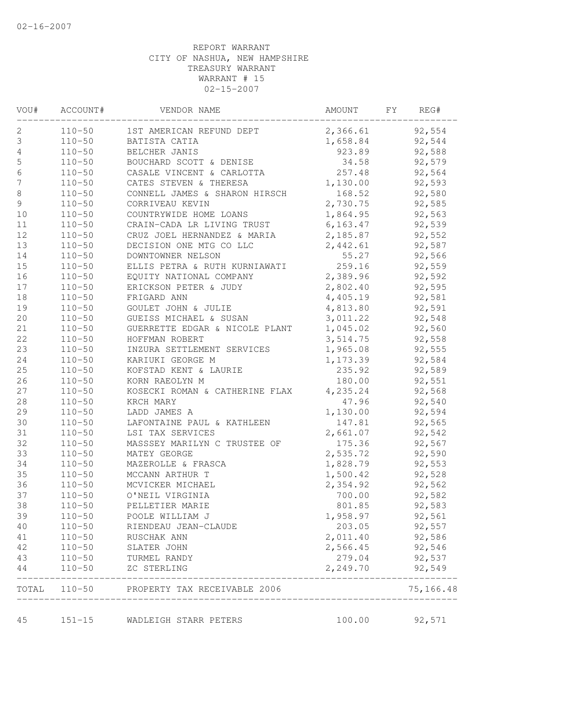02-16-2007

REPORT WARRANT
CITY OF NASHUA, NEW HAMPSHIRE
TREASURY WARRANT
WARRANT # 15
02-15-2007

| VOU# | ACCOUNT# | VENDOR NAME | AMOUNT | FY | REG# |
|---|---|---|---|---|---|
| 2 | 110-50 | 1ST AMERICAN REFUND DEPT | 2,366.61 | | 92,554 |
| 3 | 110-50 | BATISTA CATIA | 1,658.84 | | 92,544 |
| 4 | 110-50 | BELCHER JANIS | 923.89 | | 92,588 |
| 5 | 110-50 | BOUCHARD SCOTT & DENISE | 34.58 | | 92,579 |
| 6 | 110-50 | CASALE VINCENT & CARLOTTA | 257.48 | | 92,564 |
| 7 | 110-50 | CATES STEVEN & THERESA | 1,130.00 | | 92,593 |
| 8 | 110-50 | CONNELL JAMES & SHARON HIRSCH | 168.52 | | 92,580 |
| 9 | 110-50 | CORRIVEAU KEVIN | 2,730.75 | | 92,585 |
| 10 | 110-50 | COUNTRYWIDE HOME LOANS | 1,864.95 | | 92,563 |
| 11 | 110-50 | CRAIN-CADA LR LIVING TRUST | 6,163.47 | | 92,539 |
| 12 | 110-50 | CRUZ JOEL HERNANDEZ & MARIA | 2,185.87 | | 92,552 |
| 13 | 110-50 | DECISION ONE MTG CO LLC | 2,442.61 | | 92,587 |
| 14 | 110-50 | DOWNTOWNER NELSON | 55.27 | | 92,566 |
| 15 | 110-50 | ELLIS PETRA & RUTH KURNIAWATI | 259.16 | | 92,559 |
| 16 | 110-50 | EQUITY NATIONAL COMPANY | 2,389.96 | | 92,592 |
| 17 | 110-50 | ERICKSON PETER & JUDY | 2,802.40 | | 92,595 |
| 18 | 110-50 | FRIGARD ANN | 4,405.19 | | 92,581 |
| 19 | 110-50 | GOULET JOHN & JULIE | 4,813.80 | | 92,591 |
| 20 | 110-50 | GUEISS MICHAEL & SUSAN | 3,011.22 | | 92,548 |
| 21 | 110-50 | GUERRETTE EDGAR & NICOLE PLANT | 1,045.02 | | 92,560 |
| 22 | 110-50 | HOFFMAN ROBERT | 3,514.75 | | 92,558 |
| 23 | 110-50 | INZURA SETTLEMENT SERVICES | 1,965.08 | | 92,555 |
| 24 | 110-50 | KARIUKI GEORGE M | 1,173.39 | | 92,584 |
| 25 | 110-50 | KOFSTAD KENT & LAURIE | 235.92 | | 92,589 |
| 26 | 110-50 | KORN RAEOLYN M | 180.00 | | 92,551 |
| 27 | 110-50 | KOSECKI ROMAN & CATHERINE FLAX | 4,235.24 | | 92,568 |
| 28 | 110-50 | KRCH MARY | 47.96 | | 92,540 |
| 29 | 110-50 | LADD JAMES A | 1,130.00 | | 92,594 |
| 30 | 110-50 | LAFONTAINE PAUL & KATHLEEN | 147.81 | | 92,565 |
| 31 | 110-50 | LSI TAX SERVICES | 2,661.07 | | 92,542 |
| 32 | 110-50 | MASSSEY MARILYN C TRUSTEE OF | 175.36 | | 92,567 |
| 33 | 110-50 | MATEY GEORGE | 2,535.72 | | 92,590 |
| 34 | 110-50 | MAZEROLLE & FRASCA | 1,828.79 | | 92,553 |
| 35 | 110-50 | MCCANN ARTHUR T | 1,500.42 | | 92,528 |
| 36 | 110-50 | MCVICKER MICHAEL | 2,354.92 | | 92,562 |
| 37 | 110-50 | O'NEIL VIRGINIA | 700.00 | | 92,582 |
| 38 | 110-50 | PELLETIER MARIE | 801.85 | | 92,583 |
| 39 | 110-50 | POOLE WILLIAM J | 1,958.97 | | 92,561 |
| 40 | 110-50 | RIENDEAU JEAN-CLAUDE | 203.05 | | 92,557 |
| 41 | 110-50 | RUSCHAK ANN | 2,011.40 | | 92,586 |
| 42 | 110-50 | SLATER JOHN | 2,566.45 | | 92,546 |
| 43 | 110-50 | TURMEL RANDY | 279.04 | | 92,537 |
| 44 | 110-50 | ZC STERLING | 2,249.70 | | 92,549 |
| TOTAL | 110-50 | PROPERTY TAX RECEIVABLE 2006 | | | 75,166.48 |
| 45 | 151-15 | WADLEIGH STARR PETERS | 100.00 | | 92,571 |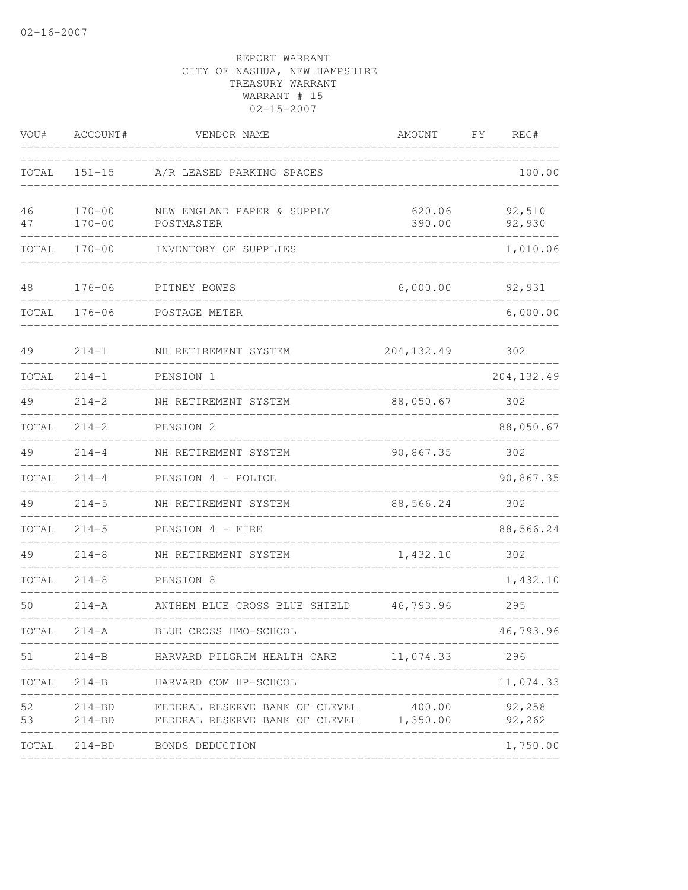02-16-2007

REPORT WARRANT
CITY OF NASHUA, NEW HAMPSHIRE
TREASURY WARRANT
WARRANT # 15
02-15-2007

| VOU# | ACCOUNT# | VENDOR NAME | AMOUNT | FY | REG# |
|---|---|---|---|---|---|
| TOTAL | 151-15 | A/R LEASED PARKING SPACES | | | 100.00 |
| 46 | 170-00 | NEW ENGLAND PAPER & SUPPLY | 620.06 | | 92,510 |
| 47 | 170-00 | POSTMASTER | 390.00 | | 92,930 |
| TOTAL | 170-00 | INVENTORY OF SUPPLIES | | | 1,010.06 |
| 48 | 176-06 | PITNEY BOWES | 6,000.00 | | 92,931 |
| TOTAL | 176-06 | POSTAGE METER | | | 6,000.00 |
| 49 | 214-1 | NH RETIREMENT SYSTEM | 204,132.49 | | 302 |
| TOTAL | 214-1 | PENSION 1 | | | 204,132.49 |
| 49 | 214-2 | NH RETIREMENT SYSTEM | 88,050.67 | | 302 |
| TOTAL | 214-2 | PENSION 2 | | | 88,050.67 |
| 49 | 214-4 | NH RETIREMENT SYSTEM | 90,867.35 | | 302 |
| TOTAL | 214-4 | PENSION 4 - POLICE | | | 90,867.35 |
| 49 | 214-5 | NH RETIREMENT SYSTEM | 88,566.24 | | 302 |
| TOTAL | 214-5 | PENSION 4 - FIRE | | | 88,566.24 |
| 49 | 214-8 | NH RETIREMENT SYSTEM | 1,432.10 | | 302 |
| TOTAL | 214-8 | PENSION 8 | | | 1,432.10 |
| 50 | 214-A | ANTHEM BLUE CROSS BLUE SHIELD | 46,793.96 | | 295 |
| TOTAL | 214-A | BLUE CROSS HMO-SCHOOL | | | 46,793.96 |
| 51 | 214-B | HARVARD PILGRIM HEALTH CARE | 11,074.33 | | 296 |
| TOTAL | 214-B | HARVARD COM HP-SCHOOL | | | 11,074.33 |
| 52 | 214-BD | FEDERAL RESERVE BANK OF CLEVEL | 400.00 | | 92,258 |
| 53 | 214-BD | FEDERAL RESERVE BANK OF CLEVEL | 1,350.00 | | 92,262 |
| TOTAL | 214-BD | BONDS DEDUCTION | | | 1,750.00 |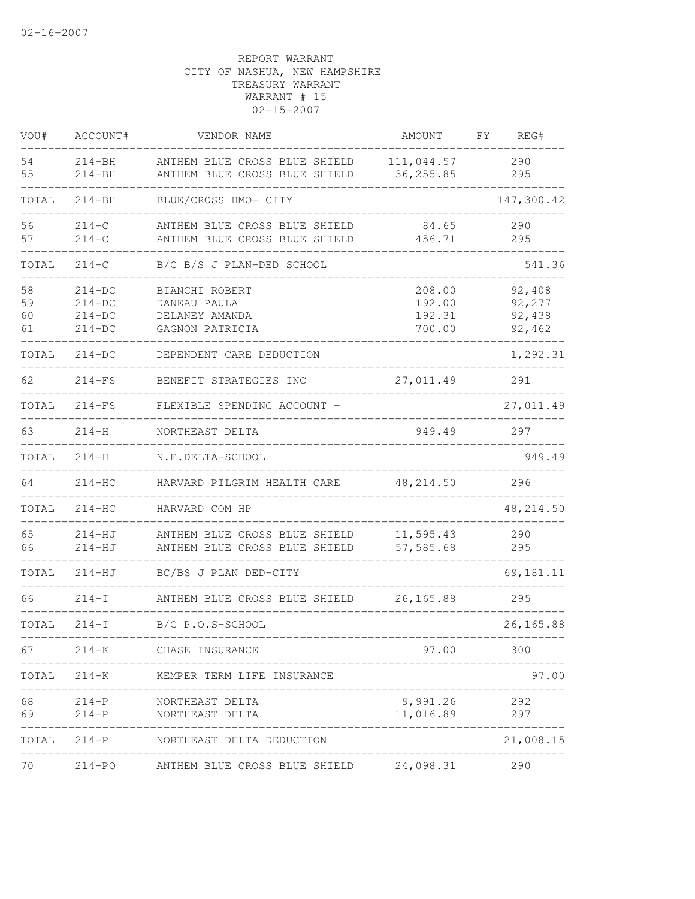02-16-2007

REPORT WARRANT
CITY OF NASHUA, NEW HAMPSHIRE
TREASURY WARRANT
WARRANT # 15
02-15-2007

| VOU# | ACCOUNT# | VENDOR NAME | AMOUNT | FY | REG# |
|---|---|---|---|---|---|
| 54 | 214-BH | ANTHEM BLUE CROSS BLUE SHIELD | 111,044.57 | | 290 |
| 55 | 214-BH | ANTHEM BLUE CROSS BLUE SHIELD | 36,255.85 | | 295 |
| TOTAL | 214-BH | BLUE/CROSS HMO- CITY | | | 147,300.42 |
| 56 | 214-C | ANTHEM BLUE CROSS BLUE SHIELD | 84.65 | | 290 |
| 57 | 214-C | ANTHEM BLUE CROSS BLUE SHIELD | 456.71 | | 295 |
| TOTAL | 214-C | B/C B/S J PLAN-DED SCHOOL | | | 541.36 |
| 58 | 214-DC | BIANCHI ROBERT | 208.00 | | 92,408 |
| 59 | 214-DC | DANEAU PAULA | 192.00 | | 92,277 |
| 60 | 214-DC | DELANEY AMANDA | 192.31 | | 92,438 |
| 61 | 214-DC | GAGNON PATRICIA | 700.00 | | 92,462 |
| TOTAL | 214-DC | DEPENDENT CARE DEDUCTION | | | 1,292.31 |
| 62 | 214-FS | BENEFIT STRATEGIES INC | 27,011.49 | | 291 |
| TOTAL | 214-FS | FLEXIBLE SPENDING ACCOUNT - | | | 27,011.49 |
| 63 | 214-H | NORTHEAST DELTA | 949.49 | | 297 |
| TOTAL | 214-H | N.E.DELTA-SCHOOL | | | 949.49 |
| 64 | 214-HC | HARVARD PILGRIM HEALTH CARE | 48,214.50 | | 296 |
| TOTAL | 214-HC | HARVARD COM HP | | | 48,214.50 |
| 65 | 214-HJ | ANTHEM BLUE CROSS BLUE SHIELD | 11,595.43 | | 290 |
| 66 | 214-HJ | ANTHEM BLUE CROSS BLUE SHIELD | 57,585.68 | | 295 |
| TOTAL | 214-HJ | BC/BS J PLAN DED-CITY | | | 69,181.11 |
| 66 | 214-I | ANTHEM BLUE CROSS BLUE SHIELD | 26,165.88 | | 295 |
| TOTAL | 214-I | B/C P.O.S-SCHOOL | | | 26,165.88 |
| 67 | 214-K | CHASE INSURANCE | 97.00 | | 300 |
| TOTAL | 214-K | KEMPER TERM LIFE INSURANCE | | | 97.00 |
| 68 | 214-P | NORTHEAST DELTA | 9,991.26 | | 292 |
| 69 | 214-P | NORTHEAST DELTA | 11,016.89 | | 297 |
| TOTAL | 214-P | NORTHEAST DELTA DEDUCTION | | | 21,008.15 |
| 70 | 214-PO | ANTHEM BLUE CROSS BLUE SHIELD | 24,098.31 | | 290 |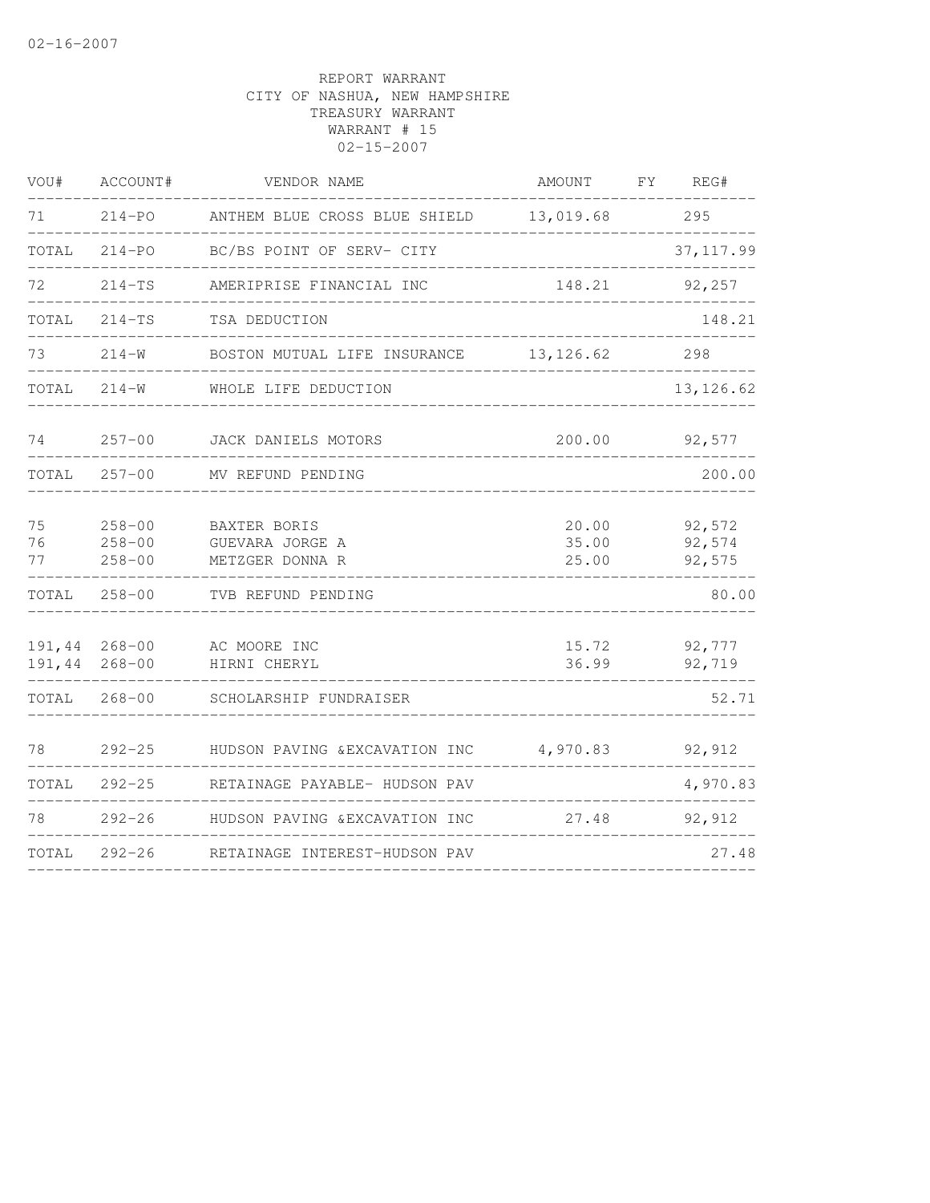REPORT WARRANT
CITY OF NASHUA, NEW HAMPSHIRE
TREASURY WARRANT
WARRANT # 15
02-15-2007

| VOU# | ACCOUNT# | VENDOR NAME | AMOUNT | FY | REG# |
|---|---|---|---|---|---|
| 71 | 214-PO | ANTHEM BLUE CROSS BLUE SHIELD | 13,019.68 | | 295 |
| TOTAL | 214-PO | BC/BS POINT OF SERV- CITY | | | 37,117.99 |
| 72 | 214-TS | AMERIPRISE FINANCIAL INC | 148.21 | | 92,257 |
| TOTAL | 214-TS | TSA DEDUCTION | | | 148.21 |
| 73 | 214-W | BOSTON MUTUAL LIFE INSURANCE | 13,126.62 | | 298 |
| TOTAL | 214-W | WHOLE LIFE DEDUCTION | | | 13,126.62 |
| 74 | 257-00 | JACK DANIELS MOTORS | 200.00 | | 92,577 |
| TOTAL | 257-00 | MV REFUND PENDING | | | 200.00 |
| 75 | 258-00 | BAXTER BORIS | 20.00 | | 92,572 |
| 76 | 258-00 | GUEVARA JORGE A | 35.00 | | 92,574 |
| 77 | 258-00 | METZGER DONNA R | 25.00 | | 92,575 |
| TOTAL | 258-00 | TVB REFUND PENDING | | | 80.00 |
| 191,44 | 268-00 | AC MOORE INC | 15.72 | | 92,777 |
| 191,44 | 268-00 | HIRNI CHERYL | 36.99 | | 92,719 |
| TOTAL | 268-00 | SCHOLARSHIP FUNDRAISER | | | 52.71 |
| 78 | 292-25 | HUDSON PAVING &EXCAVATION INC | 4,970.83 | | 92,912 |
| TOTAL | 292-25 | RETAINAGE PAYABLE- HUDSON PAV | | | 4,970.83 |
| 78 | 292-26 | HUDSON PAVING &EXCAVATION INC | 27.48 | | 92,912 |
| TOTAL | 292-26 | RETAINAGE INTEREST-HUDSON PAV | | | 27.48 |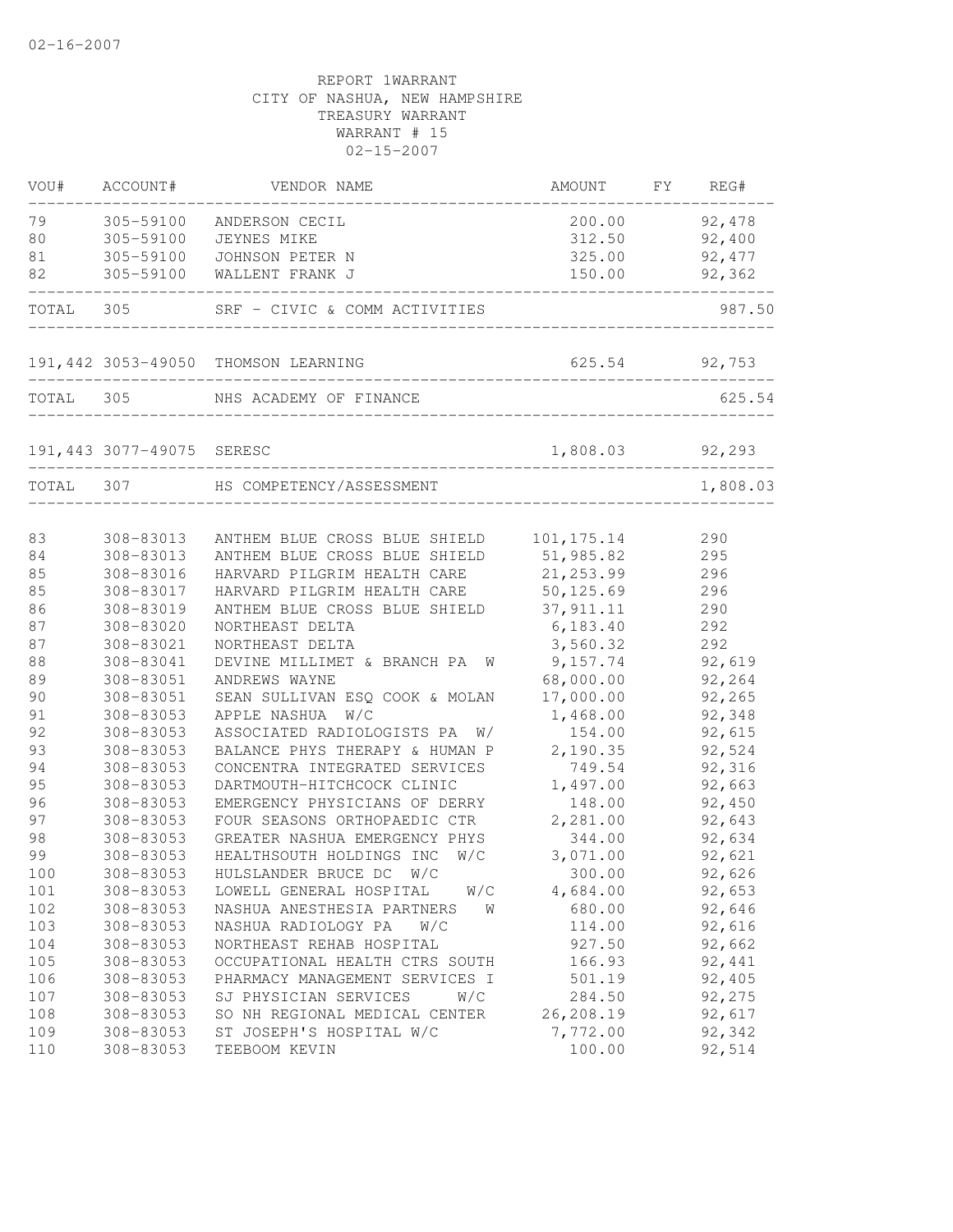02-16-2007

REPORT 1WARRANT
CITY OF NASHUA, NEW HAMPSHIRE
TREASURY WARRANT
WARRANT # 15
02-15-2007

| VOU# | ACCOUNT# | VENDOR NAME | AMOUNT | FY | REG# |
|---|---|---|---|---|---|
| 79 | 305-59100 | ANDERSON CECIL | 200.00 | | 92,478 |
| 80 | 305-59100 | JEYNES MIKE | 312.50 | | 92,400 |
| 81 | 305-59100 | JOHNSON PETER N | 325.00 | | 92,477 |
| 82 | 305-59100 | WALLENT FRANK J | 150.00 | | 92,362 |
| TOTAL | 305 | SRF - CIVIC & COMM ACTIVITIES | | | 987.50 |
| 191,442 | 3053-49050 | THOMSON LEARNING | 625.54 | | 92,753 |
| TOTAL | 305 | NHS ACADEMY OF FINANCE | | | 625.54 |
| 191,443 | 3077-49075 | SERESC | 1,808.03 | | 92,293 |
| TOTAL | 307 | HS COMPETENCY/ASSESSMENT | | | 1,808.03 |
| 83 | 308-83013 | ANTHEM BLUE CROSS BLUE SHIELD | 101,175.14 | | 290 |
| 84 | 308-83013 | ANTHEM BLUE CROSS BLUE SHIELD | 51,985.82 | | 295 |
| 85 | 308-83016 | HARVARD PILGRIM HEALTH CARE | 21,253.99 | | 296 |
| 85 | 308-83017 | HARVARD PILGRIM HEALTH CARE | 50,125.69 | | 296 |
| 86 | 308-83019 | ANTHEM BLUE CROSS BLUE SHIELD | 37,911.11 | | 290 |
| 87 | 308-83020 | NORTHEAST DELTA | 6,183.40 | | 292 |
| 87 | 308-83021 | NORTHEAST DELTA | 3,560.32 | | 292 |
| 88 | 308-83041 | DEVINE MILLIMET & BRANCH PA W | 9,157.74 | | 92,619 |
| 89 | 308-83051 | ANDREWS WAYNE | 68,000.00 | | 92,264 |
| 90 | 308-83051 | SEAN SULLIVAN ESQ COOK & MOLAN | 17,000.00 | | 92,265 |
| 91 | 308-83053 | APPLE NASHUA W/C | 1,468.00 | | 92,348 |
| 92 | 308-83053 | ASSOCIATED RADIOLOGISTS PA W/ | 154.00 | | 92,615 |
| 93 | 308-83053 | BALANCE PHYS THERAPY & HUMAN P | 2,190.35 | | 92,524 |
| 94 | 308-83053 | CONCENTRA INTEGRATED SERVICES | 749.54 | | 92,316 |
| 95 | 308-83053 | DARTMOUTH-HITCHCOCK CLINIC | 1,497.00 | | 92,663 |
| 96 | 308-83053 | EMERGENCY PHYSICIANS OF DERRY | 148.00 | | 92,450 |
| 97 | 308-83053 | FOUR SEASONS ORTHOPAEDIC CTR | 2,281.00 | | 92,643 |
| 98 | 308-83053 | GREATER NASHUA EMERGENCY PHYS | 344.00 | | 92,634 |
| 99 | 308-83053 | HEALTHSOUTH HOLDINGS INC W/C | 3,071.00 | | 92,621 |
| 100 | 308-83053 | HULSLANDER BRUCE DC W/C | 300.00 | | 92,626 |
| 101 | 308-83053 | LOWELL GENERAL HOSPITAL W/C | 4,684.00 | | 92,653 |
| 102 | 308-83053 | NASHUA ANESTHESIA PARTNERS W | 680.00 | | 92,646 |
| 103 | 308-83053 | NASHUA RADIOLOGY PA W/C | 114.00 | | 92,616 |
| 104 | 308-83053 | NORTHEAST REHAB HOSPITAL | 927.50 | | 92,662 |
| 105 | 308-83053 | OCCUPATIONAL HEALTH CTRS SOUTH | 166.93 | | 92,441 |
| 106 | 308-83053 | PHARMACY MANAGEMENT SERVICES I | 501.19 | | 92,405 |
| 107 | 308-83053 | SJ PHYSICIAN SERVICES W/C | 284.50 | | 92,275 |
| 108 | 308-83053 | SO NH REGIONAL MEDICAL CENTER | 26,208.19 | | 92,617 |
| 109 | 308-83053 | ST JOSEPH'S HOSPITAL W/C | 7,772.00 | | 92,342 |
| 110 | 308-83053 | TEEBOOM KEVIN | 100.00 | | 92,514 |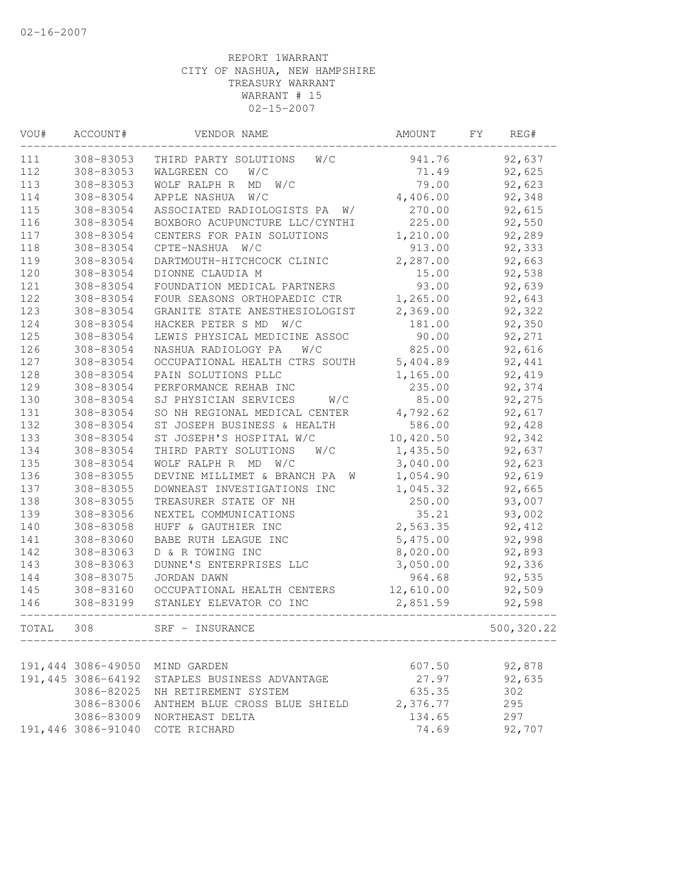02-16-2007

REPORT 1WARRANT
CITY OF NASHUA, NEW HAMPSHIRE
TREASURY WARRANT
WARRANT # 15
02-15-2007

| VOU# | ACCOUNT# | VENDOR NAME | AMOUNT | FY | REG# |
|---|---|---|---|---|---|
| 111 | 308-83053 | THIRD PARTY SOLUTIONS W/C | 941.76 | | 92,637 |
| 112 | 308-83053 | WALGREEN CO W/C | 71.49 | | 92,625 |
| 113 | 308-83053 | WOLF RALPH R MD W/C | 79.00 | | 92,623 |
| 114 | 308-83054 | APPLE NASHUA W/C | 4,406.00 | | 92,348 |
| 115 | 308-83054 | ASSOCIATED RADIOLOGISTS PA W/ | 270.00 | | 92,615 |
| 116 | 308-83054 | BOXBORO ACUPUNCTURE LLC/CYNTHI | 225.00 | | 92,550 |
| 117 | 308-83054 | CENTERS FOR PAIN SOLUTIONS | 1,210.00 | | 92,289 |
| 118 | 308-83054 | CPTE-NASHUA W/C | 913.00 | | 92,333 |
| 119 | 308-83054 | DARTMOUTH-HITCHCOCK CLINIC | 2,287.00 | | 92,663 |
| 120 | 308-83054 | DIONNE CLAUDIA M | 15.00 | | 92,538 |
| 121 | 308-83054 | FOUNDATION MEDICAL PARTNERS | 93.00 | | 92,639 |
| 122 | 308-83054 | FOUR SEASONS ORTHOPAEDIC CTR | 1,265.00 | | 92,643 |
| 123 | 308-83054 | GRANITE STATE ANESTHESIOLOGIST | 2,369.00 | | 92,322 |
| 124 | 308-83054 | HACKER PETER S MD W/C | 181.00 | | 92,350 |
| 125 | 308-83054 | LEWIS PHYSICAL MEDICINE ASSOC | 90.00 | | 92,271 |
| 126 | 308-83054 | NASHUA RADIOLOGY PA W/C | 825.00 | | 92,616 |
| 127 | 308-83054 | OCCUPATIONAL HEALTH CTRS SOUTH | 5,404.89 | | 92,441 |
| 128 | 308-83054 | PAIN SOLUTIONS PLLC | 1,165.00 | | 92,419 |
| 129 | 308-83054 | PERFORMANCE REHAB INC | 235.00 | | 92,374 |
| 130 | 308-83054 | SJ PHYSICIAN SERVICES W/C | 85.00 | | 92,275 |
| 131 | 308-83054 | SO NH REGIONAL MEDICAL CENTER | 4,792.62 | | 92,617 |
| 132 | 308-83054 | ST JOSEPH BUSINESS & HEALTH | 586.00 | | 92,428 |
| 133 | 308-83054 | ST JOSEPH'S HOSPITAL W/C | 10,420.50 | | 92,342 |
| 134 | 308-83054 | THIRD PARTY SOLUTIONS W/C | 1,435.50 | | 92,637 |
| 135 | 308-83054 | WOLF RALPH R MD W/C | 3,040.00 | | 92,623 |
| 136 | 308-83055 | DEVINE MILLIMET & BRANCH PA W | 1,054.90 | | 92,619 |
| 137 | 308-83055 | DOWNEAST INVESTIGATIONS INC | 1,045.32 | | 92,665 |
| 138 | 308-83055 | TREASURER STATE OF NH | 250.00 | | 93,007 |
| 139 | 308-83056 | NEXTEL COMMUNICATIONS | 35.21 | | 93,002 |
| 140 | 308-83058 | HUFF & GAUTHIER INC | 2,563.35 | | 92,412 |
| 141 | 308-83060 | BABE RUTH LEAGUE INC | 5,475.00 | | 92,998 |
| 142 | 308-83063 | D & R TOWING INC | 8,020.00 | | 92,893 |
| 143 | 308-83063 | DUNNE'S ENTERPRISES LLC | 3,050.00 | | 92,336 |
| 144 | 308-83075 | JORDAN DAWN | 964.68 | | 92,535 |
| 145 | 308-83160 | OCCUPATIONAL HEALTH CENTERS | 12,610.00 | | 92,509 |
| 146 | 308-83199 | STANLEY ELEVATOR CO INC | 2,851.59 | | 92,598 |
| TOTAL | 308 | SRF - INSURANCE | | | 500,320.22 |
| 191,444 | 3086-49050 | MIND GARDEN | 607.50 | | 92,878 |
| 191,445 | 3086-64192 | STAPLES BUSINESS ADVANTAGE | 27.97 | | 92,635 |
| | 3086-82025 | NH RETIREMENT SYSTEM | 635.35 | | 302 |
| | 3086-83006 | ANTHEM BLUE CROSS BLUE SHIELD | 2,376.77 | | 295 |
| | 3086-83009 | NORTHEAST DELTA | 134.65 | | 297 |
| 191,446 | 3086-91040 | COTE RICHARD | 74.69 | | 92,707 |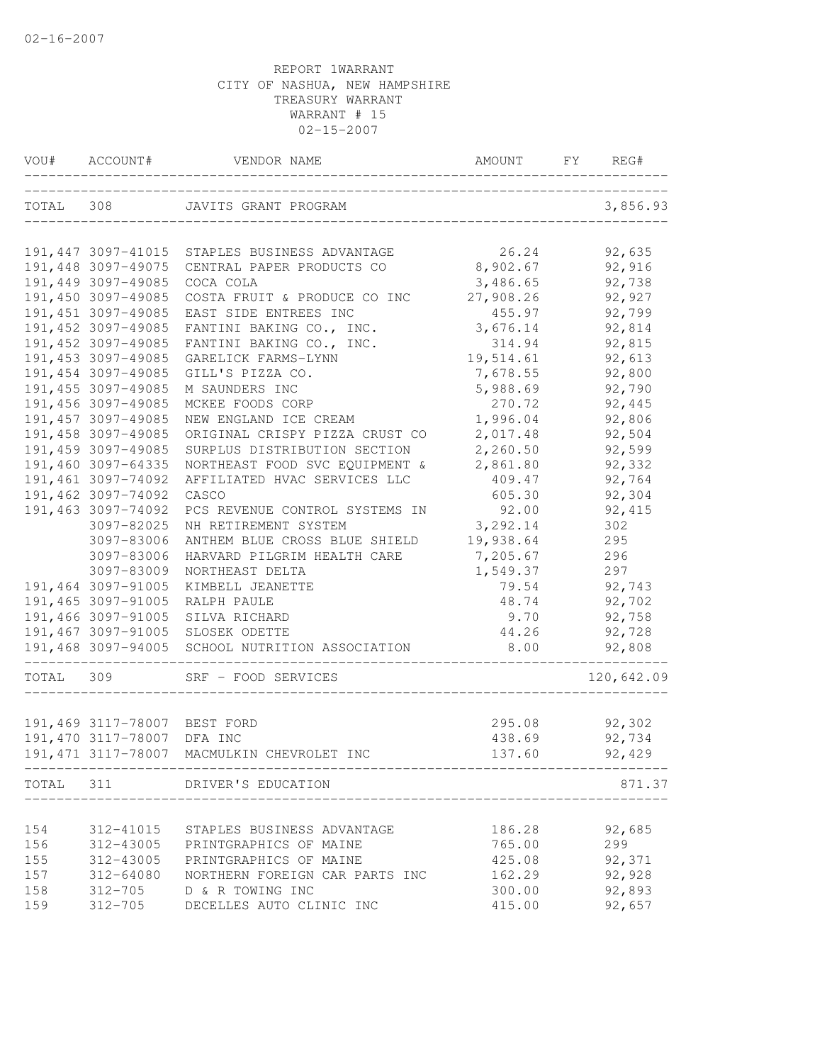02-16-2007

REPORT 1WARRANT
CITY OF NASHUA, NEW HAMPSHIRE
TREASURY WARRANT
WARRANT # 15
02-15-2007

| VOU# | ACCOUNT# | VENDOR NAME | AMOUNT | FY | REG# |
|---|---|---|---|---|---|
| TOTAL | 308 | JAVITS GRANT PROGRAM | | | 3,856.93 |
| 191,447 | 3097-41015 | STAPLES BUSINESS ADVANTAGE | 26.24 | | 92,635 |
| 191,448 | 3097-49075 | CENTRAL PAPER PRODUCTS CO | 8,902.67 | | 92,916 |
| 191,449 | 3097-49085 | COCA COLA | 3,486.65 | | 92,738 |
| 191,450 | 3097-49085 | COSTA FRUIT & PRODUCE CO INC | 27,908.26 | | 92,927 |
| 191,451 | 3097-49085 | EAST SIDE ENTREES INC | 455.97 | | 92,799 |
| 191,452 | 3097-49085 | FANTINI BAKING CO., INC. | 3,676.14 | | 92,814 |
| 191,452 | 3097-49085 | FANTINI BAKING CO., INC. | 314.94 | | 92,815 |
| 191,453 | 3097-49085 | GARELICK FARMS-LYNN | 19,514.61 | | 92,613 |
| 191,454 | 3097-49085 | GILL'S PIZZA CO. | 7,678.55 | | 92,800 |
| 191,455 | 3097-49085 | M SAUNDERS INC | 5,988.69 | | 92,790 |
| 191,456 | 3097-49085 | MCKEE FOODS CORP | 270.72 | | 92,445 |
| 191,457 | 3097-49085 | NEW ENGLAND ICE CREAM | 1,996.04 | | 92,806 |
| 191,458 | 3097-49085 | ORIGINAL CRISPY PIZZA CRUST CO | 2,017.48 | | 92,504 |
| 191,459 | 3097-49085 | SURPLUS DISTRIBUTION SECTION | 2,260.50 | | 92,599 |
| 191,460 | 3097-64335 | NORTHEAST FOOD SVC EQUIPMENT & | 2,861.80 | | 92,332 |
| 191,461 | 3097-74092 | AFFILIATED HVAC SERVICES LLC | 409.47 | | 92,764 |
| 191,462 | 3097-74092 | CASCO | 605.30 | | 92,304 |
| 191,463 | 3097-74092 | PCS REVENUE CONTROL SYSTEMS IN | 92.00 | | 92,415 |
| | 3097-82025 | NH RETIREMENT SYSTEM | 3,292.14 | | 302 |
| | 3097-83006 | ANTHEM BLUE CROSS BLUE SHIELD | 19,938.64 | | 295 |
| | 3097-83006 | HARVARD PILGRIM HEALTH CARE | 7,205.67 | | 296 |
| | 3097-83009 | NORTHEAST DELTA | 1,549.37 | | 297 |
| 191,464 | 3097-91005 | KIMBELL JEANETTE | 79.54 | | 92,743 |
| 191,465 | 3097-91005 | RALPH PAULE | 48.74 | | 92,702 |
| 191,466 | 3097-91005 | SILVA RICHARD | 9.70 | | 92,758 |
| 191,467 | 3097-91005 | SLOSEK ODETTE | 44.26 | | 92,728 |
| 191,468 | 3097-94005 | SCHOOL NUTRITION ASSOCIATION | 8.00 | | 92,808 |
| TOTAL | 309 | SRF - FOOD SERVICES | | | 120,642.09 |
| 191,469 | 3117-78007 | BEST FORD | 295.08 | | 92,302 |
| 191,470 | 3117-78007 | DFA INC | 438.69 | | 92,734 |
| 191,471 | 3117-78007 | MACMULKIN CHEVROLET INC | 137.60 | | 92,429 |
| TOTAL | 311 | DRIVER'S EDUCATION | | | 871.37 |
| 154 | 312-41015 | STAPLES BUSINESS ADVANTAGE | 186.28 | | 92,685 |
| 156 | 312-43005 | PRINTGRAPHICS OF MAINE | 765.00 | | 299 |
| 155 | 312-43005 | PRINTGRAPHICS OF MAINE | 425.08 | | 92,371 |
| 157 | 312-64080 | NORTHERN FOREIGN CAR PARTS INC | 162.29 | | 92,928 |
| 158 | 312-705 | D & R TOWING INC | 300.00 | | 92,893 |
| 159 | 312-705 | DECELLES AUTO CLINIC INC | 415.00 | | 92,657 |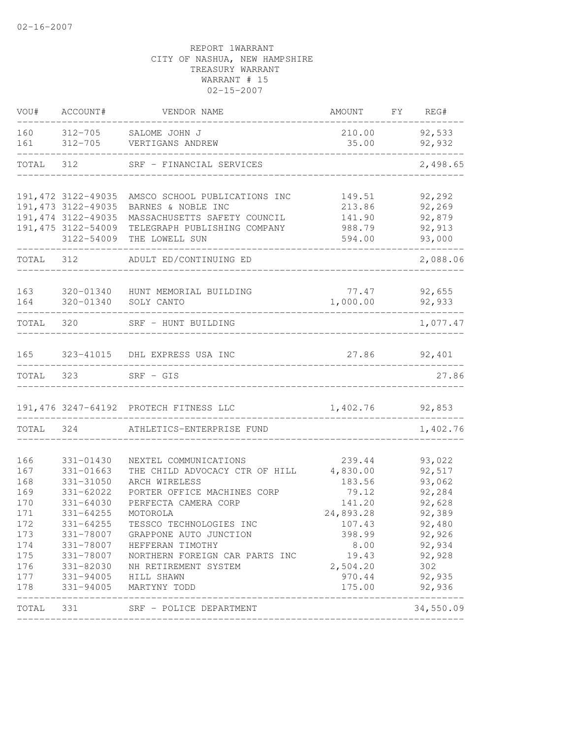02-16-2007

REPORT 1WARRANT
CITY OF NASHUA, NEW HAMPSHIRE
TREASURY WARRANT
WARRANT # 15
02-15-2007

| VOU# | ACCOUNT# | VENDOR NAME | AMOUNT | FY | REG# |
|---|---|---|---|---|---|
| 160 | 312-705 | SALOME JOHN J | 210.00 | | 92,533 |
| 161 | 312-705 | VERTIGANS ANDREW | 35.00 | | 92,932 |
| TOTAL | 312 | SRF - FINANCIAL SERVICES | | | 2,498.65 |
| 191,472 | 3122-49035 | AMSCO SCHOOL PUBLICATIONS INC | 149.51 | | 92,292 |
| 191,473 | 3122-49035 | BARNES & NOBLE INC | 213.86 | | 92,269 |
| 191,474 | 3122-49035 | MASSACHUSETTS SAFETY COUNCIL | 141.90 | | 92,879 |
| 191,475 | 3122-54009 | TELEGRAPH PUBLISHING COMPANY | 988.79 | | 92,913 |
| | 3122-54009 | THE LOWELL SUN | 594.00 | | 93,000 |
| TOTAL | 312 | ADULT ED/CONTINUING ED | | | 2,088.06 |
| 163 | 320-01340 | HUNT MEMORIAL BUILDING | 77.47 | | 92,655 |
| 164 | 320-01340 | SOLY CANTO | 1,000.00 | | 92,933 |
| TOTAL | 320 | SRF - HUNT BUILDING | | | 1,077.47 |
| 165 | 323-41015 | DHL EXPRESS USA INC | 27.86 | | 92,401 |
| TOTAL | 323 | SRF - GIS | | | 27.86 |
| 191,476 | 3247-64192 | PROTECH FITNESS LLC | 1,402.76 | | 92,853 |
| TOTAL | 324 | ATHLETICS-ENTERPRISE FUND | | | 1,402.76 |
| 166 | 331-01430 | NEXTEL COMMUNICATIONS | 239.44 | | 93,022 |
| 167 | 331-01663 | THE CHILD ADVOCACY CTR OF HILL | 4,830.00 | | 92,517 |
| 168 | 331-31050 | ARCH WIRELESS | 183.56 | | 93,062 |
| 169 | 331-62022 | PORTER OFFICE MACHINES CORP | 79.12 | | 92,284 |
| 170 | 331-64030 | PERFECTA CAMERA CORP | 141.20 | | 92,628 |
| 171 | 331-64255 | MOTOROLA | 24,893.28 | | 92,389 |
| 172 | 331-64255 | TESSCO TECHNOLOGIES INC | 107.43 | | 92,480 |
| 173 | 331-78007 | GRAPPONE AUTO JUNCTION | 398.99 | | 92,926 |
| 174 | 331-78007 | HEFFERAN TIMOTHY | 8.00 | | 92,934 |
| 175 | 331-78007 | NORTHERN FOREIGN CAR PARTS INC | 19.43 | | 92,928 |
| 176 | 331-82030 | NH RETIREMENT SYSTEM | 2,504.20 | | 302 |
| 177 | 331-94005 | HILL SHAWN | 970.44 | | 92,935 |
| 178 | 331-94005 | MARTYNY TODD | 175.00 | | 92,936 |
| TOTAL | 331 | SRF - POLICE DEPARTMENT | | | 34,550.09 |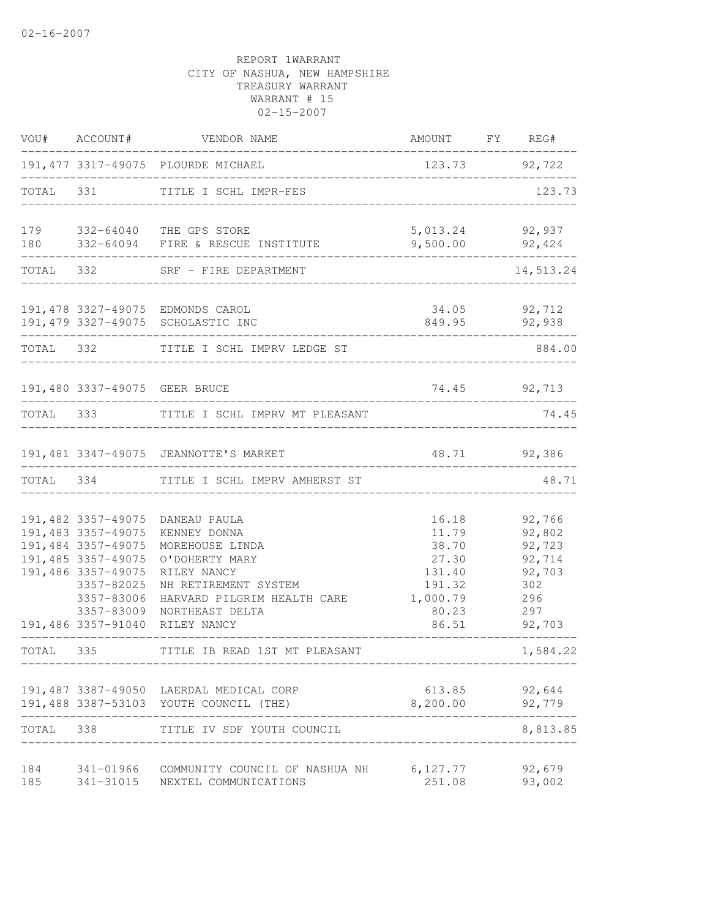02-16-2007

REPORT 1WARRANT
CITY OF NASHUA, NEW HAMPSHIRE
TREASURY WARRANT
WARRANT # 15
02-15-2007

| VOU# | ACCOUNT# | VENDOR NAME | AMOUNT | FY | REG# |
|---|---|---|---|---|---|
| 191,477 | 3317-49075 | PLOURDE MICHAEL | 123.73 | | 92,722 |
| TOTAL | 331 | TITLE I SCHL IMPR-FES | | | 123.73 |
| 179 | 332-64040 | THE GPS STORE | 5,013.24 | | 92,937 |
| 180 | 332-64094 | FIRE & RESCUE INSTITUTE | 9,500.00 | | 92,424 |
| TOTAL | 332 | SRF - FIRE DEPARTMENT | | | 14,513.24 |
| 191,478 | 3327-49075 | EDMONDS CAROL | 34.05 | | 92,712 |
| 191,479 | 3327-49075 | SCHOLASTIC INC | 849.95 | | 92,938 |
| TOTAL | 332 | TITLE I SCHL IMPRV LEDGE ST | | | 884.00 |
| 191,480 | 3337-49075 | GEER BRUCE | 74.45 | | 92,713 |
| TOTAL | 333 | TITLE I SCHL IMPRV MT PLEASANT | | | 74.45 |
| 191,481 | 3347-49075 | JEANNOTTE'S MARKET | 48.71 | | 92,386 |
| TOTAL | 334 | TITLE I SCHL IMPRV AMHERST ST | | | 48.71 |
| 191,482 | 3357-49075 | DANEAU PAULA | 16.18 | | 92,766 |
| 191,483 | 3357-49075 | KENNEY DONNA | 11.79 | | 92,802 |
| 191,484 | 3357-49075 | MOREHOUSE LINDA | 38.70 | | 92,723 |
| 191,485 | 3357-49075 | O'DOHERTY MARY | 27.30 | | 92,714 |
| 191,486 | 3357-49075 | RILEY NANCY | 131.40 | | 92,703 |
| | 3357-82025 | NH RETIREMENT SYSTEM | 191.32 | | 302 |
| | 3357-83006 | HARVARD PILGRIM HEALTH CARE | 1,000.79 | | 296 |
| | 3357-83009 | NORTHEAST DELTA | 80.23 | | 297 |
| 191,486 | 3357-91040 | RILEY NANCY | 86.51 | | 92,703 |
| TOTAL | 335 | TITLE IB READ 1ST MT PLEASANT | | | 1,584.22 |
| 191,487 | 3387-49050 | LAERDAL MEDICAL CORP | 613.85 | | 92,644 |
| 191,488 | 3387-53103 | YOUTH COUNCIL (THE) | 8,200.00 | | 92,779 |
| TOTAL | 338 | TITLE IV SDF YOUTH COUNCIL | | | 8,813.85 |
| 184 | 341-01966 | COMMUNITY COUNCIL OF NASHUA NH | 6,127.77 | | 92,679 |
| 185 | 341-31015 | NEXTEL COMMUNICATIONS | 251.08 | | 93,002 |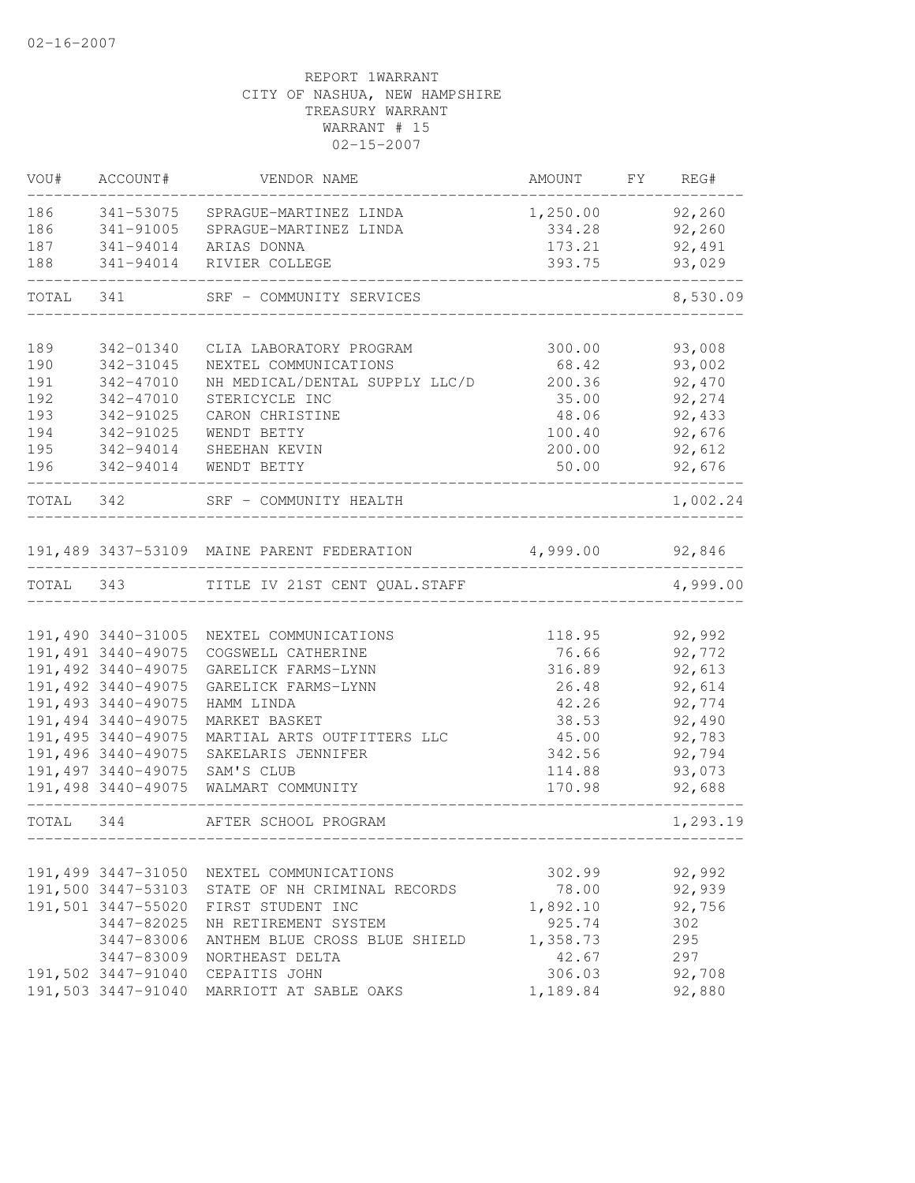REPORT 1WARRANT
CITY OF NASHUA, NEW HAMPSHIRE
TREASURY WARRANT
WARRANT # 15
02-15-2007

| VOU# | ACCOUNT# | VENDOR NAME | AMOUNT | FY | REG# |
|---|---|---|---|---|---|
| 186 | 341-53075 | SPRAGUE-MARTINEZ LINDA | 1,250.00 | | 92,260 |
| 186 | 341-91005 | SPRAGUE-MARTINEZ LINDA | 334.28 | | 92,260 |
| 187 | 341-94014 | ARIAS DONNA | 173.21 | | 92,491 |
| 188 | 341-94014 | RIVIER COLLEGE | 393.75 | | 93,029 |
| TOTAL | 341 | SRF - COMMUNITY SERVICES | | | 8,530.09 |
| 189 | 342-01340 | CLIA LABORATORY PROGRAM | 300.00 | | 93,008 |
| 190 | 342-31045 | NEXTEL COMMUNICATIONS | 68.42 | | 93,002 |
| 191 | 342-47010 | NH MEDICAL/DENTAL SUPPLY LLC/D | 200.36 | | 92,470 |
| 192 | 342-47010 | STERICYCLE INC | 35.00 | | 92,274 |
| 193 | 342-91025 | CARON CHRISTINE | 48.06 | | 92,433 |
| 194 | 342-91025 | WENDT BETTY | 100.40 | | 92,676 |
| 195 | 342-94014 | SHEEHAN KEVIN | 200.00 | | 92,612 |
| 196 | 342-94014 | WENDT BETTY | 50.00 | | 92,676 |
| TOTAL | 342 | SRF - COMMUNITY HEALTH | | | 1,002.24 |
| 191,489 | 3437-53109 | MAINE PARENT FEDERATION | 4,999.00 | | 92,846 |
| TOTAL | 343 | TITLE IV 21ST CENT QUAL.STAFF | | | 4,999.00 |
| 191,490 | 3440-31005 | NEXTEL COMMUNICATIONS | 118.95 | | 92,992 |
| 191,491 | 3440-49075 | COGSWELL CATHERINE | 76.66 | | 92,772 |
| 191,492 | 3440-49075 | GARELICK FARMS-LYNN | 316.89 | | 92,613 |
| 191,492 | 3440-49075 | GARELICK FARMS-LYNN | 26.48 | | 92,614 |
| 191,493 | 3440-49075 | HAMM LINDA | 42.26 | | 92,774 |
| 191,494 | 3440-49075 | MARKET BASKET | 38.53 | | 92,490 |
| 191,495 | 3440-49075 | MARTIAL ARTS OUTFITTERS LLC | 45.00 | | 92,783 |
| 191,496 | 3440-49075 | SAKELARIS JENNIFER | 342.56 | | 92,794 |
| 191,497 | 3440-49075 | SAM'S CLUB | 114.88 | | 93,073 |
| 191,498 | 3440-49075 | WALMART COMMUNITY | 170.98 | | 92,688 |
| TOTAL | 344 | AFTER SCHOOL PROGRAM | | | 1,293.19 |
| 191,499 | 3447-31050 | NEXTEL COMMUNICATIONS | 302.99 | | 92,992 |
| 191,500 | 3447-53103 | STATE OF NH CRIMINAL RECORDS | 78.00 | | 92,939 |
| 191,501 | 3447-55020 | FIRST STUDENT INC | 1,892.10 | | 92,756 |
| | 3447-82025 | NH RETIREMENT SYSTEM | 925.74 | | 302 |
| | 3447-83006 | ANTHEM BLUE CROSS BLUE SHIELD | 1,358.73 | | 295 |
| | 3447-83009 | NORTHEAST DELTA | 42.67 | | 297 |
| 191,502 | 3447-91040 | CEPAITIS JOHN | 306.03 | | 92,708 |
| 191,503 | 3447-91040 | MARRIOTT AT SABLE OAKS | 1,189.84 | | 92,880 |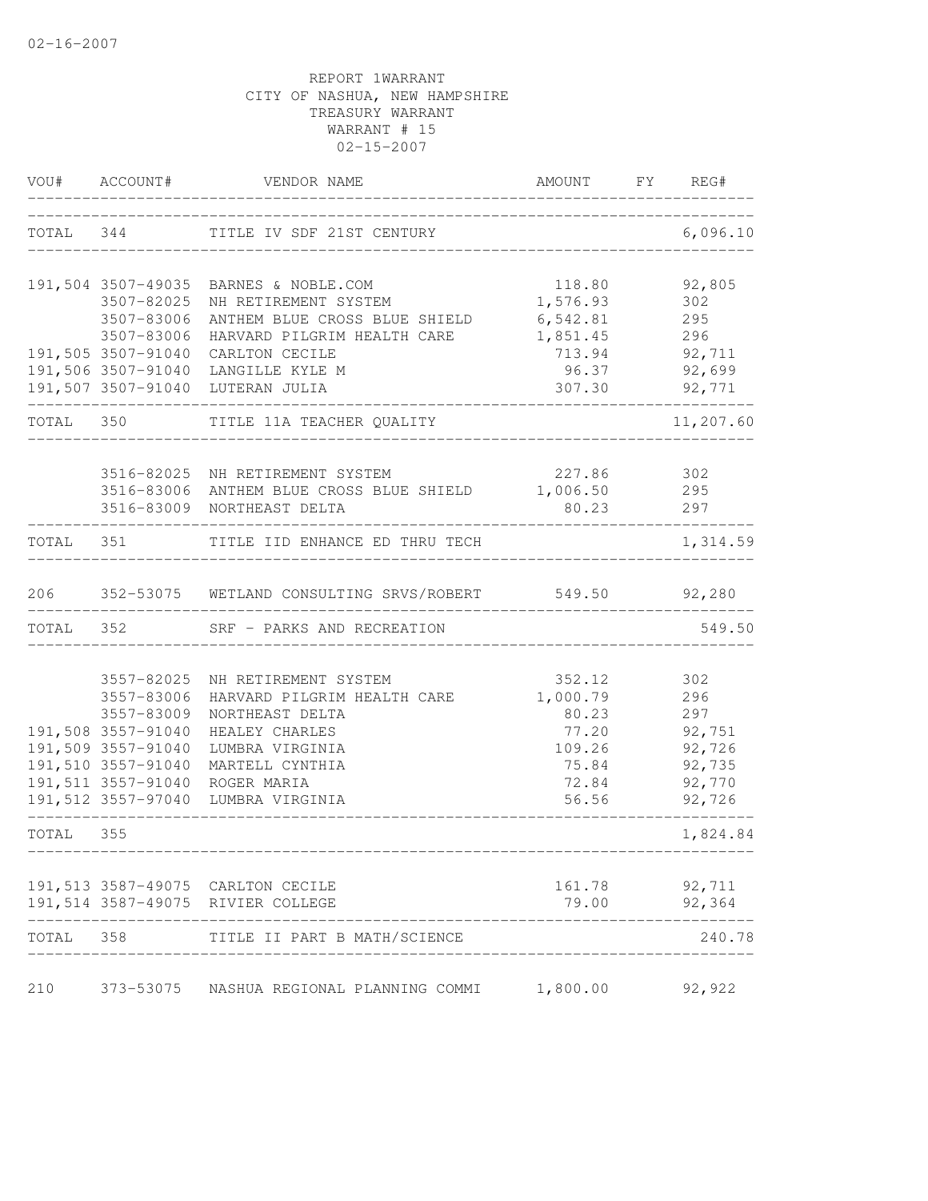02-16-2007

REPORT 1WARRANT
CITY OF NASHUA, NEW HAMPSHIRE
TREASURY WARRANT
WARRANT # 15
02-15-2007

| VOU# | ACCOUNT# | VENDOR NAME | AMOUNT | FY | REG# |
|---|---|---|---|---|---|
| TOTAL | 344 | TITLE IV SDF 21ST CENTURY | | | 6,096.10 |
| 191,504 | 3507-49035 | BARNES & NOBLE.COM | 118.80 | | 92,805 |
| | 3507-82025 | NH RETIREMENT SYSTEM | 1,576.93 | | 302 |
| | 3507-83006 | ANTHEM BLUE CROSS BLUE SHIELD | 6,542.81 | | 295 |
| | 3507-83006 | HARVARD PILGRIM HEALTH CARE | 1,851.45 | | 296 |
| 191,505 | 3507-91040 | CARLTON CECILE | 713.94 | | 92,711 |
| 191,506 | 3507-91040 | LANGILLE KYLE M | 96.37 | | 92,699 |
| 191,507 | 3507-91040 | LUTERAN JULIA | 307.30 | | 92,771 |
| TOTAL | 350 | TITLE 11A TEACHER QUALITY | | | 11,207.60 |
| | 3516-82025 | NH RETIREMENT SYSTEM | 227.86 | | 302 |
| | 3516-83006 | ANTHEM BLUE CROSS BLUE SHIELD | 1,006.50 | | 295 |
| | 3516-83009 | NORTHEAST DELTA | 80.23 | | 297 |
| TOTAL | 351 | TITLE IID ENHANCE ED THRU TECH | | | 1,314.59 |
| 206 | 352-53075 | WETLAND CONSULTING SRVS/ROBERT | 549.50 | | 92,280 |
| TOTAL | 352 | SRF - PARKS AND RECREATION | | | 549.50 |
| | 3557-82025 | NH RETIREMENT SYSTEM | 352.12 | | 302 |
| | 3557-83006 | HARVARD PILGRIM HEALTH CARE | 1,000.79 | | 296 |
| | 3557-83009 | NORTHEAST DELTA | 80.23 | | 297 |
| 191,508 | 3557-91040 | HEALEY CHARLES | 77.20 | | 92,751 |
| 191,509 | 3557-91040 | LUMBRA VIRGINIA | 109.26 | | 92,726 |
| 191,510 | 3557-91040 | MARTELL CYNTHIA | 75.84 | | 92,735 |
| 191,511 | 3557-91040 | ROGER MARIA | 72.84 | | 92,770 |
| 191,512 | 3557-97040 | LUMBRA VIRGINIA | 56.56 | | 92,726 |
| TOTAL | 355 | | | | 1,824.84 |
| 191,513 | 3587-49075 | CARLTON CECILE | 161.78 | | 92,711 |
| 191,514 | 3587-49075 | RIVIER COLLEGE | 79.00 | | 92,364 |
| TOTAL | 358 | TITLE II PART B MATH/SCIENCE | | | 240.78 |
| 210 | 373-53075 | NASHUA REGIONAL PLANNING COMMI | 1,800.00 | | 92,922 |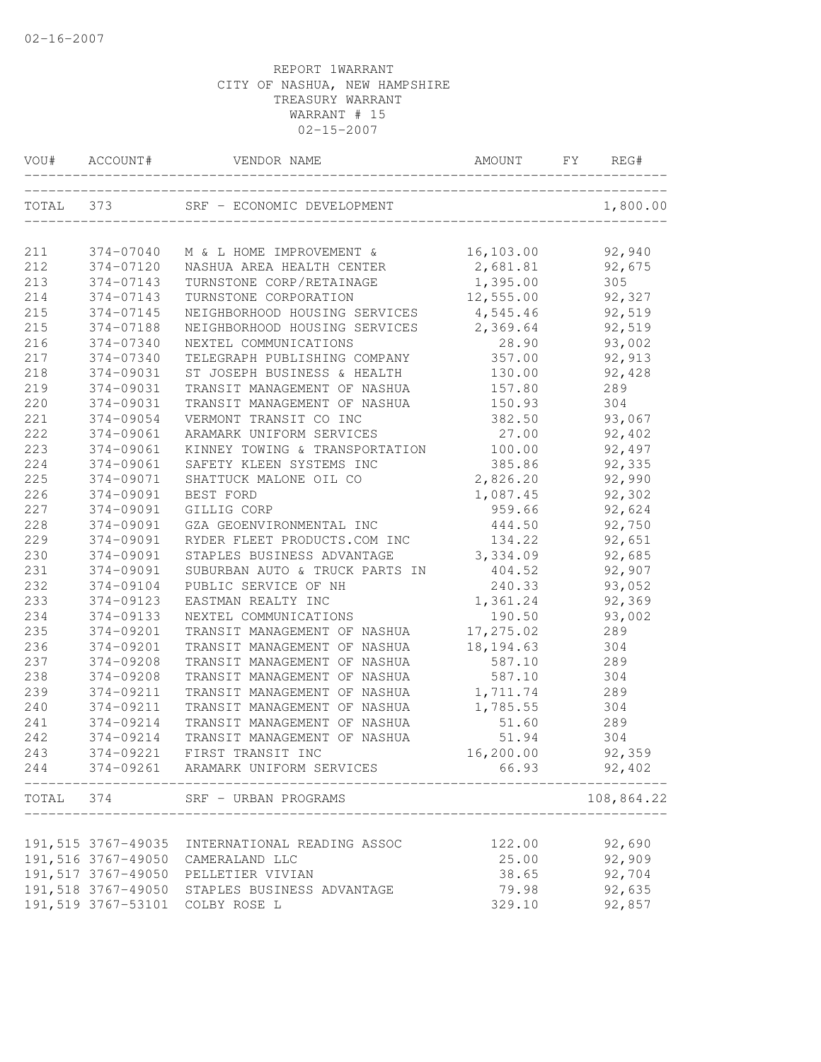REPORT 1WARRANT
CITY OF NASHUA, NEW HAMPSHIRE
TREASURY WARRANT
WARRANT # 15
02-15-2007

| VOU# | ACCOUNT# | VENDOR NAME | AMOUNT | FY | REG# |
|---|---|---|---|---|---|
| TOTAL 373 | | SRF - ECONOMIC DEVELOPMENT | | | 1,800.00 |
| 211 | 374-07040 | M & L HOME IMPROVEMENT & | 16,103.00 | | 92,940 |
| 212 | 374-07120 | NASHUA AREA HEALTH CENTER | 2,681.81 | | 92,675 |
| 213 | 374-07143 | TURNSTONE CORP/RETAINAGE | 1,395.00 | | 305 |
| 214 | 374-07143 | TURNSTONE CORPORATION | 12,555.00 | | 92,327 |
| 215 | 374-07145 | NEIGHBORHOOD HOUSING SERVICES | 4,545.46 | | 92,519 |
| 215 | 374-07188 | NEIGHBORHOOD HOUSING SERVICES | 2,369.64 | | 92,519 |
| 216 | 374-07340 | NEXTEL COMMUNICATIONS | 28.90 | | 93,002 |
| 217 | 374-07340 | TELEGRAPH PUBLISHING COMPANY | 357.00 | | 92,913 |
| 218 | 374-09031 | ST JOSEPH BUSINESS & HEALTH | 130.00 | | 92,428 |
| 219 | 374-09031 | TRANSIT MANAGEMENT OF NASHUA | 157.80 | | 289 |
| 220 | 374-09031 | TRANSIT MANAGEMENT OF NASHUA | 150.93 | | 304 |
| 221 | 374-09054 | VERMONT TRANSIT CO INC | 382.50 | | 93,067 |
| 222 | 374-09061 | ARAMARK UNIFORM SERVICES | 27.00 | | 92,402 |
| 223 | 374-09061 | KINNEY TOWING & TRANSPORTATION | 100.00 | | 92,497 |
| 224 | 374-09061 | SAFETY KLEEN SYSTEMS INC | 385.86 | | 92,335 |
| 225 | 374-09071 | SHATTUCK MALONE OIL CO | 2,826.20 | | 92,990 |
| 226 | 374-09091 | BEST FORD | 1,087.45 | | 92,302 |
| 227 | 374-09091 | GILLIG CORP | 959.66 | | 92,624 |
| 228 | 374-09091 | GZA GEOENVIRONMENTAL INC | 444.50 | | 92,750 |
| 229 | 374-09091 | RYDER FLEET PRODUCTS.COM INC | 134.22 | | 92,651 |
| 230 | 374-09091 | STAPLES BUSINESS ADVANTAGE | 3,334.09 | | 92,685 |
| 231 | 374-09091 | SUBURBAN AUTO & TRUCK PARTS IN | 404.52 | | 92,907 |
| 232 | 374-09104 | PUBLIC SERVICE OF NH | 240.33 | | 93,052 |
| 233 | 374-09123 | EASTMAN REALTY INC | 1,361.24 | | 92,369 |
| 234 | 374-09133 | NEXTEL COMMUNICATIONS | 190.50 | | 93,002 |
| 235 | 374-09201 | TRANSIT MANAGEMENT OF NASHUA | 17,275.02 | | 289 |
| 236 | 374-09201 | TRANSIT MANAGEMENT OF NASHUA | 18,194.63 | | 304 |
| 237 | 374-09208 | TRANSIT MANAGEMENT OF NASHUA | 587.10 | | 289 |
| 238 | 374-09208 | TRANSIT MANAGEMENT OF NASHUA | 587.10 | | 304 |
| 239 | 374-09211 | TRANSIT MANAGEMENT OF NASHUA | 1,711.74 | | 289 |
| 240 | 374-09211 | TRANSIT MANAGEMENT OF NASHUA | 1,785.55 | | 304 |
| 241 | 374-09214 | TRANSIT MANAGEMENT OF NASHUA | 51.60 | | 289 |
| 242 | 374-09214 | TRANSIT MANAGEMENT OF NASHUA | 51.94 | | 304 |
| 243 | 374-09221 | FIRST TRANSIT INC | 16,200.00 | | 92,359 |
| 244 | 374-09261 | ARAMARK UNIFORM SERVICES | 66.93 | | 92,402 |
| TOTAL 374 | | SRF - URBAN PROGRAMS | | | 108,864.22 |
| 191,515 | 3767-49035 | INTERNATIONAL READING ASSOC | 122.00 | | 92,690 |
| 191,516 | 3767-49050 | CAMERALAND LLC | 25.00 | | 92,909 |
| 191,517 | 3767-49050 | PELLETIER VIVIAN | 38.65 | | 92,704 |
| 191,518 | 3767-49050 | STAPLES BUSINESS ADVANTAGE | 79.98 | | 92,635 |
| 191,519 | 3767-53101 | COLBY ROSE L | 329.10 | | 92,857 |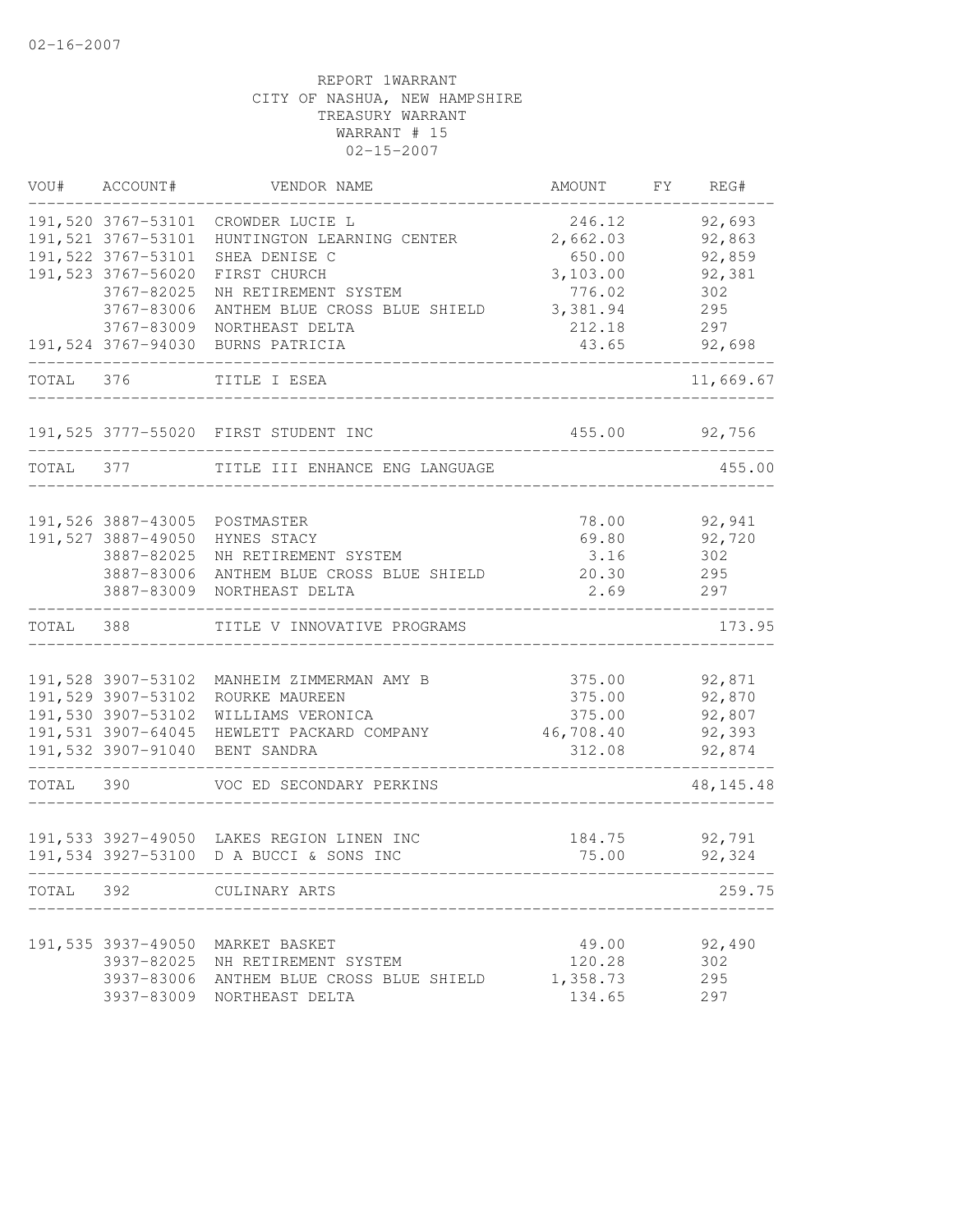02-16-2007

REPORT 1WARRANT
CITY OF NASHUA, NEW HAMPSHIRE
TREASURY WARRANT
WARRANT # 15
02-15-2007

| VOU# | ACCOUNT# | VENDOR NAME | AMOUNT | FY | REG# |
|---|---|---|---|---|---|
| 191,520 | 3767-53101 | CROWDER LUCIE L | 246.12 | | 92,693 |
| 191,521 | 3767-53101 | HUNTINGTON LEARNING CENTER | 2,662.03 | | 92,863 |
| 191,522 | 3767-53101 | SHEA DENISE C | 650.00 | | 92,859 |
| 191,523 | 3767-56020 | FIRST CHURCH | 3,103.00 | | 92,381 |
| | 3767-82025 | NH RETIREMENT SYSTEM | 776.02 | | 302 |
| | 3767-83006 | ANTHEM BLUE CROSS BLUE SHIELD | 3,381.94 | | 295 |
| | 3767-83009 | NORTHEAST DELTA | 212.18 | | 297 |
| 191,524 | 3767-94030 | BURNS PATRICIA | 43.65 | | 92,698 |
| TOTAL | 376 | TITLE I ESEA | | | 11,669.67 |
| 191,525 | 3777-55020 | FIRST STUDENT INC | 455.00 | | 92,756 |
| TOTAL | 377 | TITLE III ENHANCE ENG LANGUAGE | | | 455.00 |
| 191,526 | 3887-43005 | POSTMASTER | 78.00 | | 92,941 |
| 191,527 | 3887-49050 | HYNES STACY | 69.80 | | 92,720 |
| | 3887-82025 | NH RETIREMENT SYSTEM | 3.16 | | 302 |
| | 3887-83006 | ANTHEM BLUE CROSS BLUE SHIELD | 20.30 | | 295 |
| | 3887-83009 | NORTHEAST DELTA | 2.69 | | 297 |
| TOTAL | 388 | TITLE V INNOVATIVE PROGRAMS | | | 173.95 |
| 191,528 | 3907-53102 | MANHEIM ZIMMERMAN AMY B | 375.00 | | 92,871 |
| 191,529 | 3907-53102 | ROURKE MAUREEN | 375.00 | | 92,870 |
| 191,530 | 3907-53102 | WILLIAMS VERONICA | 375.00 | | 92,807 |
| 191,531 | 3907-64045 | HEWLETT PACKARD COMPANY | 46,708.40 | | 92,393 |
| 191,532 | 3907-91040 | BENT SANDRA | 312.08 | | 92,874 |
| TOTAL | 390 | VOC ED SECONDARY PERKINS | | | 48,145.48 |
| 191,533 | 3927-49050 | LAKES REGION LINEN INC | 184.75 | | 92,791 |
| 191,534 | 3927-53100 | D A BUCCI & SONS INC | 75.00 | | 92,324 |
| TOTAL | 392 | CULINARY ARTS | | | 259.75 |
| 191,535 | 3937-49050 | MARKET BASKET | 49.00 | | 92,490 |
| | 3937-82025 | NH RETIREMENT SYSTEM | 120.28 | | 302 |
| | 3937-83006 | ANTHEM BLUE CROSS BLUE SHIELD | 1,358.73 | | 295 |
| | 3937-83009 | NORTHEAST DELTA | 134.65 | | 297 |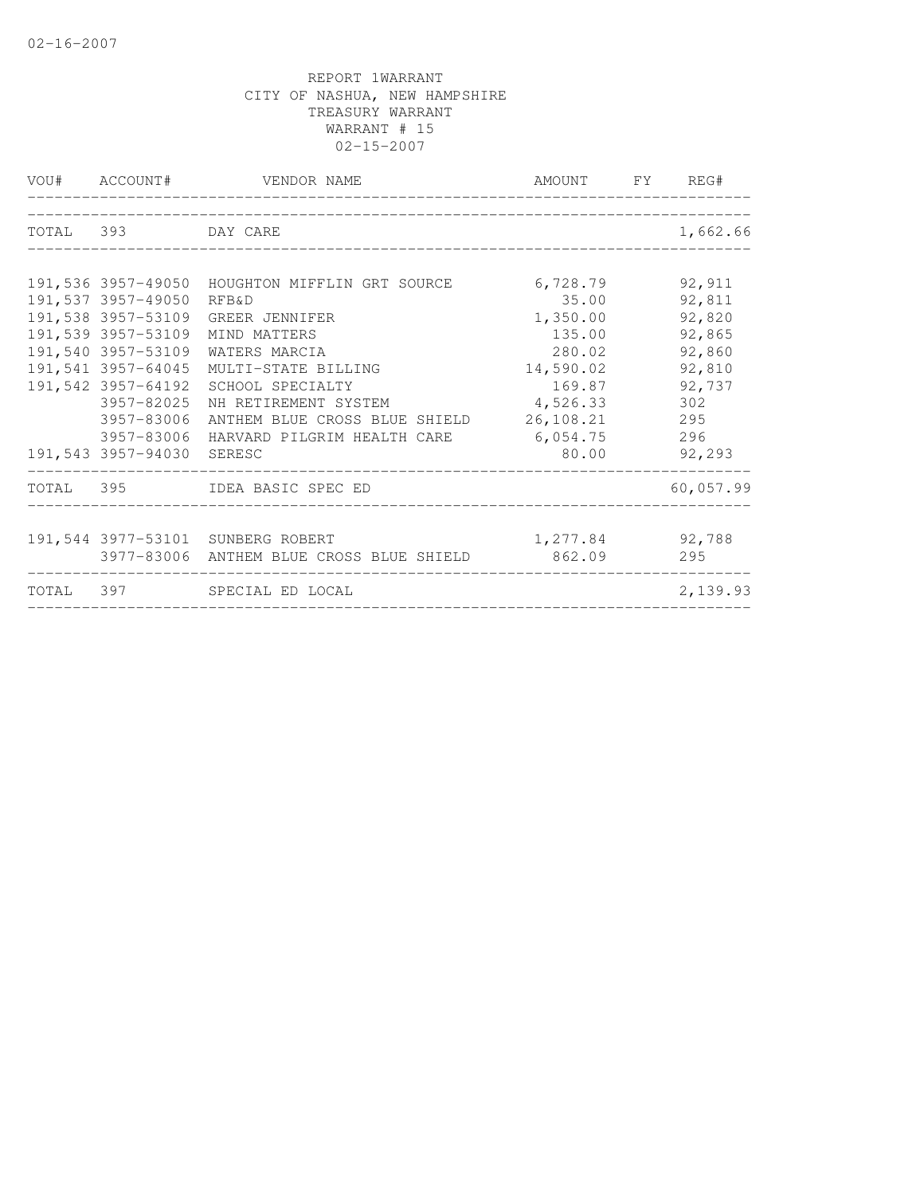02-16-2007

REPORT 1WARRANT
CITY OF NASHUA, NEW HAMPSHIRE
TREASURY WARRANT
WARRANT # 15
02-15-2007

| VOU# | ACCOUNT# | VENDOR NAME | AMOUNT | FY | REG# |
|---|---|---|---|---|---|
| TOTAL | 393 | DAY CARE | | | 1,662.66 |
| 191,536 | 3957-49050 | HOUGHTON MIFFLIN GRT SOURCE | 6,728.79 | | 92,911 |
| 191,537 | 3957-49050 | RFB&D | 35.00 | | 92,811 |
| 191,538 | 3957-53109 | GREER JENNIFER | 1,350.00 | | 92,820 |
| 191,539 | 3957-53109 | MIND MATTERS | 135.00 | | 92,865 |
| 191,540 | 3957-53109 | WATERS MARCIA | 280.02 | | 92,860 |
| 191,541 | 3957-64045 | MULTI-STATE BILLING | 14,590.02 | | 92,810 |
| 191,542 | 3957-64192 | SCHOOL SPECIALTY | 169.87 | | 92,737 |
| | 3957-82025 | NH RETIREMENT SYSTEM | 4,526.33 | | 302 |
| | 3957-83006 | ANTHEM BLUE CROSS BLUE SHIELD | 26,108.21 | | 295 |
| | 3957-83006 | HARVARD PILGRIM HEALTH CARE | 6,054.75 | | 296 |
| 191,543 | 3957-94030 | SERESC | 80.00 | | 92,293 |
| TOTAL | 395 | IDEA BASIC SPEC ED | | | 60,057.99 |
| 191,544 | 3977-53101 | SUNBERG ROBERT | 1,277.84 | | 92,788 |
| | 3977-83006 | ANTHEM BLUE CROSS BLUE SHIELD | 862.09 | | 295 |
| TOTAL | 397 | SPECIAL ED LOCAL | | | 2,139.93 |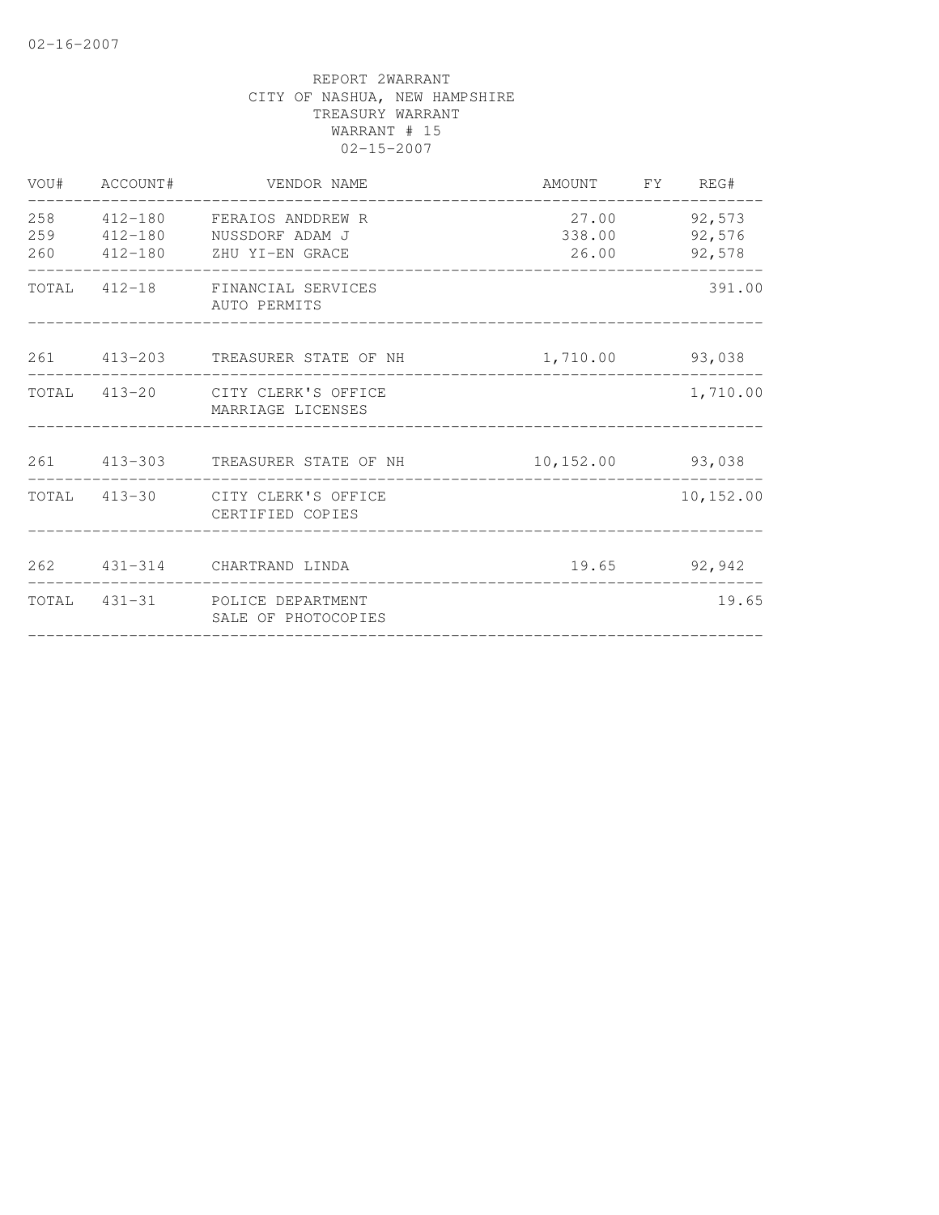REPORT 2WARRANT
CITY OF NASHUA, NEW HAMPSHIRE
TREASURY WARRANT
WARRANT # 15
02-15-2007

| VOU# | ACCOUNT# | VENDOR NAME | AMOUNT | FY | REG# |
|---|---|---|---|---|---|
| 258 | 412-180 | FERAIOS ANDDREW R | 27.00 | | 92,573 |
| 259 | 412-180 | NUSSDORF ADAM J | 338.00 | | 92,576 |
| 260 | 412-180 | ZHU YI-EN GRACE | 26.00 | | 92,578 |
| TOTAL | 412-18 | FINANCIAL SERVICES AUTO PERMITS | | | 391.00 |
| 261 | 413-203 | TREASURER STATE OF NH | 1,710.00 | | 93,038 |
| TOTAL | 413-20 | CITY CLERK'S OFFICE MARRIAGE LICENSES | | | 1,710.00 |
| 261 | 413-303 | TREASURER STATE OF NH | 10,152.00 | | 93,038 |
| TOTAL | 413-30 | CITY CLERK'S OFFICE CERTIFIED COPIES | | | 10,152.00 |
| 262 | 431-314 | CHARTRAND LINDA | 19.65 | | 92,942 |
| TOTAL | 431-31 | POLICE DEPARTMENT SALE OF PHOTOCOPIES | | | 19.65 |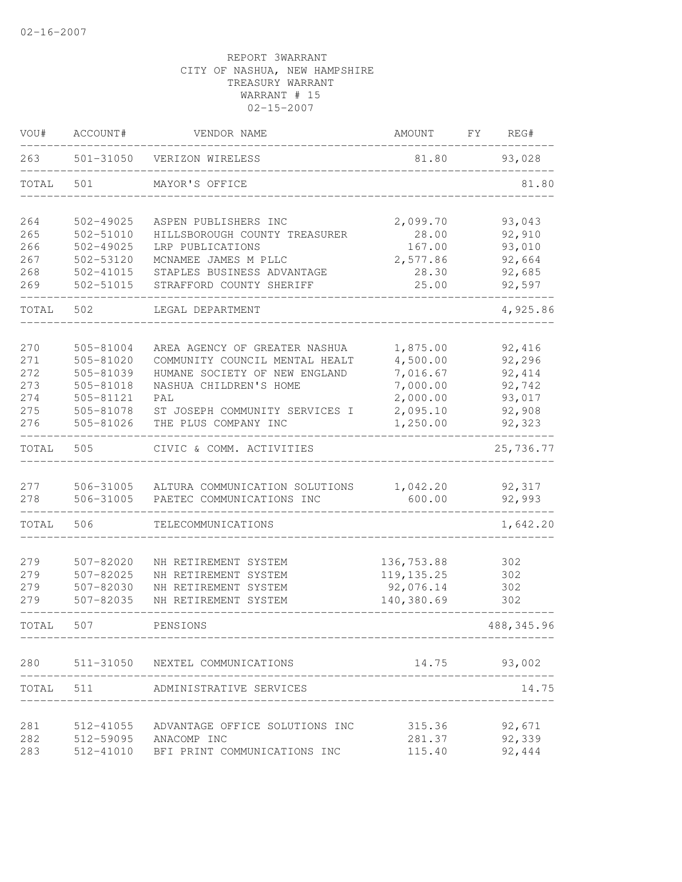02-16-2007

REPORT 3WARRANT
CITY OF NASHUA, NEW HAMPSHIRE
TREASURY WARRANT
WARRANT # 15
02-15-2007

| VOU# | ACCOUNT# | VENDOR NAME | AMOUNT | FY | REG# |
|---|---|---|---|---|---|
| 263 | 501-31050 | VERIZON WIRELESS | 81.80 | | 93,028 |
| TOTAL | 501 | MAYOR'S OFFICE | | | 81.80 |
| 264 | 502-49025 | ASPEN PUBLISHERS INC | 2,099.70 | | 93,043 |
| 265 | 502-51010 | HILLSBOROUGH COUNTY TREASURER | 28.00 | | 92,910 |
| 266 | 502-49025 | LRP PUBLICATIONS | 167.00 | | 93,010 |
| 267 | 502-53120 | MCNAMEE JAMES M PLLC | 2,577.86 | | 92,664 |
| 268 | 502-41015 | STAPLES BUSINESS ADVANTAGE | 28.30 | | 92,685 |
| 269 | 502-51015 | STRAFFORD COUNTY SHERIFF | 25.00 | | 92,597 |
| TOTAL | 502 | LEGAL DEPARTMENT | | | 4,925.86 |
| 270 | 505-81004 | AREA AGENCY OF GREATER NASHUA | 1,875.00 | | 92,416 |
| 271 | 505-81020 | COMMUNITY COUNCIL MENTAL HEALT | 4,500.00 | | 92,296 |
| 272 | 505-81039 | HUMANE SOCIETY OF NEW ENGLAND | 7,016.67 | | 92,414 |
| 273 | 505-81018 | NASHUA CHILDREN'S HOME | 7,000.00 | | 92,742 |
| 274 | 505-81121 | PAL | 2,000.00 | | 93,017 |
| 275 | 505-81078 | ST JOSEPH COMMUNITY SERVICES I | 2,095.10 | | 92,908 |
| 276 | 505-81026 | THE PLUS COMPANY INC | 1,250.00 | | 92,323 |
| TOTAL | 505 | CIVIC & COMM. ACTIVITIES | | | 25,736.77 |
| 277 | 506-31005 | ALTURA COMMUNICATION SOLUTIONS | 1,042.20 | | 92,317 |
| 278 | 506-31005 | PAETEC COMMUNICATIONS INC | 600.00 | | 92,993 |
| TOTAL | 506 | TELECOMMUNICATIONS | | | 1,642.20 |
| 279 | 507-82020 | NH RETIREMENT SYSTEM | 136,753.88 | | 302 |
| 279 | 507-82025 | NH RETIREMENT SYSTEM | 119,135.25 | | 302 |
| 279 | 507-82030 | NH RETIREMENT SYSTEM | 92,076.14 | | 302 |
| 279 | 507-82035 | NH RETIREMENT SYSTEM | 140,380.69 | | 302 |
| TOTAL | 507 | PENSIONS | | | 488,345.96 |
| 280 | 511-31050 | NEXTEL COMMUNICATIONS | 14.75 | | 93,002 |
| TOTAL | 511 | ADMINISTRATIVE SERVICES | | | 14.75 |
| 281 | 512-41055 | ADVANTAGE OFFICE SOLUTIONS INC | 315.36 | | 92,671 |
| 282 | 512-59095 | ANACOMP INC | 281.37 | | 92,339 |
| 283 | 512-41010 | BFI PRINT COMMUNICATIONS INC | 115.40 | | 92,444 |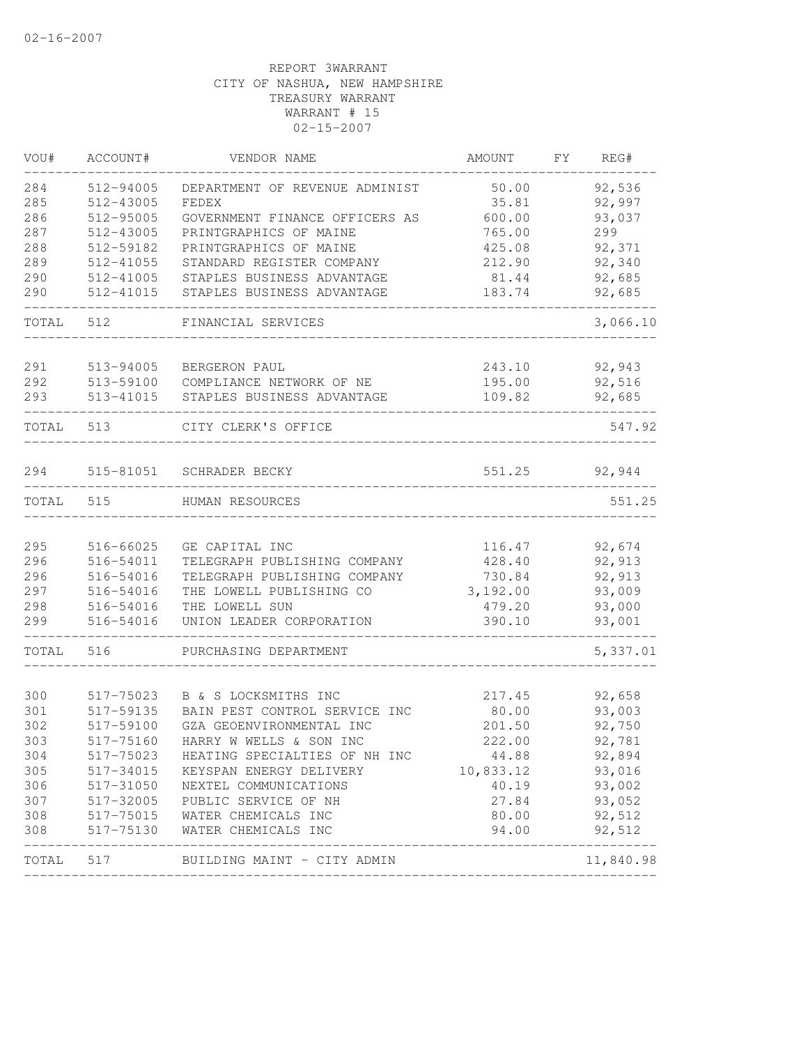REPORT 3WARRANT
CITY OF NASHUA, NEW HAMPSHIRE
TREASURY WARRANT
WARRANT # 15
02-15-2007

| VOU# | ACCOUNT# | VENDOR NAME | AMOUNT | FY | REG# |
|---|---|---|---|---|---|
| 284 | 512-94005 | DEPARTMENT OF REVENUE ADMINIST | 50.00 | | 92,536 |
| 285 | 512-43005 | FEDEX | 35.81 | | 92,997 |
| 286 | 512-95005 | GOVERNMENT FINANCE OFFICERS AS | 600.00 | | 93,037 |
| 287 | 512-43005 | PRINTGRAPHICS OF MAINE | 765.00 | | 299 |
| 288 | 512-59182 | PRINTGRAPHICS OF MAINE | 425.08 | | 92,371 |
| 289 | 512-41055 | STANDARD REGISTER COMPANY | 212.90 | | 92,340 |
| 290 | 512-41005 | STAPLES BUSINESS ADVANTAGE | 81.44 | | 92,685 |
| 290 | 512-41015 | STAPLES BUSINESS ADVANTAGE | 183.74 | | 92,685 |
| TOTAL | 512 | FINANCIAL SERVICES | | | 3,066.10 |
| 291 | 513-94005 | BERGERON PAUL | 243.10 | | 92,943 |
| 292 | 513-59100 | COMPLIANCE NETWORK OF NE | 195.00 | | 92,516 |
| 293 | 513-41015 | STAPLES BUSINESS ADVANTAGE | 109.82 | | 92,685 |
| TOTAL | 513 | CITY CLERK'S OFFICE | | | 547.92 |
| 294 | 515-81051 | SCHRADER BECKY | 551.25 | | 92,944 |
| TOTAL | 515 | HUMAN RESOURCES | | | 551.25 |
| 295 | 516-66025 | GE CAPITAL INC | 116.47 | | 92,674 |
| 296 | 516-54011 | TELEGRAPH PUBLISHING COMPANY | 428.40 | | 92,913 |
| 296 | 516-54016 | TELEGRAPH PUBLISHING COMPANY | 730.84 | | 92,913 |
| 297 | 516-54016 | THE LOWELL PUBLISHING CO | 3,192.00 | | 93,009 |
| 298 | 516-54016 | THE LOWELL SUN | 479.20 | | 93,000 |
| 299 | 516-54016 | UNION LEADER CORPORATION | 390.10 | | 93,001 |
| TOTAL | 516 | PURCHASING DEPARTMENT | | | 5,337.01 |
| 300 | 517-75023 | B & S LOCKSMITHS INC | 217.45 | | 92,658 |
| 301 | 517-59135 | BAIN PEST CONTROL SERVICE INC | 80.00 | | 93,003 |
| 302 | 517-59100 | GZA GEOENVIRONMENTAL INC | 201.50 | | 92,750 |
| 303 | 517-75160 | HARRY W WELLS & SON INC | 222.00 | | 92,781 |
| 304 | 517-75023 | HEATING SPECIALTIES OF NH INC | 44.88 | | 92,894 |
| 305 | 517-34015 | KEYSPAN ENERGY DELIVERY | 10,833.12 | | 93,016 |
| 306 | 517-31050 | NEXTEL COMMUNICATIONS | 40.19 | | 93,002 |
| 307 | 517-32005 | PUBLIC SERVICE OF NH | 27.84 | | 93,052 |
| 308 | 517-75015 | WATER CHEMICALS INC | 80.00 | | 92,512 |
| 308 | 517-75130 | WATER CHEMICALS INC | 94.00 | | 92,512 |
| TOTAL | 517 | BUILDING MAINT - CITY ADMIN | | | 11,840.98 |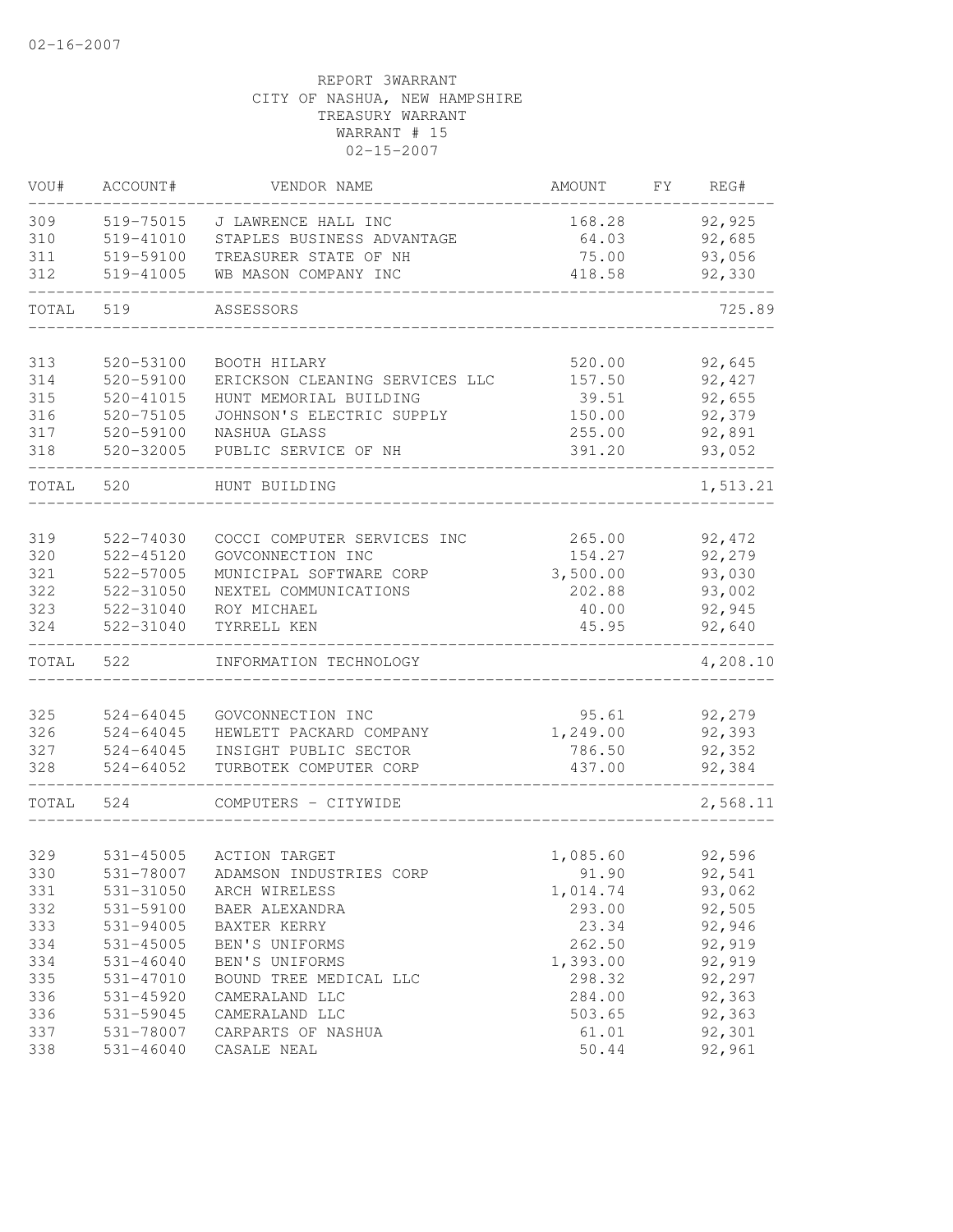02-16-2007

REPORT 3WARRANT
CITY OF NASHUA, NEW HAMPSHIRE
TREASURY WARRANT
WARRANT # 15
02-15-2007

| VOU# | ACCOUNT# | VENDOR NAME | AMOUNT | FY | REG# |
|---|---|---|---|---|---|
| 309 | 519-75015 | J LAWRENCE HALL INC | 168.28 | | 92,925 |
| 310 | 519-41010 | STAPLES BUSINESS ADVANTAGE | 64.03 | | 92,685 |
| 311 | 519-59100 | TREASURER STATE OF NH | 75.00 | | 93,056 |
| 312 | 519-41005 | WB MASON COMPANY INC | 418.58 | | 92,330 |
| TOTAL | 519 | ASSESSORS | | | 725.89 |
| 313 | 520-53100 | BOOTH HILARY | 520.00 | | 92,645 |
| 314 | 520-59100 | ERICKSON CLEANING SERVICES LLC | 157.50 | | 92,427 |
| 315 | 520-41015 | HUNT MEMORIAL BUILDING | 39.51 | | 92,655 |
| 316 | 520-75105 | JOHNSON'S ELECTRIC SUPPLY | 150.00 | | 92,379 |
| 317 | 520-59100 | NASHUA GLASS | 255.00 | | 92,891 |
| 318 | 520-32005 | PUBLIC SERVICE OF NH | 391.20 | | 93,052 |
| TOTAL | 520 | HUNT BUILDING | | | 1,513.21 |
| 319 | 522-74030 | COCCI COMPUTER SERVICES INC | 265.00 | | 92,472 |
| 320 | 522-45120 | GOVCONNECTION INC | 154.27 | | 92,279 |
| 321 | 522-57005 | MUNICIPAL SOFTWARE CORP | 3,500.00 | | 93,030 |
| 322 | 522-31050 | NEXTEL COMMUNICATIONS | 202.88 | | 93,002 |
| 323 | 522-31040 | ROY MICHAEL | 40.00 | | 92,945 |
| 324 | 522-31040 | TYRRELL KEN | 45.95 | | 92,640 |
| TOTAL | 522 | INFORMATION TECHNOLOGY | | | 4,208.10 |
| 325 | 524-64045 | GOVCONNECTION INC | 95.61 | | 92,279 |
| 326 | 524-64045 | HEWLETT PACKARD COMPANY | 1,249.00 | | 92,393 |
| 327 | 524-64045 | INSIGHT PUBLIC SECTOR | 786.50 | | 92,352 |
| 328 | 524-64052 | TURBOTEK COMPUTER CORP | 437.00 | | 92,384 |
| TOTAL | 524 | COMPUTERS - CITYWIDE | | | 2,568.11 |
| 329 | 531-45005 | ACTION TARGET | 1,085.60 | | 92,596 |
| 330 | 531-78007 | ADAMSON INDUSTRIES CORP | 91.90 | | 92,541 |
| 331 | 531-31050 | ARCH WIRELESS | 1,014.74 | | 93,062 |
| 332 | 531-59100 | BAER ALEXANDRA | 293.00 | | 92,505 |
| 333 | 531-94005 | BAXTER KERRY | 23.34 | | 92,946 |
| 334 | 531-45005 | BEN'S UNIFORMS | 262.50 | | 92,919 |
| 334 | 531-46040 | BEN'S UNIFORMS | 1,393.00 | | 92,919 |
| 335 | 531-47010 | BOUND TREE MEDICAL LLC | 298.32 | | 92,297 |
| 336 | 531-45920 | CAMERALAND LLC | 284.00 | | 92,363 |
| 336 | 531-59045 | CAMERALAND LLC | 503.65 | | 92,363 |
| 337 | 531-78007 | CARPARTS OF NASHUA | 61.01 | | 92,301 |
| 338 | 531-46040 | CASALE NEAL | 50.44 | | 92,961 |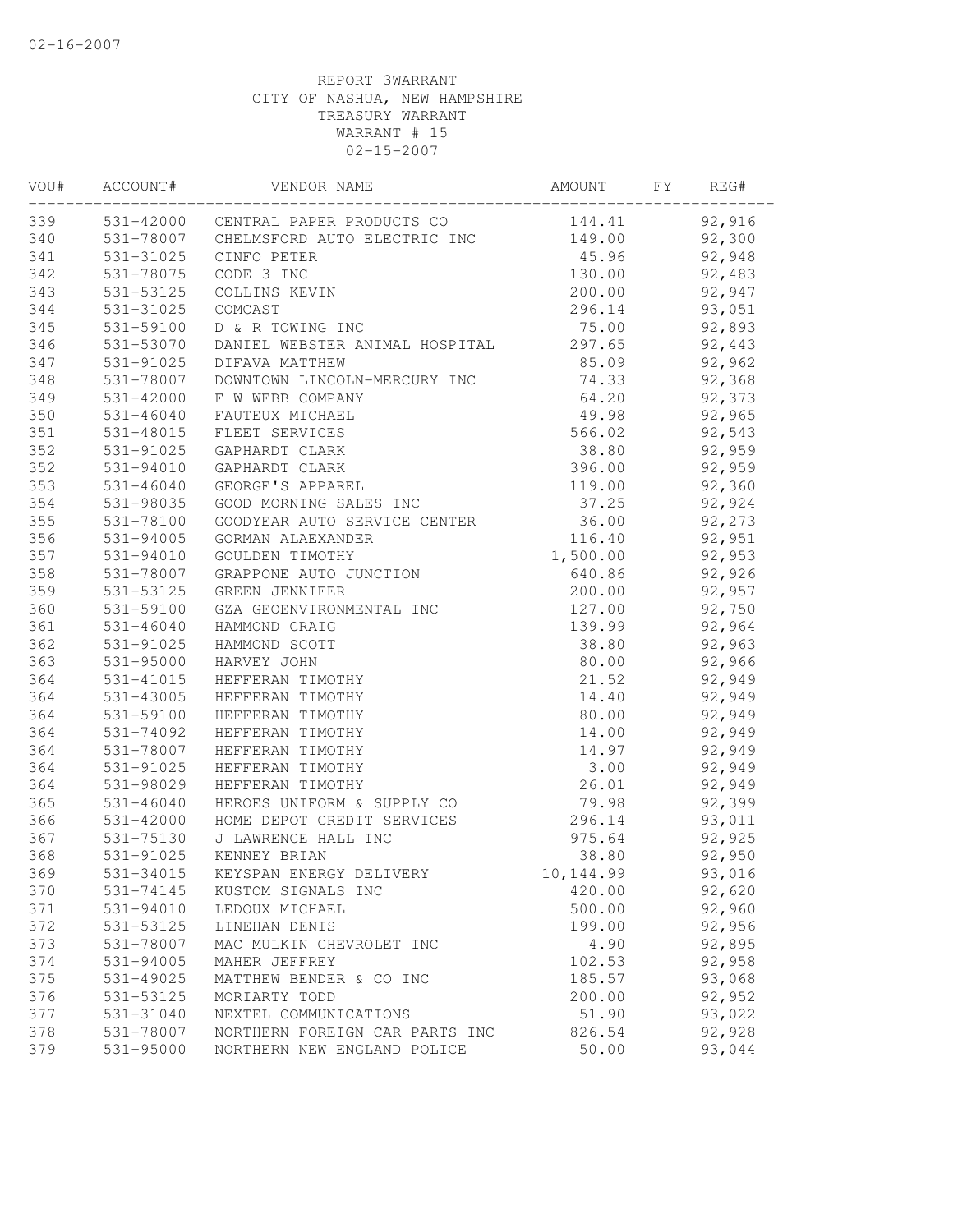REPORT 3WARRANT
CITY OF NASHUA, NEW HAMPSHIRE
TREASURY WARRANT
WARRANT # 15
02-15-2007

| VOU# | ACCOUNT# | VENDOR NAME | AMOUNT | FY | REG# |
|---|---|---|---|---|---|
| 339 | 531-42000 | CENTRAL PAPER PRODUCTS CO | 144.41 | | 92,916 |
| 340 | 531-78007 | CHELMSFORD AUTO ELECTRIC INC | 149.00 | | 92,300 |
| 341 | 531-31025 | CINFO PETER | 45.96 | | 92,948 |
| 342 | 531-78075 | CODE 3 INC | 130.00 | | 92,483 |
| 343 | 531-53125 | COLLINS KEVIN | 200.00 | | 92,947 |
| 344 | 531-31025 | COMCAST | 296.14 | | 93,051 |
| 345 | 531-59100 | D & R TOWING INC | 75.00 | | 92,893 |
| 346 | 531-53070 | DANIEL WEBSTER ANIMAL HOSPITAL | 297.65 | | 92,443 |
| 347 | 531-91025 | DIFAVA MATTHEW | 85.09 | | 92,962 |
| 348 | 531-78007 | DOWNTOWN LINCOLN-MERCURY INC | 74.33 | | 92,368 |
| 349 | 531-42000 | F W WEBB COMPANY | 64.20 | | 92,373 |
| 350 | 531-46040 | FAUTEUX MICHAEL | 49.98 | | 92,965 |
| 351 | 531-48015 | FLEET SERVICES | 566.02 | | 92,543 |
| 352 | 531-91025 | GAPHARDT CLARK | 38.80 | | 92,959 |
| 352 | 531-94010 | GAPHARDT CLARK | 396.00 | | 92,959 |
| 353 | 531-46040 | GEORGE'S APPAREL | 119.00 | | 92,360 |
| 354 | 531-98035 | GOOD MORNING SALES INC | 37.25 | | 92,924 |
| 355 | 531-78100 | GOODYEAR AUTO SERVICE CENTER | 36.00 | | 92,273 |
| 356 | 531-94005 | GORMAN ALAEXANDER | 116.40 | | 92,951 |
| 357 | 531-94010 | GOULDEN TIMOTHY | 1,500.00 | | 92,953 |
| 358 | 531-78007 | GRAPPONE AUTO JUNCTION | 640.86 | | 92,926 |
| 359 | 531-53125 | GREEN JENNIFER | 200.00 | | 92,957 |
| 360 | 531-59100 | GZA GEOENVIRONMENTAL INC | 127.00 | | 92,750 |
| 361 | 531-46040 | HAMMOND CRAIG | 139.99 | | 92,964 |
| 362 | 531-91025 | HAMMOND SCOTT | 38.80 | | 92,963 |
| 363 | 531-95000 | HARVEY JOHN | 80.00 | | 92,966 |
| 364 | 531-41015 | HEFFERAN TIMOTHY | 21.52 | | 92,949 |
| 364 | 531-43005 | HEFFERAN TIMOTHY | 14.40 | | 92,949 |
| 364 | 531-59100 | HEFFERAN TIMOTHY | 80.00 | | 92,949 |
| 364 | 531-74092 | HEFFERAN TIMOTHY | 14.00 | | 92,949 |
| 364 | 531-78007 | HEFFERAN TIMOTHY | 14.97 | | 92,949 |
| 364 | 531-91025 | HEFFERAN TIMOTHY | 3.00 | | 92,949 |
| 364 | 531-98029 | HEFFERAN TIMOTHY | 26.01 | | 92,949 |
| 365 | 531-46040 | HEROES UNIFORM & SUPPLY CO | 79.98 | | 92,399 |
| 366 | 531-42000 | HOME DEPOT CREDIT SERVICES | 296.14 | | 93,011 |
| 367 | 531-75130 | J LAWRENCE HALL INC | 975.64 | | 92,925 |
| 368 | 531-91025 | KENNEY BRIAN | 38.80 | | 92,950 |
| 369 | 531-34015 | KEYSPAN ENERGY DELIVERY | 10,144.99 | | 93,016 |
| 370 | 531-74145 | KUSTOM SIGNALS INC | 420.00 | | 92,620 |
| 371 | 531-94010 | LEDOUX MICHAEL | 500.00 | | 92,960 |
| 372 | 531-53125 | LINEHAN DENIS | 199.00 | | 92,956 |
| 373 | 531-78007 | MAC MULKIN CHEVROLET INC | 4.90 | | 92,895 |
| 374 | 531-94005 | MAHER JEFFREY | 102.53 | | 92,958 |
| 375 | 531-49025 | MATTHEW BENDER & CO INC | 185.57 | | 93,068 |
| 376 | 531-53125 | MORIARTY TODD | 200.00 | | 92,952 |
| 377 | 531-31040 | NEXTEL COMMUNICATIONS | 51.90 | | 93,022 |
| 378 | 531-78007 | NORTHERN FOREIGN CAR PARTS INC | 826.54 | | 92,928 |
| 379 | 531-95000 | NORTHERN NEW ENGLAND POLICE | 50.00 | | 93,044 |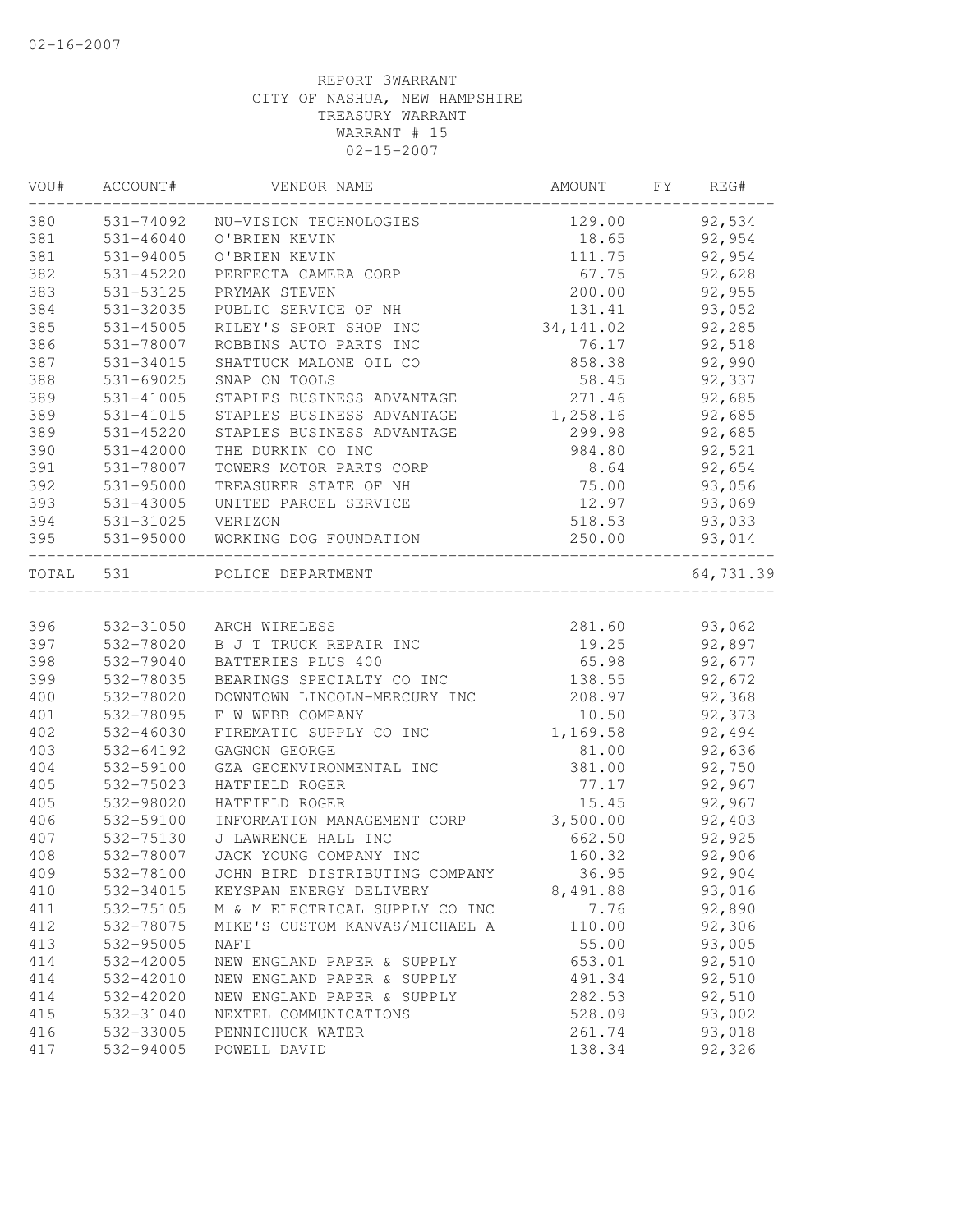02-16-2007

REPORT 3WARRANT
CITY OF NASHUA, NEW HAMPSHIRE
TREASURY WARRANT
WARRANT # 15
02-15-2007

| VOU# | ACCOUNT# | VENDOR NAME | AMOUNT | FY | REG# |
|---|---|---|---|---|---|
| 380 | 531-74092 | NU-VISION TECHNOLOGIES | 129.00 | | 92,534 |
| 381 | 531-46040 | O'BRIEN KEVIN | 18.65 | | 92,954 |
| 381 | 531-94005 | O'BRIEN KEVIN | 111.75 | | 92,954 |
| 382 | 531-45220 | PERFECTA CAMERA CORP | 67.75 | | 92,628 |
| 383 | 531-53125 | PRYMAK STEVEN | 200.00 | | 92,955 |
| 384 | 531-32035 | PUBLIC SERVICE OF NH | 131.41 | | 93,052 |
| 385 | 531-45005 | RILEY'S SPORT SHOP INC | 34,141.02 | | 92,285 |
| 386 | 531-78007 | ROBBINS AUTO PARTS INC | 76.17 | | 92,518 |
| 387 | 531-34015 | SHATTUCK MALONE OIL CO | 858.38 | | 92,990 |
| 388 | 531-69025 | SNAP ON TOOLS | 58.45 | | 92,337 |
| 389 | 531-41005 | STAPLES BUSINESS ADVANTAGE | 271.46 | | 92,685 |
| 389 | 531-41015 | STAPLES BUSINESS ADVANTAGE | 1,258.16 | | 92,685 |
| 389 | 531-45220 | STAPLES BUSINESS ADVANTAGE | 299.98 | | 92,685 |
| 390 | 531-42000 | THE DURKIN CO INC | 984.80 | | 92,521 |
| 391 | 531-78007 | TOWERS MOTOR PARTS CORP | 8.64 | | 92,654 |
| 392 | 531-95000 | TREASURER STATE OF NH | 75.00 | | 93,056 |
| 393 | 531-43005 | UNITED PARCEL SERVICE | 12.97 | | 93,069 |
| 394 | 531-31025 | VERIZON | 518.53 | | 93,033 |
| 395 | 531-95000 | WORKING DOG FOUNDATION | 250.00 | | 93,014 |
| TOTAL | 531 | POLICE DEPARTMENT | | | 64,731.39 |
| 396 | 532-31050 | ARCH WIRELESS | 281.60 | | 93,062 |
| 397 | 532-78020 | B J T TRUCK REPAIR INC | 19.25 | | 92,897 |
| 398 | 532-79040 | BATTERIES PLUS 400 | 65.98 | | 92,677 |
| 399 | 532-78035 | BEARINGS SPECIALTY CO INC | 138.55 | | 92,672 |
| 400 | 532-78020 | DOWNTOWN LINCOLN-MERCURY INC | 208.97 | | 92,368 |
| 401 | 532-78095 | F W WEBB COMPANY | 10.50 | | 92,373 |
| 402 | 532-46030 | FIREMATIC SUPPLY CO INC | 1,169.58 | | 92,494 |
| 403 | 532-64192 | GAGNON GEORGE | 81.00 | | 92,636 |
| 404 | 532-59100 | GZA GEOENVIRONMENTAL INC | 381.00 | | 92,750 |
| 405 | 532-75023 | HATFIELD ROGER | 77.17 | | 92,967 |
| 405 | 532-98020 | HATFIELD ROGER | 15.45 | | 92,967 |
| 406 | 532-59100 | INFORMATION MANAGEMENT CORP | 3,500.00 | | 92,403 |
| 407 | 532-75130 | J LAWRENCE HALL INC | 662.50 | | 92,925 |
| 408 | 532-78007 | JACK YOUNG COMPANY INC | 160.32 | | 92,906 |
| 409 | 532-78100 | JOHN BIRD DISTRIBUTING COMPANY | 36.95 | | 92,904 |
| 410 | 532-34015 | KEYSPAN ENERGY DELIVERY | 8,491.88 | | 93,016 |
| 411 | 532-75105 | M & M ELECTRICAL SUPPLY CO INC | 7.76 | | 92,890 |
| 412 | 532-78075 | MIKE'S CUSTOM KANVAS/MICHAEL A | 110.00 | | 92,306 |
| 413 | 532-95005 | NAFI | 55.00 | | 93,005 |
| 414 | 532-42005 | NEW ENGLAND PAPER & SUPPLY | 653.01 | | 92,510 |
| 414 | 532-42010 | NEW ENGLAND PAPER & SUPPLY | 491.34 | | 92,510 |
| 414 | 532-42020 | NEW ENGLAND PAPER & SUPPLY | 282.53 | | 92,510 |
| 415 | 532-31040 | NEXTEL COMMUNICATIONS | 528.09 | | 93,002 |
| 416 | 532-33005 | PENNICHUCK WATER | 261.74 | | 93,018 |
| 417 | 532-94005 | POWELL DAVID | 138.34 | | 92,326 |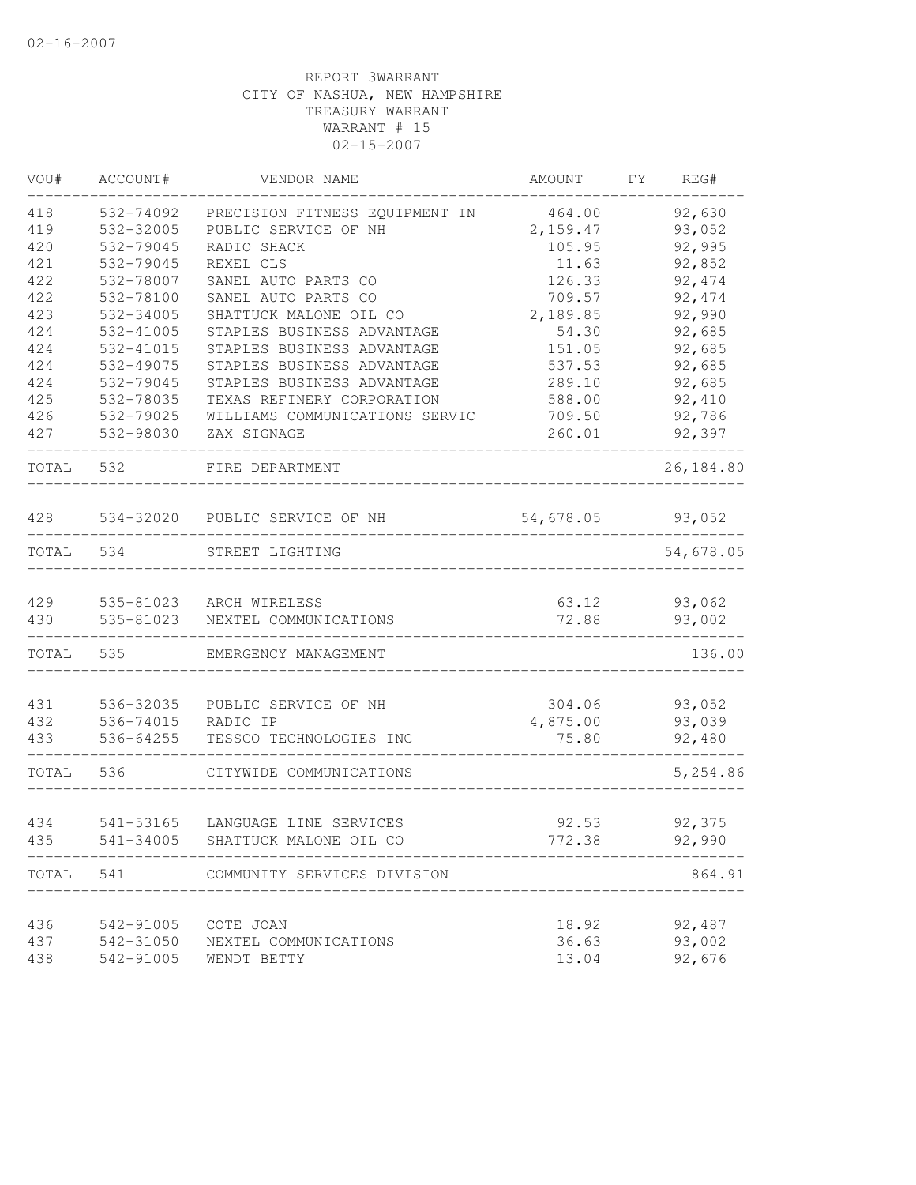REPORT 3WARRANT
CITY OF NASHUA, NEW HAMPSHIRE
TREASURY WARRANT
WARRANT # 15
02-15-2007

| VOU# | ACCOUNT# | VENDOR NAME | AMOUNT | FY | REG# |
|---|---|---|---|---|---|
| 418 | 532-74092 | PRECISION FITNESS EQUIPMENT IN | 464.00 | | 92,630 |
| 419 | 532-32005 | PUBLIC SERVICE OF NH | 2,159.47 | | 93,052 |
| 420 | 532-79045 | RADIO SHACK | 105.95 | | 92,995 |
| 421 | 532-79045 | REXEL CLS | 11.63 | | 92,852 |
| 422 | 532-78007 | SANEL AUTO PARTS CO | 126.33 | | 92,474 |
| 422 | 532-78100 | SANEL AUTO PARTS CO | 709.57 | | 92,474 |
| 423 | 532-34005 | SHATTUCK MALONE OIL CO | 2,189.85 | | 92,990 |
| 424 | 532-41005 | STAPLES BUSINESS ADVANTAGE | 54.30 | | 92,685 |
| 424 | 532-41015 | STAPLES BUSINESS ADVANTAGE | 151.05 | | 92,685 |
| 424 | 532-49075 | STAPLES BUSINESS ADVANTAGE | 537.53 | | 92,685 |
| 424 | 532-79045 | STAPLES BUSINESS ADVANTAGE | 289.10 | | 92,685 |
| 425 | 532-78035 | TEXAS REFINERY CORPORATION | 588.00 | | 92,410 |
| 426 | 532-79025 | WILLIAMS COMMUNICATIONS SERVIC | 709.50 | | 92,786 |
| 427 | 532-98030 | ZAX SIGNAGE | 260.01 | | 92,397 |
| TOTAL | 532 | FIRE DEPARTMENT | | | 26,184.80 |
| 428 | 534-32020 | PUBLIC SERVICE OF NH | 54,678.05 | | 93,052 |
| TOTAL | 534 | STREET LIGHTING | | | 54,678.05 |
| 429 | 535-81023 | ARCH WIRELESS | 63.12 | | 93,062 |
| 430 | 535-81023 | NEXTEL COMMUNICATIONS | 72.88 | | 93,002 |
| TOTAL | 535 | EMERGENCY MANAGEMENT | | | 136.00 |
| 431 | 536-32035 | PUBLIC SERVICE OF NH | 304.06 | | 93,052 |
| 432 | 536-74015 | RADIO IP | 4,875.00 | | 93,039 |
| 433 | 536-64255 | TESSCO TECHNOLOGIES INC | 75.80 | | 92,480 |
| TOTAL | 536 | CITYWIDE COMMUNICATIONS | | | 5,254.86 |
| 434 | 541-53165 | LANGUAGE LINE SERVICES | 92.53 | | 92,375 |
| 435 | 541-34005 | SHATTUCK MALONE OIL CO | 772.38 | | 92,990 |
| TOTAL | 541 | COMMUNITY SERVICES DIVISION | | | 864.91 |
| 436 | 542-91005 | COTE JOAN | 18.92 | | 92,487 |
| 437 | 542-31050 | NEXTEL COMMUNICATIONS | 36.63 | | 93,002 |
| 438 | 542-91005 | WENDT BETTY | 13.04 | | 92,676 |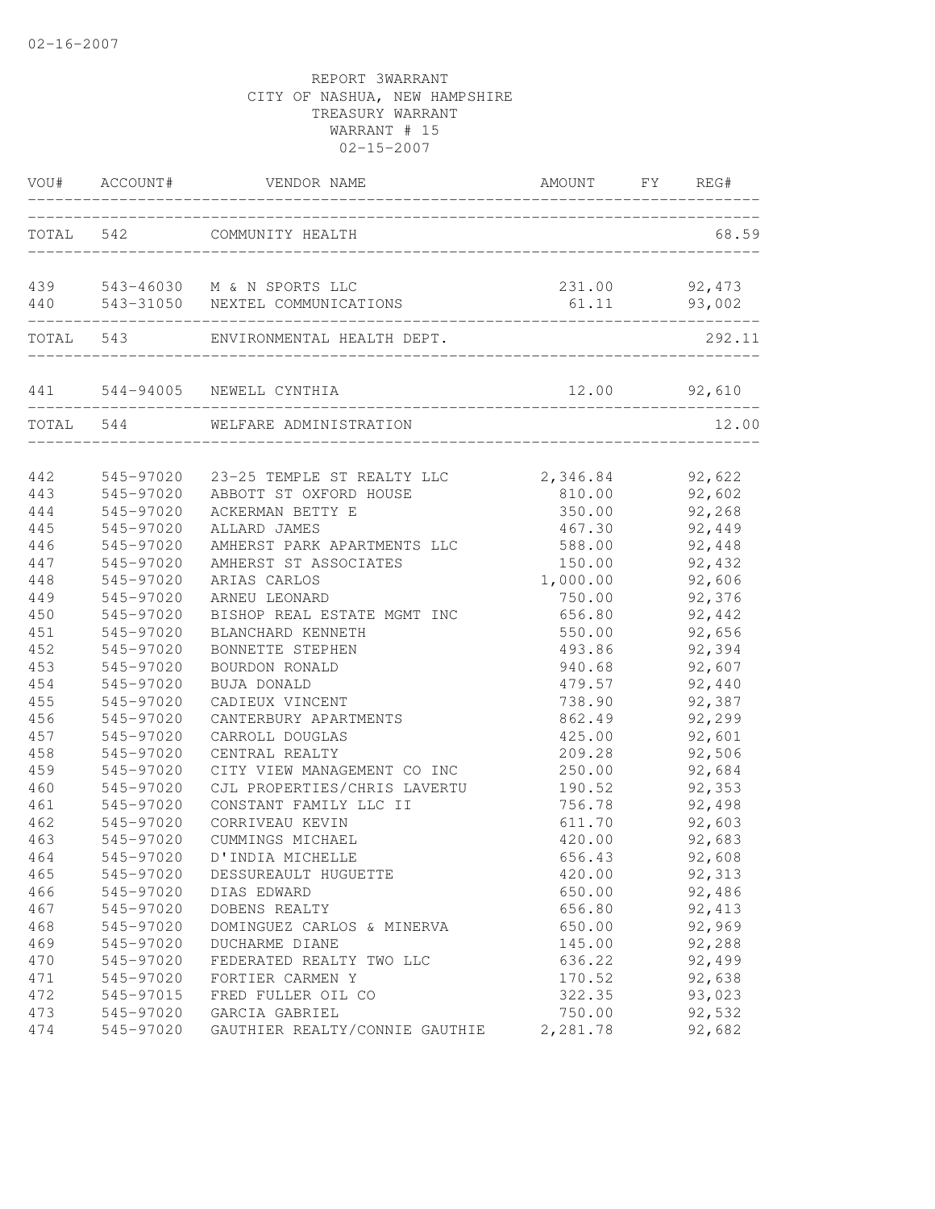02-16-2007

REPORT 3WARRANT
CITY OF NASHUA, NEW HAMPSHIRE
TREASURY WARRANT
WARRANT # 15
02-15-2007

| VOU# | ACCOUNT# | VENDOR NAME | AMOUNT | FY | REG# |
|---|---|---|---|---|---|
| TOTAL | 542 | COMMUNITY HEALTH | | | 68.59 |
| 439 | 543-46030 | M & N SPORTS LLC | 231.00 | | 92,473 |
| 440 | 543-31050 | NEXTEL COMMUNICATIONS | 61.11 | | 93,002 |
| TOTAL | 543 | ENVIRONMENTAL HEALTH DEPT. | | | 292.11 |
| 441 | 544-94005 | NEWELL CYNTHIA | 12.00 | | 92,610 |
| TOTAL | 544 | WELFARE ADMINISTRATION | | | 12.00 |
| 442 | 545-97020 | 23-25 TEMPLE ST REALTY LLC | 2,346.84 | | 92,622 |
| 443 | 545-97020 | ABBOTT ST OXFORD HOUSE | 810.00 | | 92,602 |
| 444 | 545-97020 | ACKERMAN BETTY E | 350.00 | | 92,268 |
| 445 | 545-97020 | ALLARD JAMES | 467.30 | | 92,449 |
| 446 | 545-97020 | AMHERST PARK APARTMENTS LLC | 588.00 | | 92,448 |
| 447 | 545-97020 | AMHERST ST ASSOCIATES | 150.00 | | 92,432 |
| 448 | 545-97020 | ARIAS CARLOS | 1,000.00 | | 92,606 |
| 449 | 545-97020 | ARNEU LEONARD | 750.00 | | 92,376 |
| 450 | 545-97020 | BISHOP REAL ESTATE MGMT INC | 656.80 | | 92,442 |
| 451 | 545-97020 | BLANCHARD KENNETH | 550.00 | | 92,656 |
| 452 | 545-97020 | BONNETTE STEPHEN | 493.86 | | 92,394 |
| 453 | 545-97020 | BOURDON RONALD | 940.68 | | 92,607 |
| 454 | 545-97020 | BUJA DONALD | 479.57 | | 92,440 |
| 455 | 545-97020 | CADIEUX VINCENT | 738.90 | | 92,387 |
| 456 | 545-97020 | CANTERBURY APARTMENTS | 862.49 | | 92,299 |
| 457 | 545-97020 | CARROLL DOUGLAS | 425.00 | | 92,601 |
| 458 | 545-97020 | CENTRAL REALTY | 209.28 | | 92,506 |
| 459 | 545-97020 | CITY VIEW MANAGEMENT CO INC | 250.00 | | 92,684 |
| 460 | 545-97020 | CJL PROPERTIES/CHRIS LAVERTU | 190.52 | | 92,353 |
| 461 | 545-97020 | CONSTANT FAMILY LLC II | 756.78 | | 92,498 |
| 462 | 545-97020 | CORRIVEAU KEVIN | 611.70 | | 92,603 |
| 463 | 545-97020 | CUMMINGS MICHAEL | 420.00 | | 92,683 |
| 464 | 545-97020 | D'INDIA MICHELLE | 656.43 | | 92,608 |
| 465 | 545-97020 | DESSUREAULT HUGUETTE | 420.00 | | 92,313 |
| 466 | 545-97020 | DIAS EDWARD | 650.00 | | 92,486 |
| 467 | 545-97020 | DOBENS REALTY | 656.80 | | 92,413 |
| 468 | 545-97020 | DOMINGUEZ CARLOS & MINERVA | 650.00 | | 92,969 |
| 469 | 545-97020 | DUCHARME DIANE | 145.00 | | 92,288 |
| 470 | 545-97020 | FEDERATED REALTY TWO LLC | 636.22 | | 92,499 |
| 471 | 545-97020 | FORTIER CARMEN Y | 170.52 | | 92,638 |
| 472 | 545-97015 | FRED FULLER OIL CO | 322.35 | | 93,023 |
| 473 | 545-97020 | GARCIA GABRIEL | 750.00 | | 92,532 |
| 474 | 545-97020 | GAUTHIER REALTY/CONNIE GAUTHIE | 2,281.78 | | 92,682 |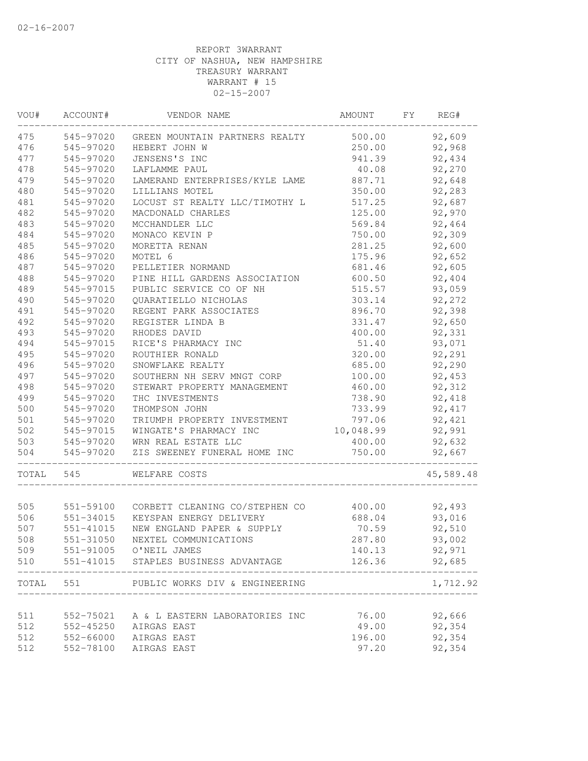REPORT 3WARRANT
CITY OF NASHUA, NEW HAMPSHIRE
TREASURY WARRANT
WARRANT # 15
02-15-2007

| VOU# | ACCOUNT# | VENDOR NAME | AMOUNT | FY | REG# |
|---|---|---|---|---|---|
| 475 | 545-97020 | GREEN MOUNTAIN PARTNERS REALTY | 500.00 | | 92,609 |
| 476 | 545-97020 | HEBERT JOHN W | 250.00 | | 92,968 |
| 477 | 545-97020 | JENSENS'S INC | 941.39 | | 92,434 |
| 478 | 545-97020 | LAFLAMME PAUL | 40.08 | | 92,270 |
| 479 | 545-97020 | LAMERAND ENTERPRISES/KYLE LAME | 887.71 | | 92,648 |
| 480 | 545-97020 | LILLIANS MOTEL | 350.00 | | 92,283 |
| 481 | 545-97020 | LOCUST ST REALTY LLC/TIMOTHY L | 517.25 | | 92,687 |
| 482 | 545-97020 | MACDONALD CHARLES | 125.00 | | 92,970 |
| 483 | 545-97020 | MCCHANDLER LLC | 569.84 | | 92,464 |
| 484 | 545-97020 | MONACO KEVIN P | 750.00 | | 92,309 |
| 485 | 545-97020 | MORETTA RENAN | 281.25 | | 92,600 |
| 486 | 545-97020 | MOTEL 6 | 175.96 | | 92,652 |
| 487 | 545-97020 | PELLETIER NORMAND | 681.46 | | 92,605 |
| 488 | 545-97020 | PINE HILL GARDENS ASSOCIATION | 600.50 | | 92,404 |
| 489 | 545-97015 | PUBLIC SERVICE CO OF NH | 515.57 | | 93,059 |
| 490 | 545-97020 | QUARATIELLO NICHOLAS | 303.14 | | 92,272 |
| 491 | 545-97020 | REGENT PARK ASSOCIATES | 896.70 | | 92,398 |
| 492 | 545-97020 | REGISTER LINDA B | 331.47 | | 92,650 |
| 493 | 545-97020 | RHODES DAVID | 400.00 | | 92,331 |
| 494 | 545-97015 | RICE'S PHARMACY INC | 51.40 | | 93,071 |
| 495 | 545-97020 | ROUTHIER RONALD | 320.00 | | 92,291 |
| 496 | 545-97020 | SNOWFLAKE REALTY | 685.00 | | 92,290 |
| 497 | 545-97020 | SOUTHERN NH SERV MNGT CORP | 100.00 | | 92,453 |
| 498 | 545-97020 | STEWART PROPERTY MANAGEMENT | 460.00 | | 92,312 |
| 499 | 545-97020 | THC INVESTMENTS | 738.90 | | 92,418 |
| 500 | 545-97020 | THOMPSON JOHN | 733.99 | | 92,417 |
| 501 | 545-97020 | TRIUMPH PROPERTY INVESTMENT | 797.06 | | 92,421 |
| 502 | 545-97015 | WINGATE'S PHARMACY INC | 10,048.99 | | 92,991 |
| 503 | 545-97020 | WRN REAL ESTATE LLC | 400.00 | | 92,632 |
| 504 | 545-97020 | ZIS SWEENEY FUNERAL HOME INC | 750.00 | | 92,667 |
| TOTAL | 545 | WELFARE COSTS | | | 45,589.48 |
| 505 | 551-59100 | CORBETT CLEANING CO/STEPHEN CO | 400.00 | | 92,493 |
| 506 | 551-34015 | KEYSPAN ENERGY DELIVERY | 688.04 | | 93,016 |
| 507 | 551-41015 | NEW ENGLAND PAPER & SUPPLY | 70.59 | | 92,510 |
| 508 | 551-31050 | NEXTEL COMMUNICATIONS | 287.80 | | 93,002 |
| 509 | 551-91005 | O'NEIL JAMES | 140.13 | | 92,971 |
| 510 | 551-41015 | STAPLES BUSINESS ADVANTAGE | 126.36 | | 92,685 |
| TOTAL | 551 | PUBLIC WORKS DIV & ENGINEERING | | | 1,712.92 |
| 511 | 552-75021 | A & L EASTERN LABORATORIES INC | 76.00 | | 92,666 |
| 512 | 552-45250 | AIRGAS EAST | 49.00 | | 92,354 |
| 512 | 552-66000 | AIRGAS EAST | 196.00 | | 92,354 |
| 512 | 552-78100 | AIRGAS EAST | 97.20 | | 92,354 |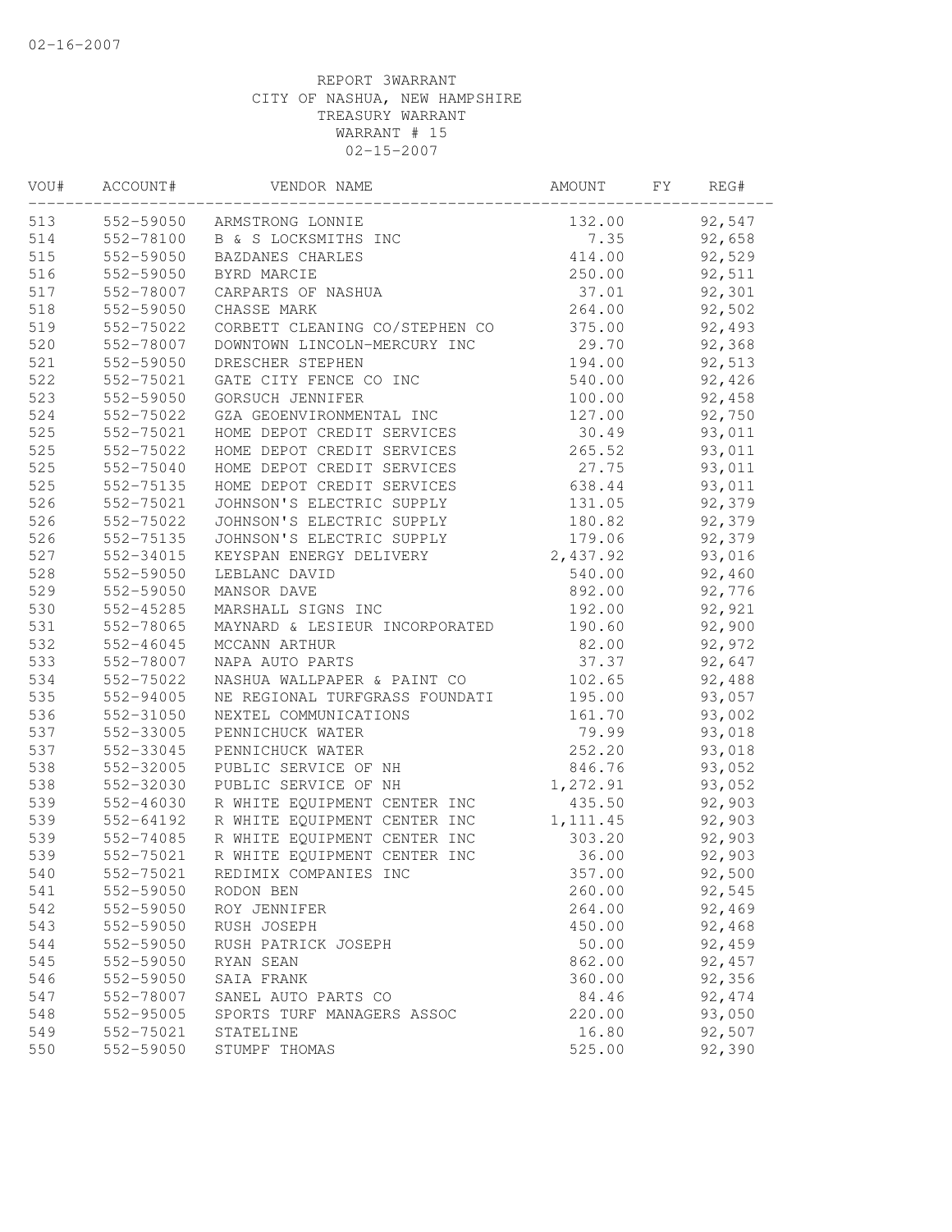REPORT 3WARRANT
CITY OF NASHUA, NEW HAMPSHIRE
TREASURY WARRANT
WARRANT # 15
02-15-2007

| VOU# | ACCOUNT# | VENDOR NAME | AMOUNT | FY | REG# |
|---|---|---|---|---|---|
| 513 | 552-59050 | ARMSTRONG LONNIE | 132.00 | | 92,547 |
| 514 | 552-78100 | B & S LOCKSMITHS INC | 7.35 | | 92,658 |
| 515 | 552-59050 | BAZDANES CHARLES | 414.00 | | 92,529 |
| 516 | 552-59050 | BYRD MARCIE | 250.00 | | 92,511 |
| 517 | 552-78007 | CARPARTS OF NASHUA | 37.01 | | 92,301 |
| 518 | 552-59050 | CHASSE MARK | 264.00 | | 92,502 |
| 519 | 552-75022 | CORBETT CLEANING CO/STEPHEN CO | 375.00 | | 92,493 |
| 520 | 552-78007 | DOWNTOWN LINCOLN-MERCURY INC | 29.70 | | 92,368 |
| 521 | 552-59050 | DRESCHER STEPHEN | 194.00 | | 92,513 |
| 522 | 552-75021 | GATE CITY FENCE CO INC | 540.00 | | 92,426 |
| 523 | 552-59050 | GORSUCH JENNIFER | 100.00 | | 92,458 |
| 524 | 552-75022 | GZA GEOENVIRONMENTAL INC | 127.00 | | 92,750 |
| 525 | 552-75021 | HOME DEPOT CREDIT SERVICES | 30.49 | | 93,011 |
| 525 | 552-75022 | HOME DEPOT CREDIT SERVICES | 265.52 | | 93,011 |
| 525 | 552-75040 | HOME DEPOT CREDIT SERVICES | 27.75 | | 93,011 |
| 525 | 552-75135 | HOME DEPOT CREDIT SERVICES | 638.44 | | 93,011 |
| 526 | 552-75021 | JOHNSON'S ELECTRIC SUPPLY | 131.05 | | 92,379 |
| 526 | 552-75022 | JOHNSON'S ELECTRIC SUPPLY | 180.82 | | 92,379 |
| 526 | 552-75135 | JOHNSON'S ELECTRIC SUPPLY | 179.06 | | 92,379 |
| 527 | 552-34015 | KEYSPAN ENERGY DELIVERY | 2,437.92 | | 93,016 |
| 528 | 552-59050 | LEBLANC DAVID | 540.00 | | 92,460 |
| 529 | 552-59050 | MANSOR DAVE | 892.00 | | 92,776 |
| 530 | 552-45285 | MARSHALL SIGNS INC | 192.00 | | 92,921 |
| 531 | 552-78065 | MAYNARD & LESIEUR INCORPORATED | 190.60 | | 92,900 |
| 532 | 552-46045 | MCCANN ARTHUR | 82.00 | | 92,972 |
| 533 | 552-78007 | NAPA AUTO PARTS | 37.37 | | 92,647 |
| 534 | 552-75022 | NASHUA WALLPAPER & PAINT CO | 102.65 | | 92,488 |
| 535 | 552-94005 | NE REGIONAL TURFGRASS FOUNDATI | 195.00 | | 93,057 |
| 536 | 552-31050 | NEXTEL COMMUNICATIONS | 161.70 | | 93,002 |
| 537 | 552-33005 | PENNICHUCK WATER | 79.99 | | 93,018 |
| 537 | 552-33045 | PENNICHUCK WATER | 252.20 | | 93,018 |
| 538 | 552-32005 | PUBLIC SERVICE OF NH | 846.76 | | 93,052 |
| 538 | 552-32030 | PUBLIC SERVICE OF NH | 1,272.91 | | 93,052 |
| 539 | 552-46030 | R WHITE EQUIPMENT CENTER INC | 435.50 | | 92,903 |
| 539 | 552-64192 | R WHITE EQUIPMENT CENTER INC | 1,111.45 | | 92,903 |
| 539 | 552-74085 | R WHITE EQUIPMENT CENTER INC | 303.20 | | 92,903 |
| 539 | 552-75021 | R WHITE EQUIPMENT CENTER INC | 36.00 | | 92,903 |
| 540 | 552-75021 | REDIMIX COMPANIES INC | 357.00 | | 92,500 |
| 541 | 552-59050 | RODON BEN | 260.00 | | 92,545 |
| 542 | 552-59050 | ROY JENNIFER | 264.00 | | 92,469 |
| 543 | 552-59050 | RUSH JOSEPH | 450.00 | | 92,468 |
| 544 | 552-59050 | RUSH PATRICK JOSEPH | 50.00 | | 92,459 |
| 545 | 552-59050 | RYAN SEAN | 862.00 | | 92,457 |
| 546 | 552-59050 | SAIA FRANK | 360.00 | | 92,356 |
| 547 | 552-78007 | SANEL AUTO PARTS CO | 84.46 | | 92,474 |
| 548 | 552-95005 | SPORTS TURF MANAGERS ASSOC | 220.00 | | 93,050 |
| 549 | 552-75021 | STATELINE | 16.80 | | 92,507 |
| 550 | 552-59050 | STUMPF THOMAS | 525.00 | | 92,390 |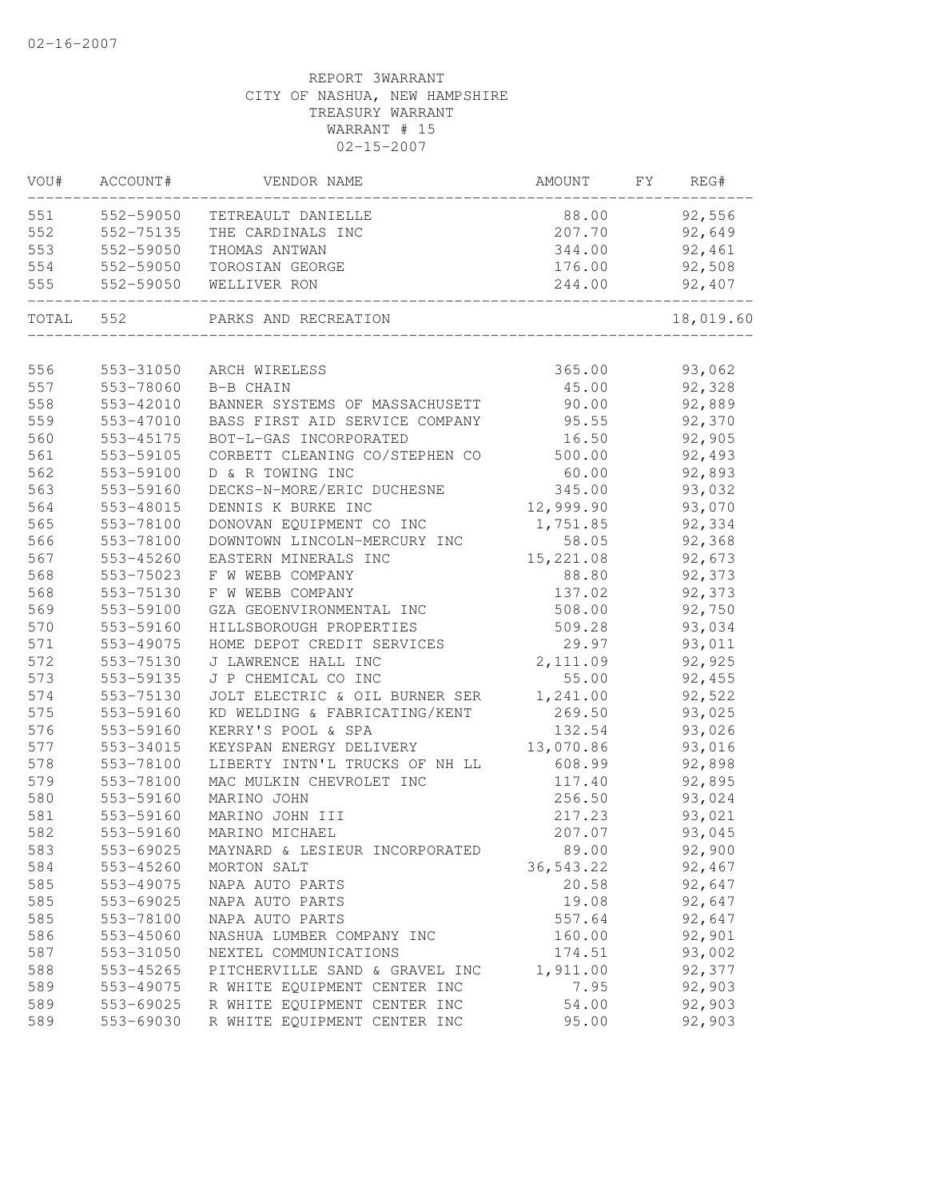02-16-2007

REPORT 3WARRANT
CITY OF NASHUA, NEW HAMPSHIRE
TREASURY WARRANT
WARRANT # 15
02-15-2007

| VOU# | ACCOUNT# | VENDOR NAME | AMOUNT | FY | REG# |
|---|---|---|---|---|---|
| 551 | 552-59050 | TETREAULT DANIELLE | 88.00 | | 92,556 |
| 552 | 552-75135 | THE CARDINALS INC | 207.70 | | 92,649 |
| 553 | 552-59050 | THOMAS ANTWAN | 344.00 | | 92,461 |
| 554 | 552-59050 | TOROSIAN GEORGE | 176.00 | | 92,508 |
| 555 | 552-59050 | WELLIVER RON | 244.00 | | 92,407 |
| TOTAL | 552 | PARKS AND RECREATION | | | 18,019.60 |
| 556 | 553-31050 | ARCH WIRELESS | 365.00 | | 93,062 |
| 557 | 553-78060 | B-B CHAIN | 45.00 | | 92,328 |
| 558 | 553-42010 | BANNER SYSTEMS OF MASSACHUSETT | 90.00 | | 92,889 |
| 559 | 553-47010 | BASS FIRST AID SERVICE COMPANY | 95.55 | | 92,370 |
| 560 | 553-45175 | BOT-L-GAS INCORPORATED | 16.50 | | 92,905 |
| 561 | 553-59105 | CORBETT CLEANING CO/STEPHEN CO | 500.00 | | 92,493 |
| 562 | 553-59100 | D & R TOWING INC | 60.00 | | 92,893 |
| 563 | 553-59160 | DECKS-N-MORE/ERIC DUCHESNE | 345.00 | | 93,032 |
| 564 | 553-48015 | DENNIS K BURKE INC | 12,999.90 | | 93,070 |
| 565 | 553-78100 | DONOVAN EQUIPMENT CO INC | 1,751.85 | | 92,334 |
| 566 | 553-78100 | DOWNTOWN LINCOLN-MERCURY INC | 58.05 | | 92,368 |
| 567 | 553-45260 | EASTERN MINERALS INC | 15,221.08 | | 92,673 |
| 568 | 553-75023 | F W WEBB COMPANY | 88.80 | | 92,373 |
| 568 | 553-75130 | F W WEBB COMPANY | 137.02 | | 92,373 |
| 569 | 553-59100 | GZA GEOENVIRONMENTAL INC | 508.00 | | 92,750 |
| 570 | 553-59160 | HILLSBOROUGH PROPERTIES | 509.28 | | 93,034 |
| 571 | 553-49075 | HOME DEPOT CREDIT SERVICES | 29.97 | | 93,011 |
| 572 | 553-75130 | J LAWRENCE HALL INC | 2,111.09 | | 92,925 |
| 573 | 553-59135 | J P CHEMICAL CO INC | 55.00 | | 92,455 |
| 574 | 553-75130 | JOLT ELECTRIC & OIL BURNER SER | 1,241.00 | | 92,522 |
| 575 | 553-59160 | KD WELDING & FABRICATING/KENT | 269.50 | | 93,025 |
| 576 | 553-59160 | KERRY'S POOL & SPA | 132.54 | | 93,026 |
| 577 | 553-34015 | KEYSPAN ENERGY DELIVERY | 13,070.86 | | 93,016 |
| 578 | 553-78100 | LIBERTY INTN'L TRUCKS OF NH LL | 608.99 | | 92,898 |
| 579 | 553-78100 | MAC MULKIN CHEVROLET INC | 117.40 | | 92,895 |
| 580 | 553-59160 | MARINO JOHN | 256.50 | | 93,024 |
| 581 | 553-59160 | MARINO JOHN III | 217.23 | | 93,021 |
| 582 | 553-59160 | MARINO MICHAEL | 207.07 | | 93,045 |
| 583 | 553-69025 | MAYNARD & LESIEUR INCORPORATED | 89.00 | | 92,900 |
| 584 | 553-45260 | MORTON SALT | 36,543.22 | | 92,467 |
| 585 | 553-49075 | NAPA AUTO PARTS | 20.58 | | 92,647 |
| 585 | 553-69025 | NAPA AUTO PARTS | 19.08 | | 92,647 |
| 585 | 553-78100 | NAPA AUTO PARTS | 557.64 | | 92,647 |
| 586 | 553-45060 | NASHUA LUMBER COMPANY INC | 160.00 | | 92,901 |
| 587 | 553-31050 | NEXTEL COMMUNICATIONS | 174.51 | | 93,002 |
| 588 | 553-45265 | PITCHERVILLE SAND & GRAVEL INC | 1,911.00 | | 92,377 |
| 589 | 553-49075 | R WHITE EQUIPMENT CENTER INC | 7.95 | | 92,903 |
| 589 | 553-69025 | R WHITE EQUIPMENT CENTER INC | 54.00 | | 92,903 |
| 589 | 553-69030 | R WHITE EQUIPMENT CENTER INC | 95.00 | | 92,903 |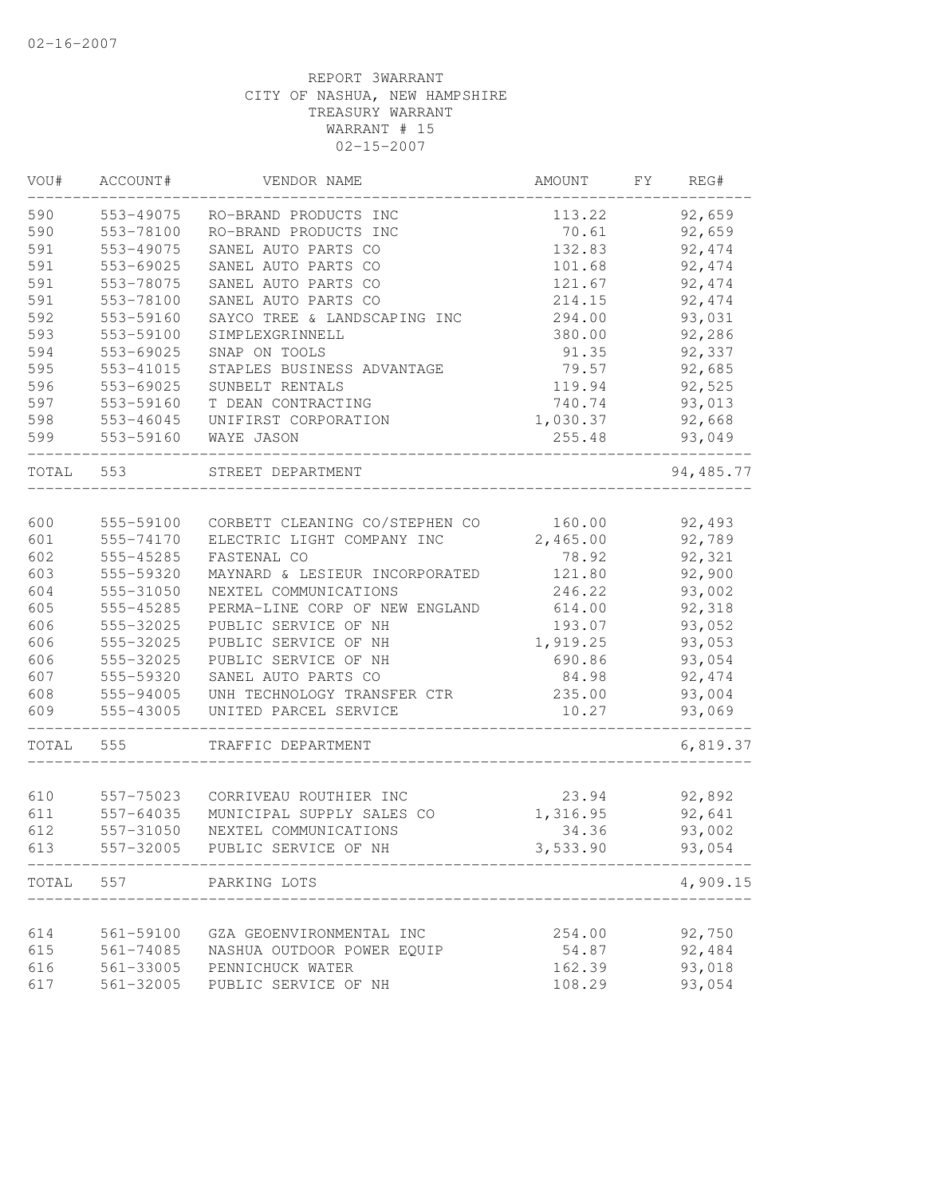REPORT 3WARRANT
CITY OF NASHUA, NEW HAMPSHIRE
TREASURY WARRANT
WARRANT # 15
02-15-2007

| VOU# | ACCOUNT# | VENDOR NAME | AMOUNT | FY | REG# |
|---|---|---|---|---|---|
| 590 | 553-49075 | RO-BRAND PRODUCTS INC | 113.22 | | 92,659 |
| 590 | 553-78100 | RO-BRAND PRODUCTS INC | 70.61 | | 92,659 |
| 591 | 553-49075 | SANEL AUTO PARTS CO | 132.83 | | 92,474 |
| 591 | 553-69025 | SANEL AUTO PARTS CO | 101.68 | | 92,474 |
| 591 | 553-78075 | SANEL AUTO PARTS CO | 121.67 | | 92,474 |
| 591 | 553-78100 | SANEL AUTO PARTS CO | 214.15 | | 92,474 |
| 592 | 553-59160 | SAYCO TREE & LANDSCAPING INC | 294.00 | | 93,031 |
| 593 | 553-59100 | SIMPLEXGRINNELL | 380.00 | | 92,286 |
| 594 | 553-69025 | SNAP ON TOOLS | 91.35 | | 92,337 |
| 595 | 553-41015 | STAPLES BUSINESS ADVANTAGE | 79.57 | | 92,685 |
| 596 | 553-69025 | SUNBELT RENTALS | 119.94 | | 92,525 |
| 597 | 553-59160 | T DEAN CONTRACTING | 740.74 | | 93,013 |
| 598 | 553-46045 | UNIFIRST CORPORATION | 1,030.37 | | 92,668 |
| 599 | 553-59160 | WAYE JASON | 255.48 | | 93,049 |
| TOTAL | 553 | STREET DEPARTMENT | | | 94,485.77 |
| 600 | 555-59100 | CORBETT CLEANING CO/STEPHEN CO | 160.00 | | 92,493 |
| 601 | 555-74170 | ELECTRIC LIGHT COMPANY INC | 2,465.00 | | 92,789 |
| 602 | 555-45285 | FASTENAL CO | 78.92 | | 92,321 |
| 603 | 555-59320 | MAYNARD & LESIEUR INCORPORATED | 121.80 | | 92,900 |
| 604 | 555-31050 | NEXTEL COMMUNICATIONS | 246.22 | | 93,002 |
| 605 | 555-45285 | PERMA-LINE CORP OF NEW ENGLAND | 614.00 | | 92,318 |
| 606 | 555-32025 | PUBLIC SERVICE OF NH | 193.07 | | 93,052 |
| 606 | 555-32025 | PUBLIC SERVICE OF NH | 1,919.25 | | 93,053 |
| 606 | 555-32025 | PUBLIC SERVICE OF NH | 690.86 | | 93,054 |
| 607 | 555-59320 | SANEL AUTO PARTS CO | 84.98 | | 92,474 |
| 608 | 555-94005 | UNH TECHNOLOGY TRANSFER CTR | 235.00 | | 93,004 |
| 609 | 555-43005 | UNITED PARCEL SERVICE | 10.27 | | 93,069 |
| TOTAL | 555 | TRAFFIC DEPARTMENT | | | 6,819.37 |
| 610 | 557-75023 | CORRIVEAU ROUTHIER INC | 23.94 | | 92,892 |
| 611 | 557-64035 | MUNICIPAL SUPPLY SALES CO | 1,316.95 | | 92,641 |
| 612 | 557-31050 | NEXTEL COMMUNICATIONS | 34.36 | | 93,002 |
| 613 | 557-32005 | PUBLIC SERVICE OF NH | 3,533.90 | | 93,054 |
| TOTAL | 557 | PARKING LOTS | | | 4,909.15 |
| 614 | 561-59100 | GZA GEOENVIRONMENTAL INC | 254.00 | | 92,750 |
| 615 | 561-74085 | NASHUA OUTDOOR POWER EQUIP | 54.87 | | 92,484 |
| 616 | 561-33005 | PENNICHUCK WATER | 162.39 | | 93,018 |
| 617 | 561-32005 | PUBLIC SERVICE OF NH | 108.29 | | 93,054 |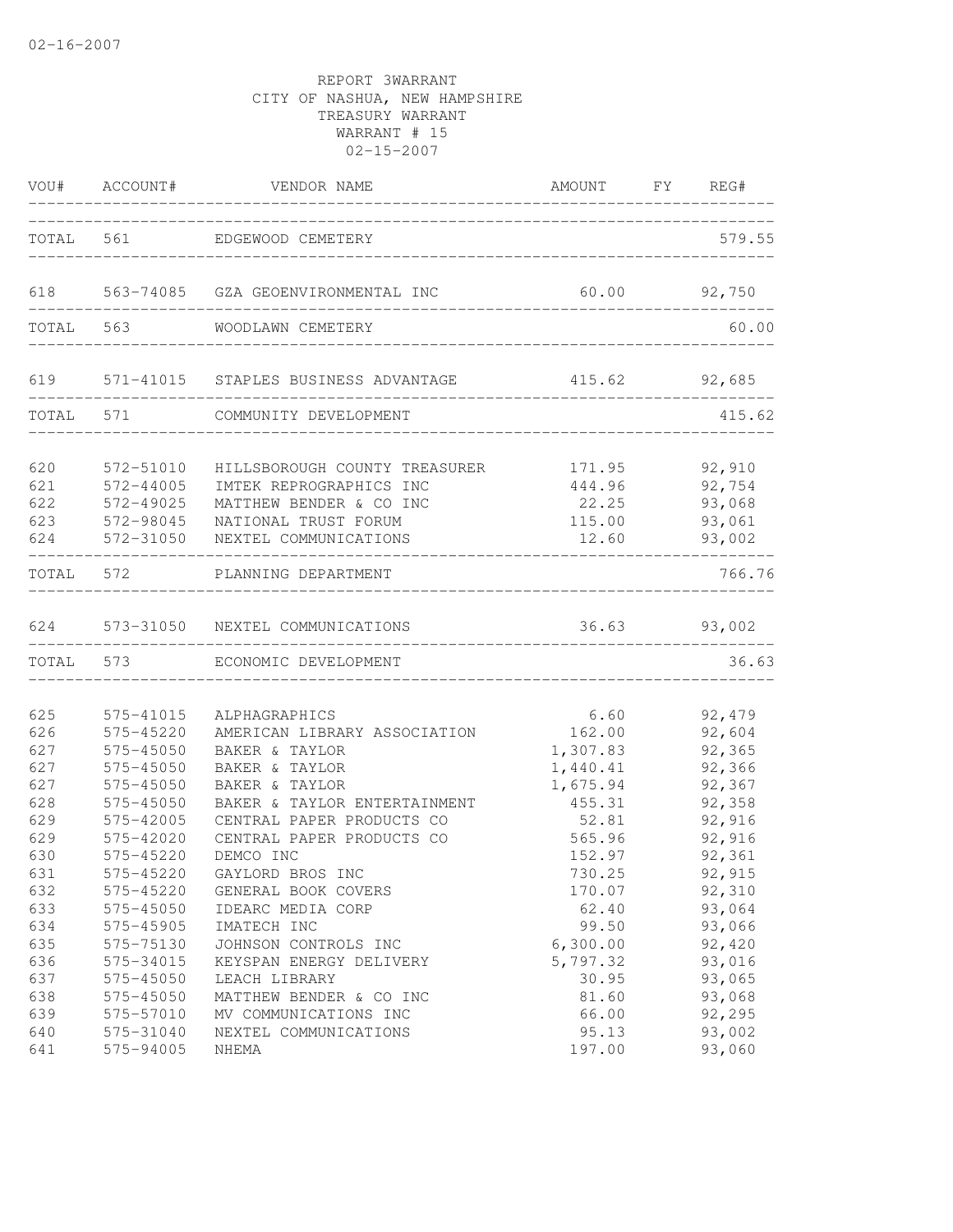02-16-2007

REPORT 3WARRANT
CITY OF NASHUA, NEW HAMPSHIRE
TREASURY WARRANT
WARRANT # 15
02-15-2007

| VOU# | ACCOUNT# | VENDOR NAME | AMOUNT | FY | REG# |
|---|---|---|---|---|---|
| TOTAL | 561 | EDGEWOOD CEMETERY | | | 579.55 |
| 618 | 563-74085 | GZA GEOENVIRONMENTAL INC | 60.00 | | 92,750 |
| TOTAL | 563 | WOODLAWN CEMETERY | | | 60.00 |
| 619 | 571-41015 | STAPLES BUSINESS ADVANTAGE | 415.62 | | 92,685 |
| TOTAL | 571 | COMMUNITY DEVELOPMENT | | | 415.62 |
| 620 | 572-51010 | HILLSBOROUGH COUNTY TREASURER | 171.95 | | 92,910 |
| 621 | 572-44005 | IMTEK REPROGRAPHICS INC | 444.96 | | 92,754 |
| 622 | 572-49025 | MATTHEW BENDER & CO INC | 22.25 | | 93,068 |
| 623 | 572-98045 | NATIONAL TRUST FORUM | 115.00 | | 93,061 |
| 624 | 572-31050 | NEXTEL COMMUNICATIONS | 12.60 | | 93,002 |
| TOTAL | 572 | PLANNING DEPARTMENT | | | 766.76 |
| 624 | 573-31050 | NEXTEL COMMUNICATIONS | 36.63 | | 93,002 |
| TOTAL | 573 | ECONOMIC DEVELOPMENT | | | 36.63 |
| 625 | 575-41015 | ALPHAGRAPHICS | 6.60 | | 92,479 |
| 626 | 575-45220 | AMERICAN LIBRARY ASSOCIATION | 162.00 | | 92,604 |
| 627 | 575-45050 | BAKER & TAYLOR | 1,307.83 | | 92,365 |
| 627 | 575-45050 | BAKER & TAYLOR | 1,440.41 | | 92,366 |
| 627 | 575-45050 | BAKER & TAYLOR | 1,675.94 | | 92,367 |
| 628 | 575-45050 | BAKER & TAYLOR ENTERTAINMENT | 455.31 | | 92,358 |
| 629 | 575-42005 | CENTRAL PAPER PRODUCTS CO | 52.81 | | 92,916 |
| 629 | 575-42020 | CENTRAL PAPER PRODUCTS CO | 565.96 | | 92,916 |
| 630 | 575-45220 | DEMCO INC | 152.97 | | 92,361 |
| 631 | 575-45220 | GAYLORD BROS INC | 730.25 | | 92,915 |
| 632 | 575-45220 | GENERAL BOOK COVERS | 170.07 | | 92,310 |
| 633 | 575-45050 | IDEARC MEDIA CORP | 62.40 | | 93,064 |
| 634 | 575-45905 | IMATECH INC | 99.50 | | 93,066 |
| 635 | 575-75130 | JOHNSON CONTROLS INC | 6,300.00 | | 92,420 |
| 636 | 575-34015 | KEYSPAN ENERGY DELIVERY | 5,797.32 | | 93,016 |
| 637 | 575-45050 | LEACH LIBRARY | 30.95 | | 93,065 |
| 638 | 575-45050 | MATTHEW BENDER & CO INC | 81.60 | | 93,068 |
| 639 | 575-57010 | MV COMMUNICATIONS INC | 66.00 | | 92,295 |
| 640 | 575-31040 | NEXTEL COMMUNICATIONS | 95.13 | | 93,002 |
| 641 | 575-94005 | NHEMA | 197.00 | | 93,060 |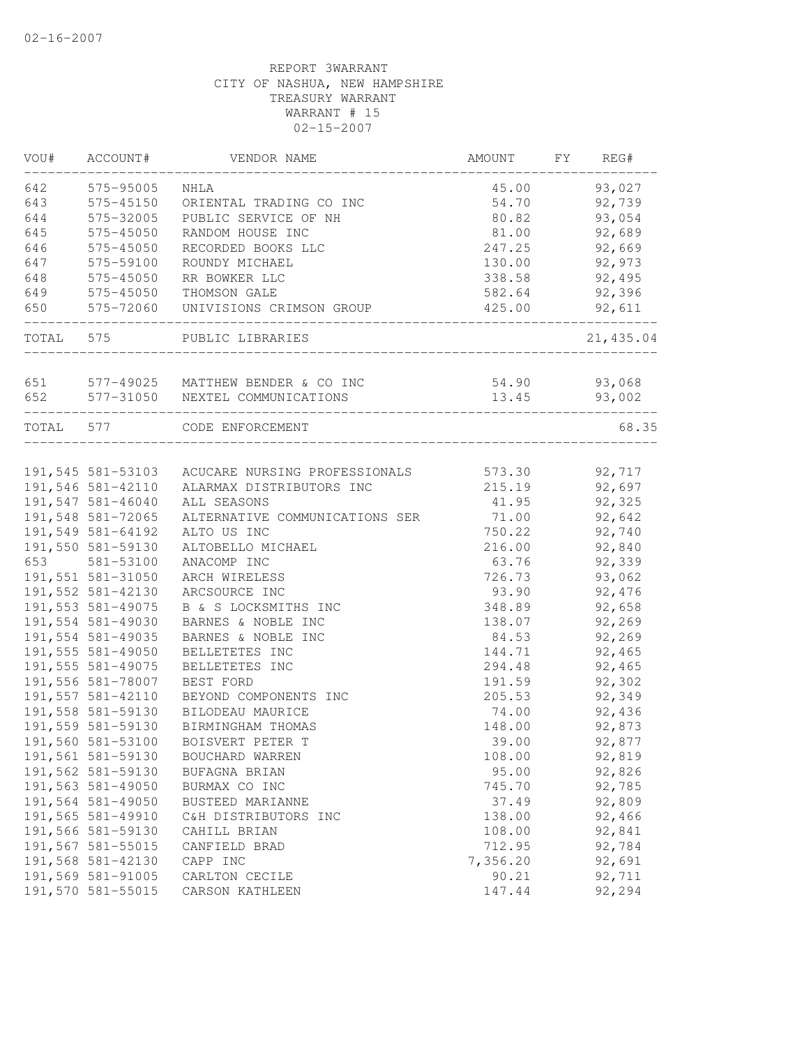02-16-2007

REPORT 3WARRANT
CITY OF NASHUA, NEW HAMPSHIRE
TREASURY WARRANT
WARRANT # 15
02-15-2007

| VOU# | ACCOUNT# | VENDOR NAME | AMOUNT | FY | REG# |
|---|---|---|---|---|---|
| 642 | 575-95005 | NHLA | 45.00 | | 93,027 |
| 643 | 575-45150 | ORIENTAL TRADING CO INC | 54.70 | | 92,739 |
| 644 | 575-32005 | PUBLIC SERVICE OF NH | 80.82 | | 93,054 |
| 645 | 575-45050 | RANDOM HOUSE INC | 81.00 | | 92,689 |
| 646 | 575-45050 | RECORDED BOOKS LLC | 247.25 | | 92,669 |
| 647 | 575-59100 | ROUNDY MICHAEL | 130.00 | | 92,973 |
| 648 | 575-45050 | RR BOWKER LLC | 338.58 | | 92,495 |
| 649 | 575-45050 | THOMSON GALE | 582.64 | | 92,396 |
| 650 | 575-72060 | UNIVISIONS CRIMSON GROUP | 425.00 | | 92,611 |
| TOTAL | 575 | PUBLIC LIBRARIES | | | 21,435.04 |
| 651 | 577-49025 | MATTHEW BENDER & CO INC | 54.90 | | 93,068 |
| 652 | 577-31050 | NEXTEL COMMUNICATIONS | 13.45 | | 93,002 |
| TOTAL | 577 | CODE ENFORCEMENT | | | 68.35 |
| 191,545 | 581-53103 | ACUCARE NURSING PROFESSIONALS | 573.30 | | 92,717 |
| 191,546 | 581-42110 | ALARMAX DISTRIBUTORS INC | 215.19 | | 92,697 |
| 191,547 | 581-46040 | ALL SEASONS | 41.95 | | 92,325 |
| 191,548 | 581-72065 | ALTERNATIVE COMMUNICATIONS SER | 71.00 | | 92,642 |
| 191,549 | 581-64192 | ALTO US INC | 750.22 | | 92,740 |
| 191,550 | 581-59130 | ALTOBELLO MICHAEL | 216.00 | | 92,840 |
| 653 | 581-53100 | ANACOMP INC | 63.76 | | 92,339 |
| 191,551 | 581-31050 | ARCH WIRELESS | 726.73 | | 93,062 |
| 191,552 | 581-42130 | ARCSOURCE INC | 93.90 | | 92,476 |
| 191,553 | 581-49075 | B & S LOCKSMITHS INC | 348.89 | | 92,658 |
| 191,554 | 581-49030 | BARNES & NOBLE INC | 138.07 | | 92,269 |
| 191,554 | 581-49035 | BARNES & NOBLE INC | 84.53 | | 92,269 |
| 191,555 | 581-49050 | BELLETETES INC | 144.71 | | 92,465 |
| 191,555 | 581-49075 | BELLETETES INC | 294.48 | | 92,465 |
| 191,556 | 581-78007 | BEST FORD | 191.59 | | 92,302 |
| 191,557 | 581-42110 | BEYOND COMPONENTS INC | 205.53 | | 92,349 |
| 191,558 | 581-59130 | BILODEAU MAURICE | 74.00 | | 92,436 |
| 191,559 | 581-59130 | BIRMINGHAM THOMAS | 148.00 | | 92,873 |
| 191,560 | 581-53100 | BOISVERT PETER T | 39.00 | | 92,877 |
| 191,561 | 581-59130 | BOUCHARD WARREN | 108.00 | | 92,819 |
| 191,562 | 581-59130 | BUFAGNA BRIAN | 95.00 | | 92,826 |
| 191,563 | 581-49050 | BURMAX CO INC | 745.70 | | 92,785 |
| 191,564 | 581-49050 | BUSTEED MARIANNE | 37.49 | | 92,809 |
| 191,565 | 581-49910 | C&H DISTRIBUTORS INC | 138.00 | | 92,466 |
| 191,566 | 581-59130 | CAHILL BRIAN | 108.00 | | 92,841 |
| 191,567 | 581-55015 | CANFIELD BRAD | 712.95 | | 92,784 |
| 191,568 | 581-42130 | CAPP INC | 7,356.20 | | 92,691 |
| 191,569 | 581-91005 | CARLTON CECILE | 90.21 | | 92,711 |
| 191,570 | 581-55015 | CARSON KATHLEEN | 147.44 | | 92,294 |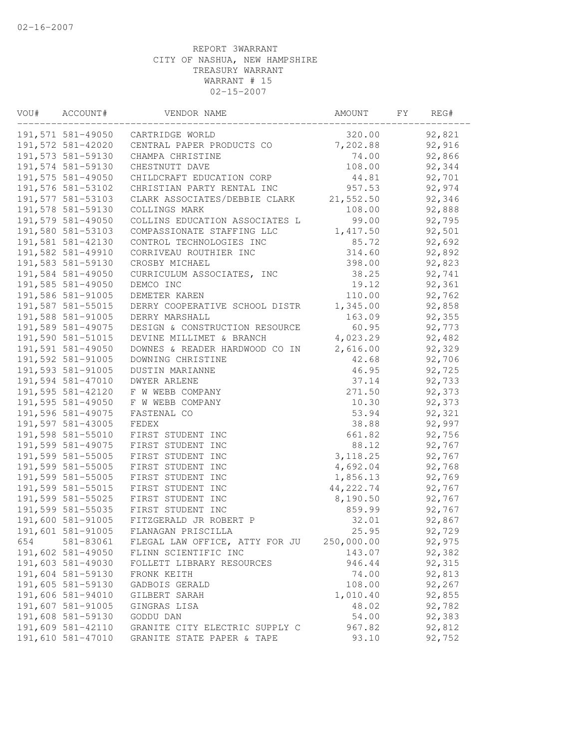02-16-2007

REPORT 3WARRANT
CITY OF NASHUA, NEW HAMPSHIRE
TREASURY WARRANT
WARRANT # 15
02-15-2007

| VOU# | ACCOUNT# | VENDOR NAME | AMOUNT | FY | REG# |
|---|---|---|---|---|---|
| 191,571 | 581-49050 | CARTRIDGE WORLD | 320.00 | | 92,821 |
| 191,572 | 581-42020 | CENTRAL PAPER PRODUCTS CO | 7,202.88 | | 92,916 |
| 191,573 | 581-59130 | CHAMPA CHRISTINE | 74.00 | | 92,866 |
| 191,574 | 581-59130 | CHESTNUTT DAVE | 108.00 | | 92,344 |
| 191,575 | 581-49050 | CHILDCRAFT EDUCATION CORP | 44.81 | | 92,701 |
| 191,576 | 581-53102 | CHRISTIAN PARTY RENTAL INC | 957.53 | | 92,974 |
| 191,577 | 581-53103 | CLARK ASSOCIATES/DEBBIE CLARK | 21,552.50 | | 92,346 |
| 191,578 | 581-59130 | COLLINGS MARK | 108.00 | | 92,888 |
| 191,579 | 581-49050 | COLLINS EDUCATION ASSOCIATES L | 99.00 | | 92,795 |
| 191,580 | 581-53103 | COMPASSIONATE STAFFING LLC | 1,417.50 | | 92,501 |
| 191,581 | 581-42130 | CONTROL TECHNOLOGIES INC | 85.72 | | 92,692 |
| 191,582 | 581-49910 | CORRIVEAU ROUTHIER INC | 314.60 | | 92,892 |
| 191,583 | 581-59130 | CROSBY MICHAEL | 398.00 | | 92,823 |
| 191,584 | 581-49050 | CURRICULUM ASSOCIATES, INC | 38.25 | | 92,741 |
| 191,585 | 581-49050 | DEMCO INC | 19.12 | | 92,361 |
| 191,586 | 581-91005 | DEMETER KAREN | 110.00 | | 92,762 |
| 191,587 | 581-55015 | DERRY COOPERATIVE SCHOOL DISTR | 1,345.00 | | 92,858 |
| 191,588 | 581-91005 | DERRY MARSHALL | 163.09 | | 92,355 |
| 191,589 | 581-49075 | DESIGN & CONSTRUCTION RESOURCE | 60.95 | | 92,773 |
| 191,590 | 581-51015 | DEVINE MILLIMET & BRANCH | 4,023.29 | | 92,482 |
| 191,591 | 581-49050 | DOWNES & READER HARDWOOD CO IN | 2,616.00 | | 92,329 |
| 191,592 | 581-91005 | DOWNING CHRISTINE | 42.68 | | 92,706 |
| 191,593 | 581-91005 | DUSTIN MARIANNE | 46.95 | | 92,725 |
| 191,594 | 581-47010 | DWYER ARLENE | 37.14 | | 92,733 |
| 191,595 | 581-42120 | F W WEBB COMPANY | 271.50 | | 92,373 |
| 191,595 | 581-49050 | F W WEBB COMPANY | 10.30 | | 92,373 |
| 191,596 | 581-49075 | FASTENAL CO | 53.94 | | 92,321 |
| 191,597 | 581-43005 | FEDEX | 38.88 | | 92,997 |
| 191,598 | 581-55010 | FIRST STUDENT INC | 661.82 | | 92,756 |
| 191,599 | 581-49075 | FIRST STUDENT INC | 88.12 | | 92,767 |
| 191,599 | 581-55005 | FIRST STUDENT INC | 3,118.25 | | 92,767 |
| 191,599 | 581-55005 | FIRST STUDENT INC | 4,692.04 | | 92,768 |
| 191,599 | 581-55005 | FIRST STUDENT INC | 1,856.13 | | 92,769 |
| 191,599 | 581-55015 | FIRST STUDENT INC | 44,222.74 | | 92,767 |
| 191,599 | 581-55025 | FIRST STUDENT INC | 8,190.50 | | 92,767 |
| 191,599 | 581-55035 | FIRST STUDENT INC | 859.99 | | 92,767 |
| 191,600 | 581-91005 | FITZGERALD JR ROBERT P | 32.01 | | 92,867 |
| 191,601 | 581-91005 | FLANAGAN PRISCILLA | 25.95 | | 92,729 |
| 654 | 581-83061 | FLEGAL LAW OFFICE, ATTY FOR JU | 250,000.00 | | 92,975 |
| 191,602 | 581-49050 | FLINN SCIENTIFIC INC | 143.07 | | 92,382 |
| 191,603 | 581-49030 | FOLLETT LIBRARY RESOURCES | 946.44 | | 92,315 |
| 191,604 | 581-59130 | FRONK KEITH | 74.00 | | 92,813 |
| 191,605 | 581-59130 | GADBOIS GERALD | 108.00 | | 92,267 |
| 191,606 | 581-94010 | GILBERT SARAH | 1,010.40 | | 92,855 |
| 191,607 | 581-91005 | GINGRAS LISA | 48.02 | | 92,782 |
| 191,608 | 581-59130 | GODDU DAN | 54.00 | | 92,383 |
| 191,609 | 581-42110 | GRANITE CITY ELECTRIC SUPPLY C | 967.82 | | 92,812 |
| 191,610 | 581-47010 | GRANITE STATE PAPER & TAPE | 93.10 | | 92,752 |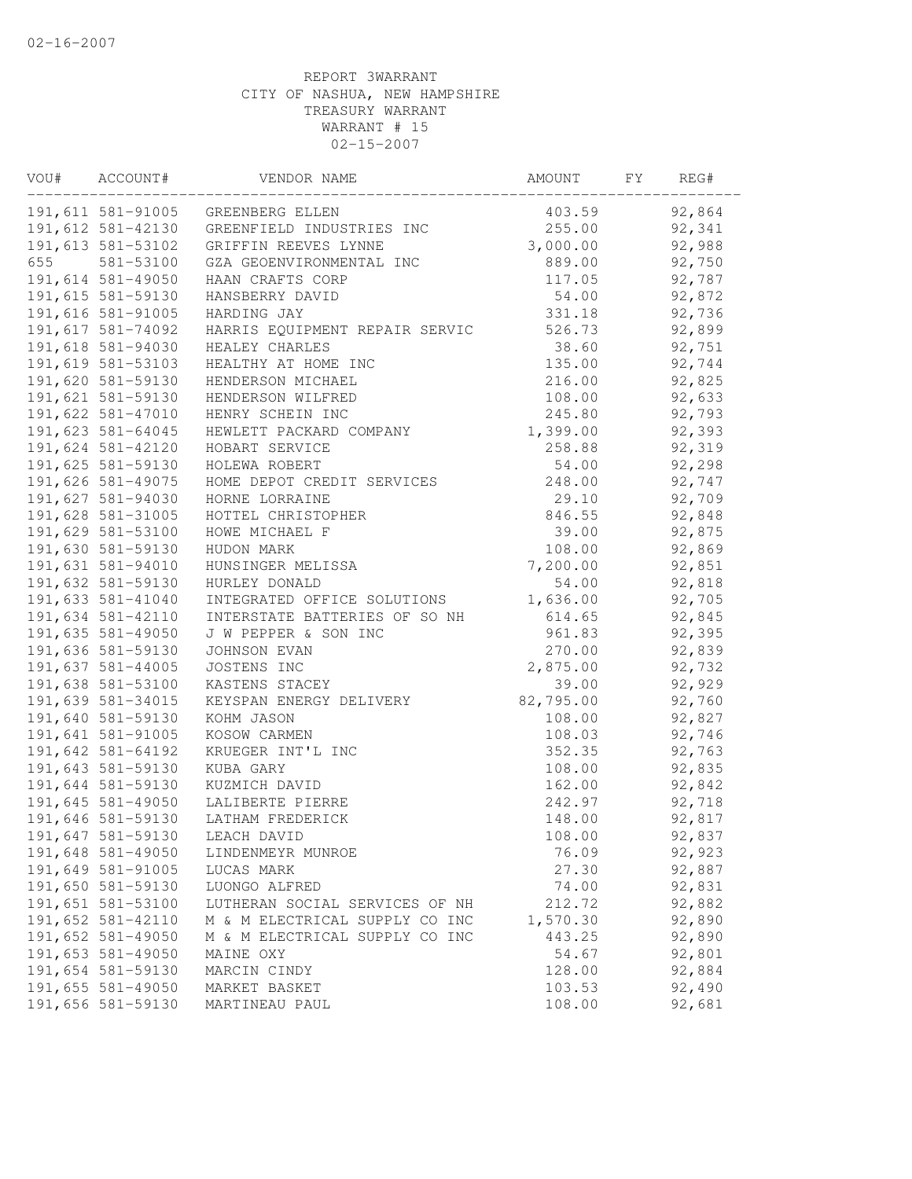02-16-2007

REPORT 3WARRANT
CITY OF NASHUA, NEW HAMPSHIRE
TREASURY WARRANT
WARRANT # 15
02-15-2007

| VOU# | ACCOUNT# | VENDOR NAME | AMOUNT | FY | REG# |
|---|---|---|---|---|---|
| 191,611 | 581-91005 | GREENBERG ELLEN | 403.59 | | 92,864 |
| 191,612 | 581-42130 | GREENFIELD INDUSTRIES INC | 255.00 | | 92,341 |
| 191,613 | 581-53102 | GRIFFIN REEVES LYNNE | 3,000.00 | | 92,988 |
| 655 | 581-53100 | GZA GEOENVIRONMENTAL INC | 889.00 | | 92,750 |
| 191,614 | 581-49050 | HAAN CRAFTS CORP | 117.05 | | 92,787 |
| 191,615 | 581-59130 | HANSBERRY DAVID | 54.00 | | 92,872 |
| 191,616 | 581-91005 | HARDING JAY | 331.18 | | 92,736 |
| 191,617 | 581-74092 | HARRIS EQUIPMENT REPAIR SERVIC | 526.73 | | 92,899 |
| 191,618 | 581-94030 | HEALEY CHARLES | 38.60 | | 92,751 |
| 191,619 | 581-53103 | HEALTHY AT HOME INC | 135.00 | | 92,744 |
| 191,620 | 581-59130 | HENDERSON MICHAEL | 216.00 | | 92,825 |
| 191,621 | 581-59130 | HENDERSON WILFRED | 108.00 | | 92,633 |
| 191,622 | 581-47010 | HENRY SCHEIN INC | 245.80 | | 92,793 |
| 191,623 | 581-64045 | HEWLETT PACKARD COMPANY | 1,399.00 | | 92,393 |
| 191,624 | 581-42120 | HOBART SERVICE | 258.88 | | 92,319 |
| 191,625 | 581-59130 | HOLEWA ROBERT | 54.00 | | 92,298 |
| 191,626 | 581-49075 | HOME DEPOT CREDIT SERVICES | 248.00 | | 92,747 |
| 191,627 | 581-94030 | HORNE LORRAINE | 29.10 | | 92,709 |
| 191,628 | 581-31005 | HOTTEL CHRISTOPHER | 846.55 | | 92,848 |
| 191,629 | 581-53100 | HOWE MICHAEL F | 39.00 | | 92,875 |
| 191,630 | 581-59130 | HUDON MARK | 108.00 | | 92,869 |
| 191,631 | 581-94010 | HUNSINGER MELISSA | 7,200.00 | | 92,851 |
| 191,632 | 581-59130 | HURLEY DONALD | 54.00 | | 92,818 |
| 191,633 | 581-41040 | INTEGRATED OFFICE SOLUTIONS | 1,636.00 | | 92,705 |
| 191,634 | 581-42110 | INTERSTATE BATTERIES OF SO NH | 614.65 | | 92,845 |
| 191,635 | 581-49050 | J W PEPPER & SON INC | 961.83 | | 92,395 |
| 191,636 | 581-59130 | JOHNSON EVAN | 270.00 | | 92,839 |
| 191,637 | 581-44005 | JOSTENS INC | 2,875.00 | | 92,732 |
| 191,638 | 581-53100 | KASTENS STACEY | 39.00 | | 92,929 |
| 191,639 | 581-34015 | KEYSPAN ENERGY DELIVERY | 82,795.00 | | 92,760 |
| 191,640 | 581-59130 | KOHM JASON | 108.00 | | 92,827 |
| 191,641 | 581-91005 | KOSOW CARMEN | 108.03 | | 92,746 |
| 191,642 | 581-64192 | KRUEGER INT'L INC | 352.35 | | 92,763 |
| 191,643 | 581-59130 | KUBA GARY | 108.00 | | 92,835 |
| 191,644 | 581-59130 | KUZMICH DAVID | 162.00 | | 92,842 |
| 191,645 | 581-49050 | LALIBERTE PIERRE | 242.97 | | 92,718 |
| 191,646 | 581-59130 | LATHAM FREDERICK | 148.00 | | 92,817 |
| 191,647 | 581-59130 | LEACH DAVID | 108.00 | | 92,837 |
| 191,648 | 581-49050 | LINDENMEYR MUNROE | 76.09 | | 92,923 |
| 191,649 | 581-91005 | LUCAS MARK | 27.30 | | 92,887 |
| 191,650 | 581-59130 | LUONGO ALFRED | 74.00 | | 92,831 |
| 191,651 | 581-53100 | LUTHERAN SOCIAL SERVICES OF NH | 212.72 | | 92,882 |
| 191,652 | 581-42110 | M & M ELECTRICAL SUPPLY CO INC | 1,570.30 | | 92,890 |
| 191,652 | 581-49050 | M & M ELECTRICAL SUPPLY CO INC | 443.25 | | 92,890 |
| 191,653 | 581-49050 | MAINE OXY | 54.67 | | 92,801 |
| 191,654 | 581-59130 | MARCIN CINDY | 128.00 | | 92,884 |
| 191,655 | 581-49050 | MARKET BASKET | 103.53 | | 92,490 |
| 191,656 | 581-59130 | MARTINEAU PAUL | 108.00 | | 92,681 |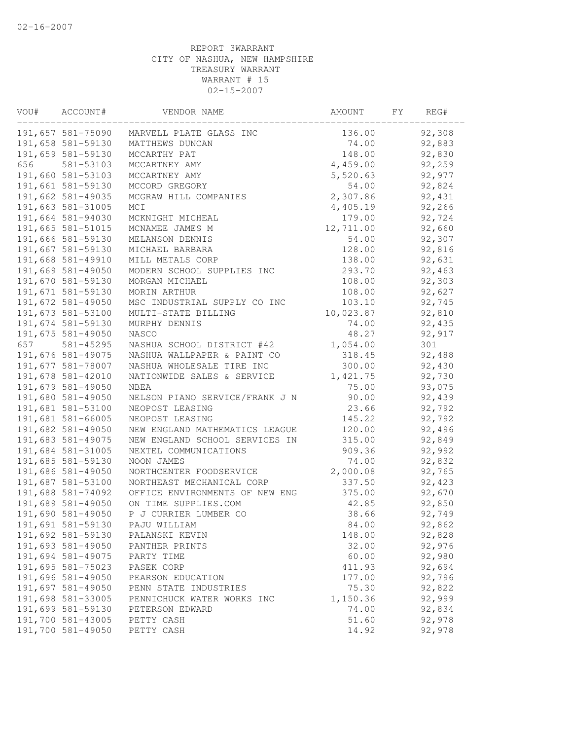02-16-2007

REPORT 3WARRANT
CITY OF NASHUA, NEW HAMPSHIRE
TREASURY WARRANT
WARRANT # 15
02-15-2007

| VOU# | ACCOUNT# | VENDOR NAME | AMOUNT | FY | REG# |
|---|---|---|---|---|---|
| 191,657 | 581-75090 | MARVELL PLATE GLASS INC | 136.00 | | 92,308 |
| 191,658 | 581-59130 | MATTHEWS DUNCAN | 74.00 | | 92,883 |
| 191,659 | 581-59130 | MCCARTHY PAT | 148.00 | | 92,830 |
| 656 | 581-53103 | MCCARTNEY AMY | 4,459.00 | | 92,259 |
| 191,660 | 581-53103 | MCCARTNEY AMY | 5,520.63 | | 92,977 |
| 191,661 | 581-59130 | MCCORD GREGORY | 54.00 | | 92,824 |
| 191,662 | 581-49035 | MCGRAW HILL COMPANIES | 2,307.86 | | 92,431 |
| 191,663 | 581-31005 | MCI | 4,405.19 | | 92,266 |
| 191,664 | 581-94030 | MCKNIGHT MICHEAL | 179.00 | | 92,724 |
| 191,665 | 581-51015 | MCNAMEE JAMES M | 12,711.00 | | 92,660 |
| 191,666 | 581-59130 | MELANSON DENNIS | 54.00 | | 92,307 |
| 191,667 | 581-59130 | MICHAEL BARBARA | 128.00 | | 92,816 |
| 191,668 | 581-49910 | MILL METALS CORP | 138.00 | | 92,631 |
| 191,669 | 581-49050 | MODERN SCHOOL SUPPLIES INC | 293.70 | | 92,463 |
| 191,670 | 581-59130 | MORGAN MICHAEL | 108.00 | | 92,303 |
| 191,671 | 581-59130 | MORIN ARTHUR | 108.00 | | 92,627 |
| 191,672 | 581-49050 | MSC INDUSTRIAL SUPPLY CO INC | 103.10 | | 92,745 |
| 191,673 | 581-53100 | MULTI-STATE BILLING | 10,023.87 | | 92,810 |
| 191,674 | 581-59130 | MURPHY DENNIS | 74.00 | | 92,435 |
| 191,675 | 581-49050 | NASCO | 48.27 | | 92,917 |
| 657 | 581-45295 | NASHUA SCHOOL DISTRICT #42 | 1,054.00 | | 301 |
| 191,676 | 581-49075 | NASHUA WALLPAPER & PAINT CO | 318.45 | | 92,488 |
| 191,677 | 581-78007 | NASHUA WHOLESALE TIRE INC | 300.00 | | 92,430 |
| 191,678 | 581-42010 | NATIONWIDE SALES & SERVICE | 1,421.75 | | 92,730 |
| 191,679 | 581-49050 | NBEA | 75.00 | | 93,075 |
| 191,680 | 581-49050 | NELSON PIANO SERVICE/FRANK J N | 90.00 | | 92,439 |
| 191,681 | 581-53100 | NEOPOST LEASING | 23.66 | | 92,792 |
| 191,681 | 581-66005 | NEOPOST LEASING | 145.22 | | 92,792 |
| 191,682 | 581-49050 | NEW ENGLAND MATHEMATICS LEAGUE | 120.00 | | 92,496 |
| 191,683 | 581-49075 | NEW ENGLAND SCHOOL SERVICES IN | 315.00 | | 92,849 |
| 191,684 | 581-31005 | NEXTEL COMMUNICATIONS | 909.36 | | 92,992 |
| 191,685 | 581-59130 | NOON JAMES | 74.00 | | 92,832 |
| 191,686 | 581-49050 | NORTHCENTER FOODSERVICE | 2,000.08 | | 92,765 |
| 191,687 | 581-53100 | NORTHEAST MECHANICAL CORP | 337.50 | | 92,423 |
| 191,688 | 581-74092 | OFFICE ENVIRONMENTS OF NEW ENG | 375.00 | | 92,670 |
| 191,689 | 581-49050 | ON TIME SUPPLIES.COM | 42.85 | | 92,850 |
| 191,690 | 581-49050 | P J CURRIER LUMBER CO | 38.66 | | 92,749 |
| 191,691 | 581-59130 | PAJU WILLIAM | 84.00 | | 92,862 |
| 191,692 | 581-59130 | PALANSKI KEVIN | 148.00 | | 92,828 |
| 191,693 | 581-49050 | PANTHER PRINTS | 32.00 | | 92,976 |
| 191,694 | 581-49075 | PARTY TIME | 60.00 | | 92,980 |
| 191,695 | 581-75023 | PASEK CORP | 411.93 | | 92,694 |
| 191,696 | 581-49050 | PEARSON EDUCATION | 177.00 | | 92,796 |
| 191,697 | 581-49050 | PENN STATE INDUSTRIES | 75.30 | | 92,822 |
| 191,698 | 581-33005 | PENNICHUCK WATER WORKS INC | 1,150.36 | | 92,999 |
| 191,699 | 581-59130 | PETERSON EDWARD | 74.00 | | 92,834 |
| 191,700 | 581-43005 | PETTY CASH | 51.60 | | 92,978 |
| 191,700 | 581-49050 | PETTY CASH | 14.92 | | 92,978 |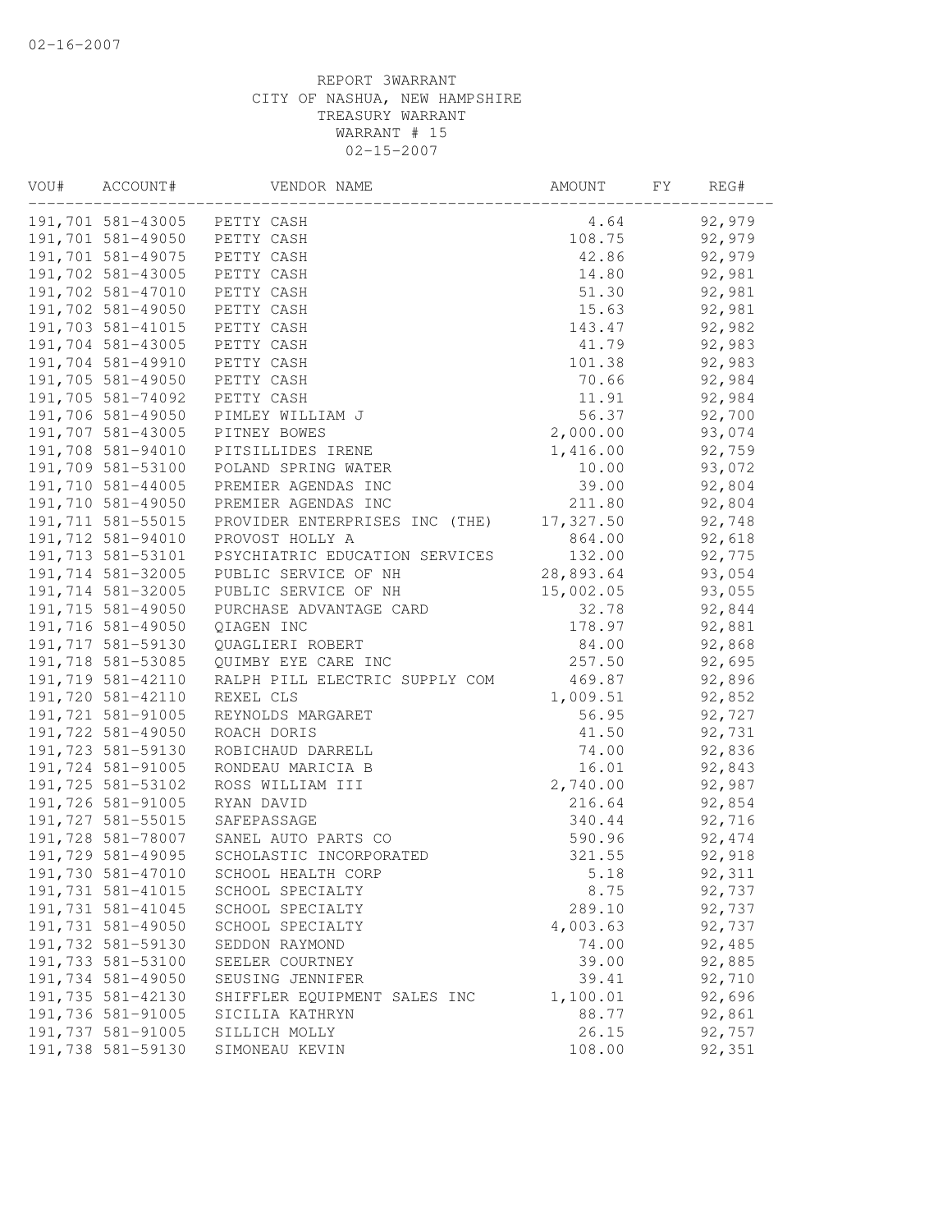REPORT 3WARRANT
CITY OF NASHUA, NEW HAMPSHIRE
TREASURY WARRANT
WARRANT # 15
02-15-2007

| VOU# | ACCOUNT# | VENDOR NAME | AMOUNT | FY | REG# |
|---|---|---|---|---|---|
| 191,701 | 581-43005 | PETTY CASH | 4.64 | | 92,979 |
| 191,701 | 581-49050 | PETTY CASH | 108.75 | | 92,979 |
| 191,701 | 581-49075 | PETTY CASH | 42.86 | | 92,979 |
| 191,702 | 581-43005 | PETTY CASH | 14.80 | | 92,981 |
| 191,702 | 581-47010 | PETTY CASH | 51.30 | | 92,981 |
| 191,702 | 581-49050 | PETTY CASH | 15.63 | | 92,981 |
| 191,703 | 581-41015 | PETTY CASH | 143.47 | | 92,982 |
| 191,704 | 581-43005 | PETTY CASH | 41.79 | | 92,983 |
| 191,704 | 581-49910 | PETTY CASH | 101.38 | | 92,983 |
| 191,705 | 581-49050 | PETTY CASH | 70.66 | | 92,984 |
| 191,705 | 581-74092 | PETTY CASH | 11.91 | | 92,984 |
| 191,706 | 581-49050 | PIMLEY WILLIAM J | 56.37 | | 92,700 |
| 191,707 | 581-43005 | PITNEY BOWES | 2,000.00 | | 93,074 |
| 191,708 | 581-94010 | PITSILLIDES IRENE | 1,416.00 | | 92,759 |
| 191,709 | 581-53100 | POLAND SPRING WATER | 10.00 | | 93,072 |
| 191,710 | 581-44005 | PREMIER AGENDAS INC | 39.00 | | 92,804 |
| 191,710 | 581-49050 | PREMIER AGENDAS INC | 211.80 | | 92,804 |
| 191,711 | 581-55015 | PROVIDER ENTERPRISES INC (THE) | 17,327.50 | | 92,748 |
| 191,712 | 581-94010 | PROVOST HOLLY A | 864.00 | | 92,618 |
| 191,713 | 581-53101 | PSYCHIATRIC EDUCATION SERVICES | 132.00 | | 92,775 |
| 191,714 | 581-32005 | PUBLIC SERVICE OF NH | 28,893.64 | | 93,054 |
| 191,714 | 581-32005 | PUBLIC SERVICE OF NH | 15,002.05 | | 93,055 |
| 191,715 | 581-49050 | PURCHASE ADVANTAGE CARD | 32.78 | | 92,844 |
| 191,716 | 581-49050 | QIAGEN INC | 178.97 | | 92,881 |
| 191,717 | 581-59130 | QUAGLIERI ROBERT | 84.00 | | 92,868 |
| 191,718 | 581-53085 | QUIMBY EYE CARE INC | 257.50 | | 92,695 |
| 191,719 | 581-42110 | RALPH PILL ELECTRIC SUPPLY COM | 469.87 | | 92,896 |
| 191,720 | 581-42110 | REXEL CLS | 1,009.51 | | 92,852 |
| 191,721 | 581-91005 | REYNOLDS MARGARET | 56.95 | | 92,727 |
| 191,722 | 581-49050 | ROACH DORIS | 41.50 | | 92,731 |
| 191,723 | 581-59130 | ROBICHAUD DARRELL | 74.00 | | 92,836 |
| 191,724 | 581-91005 | RONDEAU MARICIA B | 16.01 | | 92,843 |
| 191,725 | 581-53102 | ROSS WILLIAM III | 2,740.00 | | 92,987 |
| 191,726 | 581-91005 | RYAN DAVID | 216.64 | | 92,854 |
| 191,727 | 581-55015 | SAFEPASSAGE | 340.44 | | 92,716 |
| 191,728 | 581-78007 | SANEL AUTO PARTS CO | 590.96 | | 92,474 |
| 191,729 | 581-49095 | SCHOLASTIC INCORPORATED | 321.55 | | 92,918 |
| 191,730 | 581-47010 | SCHOOL HEALTH CORP | 5.18 | | 92,311 |
| 191,731 | 581-41015 | SCHOOL SPECIALTY | 8.75 | | 92,737 |
| 191,731 | 581-41045 | SCHOOL SPECIALTY | 289.10 | | 92,737 |
| 191,731 | 581-49050 | SCHOOL SPECIALTY | 4,003.63 | | 92,737 |
| 191,732 | 581-59130 | SEDDON RAYMOND | 74.00 | | 92,485 |
| 191,733 | 581-53100 | SEELER COURTNEY | 39.00 | | 92,885 |
| 191,734 | 581-49050 | SEUSING JENNIFER | 39.41 | | 92,710 |
| 191,735 | 581-42130 | SHIFFLER EQUIPMENT SALES INC | 1,100.01 | | 92,696 |
| 191,736 | 581-91005 | SICILIA KATHRYN | 88.77 | | 92,861 |
| 191,737 | 581-91005 | SILLICH MOLLY | 26.15 | | 92,757 |
| 191,738 | 581-59130 | SIMONEAU KEVIN | 108.00 | | 92,351 |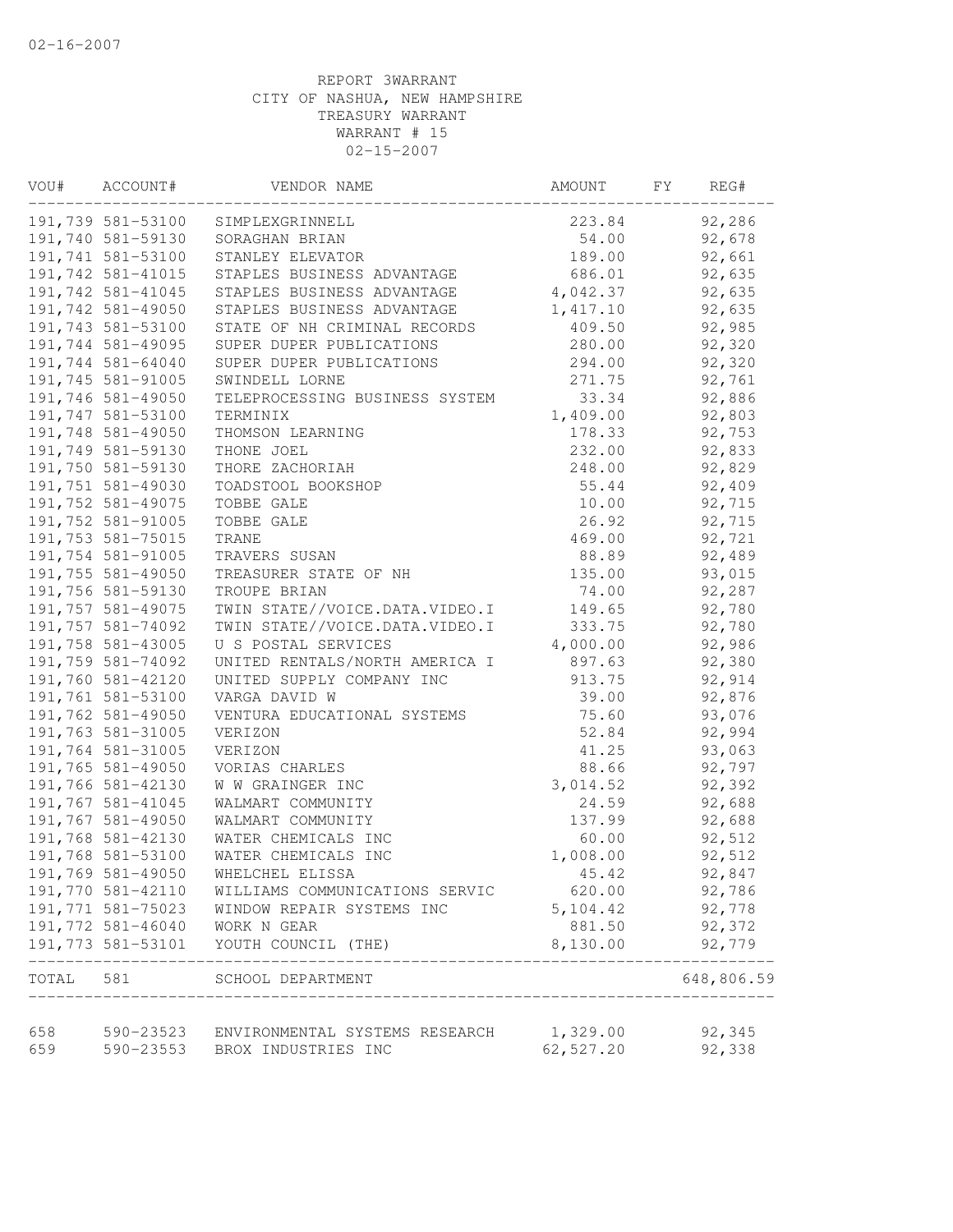REPORT 3WARRANT
CITY OF NASHUA, NEW HAMPSHIRE
TREASURY WARRANT
WARRANT # 15
02-15-2007

| VOU# | ACCOUNT# | VENDOR NAME | AMOUNT | FY | REG# |
|---|---|---|---|---|---|
| 191,739 | 581-53100 | SIMPLEXGRINNELL | 223.84 | | 92,286 |
| 191,740 | 581-59130 | SORAGHAN BRIAN | 54.00 | | 92,678 |
| 191,741 | 581-53100 | STANLEY ELEVATOR | 189.00 | | 92,661 |
| 191,742 | 581-41015 | STAPLES BUSINESS ADVANTAGE | 686.01 | | 92,635 |
| 191,742 | 581-41045 | STAPLES BUSINESS ADVANTAGE | 4,042.37 | | 92,635 |
| 191,742 | 581-49050 | STAPLES BUSINESS ADVANTAGE | 1,417.10 | | 92,635 |
| 191,743 | 581-53100 | STATE OF NH CRIMINAL RECORDS | 409.50 | | 92,985 |
| 191,744 | 581-49095 | SUPER DUPER PUBLICATIONS | 280.00 | | 92,320 |
| 191,744 | 581-64040 | SUPER DUPER PUBLICATIONS | 294.00 | | 92,320 |
| 191,745 | 581-91005 | SWINDELL LORNE | 271.75 | | 92,761 |
| 191,746 | 581-49050 | TELEPROCESSING BUSINESS SYSTEM | 33.34 | | 92,886 |
| 191,747 | 581-53100 | TERMINIX | 1,409.00 | | 92,803 |
| 191,748 | 581-49050 | THOMSON LEARNING | 178.33 | | 92,753 |
| 191,749 | 581-59130 | THONE JOEL | 232.00 | | 92,833 |
| 191,750 | 581-59130 | THORE ZACHORIAH | 248.00 | | 92,829 |
| 191,751 | 581-49030 | TOADSTOOL BOOKSHOP | 55.44 | | 92,409 |
| 191,752 | 581-49075 | TOBBE GALE | 10.00 | | 92,715 |
| 191,752 | 581-91005 | TOBBE GALE | 26.92 | | 92,715 |
| 191,753 | 581-75015 | TRANE | 469.00 | | 92,721 |
| 191,754 | 581-91005 | TRAVERS SUSAN | 88.89 | | 92,489 |
| 191,755 | 581-49050 | TREASURER STATE OF NH | 135.00 | | 93,015 |
| 191,756 | 581-59130 | TROUPE BRIAN | 74.00 | | 92,287 |
| 191,757 | 581-49075 | TWIN STATE//VOICE.DATA.VIDEO.I | 149.65 | | 92,780 |
| 191,757 | 581-74092 | TWIN STATE//VOICE.DATA.VIDEO.I | 333.75 | | 92,780 |
| 191,758 | 581-43005 | U S POSTAL SERVICES | 4,000.00 | | 92,986 |
| 191,759 | 581-74092 | UNITED RENTALS/NORTH AMERICA I | 897.63 | | 92,380 |
| 191,760 | 581-42120 | UNITED SUPPLY COMPANY INC | 913.75 | | 92,914 |
| 191,761 | 581-53100 | VARGA DAVID W | 39.00 | | 92,876 |
| 191,762 | 581-49050 | VENTURA EDUCATIONAL SYSTEMS | 75.60 | | 93,076 |
| 191,763 | 581-31005 | VERIZON | 52.84 | | 92,994 |
| 191,764 | 581-31005 | VERIZON | 41.25 | | 93,063 |
| 191,765 | 581-49050 | VORIAS CHARLES | 88.66 | | 92,797 |
| 191,766 | 581-42130 | W W GRAINGER INC | 3,014.52 | | 92,392 |
| 191,767 | 581-41045 | WALMART COMMUNITY | 24.59 | | 92,688 |
| 191,767 | 581-49050 | WALMART COMMUNITY | 137.99 | | 92,688 |
| 191,768 | 581-42130 | WATER CHEMICALS INC | 60.00 | | 92,512 |
| 191,768 | 581-53100 | WATER CHEMICALS INC | 1,008.00 | | 92,512 |
| 191,769 | 581-49050 | WHELCHEL ELISSA | 45.42 | | 92,847 |
| 191,770 | 581-42110 | WILLIAMS COMMUNICATIONS SERVIC | 620.00 | | 92,786 |
| 191,771 | 581-75023 | WINDOW REPAIR SYSTEMS INC | 5,104.42 | | 92,778 |
| 191,772 | 581-46040 | WORK N GEAR | 881.50 | | 92,372 |
| 191,773 | 581-53101 | YOUTH COUNCIL (THE) | 8,130.00 | | 92,779 |
| TOTAL | 581 | SCHOOL DEPARTMENT | | | 648,806.59 |
| 658 | 590-23523 | ENVIRONMENTAL SYSTEMS RESEARCH | 1,329.00 | | 92,345 |
| 659 | 590-23553 | BROX INDUSTRIES INC | 62,527.20 | | 92,338 |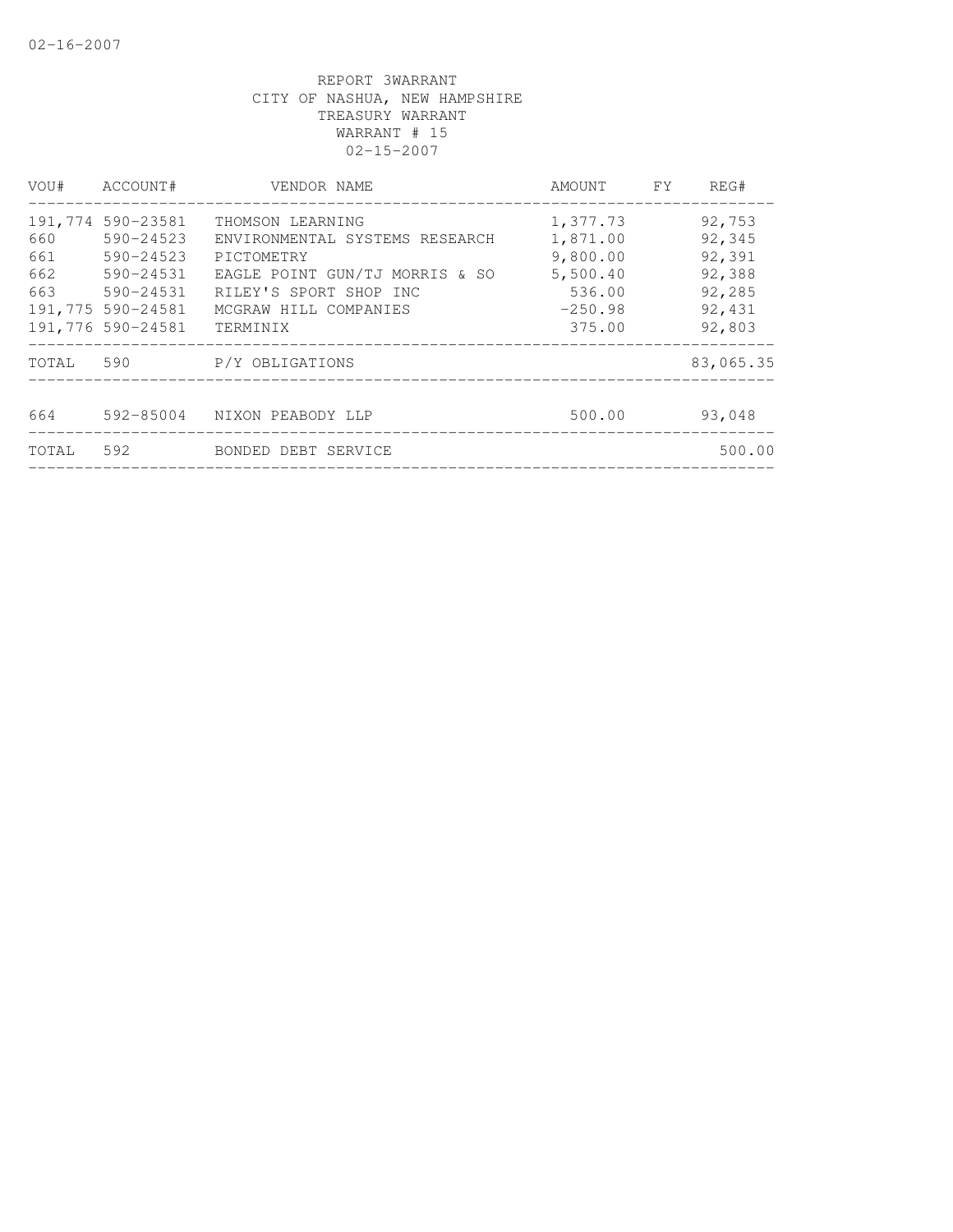REPORT 3WARRANT
CITY OF NASHUA, NEW HAMPSHIRE
TREASURY WARRANT
WARRANT # 15
02-15-2007

| VOU# | ACCOUNT# | VENDOR NAME | AMOUNT | FY | REG# |
|---|---|---|---|---|---|
| 191,774 | 590-23581 | THOMSON LEARNING | 1,377.73 | | 92,753 |
| 660 | 590-24523 | ENVIRONMENTAL SYSTEMS RESEARCH | 1,871.00 | | 92,345 |
| 661 | 590-24523 | PICTOMETRY | 9,800.00 | | 92,391 |
| 662 | 590-24531 | EAGLE POINT GUN/TJ MORRIS & SO | 5,500.40 | | 92,388 |
| 663 | 590-24531 | RILEY'S SPORT SHOP INC | 536.00 | | 92,285 |
| 191,775 | 590-24581 | MCGRAW HILL COMPANIES | -250.98 | | 92,431 |
| 191,776 | 590-24581 | TERMINIX | 375.00 | | 92,803 |
| TOTAL | 590 | P/Y OBLIGATIONS | | | 83,065.35 |
| 664 | 592-85004 | NIXON PEABODY LLP | 500.00 | | 93,048 |
| TOTAL | 592 | BONDED DEBT SERVICE | | | 500.00 |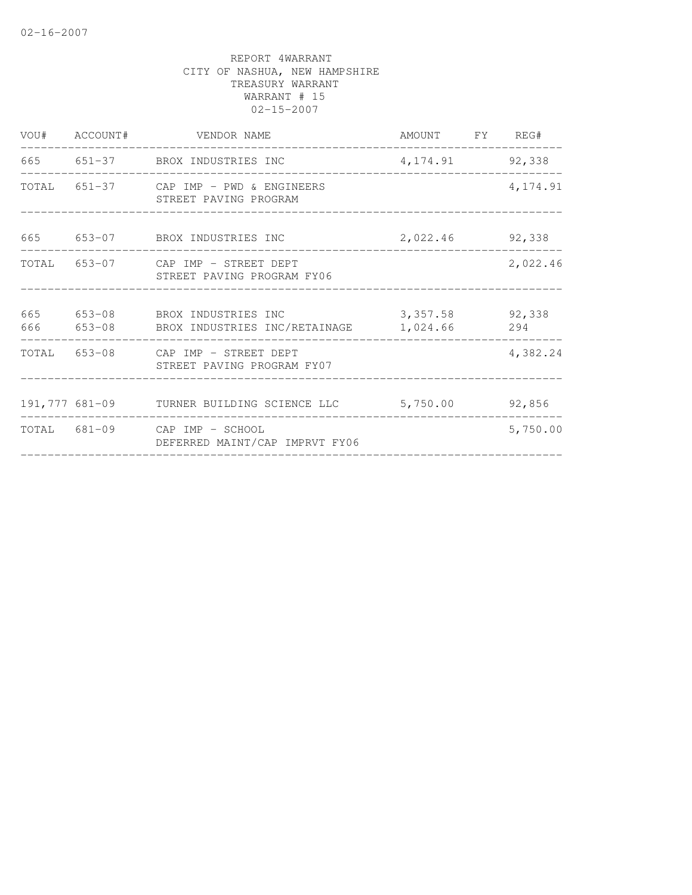REPORT 4WARRANT
CITY OF NASHUA, NEW HAMPSHIRE
TREASURY WARRANT
WARRANT # 15
02-15-2007

| VOU# | ACCOUNT# | VENDOR NAME | AMOUNT | FY | REG# |
|---|---|---|---|---|---|
| 665 | 651-37 | BROX INDUSTRIES INC | 4,174.91 | | 92,338 |
| TOTAL | 651-37 | CAP IMP - PWD & ENGINEERS STREET PAVING PROGRAM | | | 4,174.91 |
| 665 | 653-07 | BROX INDUSTRIES INC | 2,022.46 | | 92,338 |
| TOTAL | 653-07 | CAP IMP - STREET DEPT STREET PAVING PROGRAM FY06 | | | 2,022.46 |
| 665 | 653-08 | BROX INDUSTRIES INC | 3,357.58 | | 92,338 |
| 666 | 653-08 | BROX INDUSTRIES INC/RETAINAGE | 1,024.66 | | 294 |
| TOTAL | 653-08 | CAP IMP - STREET DEPT STREET PAVING PROGRAM FY07 | | | 4,382.24 |
| 191,777 | 681-09 | TURNER BUILDING SCIENCE LLC | 5,750.00 | | 92,856 |
| TOTAL | 681-09 | CAP IMP - SCHOOL DEFERRED MAINT/CAP IMPRVT FY06 | | | 5,750.00 |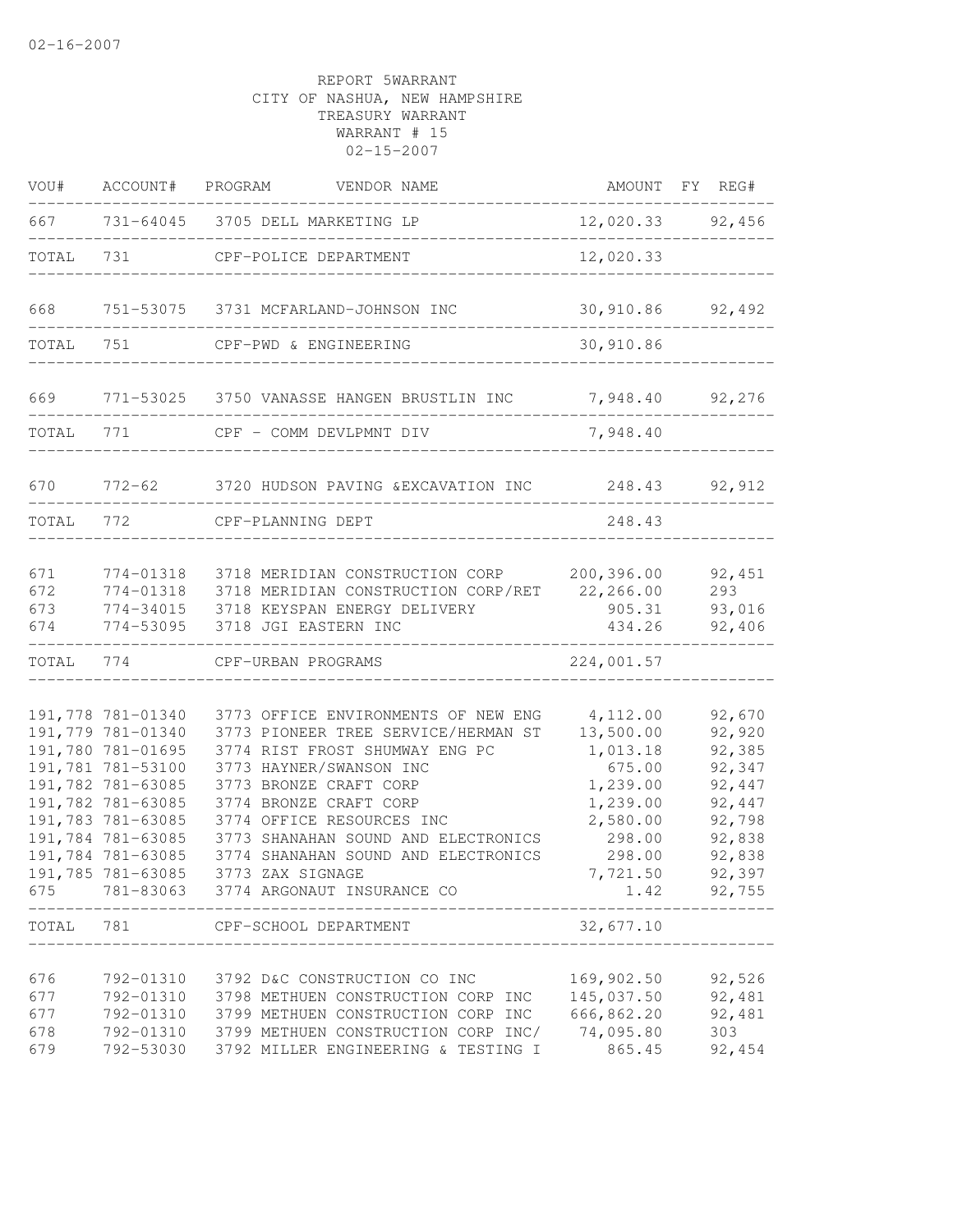02-16-2007

REPORT 5WARRANT
CITY OF NASHUA, NEW HAMPSHIRE
TREASURY WARRANT
WARRANT # 15
02-15-2007

| VOU# | ACCOUNT# | PROGRAM | VENDOR NAME | AMOUNT | FY | REG# |
|---|---|---|---|---|---|---|
| 667 | 731-64045 | 3705 | DELL MARKETING LP | 12,020.33 | | 92,456 |
| TOTAL | 731 | | CPF-POLICE DEPARTMENT | 12,020.33 | | |
| 668 | 751-53075 | 3731 | MCFARLAND-JOHNSON INC | 30,910.86 | | 92,492 |
| TOTAL | 751 | | CPF-PWD & ENGINEERING | 30,910.86 | | |
| 669 | 771-53025 | 3750 | VANASSE HANGEN BRUSTLIN INC | 7,948.40 | | 92,276 |
| TOTAL | 771 | | CPF - COMM DEVLPMNT DIV | 7,948.40 | | |
| 670 | 772-62 | 3720 | HUDSON PAVING &EXCAVATION INC | 248.43 | | 92,912 |
| TOTAL | 772 | | CPF-PLANNING DEPT | 248.43 | | |
| 671 | 774-01318 | 3718 | MERIDIAN CONSTRUCTION CORP | 200,396.00 | | 92,451 |
| 672 | 774-01318 | 3718 | MERIDIAN CONSTRUCTION CORP/RET | 22,266.00 | | 293 |
| 673 | 774-34015 | 3718 | KEYSPAN ENERGY DELIVERY | 905.31 | | 93,016 |
| 674 | 774-53095 | 3718 | JGI EASTERN INC | 434.26 | | 92,406 |
| TOTAL | 774 | | CPF-URBAN PROGRAMS | 224,001.57 | | |
| 191,778 | 781-01340 | 3773 | OFFICE ENVIRONMENTS OF NEW ENG | 4,112.00 | | 92,670 |
| 191,779 | 781-01340 | 3773 | PIONEER TREE SERVICE/HERMAN ST | 13,500.00 | | 92,920 |
| 191,780 | 781-01695 | 3774 | RIST FROST SHUMWAY ENG PC | 1,013.18 | | 92,385 |
| 191,781 | 781-53100 | 3773 | HAYNER/SWANSON INC | 675.00 | | 92,347 |
| 191,782 | 781-63085 | 3773 | BRONZE CRAFT CORP | 1,239.00 | | 92,447 |
| 191,782 | 781-63085 | 3774 | BRONZE CRAFT CORP | 1,239.00 | | 92,447 |
| 191,783 | 781-63085 | 3774 | OFFICE RESOURCES INC | 2,580.00 | | 92,798 |
| 191,784 | 781-63085 | 3773 | SHANAHAN SOUND AND ELECTRONICS | 298.00 | | 92,838 |
| 191,784 | 781-63085 | 3774 | SHANAHAN SOUND AND ELECTRONICS | 298.00 | | 92,838 |
| 191,785 | 781-63085 | 3773 | ZAX SIGNAGE | 7,721.50 | | 92,397 |
| 675 | 781-83063 | 3774 | ARGONAUT INSURANCE CO | 1.42 | | 92,755 |
| TOTAL | 781 | | CPF-SCHOOL DEPARTMENT | 32,677.10 | | |
| 676 | 792-01310 | 3792 | D&C CONSTRUCTION CO INC | 169,902.50 | | 92,526 |
| 677 | 792-01310 | 3798 | METHUEN CONSTRUCTION CORP INC | 145,037.50 | | 92,481 |
| 677 | 792-01310 | 3799 | METHUEN CONSTRUCTION CORP INC | 666,862.20 | | 92,481 |
| 678 | 792-01310 | 3799 | METHUEN CONSTRUCTION CORP INC/ | 74,095.80 | | 303 |
| 679 | 792-53030 | 3792 | MILLER ENGINEERING & TESTING I | 865.45 | | 92,454 |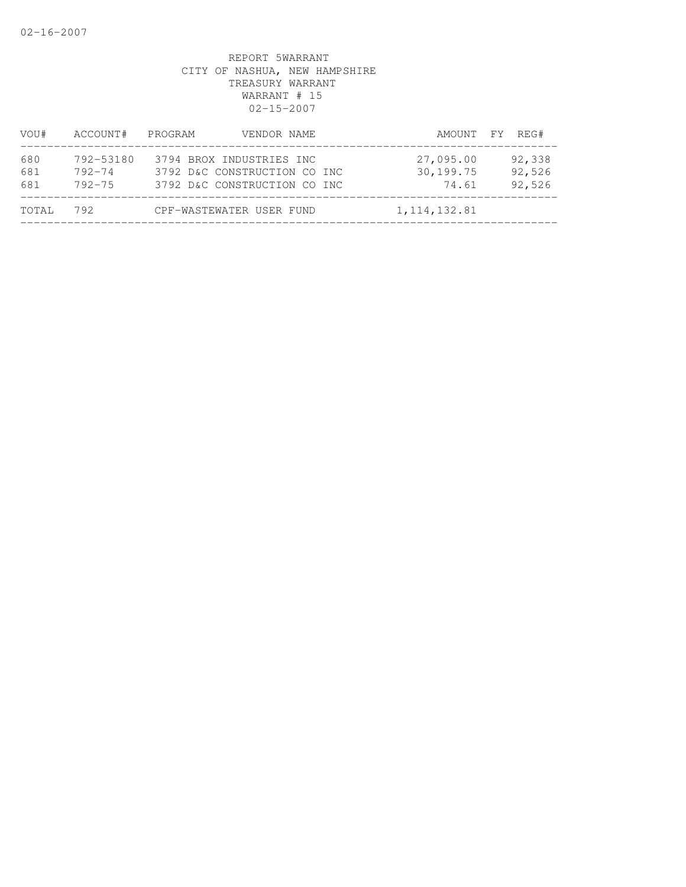REPORT 5WARRANT
CITY OF NASHUA, NEW HAMPSHIRE
TREASURY WARRANT
WARRANT # 15
02-15-2007

| VOU# | ACCOUNT# | PROGRAM | VENDOR NAME | AMOUNT | FY | REG# |
|---|---|---|---|---|---|---|
| 680 | 792-53180 | 3794 | BROX INDUSTRIES INC | 27,095.00 | | 92,338 |
| 681 | 792-74 | 3792 | D&C CONSTRUCTION CO INC | 30,199.75 | | 92,526 |
| 681 | 792-75 | 3792 | D&C CONSTRUCTION CO INC | 74.61 | | 92,526 |
| TOTAL | 792 | | CPF-WASTEWATER USER FUND | 1,114,132.81 | | |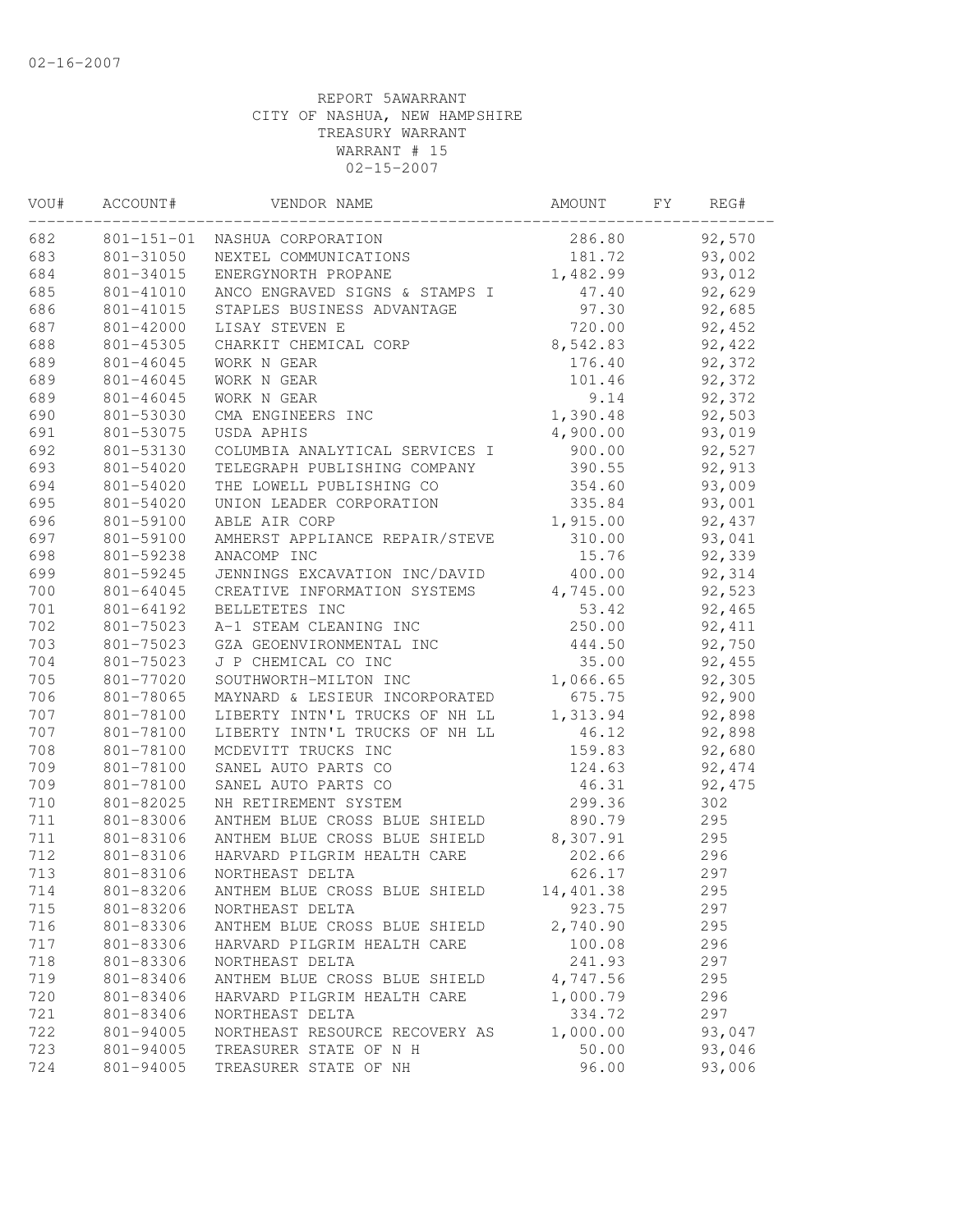02-16-2007

REPORT 5AWARRANT
CITY OF NASHUA, NEW HAMPSHIRE
TREASURY WARRANT
WARRANT # 15
02-15-2007

| VOU# | ACCOUNT# | VENDOR NAME | AMOUNT | FY | REG# |
|---|---|---|---|---|---|
| 682 | 801-151-01 | NASHUA CORPORATION | 286.80 | | 92,570 |
| 683 | 801-31050 | NEXTEL COMMUNICATIONS | 181.72 | | 93,002 |
| 684 | 801-34015 | ENERGYNORTH PROPANE | 1,482.99 | | 93,012 |
| 685 | 801-41010 | ANCO ENGRAVED SIGNS & STAMPS I | 47.40 | | 92,629 |
| 686 | 801-41015 | STAPLES BUSINESS ADVANTAGE | 97.30 | | 92,685 |
| 687 | 801-42000 | LISAY STEVEN E | 720.00 | | 92,452 |
| 688 | 801-45305 | CHARKIT CHEMICAL CORP | 8,542.83 | | 92,422 |
| 689 | 801-46045 | WORK N GEAR | 176.40 | | 92,372 |
| 689 | 801-46045 | WORK N GEAR | 101.46 | | 92,372 |
| 689 | 801-46045 | WORK N GEAR | 9.14 | | 92,372 |
| 690 | 801-53030 | CMA ENGINEERS INC | 1,390.48 | | 92,503 |
| 691 | 801-53075 | USDA APHIS | 4,900.00 | | 93,019 |
| 692 | 801-53130 | COLUMBIA ANALYTICAL SERVICES I | 900.00 | | 92,527 |
| 693 | 801-54020 | TELEGRAPH PUBLISHING COMPANY | 390.55 | | 92,913 |
| 694 | 801-54020 | THE LOWELL PUBLISHING CO | 354.60 | | 93,009 |
| 695 | 801-54020 | UNION LEADER CORPORATION | 335.84 | | 93,001 |
| 696 | 801-59100 | ABLE AIR CORP | 1,915.00 | | 92,437 |
| 697 | 801-59100 | AMHERST APPLIANCE REPAIR/STEVE | 310.00 | | 93,041 |
| 698 | 801-59238 | ANACOMP INC | 15.76 | | 92,339 |
| 699 | 801-59245 | JENNINGS EXCAVATION INC/DAVID | 400.00 | | 92,314 |
| 700 | 801-64045 | CREATIVE INFORMATION SYSTEMS | 4,745.00 | | 92,523 |
| 701 | 801-64192 | BELLETETES INC | 53.42 | | 92,465 |
| 702 | 801-75023 | A-1 STEAM CLEANING INC | 250.00 | | 92,411 |
| 703 | 801-75023 | GZA GEOENVIRONMENTAL INC | 444.50 | | 92,750 |
| 704 | 801-75023 | J P CHEMICAL CO INC | 35.00 | | 92,455 |
| 705 | 801-77020 | SOUTHWORTH-MILTON INC | 1,066.65 | | 92,305 |
| 706 | 801-78065 | MAYNARD & LESIEUR INCORPORATED | 675.75 | | 92,900 |
| 707 | 801-78100 | LIBERTY INTN'L TRUCKS OF NH LL | 1,313.94 | | 92,898 |
| 707 | 801-78100 | LIBERTY INTN'L TRUCKS OF NH LL | 46.12 | | 92,898 |
| 708 | 801-78100 | MCDEVITT TRUCKS INC | 159.83 | | 92,680 |
| 709 | 801-78100 | SANEL AUTO PARTS CO | 124.63 | | 92,474 |
| 709 | 801-78100 | SANEL AUTO PARTS CO | 46.31 | | 92,475 |
| 710 | 801-82025 | NH RETIREMENT SYSTEM | 299.36 | | 302 |
| 711 | 801-83006 | ANTHEM BLUE CROSS BLUE SHIELD | 890.79 | | 295 |
| 711 | 801-83106 | ANTHEM BLUE CROSS BLUE SHIELD | 8,307.91 | | 295 |
| 712 | 801-83106 | HARVARD PILGRIM HEALTH CARE | 202.66 | | 296 |
| 713 | 801-83106 | NORTHEAST DELTA | 626.17 | | 297 |
| 714 | 801-83206 | ANTHEM BLUE CROSS BLUE SHIELD | 14,401.38 | | 295 |
| 715 | 801-83206 | NORTHEAST DELTA | 923.75 | | 297 |
| 716 | 801-83306 | ANTHEM BLUE CROSS BLUE SHIELD | 2,740.90 | | 295 |
| 717 | 801-83306 | HARVARD PILGRIM HEALTH CARE | 100.08 | | 296 |
| 718 | 801-83306 | NORTHEAST DELTA | 241.93 | | 297 |
| 719 | 801-83406 | ANTHEM BLUE CROSS BLUE SHIELD | 4,747.56 | | 295 |
| 720 | 801-83406 | HARVARD PILGRIM HEALTH CARE | 1,000.79 | | 296 |
| 721 | 801-83406 | NORTHEAST DELTA | 334.72 | | 297 |
| 722 | 801-94005 | NORTHEAST RESOURCE RECOVERY AS | 1,000.00 | | 93,047 |
| 723 | 801-94005 | TREASURER STATE OF N H | 50.00 | | 93,046 |
| 724 | 801-94005 | TREASURER STATE OF NH | 96.00 | | 93,006 |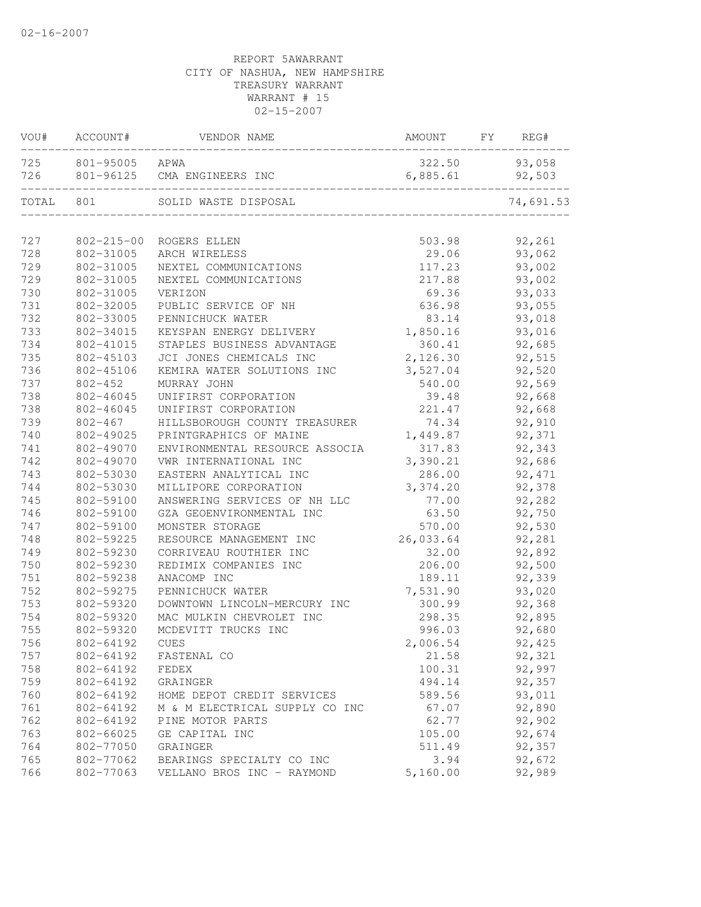02-16-2007

REPORT 5AWARRANT
CITY OF NASHUA, NEW HAMPSHIRE
TREASURY WARRANT
WARRANT # 15
02-15-2007

| VOU# | ACCOUNT# | VENDOR NAME | AMOUNT | FY | REG# |
|---|---|---|---|---|---|
| 725 | 801-95005 | APWA | 322.50 | | 93,058 |
| 726 | 801-96125 | CMA ENGINEERS INC | 6,885.61 | | 92,503 |
| TOTAL | 801 | SOLID WASTE DISPOSAL | | | 74,691.53 |
| 727 | 802-215-00 | ROGERS ELLEN | 503.98 | | 92,261 |
| 728 | 802-31005 | ARCH WIRELESS | 29.06 | | 93,062 |
| 729 | 802-31005 | NEXTEL COMMUNICATIONS | 117.23 | | 93,002 |
| 729 | 802-31005 | NEXTEL COMMUNICATIONS | 217.88 | | 93,002 |
| 730 | 802-31005 | VERIZON | 69.36 | | 93,033 |
| 731 | 802-32005 | PUBLIC SERVICE OF NH | 636.98 | | 93,055 |
| 732 | 802-33005 | PENNICHUCK WATER | 83.14 | | 93,018 |
| 733 | 802-34015 | KEYSPAN ENERGY DELIVERY | 1,850.16 | | 93,016 |
| 734 | 802-41015 | STAPLES BUSINESS ADVANTAGE | 360.41 | | 92,685 |
| 735 | 802-45103 | JCI JONES CHEMICALS INC | 2,126.30 | | 92,515 |
| 736 | 802-45106 | KEMIRA WATER SOLUTIONS INC | 3,527.04 | | 92,520 |
| 737 | 802-452 | MURRAY JOHN | 540.00 | | 92,569 |
| 738 | 802-46045 | UNIFIRST CORPORATION | 39.48 | | 92,668 |
| 738 | 802-46045 | UNIFIRST CORPORATION | 221.47 | | 92,668 |
| 739 | 802-467 | HILLSBOROUGH COUNTY TREASURER | 74.34 | | 92,910 |
| 740 | 802-49025 | PRINTGRAPHICS OF MAINE | 1,449.87 | | 92,371 |
| 741 | 802-49070 | ENVIRONMENTAL RESOURCE ASSOCIA | 317.83 | | 92,343 |
| 742 | 802-49070 | VWR INTERNATIONAL INC | 3,390.21 | | 92,686 |
| 743 | 802-53030 | EASTERN ANALYTICAL INC | 286.00 | | 92,471 |
| 744 | 802-53030 | MILLIPORE CORPORATION | 3,374.20 | | 92,378 |
| 745 | 802-59100 | ANSWERING SERVICES OF NH LLC | 77.00 | | 92,282 |
| 746 | 802-59100 | GZA GEOENVIRONMENTAL INC | 63.50 | | 92,750 |
| 747 | 802-59100 | MONSTER STORAGE | 570.00 | | 92,530 |
| 748 | 802-59225 | RESOURCE MANAGEMENT INC | 26,033.64 | | 92,281 |
| 749 | 802-59230 | CORRIVEAU ROUTHIER INC | 32.00 | | 92,892 |
| 750 | 802-59230 | REDIMIX COMPANIES INC | 206.00 | | 92,500 |
| 751 | 802-59238 | ANACOMP INC | 189.11 | | 92,339 |
| 752 | 802-59275 | PENNICHUCK WATER | 7,531.90 | | 93,020 |
| 753 | 802-59320 | DOWNTOWN LINCOLN-MERCURY INC | 300.99 | | 92,368 |
| 754 | 802-59320 | MAC MULKIN CHEVROLET INC | 298.35 | | 92,895 |
| 755 | 802-59320 | MCDEVITT TRUCKS INC | 996.03 | | 92,680 |
| 756 | 802-64192 | CUES | 2,006.54 | | 92,425 |
| 757 | 802-64192 | FASTENAL CO | 21.58 | | 92,321 |
| 758 | 802-64192 | FEDEX | 100.31 | | 92,997 |
| 759 | 802-64192 | GRAINGER | 494.14 | | 92,357 |
| 760 | 802-64192 | HOME DEPOT CREDIT SERVICES | 589.56 | | 93,011 |
| 761 | 802-64192 | M & M ELECTRICAL SUPPLY CO INC | 67.07 | | 92,890 |
| 762 | 802-64192 | PINE MOTOR PARTS | 62.77 | | 92,902 |
| 763 | 802-66025 | GE CAPITAL INC | 105.00 | | 92,674 |
| 764 | 802-77050 | GRAINGER | 511.49 | | 92,357 |
| 765 | 802-77062 | BEARINGS SPECIALTY CO INC | 3.94 | | 92,672 |
| 766 | 802-77063 | VELLANO BROS INC - RAYMOND | 5,160.00 | | 92,989 |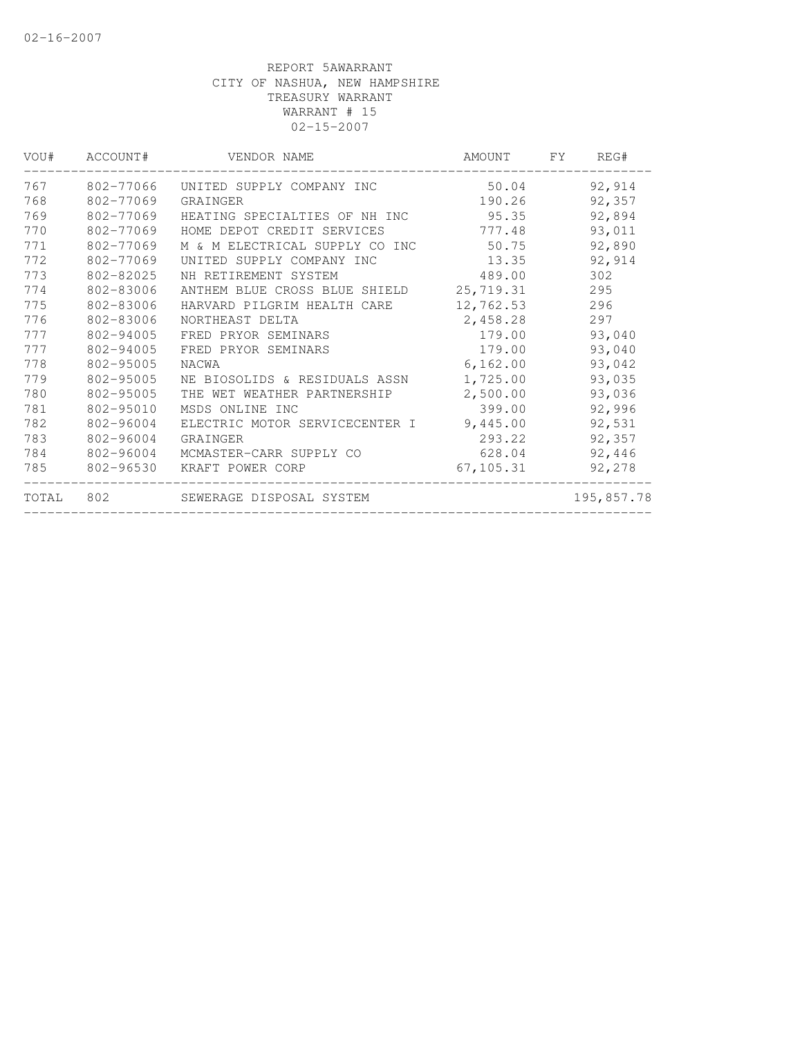REPORT 5AWARRANT
CITY OF NASHUA, NEW HAMPSHIRE
TREASURY WARRANT
WARRANT # 15
02-15-2007

| VOU# | ACCOUNT# | VENDOR NAME | AMOUNT | FY | REG# |
|---|---|---|---|---|---|
| 767 | 802-77066 | UNITED SUPPLY COMPANY INC | 50.04 | | 92,914 |
| 768 | 802-77069 | GRAINGER | 190.26 | | 92,357 |
| 769 | 802-77069 | HEATING SPECIALTIES OF NH INC | 95.35 | | 92,894 |
| 770 | 802-77069 | HOME DEPOT CREDIT SERVICES | 777.48 | | 93,011 |
| 771 | 802-77069 | M & M ELECTRICAL SUPPLY CO INC | 50.75 | | 92,890 |
| 772 | 802-77069 | UNITED SUPPLY COMPANY INC | 13.35 | | 92,914 |
| 773 | 802-82025 | NH RETIREMENT SYSTEM | 489.00 | | 302 |
| 774 | 802-83006 | ANTHEM BLUE CROSS BLUE SHIELD | 25,719.31 | | 295 |
| 775 | 802-83006 | HARVARD PILGRIM HEALTH CARE | 12,762.53 | | 296 |
| 776 | 802-83006 | NORTHEAST DELTA | 2,458.28 | | 297 |
| 777 | 802-94005 | FRED PRYOR SEMINARS | 179.00 | | 93,040 |
| 777 | 802-94005 | FRED PRYOR SEMINARS | 179.00 | | 93,040 |
| 778 | 802-95005 | NACWA | 6,162.00 | | 93,042 |
| 779 | 802-95005 | NE BIOSOLIDS & RESIDUALS ASSN | 1,725.00 | | 93,035 |
| 780 | 802-95005 | THE WET WEATHER PARTNERSHIP | 2,500.00 | | 93,036 |
| 781 | 802-95010 | MSDS ONLINE INC | 399.00 | | 92,996 |
| 782 | 802-96004 | ELECTRIC MOTOR SERVICECENTER I | 9,445.00 | | 92,531 |
| 783 | 802-96004 | GRAINGER | 293.22 | | 92,357 |
| 784 | 802-96004 | MCMASTER-CARR SUPPLY CO | 628.04 | | 92,446 |
| 785 | 802-96530 | KRAFT POWER CORP | 67,105.31 | | 92,278 |
| TOTAL | 802 | SEWERAGE DISPOSAL SYSTEM | | | 195,857.78 |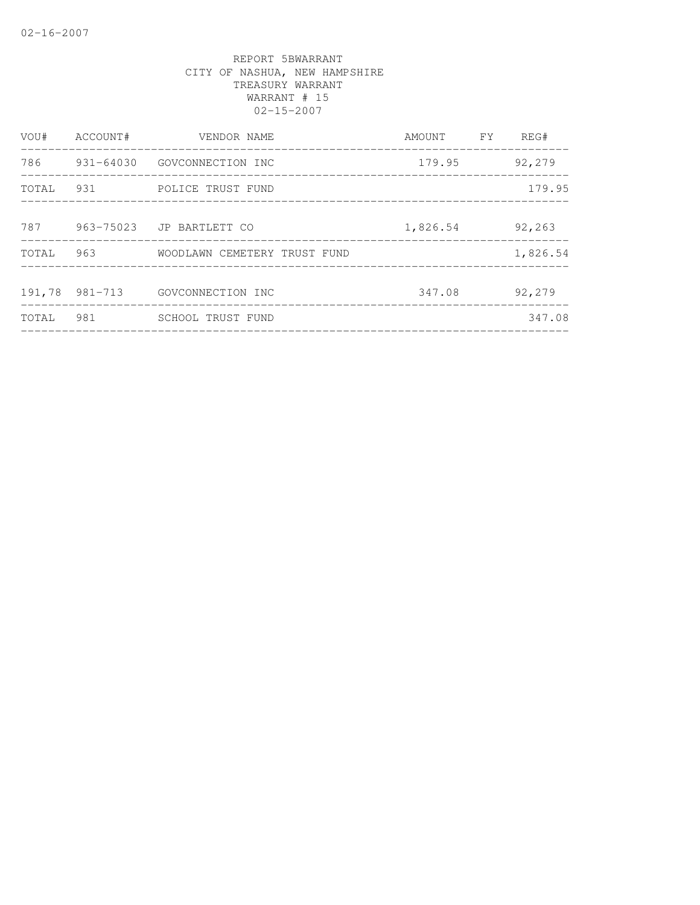02-16-2007

REPORT 5BWARRANT
CITY OF NASHUA, NEW HAMPSHIRE
TREASURY WARRANT
WARRANT # 15
02-15-2007

| VOU# | ACCOUNT# | VENDOR NAME | AMOUNT | FY | REG# |
|---|---|---|---|---|---|
| 786 | 931-64030 | GOVCONNECTION INC | 179.95 | | 92,279 |
| TOTAL | 931 | POLICE TRUST FUND | | | 179.95 |
| 787 | 963-75023 | JP BARTLETT CO | 1,826.54 | | 92,263 |
| TOTAL | 963 | WOODLAWN CEMETERY TRUST FUND | | | 1,826.54 |
| 191,78 | 981-713 | GOVCONNECTION INC | 347.08 | | 92,279 |
| TOTAL | 981 | SCHOOL TRUST FUND | | | 347.08 |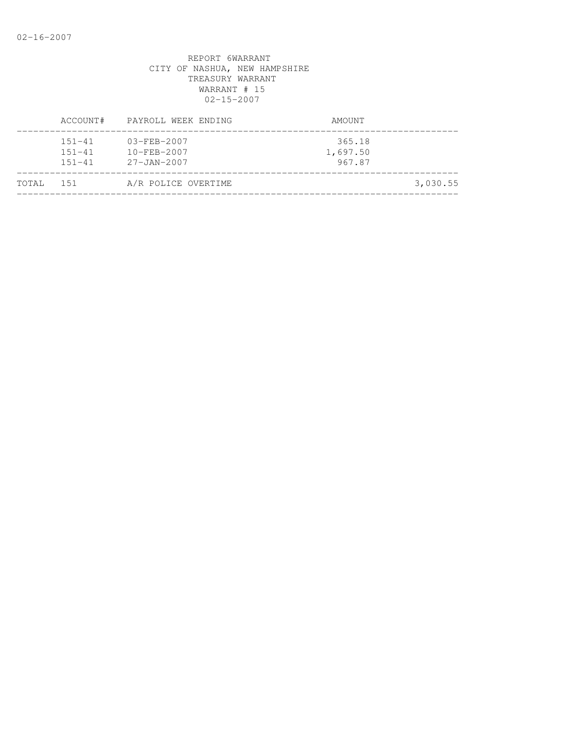REPORT 6WARRANT
CITY OF NASHUA, NEW HAMPSHIRE
TREASURY WARRANT
WARRANT # 15
02-15-2007

| | ACCOUNT# | PAYROLL WEEK ENDING | AMOUNT | |
|---|---|---|---|---|
| | 151-41 | 03-FEB-2007 | 365.18 | |
| | 151-41 | 10-FEB-2007 | 1,697.50 | |
| | 151-41 | 27-JAN-2007 | 967.87 | |
| TOTAL | 151 | A/R POLICE OVERTIME | | 3,030.55 |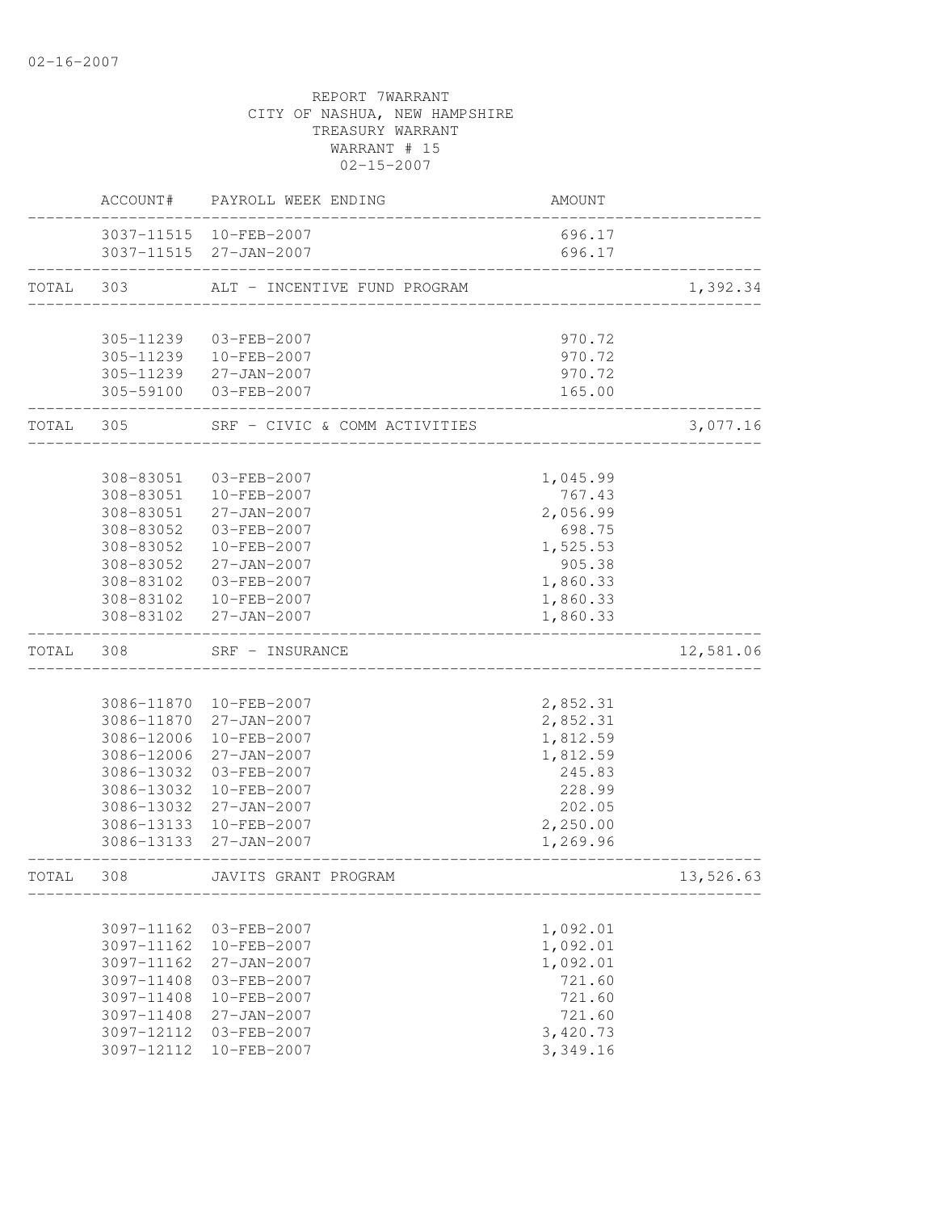REPORT 7WARRANT
CITY OF NASHUA, NEW HAMPSHIRE
TREASURY WARRANT
WARRANT # 15
02-15-2007

| | ACCOUNT# | PAYROLL WEEK ENDING | AMOUNT | |
|---|---|---|---|---|
| | 3037-11515 | 10-FEB-2007 | 696.17 | |
| | 3037-11515 | 27-JAN-2007 | 696.17 | |
| TOTAL | 303 | ALT - INCENTIVE FUND PROGRAM | | 1,392.34 |
| | 305-11239 | 03-FEB-2007 | 970.72 | |
| | 305-11239 | 10-FEB-2007 | 970.72 | |
| | 305-11239 | 27-JAN-2007 | 970.72 | |
| | 305-59100 | 03-FEB-2007 | 165.00 | |
| TOTAL | 305 | SRF - CIVIC & COMM ACTIVITIES | | 3,077.16 |
| | 308-83051 | 03-FEB-2007 | 1,045.99 | |
| | 308-83051 | 10-FEB-2007 | 767.43 | |
| | 308-83051 | 27-JAN-2007 | 2,056.99 | |
| | 308-83052 | 03-FEB-2007 | 698.75 | |
| | 308-83052 | 10-FEB-2007 | 1,525.53 | |
| | 308-83052 | 27-JAN-2007 | 905.38 | |
| | 308-83102 | 03-FEB-2007 | 1,860.33 | |
| | 308-83102 | 10-FEB-2007 | 1,860.33 | |
| | 308-83102 | 27-JAN-2007 | 1,860.33 | |
| TOTAL | 308 | SRF - INSURANCE | | 12,581.06 |
| | 3086-11870 | 10-FEB-2007 | 2,852.31 | |
| | 3086-11870 | 27-JAN-2007 | 2,852.31 | |
| | 3086-12006 | 10-FEB-2007 | 1,812.59 | |
| | 3086-12006 | 27-JAN-2007 | 1,812.59 | |
| | 3086-13032 | 03-FEB-2007 | 245.83 | |
| | 3086-13032 | 10-FEB-2007 | 228.99 | |
| | 3086-13032 | 27-JAN-2007 | 202.05 | |
| | 3086-13133 | 10-FEB-2007 | 2,250.00 | |
| | 3086-13133 | 27-JAN-2007 | 1,269.96 | |
| TOTAL | 308 | JAVITS GRANT PROGRAM | | 13,526.63 |
| | 3097-11162 | 03-FEB-2007 | 1,092.01 | |
| | 3097-11162 | 10-FEB-2007 | 1,092.01 | |
| | 3097-11162 | 27-JAN-2007 | 1,092.01 | |
| | 3097-11408 | 03-FEB-2007 | 721.60 | |
| | 3097-11408 | 10-FEB-2007 | 721.60 | |
| | 3097-11408 | 27-JAN-2007 | 721.60 | |
| | 3097-12112 | 03-FEB-2007 | 3,420.73 | |
| | 3097-12112 | 10-FEB-2007 | 3,349.16 | |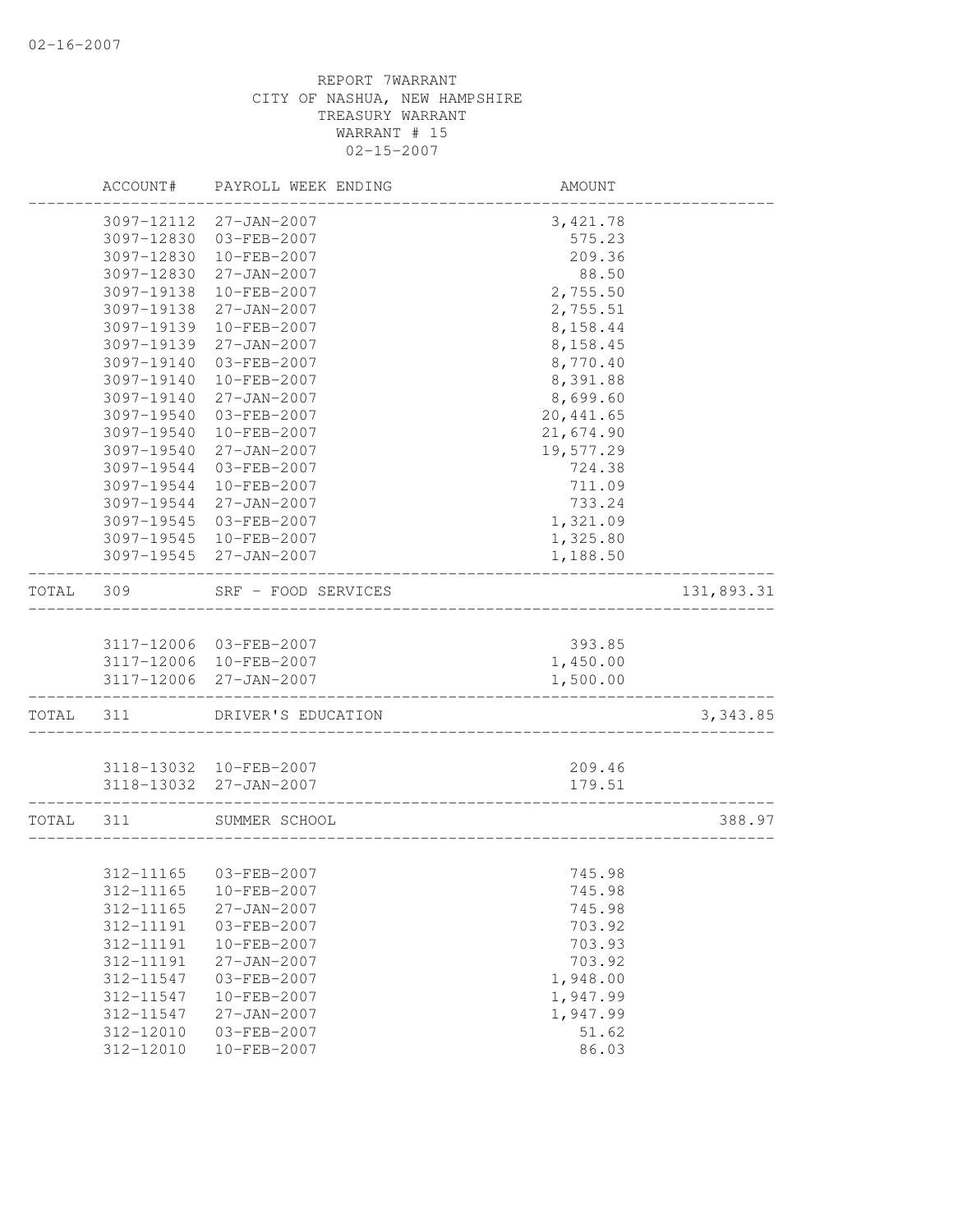REPORT 7WARRANT
CITY OF NASHUA, NEW HAMPSHIRE
TREASURY WARRANT
WARRANT # 15
02-15-2007

| | ACCOUNT# | PAYROLL WEEK ENDING | AMOUNT | |
|---|---|---|---|---|
| | 3097-12112 | 27-JAN-2007 | 3,421.78 | |
| | 3097-12830 | 03-FEB-2007 | 575.23 | |
| | 3097-12830 | 10-FEB-2007 | 209.36 | |
| | 3097-12830 | 27-JAN-2007 | 88.50 | |
| | 3097-19138 | 10-FEB-2007 | 2,755.50 | |
| | 3097-19138 | 27-JAN-2007 | 2,755.51 | |
| | 3097-19139 | 10-FEB-2007 | 8,158.44 | |
| | 3097-19139 | 27-JAN-2007 | 8,158.45 | |
| | 3097-19140 | 03-FEB-2007 | 8,770.40 | |
| | 3097-19140 | 10-FEB-2007 | 8,391.88 | |
| | 3097-19140 | 27-JAN-2007 | 8,699.60 | |
| | 3097-19540 | 03-FEB-2007 | 20,441.65 | |
| | 3097-19540 | 10-FEB-2007 | 21,674.90 | |
| | 3097-19540 | 27-JAN-2007 | 19,577.29 | |
| | 3097-19544 | 03-FEB-2007 | 724.38 | |
| | 3097-19544 | 10-FEB-2007 | 711.09 | |
| | 3097-19544 | 27-JAN-2007 | 733.24 | |
| | 3097-19545 | 03-FEB-2007 | 1,321.09 | |
| | 3097-19545 | 10-FEB-2007 | 1,325.80 | |
| | 3097-19545 | 27-JAN-2007 | 1,188.50 | |
| TOTAL | 309 | SRF - FOOD SERVICES | | 131,893.31 |
| | 3117-12006 | 03-FEB-2007 | 393.85 | |
| | 3117-12006 | 10-FEB-2007 | 1,450.00 | |
| | 3117-12006 | 27-JAN-2007 | 1,500.00 | |
| TOTAL | 311 | DRIVER'S EDUCATION | | 3,343.85 |
| | 3118-13032 | 10-FEB-2007 | 209.46 | |
| | 3118-13032 | 27-JAN-2007 | 179.51 | |
| TOTAL | 311 | SUMMER SCHOOL | | 388.97 |
| | 312-11165 | 03-FEB-2007 | 745.98 | |
| | 312-11165 | 10-FEB-2007 | 745.98 | |
| | 312-11165 | 27-JAN-2007 | 745.98 | |
| | 312-11191 | 03-FEB-2007 | 703.92 | |
| | 312-11191 | 10-FEB-2007 | 703.93 | |
| | 312-11191 | 27-JAN-2007 | 703.92 | |
| | 312-11547 | 03-FEB-2007 | 1,948.00 | |
| | 312-11547 | 10-FEB-2007 | 1,947.99 | |
| | 312-11547 | 27-JAN-2007 | 1,947.99 | |
| | 312-12010 | 03-FEB-2007 | 51.62 | |
| | 312-12010 | 10-FEB-2007 | 86.03 | |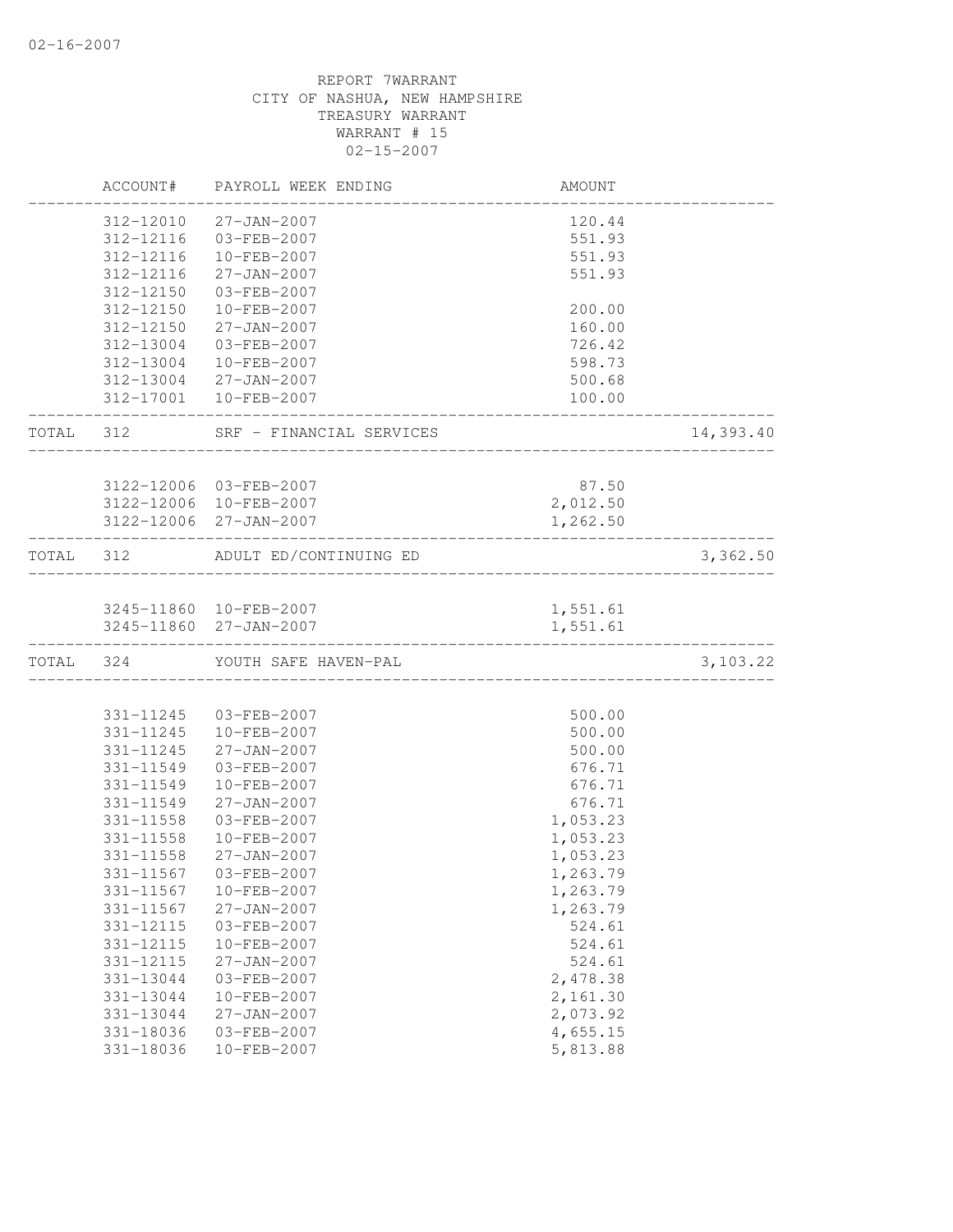REPORT 7WARRANT
CITY OF NASHUA, NEW HAMPSHIRE
TREASURY WARRANT
WARRANT # 15
02-15-2007

| | ACCOUNT# | PAYROLL WEEK ENDING | AMOUNT | |
|---|---|---|---|---|
| | 312-12010 | 27-JAN-2007 | 120.44 | |
| | 312-12116 | 03-FEB-2007 | 551.93 | |
| | 312-12116 | 10-FEB-2007 | 551.93 | |
| | 312-12116 | 27-JAN-2007 | 551.93 | |
| | 312-12150 | 03-FEB-2007 | | |
| | 312-12150 | 10-FEB-2007 | 200.00 | |
| | 312-12150 | 27-JAN-2007 | 160.00 | |
| | 312-13004 | 03-FEB-2007 | 726.42 | |
| | 312-13004 | 10-FEB-2007 | 598.73 | |
| | 312-13004 | 27-JAN-2007 | 500.68 | |
| | 312-17001 | 10-FEB-2007 | 100.00 | |
| TOTAL | 312 | SRF - FINANCIAL SERVICES | | 14,393.40 |
| | 3122-12006 | 03-FEB-2007 | 87.50 | |
| | 3122-12006 | 10-FEB-2007 | 2,012.50 | |
| | 3122-12006 | 27-JAN-2007 | 1,262.50 | |
| TOTAL | 312 | ADULT ED/CONTINUING ED | | 3,362.50 |
| | 3245-11860 | 10-FEB-2007 | 1,551.61 | |
| | 3245-11860 | 27-JAN-2007 | 1,551.61 | |
| TOTAL | 324 | YOUTH SAFE HAVEN-PAL | | 3,103.22 |
| | 331-11245 | 03-FEB-2007 | 500.00 | |
| | 331-11245 | 10-FEB-2007 | 500.00 | |
| | 331-11245 | 27-JAN-2007 | 500.00 | |
| | 331-11549 | 03-FEB-2007 | 676.71 | |
| | 331-11549 | 10-FEB-2007 | 676.71 | |
| | 331-11549 | 27-JAN-2007 | 676.71 | |
| | 331-11558 | 03-FEB-2007 | 1,053.23 | |
| | 331-11558 | 10-FEB-2007 | 1,053.23 | |
| | 331-11558 | 27-JAN-2007 | 1,053.23 | |
| | 331-11567 | 03-FEB-2007 | 1,263.79 | |
| | 331-11567 | 10-FEB-2007 | 1,263.79 | |
| | 331-11567 | 27-JAN-2007 | 1,263.79 | |
| | 331-12115 | 03-FEB-2007 | 524.61 | |
| | 331-12115 | 10-FEB-2007 | 524.61 | |
| | 331-12115 | 27-JAN-2007 | 524.61 | |
| | 331-13044 | 03-FEB-2007 | 2,478.38 | |
| | 331-13044 | 10-FEB-2007 | 2,161.30 | |
| | 331-13044 | 27-JAN-2007 | 2,073.92 | |
| | 331-18036 | 03-FEB-2007 | 4,655.15 | |
| | 331-18036 | 10-FEB-2007 | 5,813.88 | |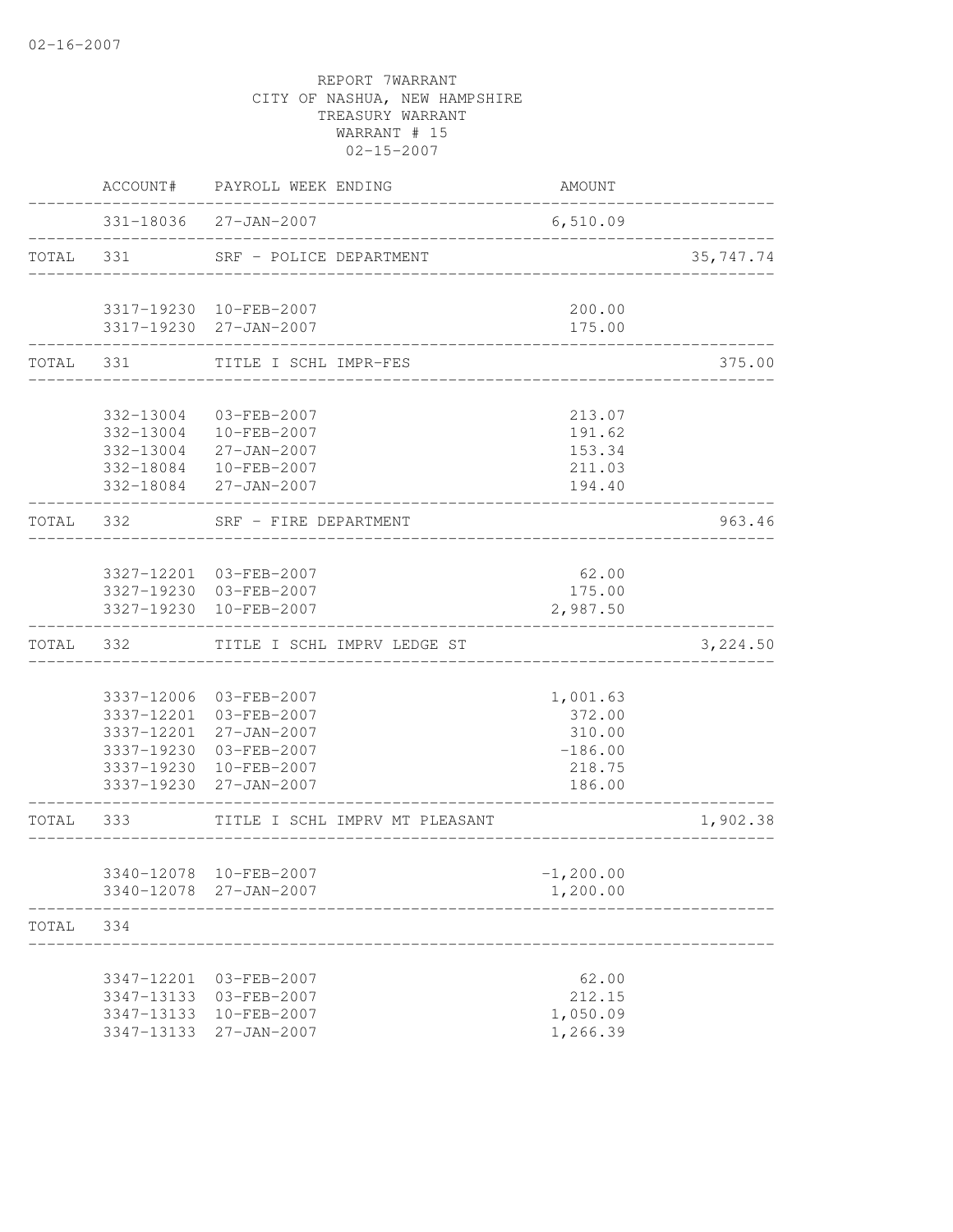02-16-2007

REPORT 7WARRANT
CITY OF NASHUA, NEW HAMPSHIRE
TREASURY WARRANT
WARRANT # 15
02-15-2007

| | ACCOUNT# | PAYROLL WEEK ENDING | AMOUNT | |
|---|---|---|---|---|
| | 331-18036 | 27-JAN-2007 | 6,510.09 | |
| TOTAL | 331 | SRF - POLICE DEPARTMENT | | 35,747.74 |
| | 3317-19230 | 10-FEB-2007 | 200.00 | |
| | 3317-19230 | 27-JAN-2007 | 175.00 | |
| TOTAL | 331 | TITLE I SCHL IMPR-FES | | 375.00 |
| | 332-13004 | 03-FEB-2007 | 213.07 | |
| | 332-13004 | 10-FEB-2007 | 191.62 | |
| | 332-13004 | 27-JAN-2007 | 153.34 | |
| | 332-18084 | 10-FEB-2007 | 211.03 | |
| | 332-18084 | 27-JAN-2007 | 194.40 | |
| TOTAL | 332 | SRF - FIRE DEPARTMENT | | 963.46 |
| | 3327-12201 | 03-FEB-2007 | 62.00 | |
| | 3327-19230 | 03-FEB-2007 | 175.00 | |
| | 3327-19230 | 10-FEB-2007 | 2,987.50 | |
| TOTAL | 332 | TITLE I SCHL IMPRV LEDGE ST | | 3,224.50 |
| | 3337-12006 | 03-FEB-2007 | 1,001.63 | |
| | 3337-12201 | 03-FEB-2007 | 372.00 | |
| | 3337-12201 | 27-JAN-2007 | 310.00 | |
| | 3337-19230 | 03-FEB-2007 | -186.00 | |
| | 3337-19230 | 10-FEB-2007 | 218.75 | |
| | 3337-19230 | 27-JAN-2007 | 186.00 | |
| TOTAL | 333 | TITLE I SCHL IMPRV MT PLEASANT | | 1,902.38 |
| | 3340-12078 | 10-FEB-2007 | -1,200.00 | |
| | 3340-12078 | 27-JAN-2007 | 1,200.00 | |
| TOTAL | 334 | | | |
| | 3347-12201 | 03-FEB-2007 | 62.00 | |
| | 3347-13133 | 03-FEB-2007 | 212.15 | |
| | 3347-13133 | 10-FEB-2007 | 1,050.09 | |
| | 3347-13133 | 27-JAN-2007 | 1,266.39 | |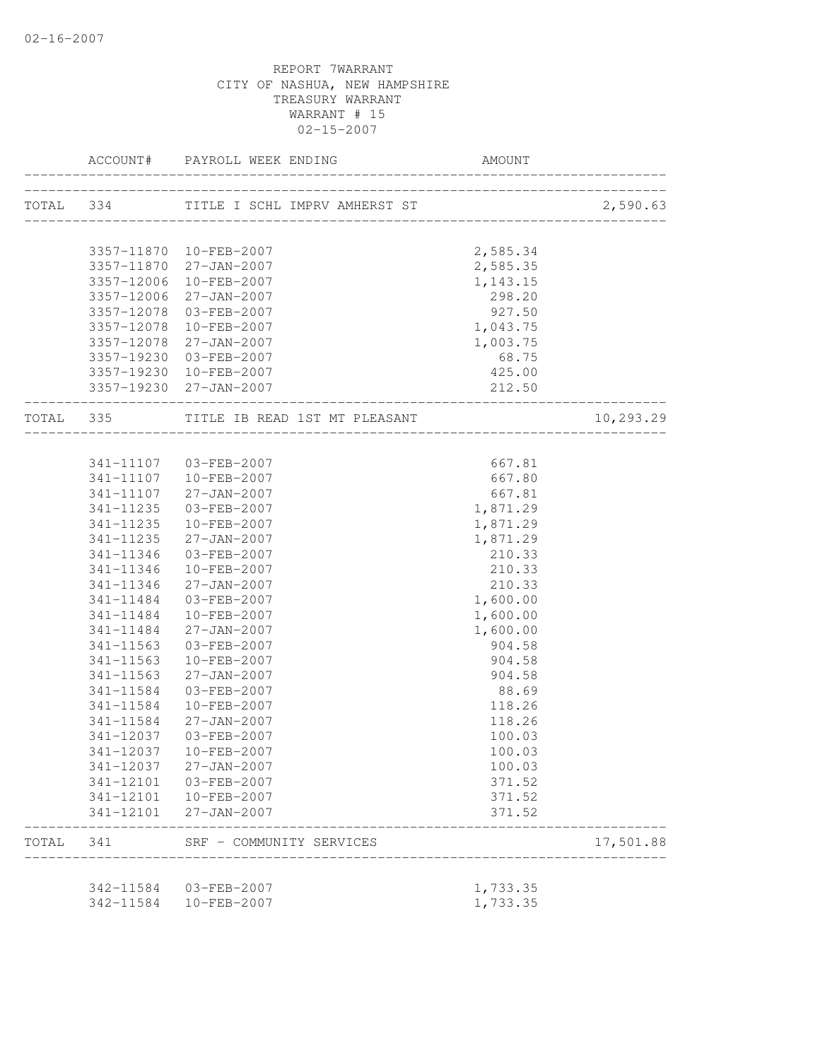02-16-2007

REPORT 7WARRANT
CITY OF NASHUA, NEW HAMPSHIRE
TREASURY WARRANT
WARRANT # 15
02-15-2007

| | ACCOUNT# | PAYROLL WEEK ENDING | AMOUNT | |
|---|---|---|---|---|
| TOTAL | 334 | TITLE I SCHL IMPRV AMHERST ST | | 2,590.63 |
| | 3357-11870 | 10-FEB-2007 | 2,585.34 | |
| | 3357-11870 | 27-JAN-2007 | 2,585.35 | |
| | 3357-12006 | 10-FEB-2007 | 1,143.15 | |
| | 3357-12006 | 27-JAN-2007 | 298.20 | |
| | 3357-12078 | 03-FEB-2007 | 927.50 | |
| | 3357-12078 | 10-FEB-2007 | 1,043.75 | |
| | 3357-12078 | 27-JAN-2007 | 1,003.75 | |
| | 3357-19230 | 03-FEB-2007 | 68.75 | |
| | 3357-19230 | 10-FEB-2007 | 425.00 | |
| | 3357-19230 | 27-JAN-2007 | 212.50 | |
| TOTAL | 335 | TITLE IB READ 1ST MT PLEASANT | | 10,293.29 |
| | 341-11107 | 03-FEB-2007 | 667.81 | |
| | 341-11107 | 10-FEB-2007 | 667.80 | |
| | 341-11107 | 27-JAN-2007 | 667.81 | |
| | 341-11235 | 03-FEB-2007 | 1,871.29 | |
| | 341-11235 | 10-FEB-2007 | 1,871.29 | |
| | 341-11235 | 27-JAN-2007 | 1,871.29 | |
| | 341-11346 | 03-FEB-2007 | 210.33 | |
| | 341-11346 | 10-FEB-2007 | 210.33 | |
| | 341-11346 | 27-JAN-2007 | 210.33 | |
| | 341-11484 | 03-FEB-2007 | 1,600.00 | |
| | 341-11484 | 10-FEB-2007 | 1,600.00 | |
| | 341-11484 | 27-JAN-2007 | 1,600.00 | |
| | 341-11563 | 03-FEB-2007 | 904.58 | |
| | 341-11563 | 10-FEB-2007 | 904.58 | |
| | 341-11563 | 27-JAN-2007 | 904.58 | |
| | 341-11584 | 03-FEB-2007 | 88.69 | |
| | 341-11584 | 10-FEB-2007 | 118.26 | |
| | 341-11584 | 27-JAN-2007 | 118.26 | |
| | 341-12037 | 03-FEB-2007 | 100.03 | |
| | 341-12037 | 10-FEB-2007 | 100.03 | |
| | 341-12037 | 27-JAN-2007 | 100.03 | |
| | 341-12101 | 03-FEB-2007 | 371.52 | |
| | 341-12101 | 10-FEB-2007 | 371.52 | |
| | 341-12101 | 27-JAN-2007 | 371.52 | |
| TOTAL | 341 | SRF - COMMUNITY SERVICES | | 17,501.88 |
| | 342-11584 | 03-FEB-2007 | 1,733.35 | |
| | 342-11584 | 10-FEB-2007 | 1,733.35 | |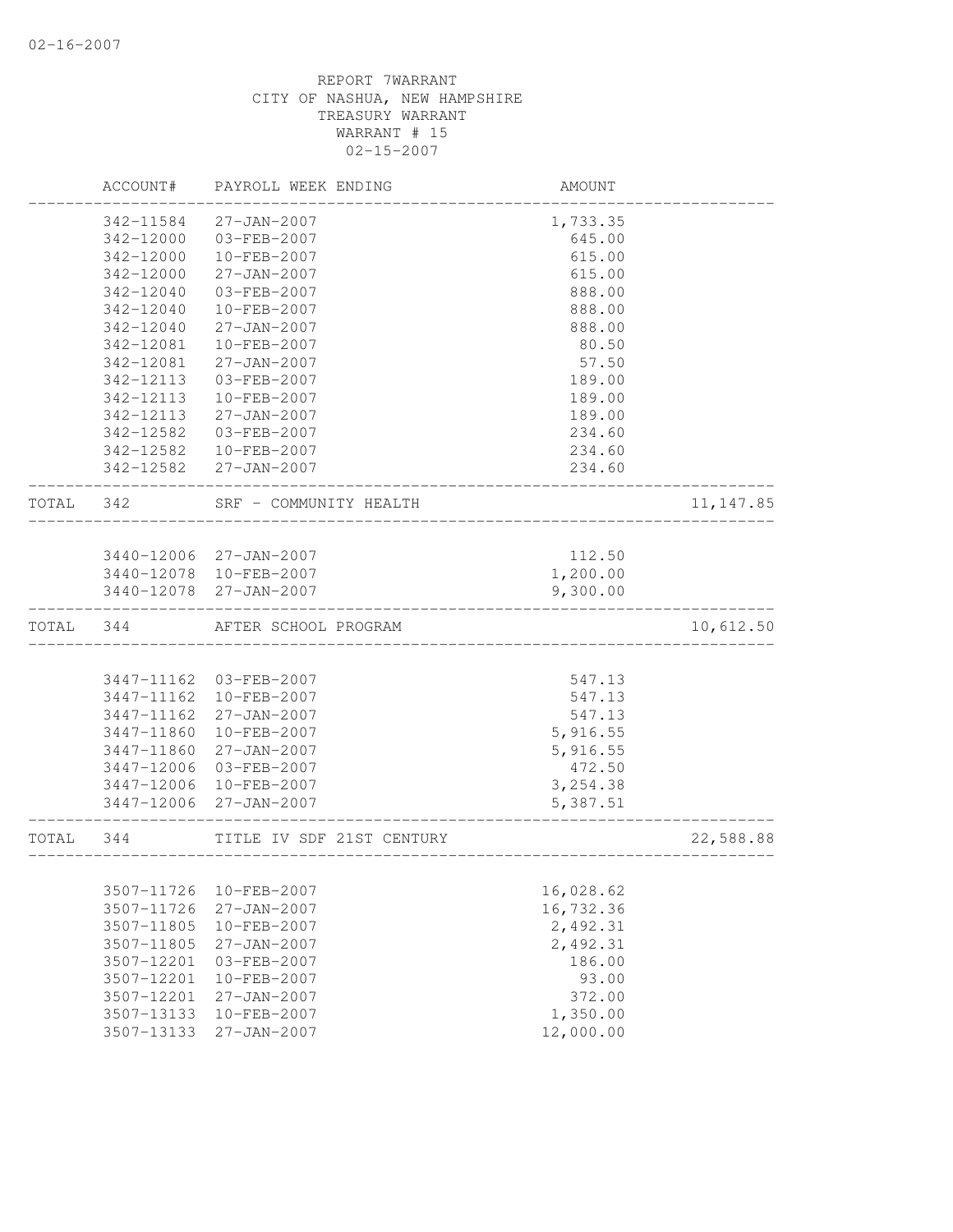02-16-2007

REPORT 7WARRANT
CITY OF NASHUA, NEW HAMPSHIRE
TREASURY WARRANT
WARRANT # 15
02-15-2007

| | ACCOUNT# | PAYROLL WEEK ENDING | AMOUNT | |
|---|---|---|---|---|
| | 342-11584 | 27-JAN-2007 | 1,733.35 | |
| | 342-12000 | 03-FEB-2007 | 645.00 | |
| | 342-12000 | 10-FEB-2007 | 615.00 | |
| | 342-12000 | 27-JAN-2007 | 615.00 | |
| | 342-12040 | 03-FEB-2007 | 888.00 | |
| | 342-12040 | 10-FEB-2007 | 888.00 | |
| | 342-12040 | 27-JAN-2007 | 888.00 | |
| | 342-12081 | 10-FEB-2007 | 80.50 | |
| | 342-12081 | 27-JAN-2007 | 57.50 | |
| | 342-12113 | 03-FEB-2007 | 189.00 | |
| | 342-12113 | 10-FEB-2007 | 189.00 | |
| | 342-12113 | 27-JAN-2007 | 189.00 | |
| | 342-12582 | 03-FEB-2007 | 234.60 | |
| | 342-12582 | 10-FEB-2007 | 234.60 | |
| | 342-12582 | 27-JAN-2007 | 234.60 | |
| TOTAL | 342 | SRF - COMMUNITY HEALTH | | 11,147.85 |
| | 3440-12006 | 27-JAN-2007 | 112.50 | |
| | 3440-12078 | 10-FEB-2007 | 1,200.00 | |
| | 3440-12078 | 27-JAN-2007 | 9,300.00 | |
| TOTAL | 344 | AFTER SCHOOL PROGRAM | | 10,612.50 |
| | 3447-11162 | 03-FEB-2007 | 547.13 | |
| | 3447-11162 | 10-FEB-2007 | 547.13 | |
| | 3447-11162 | 27-JAN-2007 | 547.13 | |
| | 3447-11860 | 10-FEB-2007 | 5,916.55 | |
| | 3447-11860 | 27-JAN-2007 | 5,916.55 | |
| | 3447-12006 | 03-FEB-2007 | 472.50 | |
| | 3447-12006 | 10-FEB-2007 | 3,254.38 | |
| | 3447-12006 | 27-JAN-2007 | 5,387.51 | |
| TOTAL | 344 | TITLE IV SDF 21ST CENTURY | | 22,588.88 |
| | 3507-11726 | 10-FEB-2007 | 16,028.62 | |
| | 3507-11726 | 27-JAN-2007 | 16,732.36 | |
| | 3507-11805 | 10-FEB-2007 | 2,492.31 | |
| | 3507-11805 | 27-JAN-2007 | 2,492.31 | |
| | 3507-12201 | 03-FEB-2007 | 186.00 | |
| | 3507-12201 | 10-FEB-2007 | 93.00 | |
| | 3507-12201 | 27-JAN-2007 | 372.00 | |
| | 3507-13133 | 10-FEB-2007 | 1,350.00 | |
| | 3507-13133 | 27-JAN-2007 | 12,000.00 | |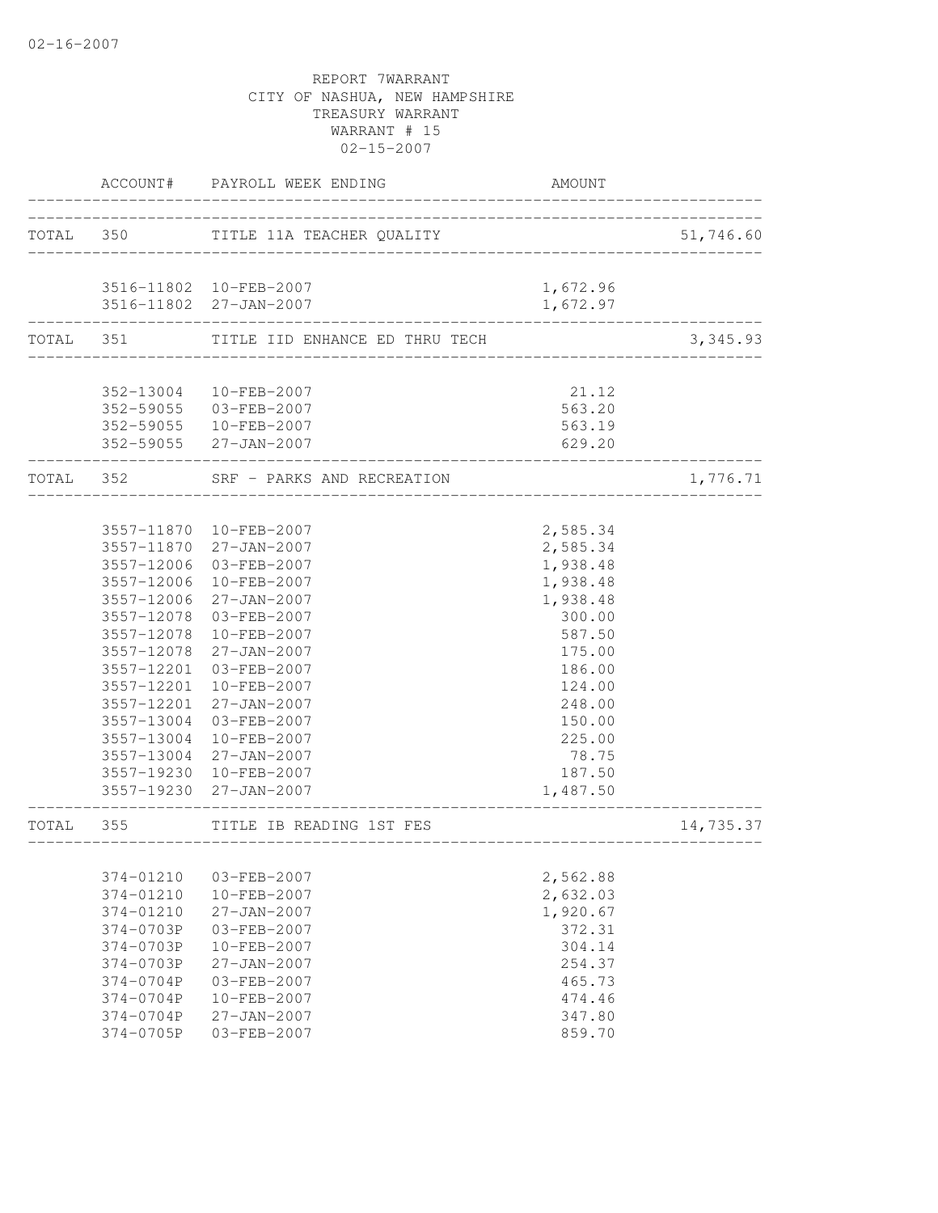02-16-2007

REPORT 7WARRANT
CITY OF NASHUA, NEW HAMPSHIRE
TREASURY WARRANT
WARRANT # 15
02-15-2007

| | ACCOUNT# | PAYROLL WEEK ENDING | AMOUNT | |
|---|---|---|---|---|
| TOTAL | 350 | TITLE 11A TEACHER QUALITY | | 51,746.60 |
| | 3516-11802 | 10-FEB-2007 | 1,672.96 | |
| | 3516-11802 | 27-JAN-2007 | 1,672.97 | |
| TOTAL | 351 | TITLE IID ENHANCE ED THRU TECH | | 3,345.93 |
| | 352-13004 | 10-FEB-2007 | 21.12 | |
| | 352-59055 | 03-FEB-2007 | 563.20 | |
| | 352-59055 | 10-FEB-2007 | 563.19 | |
| | 352-59055 | 27-JAN-2007 | 629.20 | |
| TOTAL | 352 | SRF - PARKS AND RECREATION | | 1,776.71 |
| | 3557-11870 | 10-FEB-2007 | 2,585.34 | |
| | 3557-11870 | 27-JAN-2007 | 2,585.34 | |
| | 3557-12006 | 03-FEB-2007 | 1,938.48 | |
| | 3557-12006 | 10-FEB-2007 | 1,938.48 | |
| | 3557-12006 | 27-JAN-2007 | 1,938.48 | |
| | 3557-12078 | 03-FEB-2007 | 300.00 | |
| | 3557-12078 | 10-FEB-2007 | 587.50 | |
| | 3557-12078 | 27-JAN-2007 | 175.00 | |
| | 3557-12201 | 03-FEB-2007 | 186.00 | |
| | 3557-12201 | 10-FEB-2007 | 124.00 | |
| | 3557-12201 | 27-JAN-2007 | 248.00 | |
| | 3557-13004 | 03-FEB-2007 | 150.00 | |
| | 3557-13004 | 10-FEB-2007 | 225.00 | |
| | 3557-13004 | 27-JAN-2007 | 78.75 | |
| | 3557-19230 | 10-FEB-2007 | 187.50 | |
| | 3557-19230 | 27-JAN-2007 | 1,487.50 | |
| TOTAL | 355 | TITLE IB READING 1ST FES | | 14,735.37 |
| | 374-01210 | 03-FEB-2007 | 2,562.88 | |
| | 374-01210 | 10-FEB-2007 | 2,632.03 | |
| | 374-01210 | 27-JAN-2007 | 1,920.67 | |
| | 374-0703P | 03-FEB-2007 | 372.31 | |
| | 374-0703P | 10-FEB-2007 | 304.14 | |
| | 374-0703P | 27-JAN-2007 | 254.37 | |
| | 374-0704P | 03-FEB-2007 | 465.73 | |
| | 374-0704P | 10-FEB-2007 | 474.46 | |
| | 374-0704P | 27-JAN-2007 | 347.80 | |
| | 374-0705P | 03-FEB-2007 | 859.70 | |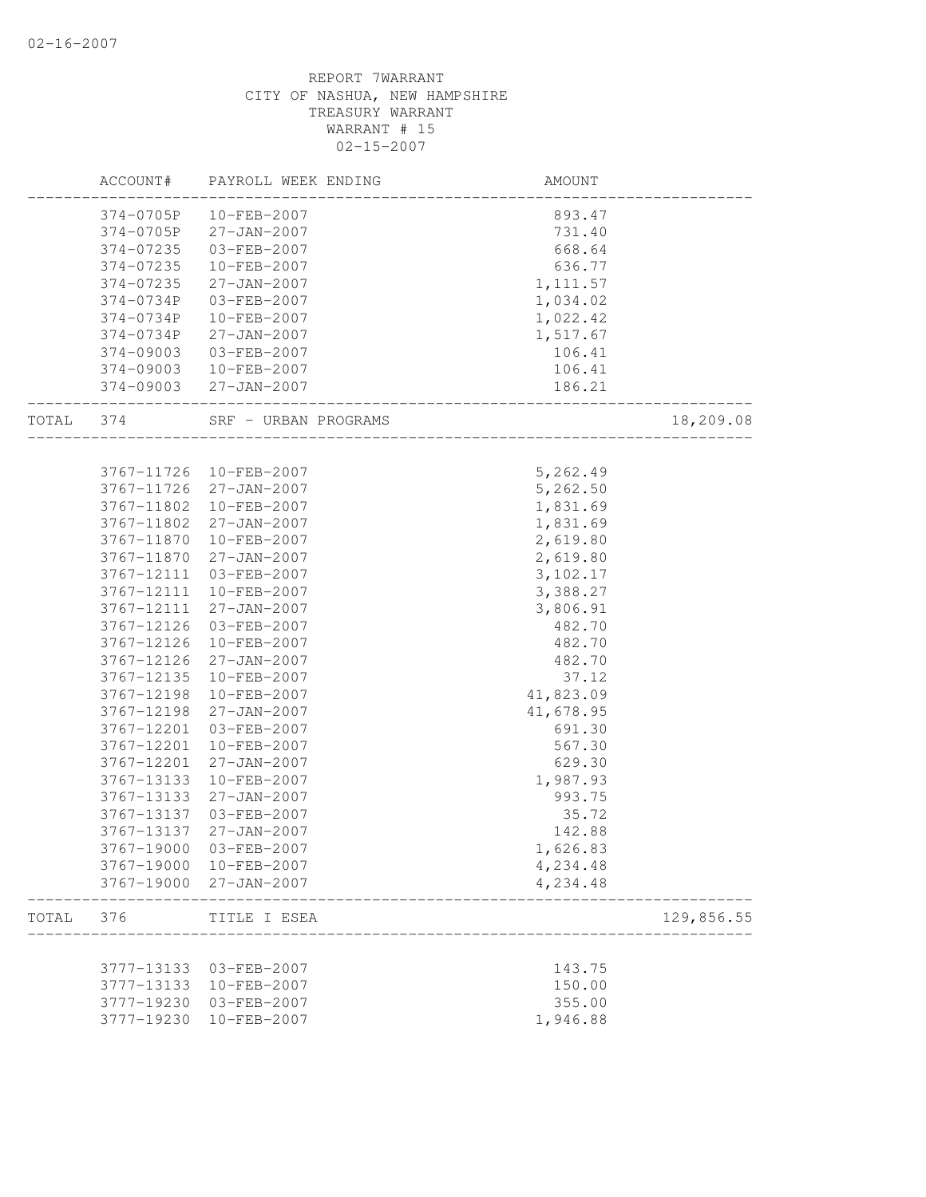REPORT 7WARRANT
CITY OF NASHUA, NEW HAMPSHIRE
TREASURY WARRANT
WARRANT # 15
02-15-2007

| | ACCOUNT# | PAYROLL WEEK ENDING | AMOUNT | |
|---|---|---|---|---|
| | 374-0705P | 10-FEB-2007 | 893.47 | |
| | 374-0705P | 27-JAN-2007 | 731.40 | |
| | 374-07235 | 03-FEB-2007 | 668.64 | |
| | 374-07235 | 10-FEB-2007 | 636.77 | |
| | 374-07235 | 27-JAN-2007 | 1,111.57 | |
| | 374-0734P | 03-FEB-2007 | 1,034.02 | |
| | 374-0734P | 10-FEB-2007 | 1,022.42 | |
| | 374-0734P | 27-JAN-2007 | 1,517.67 | |
| | 374-09003 | 03-FEB-2007 | 106.41 | |
| | 374-09003 | 10-FEB-2007 | 106.41 | |
| | 374-09003 | 27-JAN-2007 | 186.21 | |
| TOTAL | 374 | SRF - URBAN PROGRAMS | | 18,209.08 |
| | 3767-11726 | 10-FEB-2007 | 5,262.49 | |
| | 3767-11726 | 27-JAN-2007 | 5,262.50 | |
| | 3767-11802 | 10-FEB-2007 | 1,831.69 | |
| | 3767-11802 | 27-JAN-2007 | 1,831.69 | |
| | 3767-11870 | 10-FEB-2007 | 2,619.80 | |
| | 3767-11870 | 27-JAN-2007 | 2,619.80 | |
| | 3767-12111 | 03-FEB-2007 | 3,102.17 | |
| | 3767-12111 | 10-FEB-2007 | 3,388.27 | |
| | 3767-12111 | 27-JAN-2007 | 3,806.91 | |
| | 3767-12126 | 03-FEB-2007 | 482.70 | |
| | 3767-12126 | 10-FEB-2007 | 482.70 | |
| | 3767-12126 | 27-JAN-2007 | 482.70 | |
| | 3767-12135 | 10-FEB-2007 | 37.12 | |
| | 3767-12198 | 10-FEB-2007 | 41,823.09 | |
| | 3767-12198 | 27-JAN-2007 | 41,678.95 | |
| | 3767-12201 | 03-FEB-2007 | 691.30 | |
| | 3767-12201 | 10-FEB-2007 | 567.30 | |
| | 3767-12201 | 27-JAN-2007 | 629.30 | |
| | 3767-13133 | 10-FEB-2007 | 1,987.93 | |
| | 3767-13133 | 27-JAN-2007 | 993.75 | |
| | 3767-13137 | 03-FEB-2007 | 35.72 | |
| | 3767-13137 | 27-JAN-2007 | 142.88 | |
| | 3767-19000 | 03-FEB-2007 | 1,626.83 | |
| | 3767-19000 | 10-FEB-2007 | 4,234.48 | |
| | 3767-19000 | 27-JAN-2007 | 4,234.48 | |
| TOTAL | 376 | TITLE I ESEA | | 129,856.55 |
| | 3777-13133 | 03-FEB-2007 | 143.75 | |
| | 3777-13133 | 10-FEB-2007 | 150.00 | |
| | 3777-19230 | 03-FEB-2007 | 355.00 | |
| | 3777-19230 | 10-FEB-2007 | 1,946.88 | |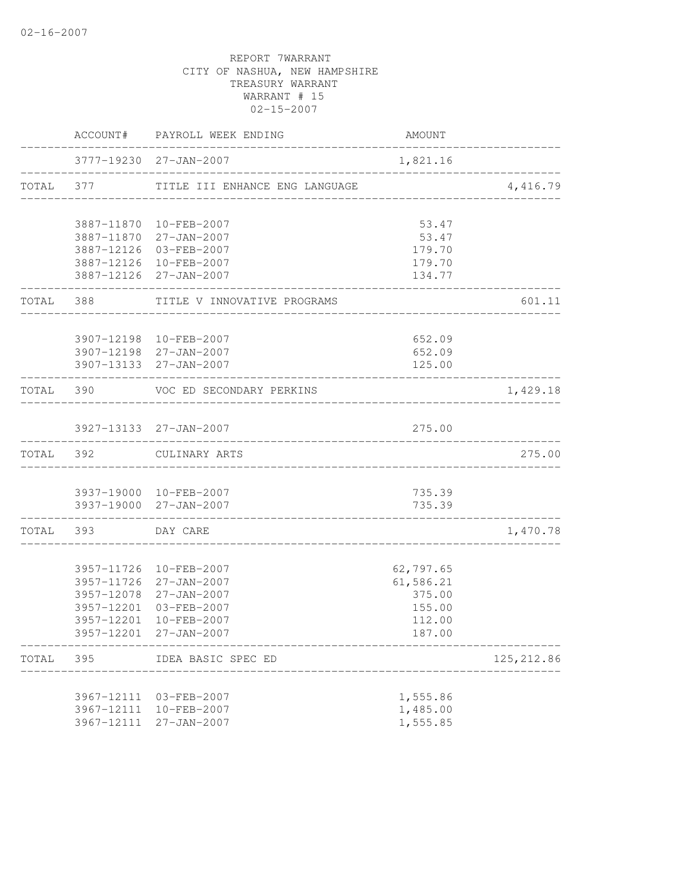02-16-2007

REPORT 7WARRANT
CITY OF NASHUA, NEW HAMPSHIRE
TREASURY WARRANT
WARRANT # 15
02-15-2007

| | ACCOUNT# | PAYROLL WEEK ENDING | AMOUNT | |
|---|---|---|---|---|
| | 3777-19230 | 27-JAN-2007 | 1,821.16 | |
| TOTAL | 377 | TITLE III ENHANCE ENG LANGUAGE | | 4,416.79 |
| | 3887-11870 | 10-FEB-2007 | 53.47 | |
| | 3887-11870 | 27-JAN-2007 | 53.47 | |
| | 3887-12126 | 03-FEB-2007 | 179.70 | |
| | 3887-12126 | 10-FEB-2007 | 179.70 | |
| | 3887-12126 | 27-JAN-2007 | 134.77 | |
| TOTAL | 388 | TITLE V INNOVATIVE PROGRAMS | | 601.11 |
| | 3907-12198 | 10-FEB-2007 | 652.09 | |
| | 3907-12198 | 27-JAN-2007 | 652.09 | |
| | 3907-13133 | 27-JAN-2007 | 125.00 | |
| TOTAL | 390 | VOC ED SECONDARY PERKINS | | 1,429.18 |
| | 3927-13133 | 27-JAN-2007 | 275.00 | |
| TOTAL | 392 | CULINARY ARTS | | 275.00 |
| | 3937-19000 | 10-FEB-2007 | 735.39 | |
| | 3937-19000 | 27-JAN-2007 | 735.39 | |
| TOTAL | 393 | DAY CARE | | 1,470.78 |
| | 3957-11726 | 10-FEB-2007 | 62,797.65 | |
| | 3957-11726 | 27-JAN-2007 | 61,586.21 | |
| | 3957-12078 | 27-JAN-2007 | 375.00 | |
| | 3957-12201 | 03-FEB-2007 | 155.00 | |
| | 3957-12201 | 10-FEB-2007 | 112.00 | |
| | 3957-12201 | 27-JAN-2007 | 187.00 | |
| TOTAL | 395 | IDEA BASIC SPEC ED | | 125,212.86 |
| | 3967-12111 | 03-FEB-2007 | 1,555.86 | |
| | 3967-12111 | 10-FEB-2007 | 1,485.00 | |
| | 3967-12111 | 27-JAN-2007 | 1,555.85 | |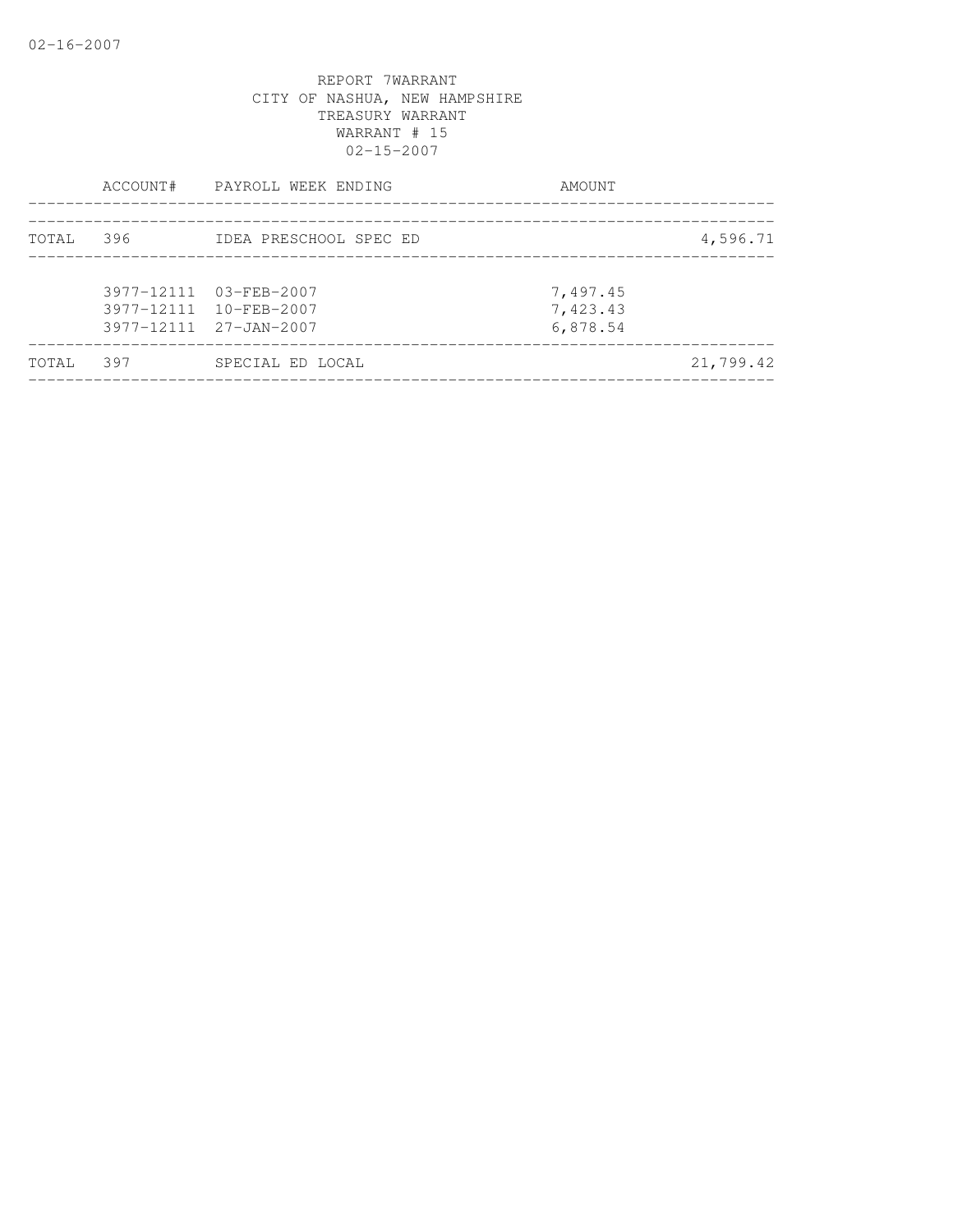REPORT 7WARRANT
CITY OF NASHUA, NEW HAMPSHIRE
TREASURY WARRANT
WARRANT # 15
02-15-2007

| | ACCOUNT# | PAYROLL WEEK ENDING | AMOUNT | |
|---|---|---|---|---|
| TOTAL | 396 | IDEA PRESCHOOL SPEC ED | | 4,596.71 |
| | 3977-12111 | 03-FEB-2007 | 7,497.45 | |
| | 3977-12111 | 10-FEB-2007 | 7,423.43 | |
| | 3977-12111 | 27-JAN-2007 | 6,878.54 | |
| TOTAL | 397 | SPECIAL ED LOCAL | | 21,799.42 |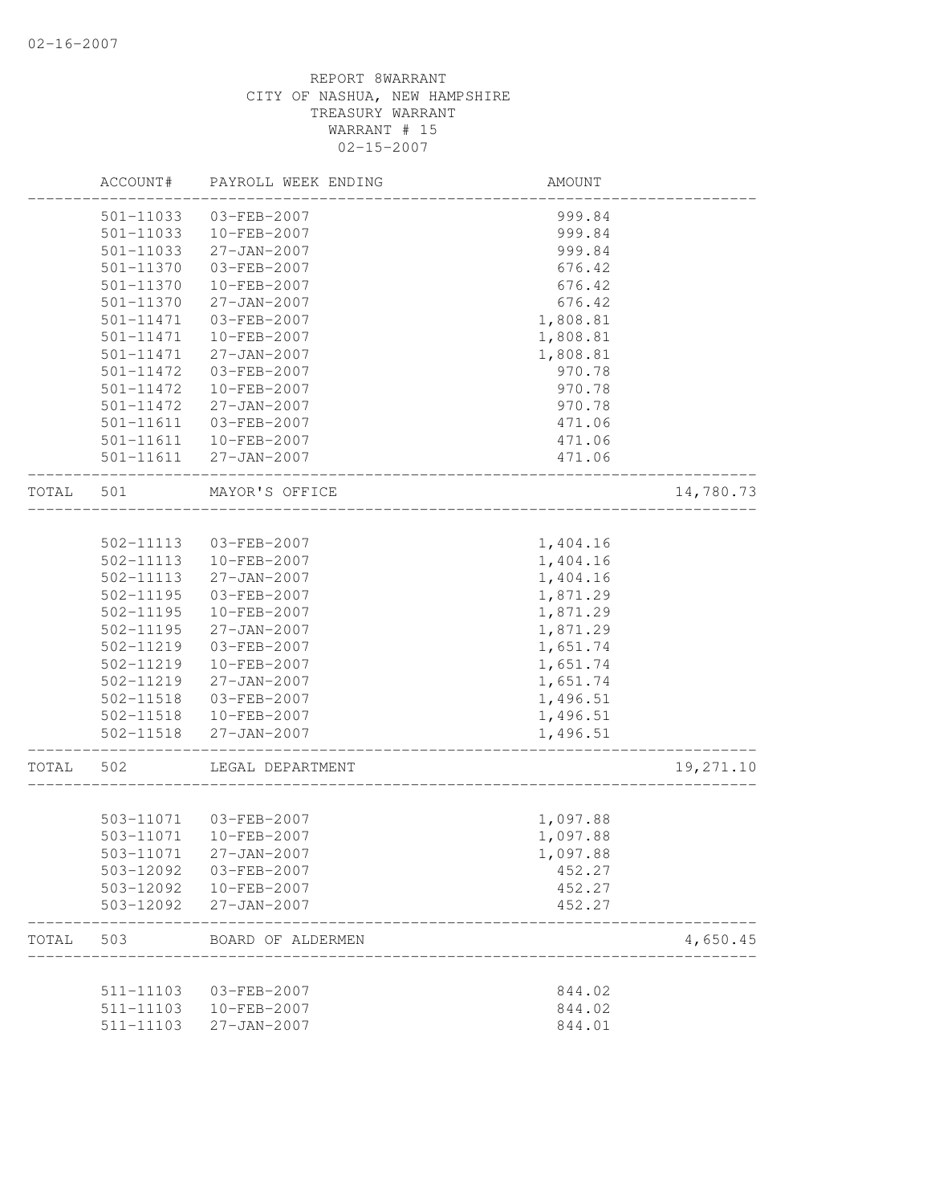REPORT 8WARRANT
CITY OF NASHUA, NEW HAMPSHIRE
TREASURY WARRANT
WARRANT # 15
02-15-2007

| | ACCOUNT# | PAYROLL WEEK ENDING | AMOUNT | |
|---|---|---|---|---|
| | 501-11033 | 03-FEB-2007 | 999.84 | |
| | 501-11033 | 10-FEB-2007 | 999.84 | |
| | 501-11033 | 27-JAN-2007 | 999.84 | |
| | 501-11370 | 03-FEB-2007 | 676.42 | |
| | 501-11370 | 10-FEB-2007 | 676.42 | |
| | 501-11370 | 27-JAN-2007 | 676.42 | |
| | 501-11471 | 03-FEB-2007 | 1,808.81 | |
| | 501-11471 | 10-FEB-2007 | 1,808.81 | |
| | 501-11471 | 27-JAN-2007 | 1,808.81 | |
| | 501-11472 | 03-FEB-2007 | 970.78 | |
| | 501-11472 | 10-FEB-2007 | 970.78 | |
| | 501-11472 | 27-JAN-2007 | 970.78 | |
| | 501-11611 | 03-FEB-2007 | 471.06 | |
| | 501-11611 | 10-FEB-2007 | 471.06 | |
| | 501-11611 | 27-JAN-2007 | 471.06 | |
| TOTAL | 501 | MAYOR'S OFFICE | | 14,780.73 |
| | 502-11113 | 03-FEB-2007 | 1,404.16 | |
| | 502-11113 | 10-FEB-2007 | 1,404.16 | |
| | 502-11113 | 27-JAN-2007 | 1,404.16 | |
| | 502-11195 | 03-FEB-2007 | 1,871.29 | |
| | 502-11195 | 10-FEB-2007 | 1,871.29 | |
| | 502-11195 | 27-JAN-2007 | 1,871.29 | |
| | 502-11219 | 03-FEB-2007 | 1,651.74 | |
| | 502-11219 | 10-FEB-2007 | 1,651.74 | |
| | 502-11219 | 27-JAN-2007 | 1,651.74 | |
| | 502-11518 | 03-FEB-2007 | 1,496.51 | |
| | 502-11518 | 10-FEB-2007 | 1,496.51 | |
| | 502-11518 | 27-JAN-2007 | 1,496.51 | |
| TOTAL | 502 | LEGAL DEPARTMENT | | 19,271.10 |
| | 503-11071 | 03-FEB-2007 | 1,097.88 | |
| | 503-11071 | 10-FEB-2007 | 1,097.88 | |
| | 503-11071 | 27-JAN-2007 | 1,097.88 | |
| | 503-12092 | 03-FEB-2007 | 452.27 | |
| | 503-12092 | 10-FEB-2007 | 452.27 | |
| | 503-12092 | 27-JAN-2007 | 452.27 | |
| TOTAL | 503 | BOARD OF ALDERMEN | | 4,650.45 |
| | 511-11103 | 03-FEB-2007 | 844.02 | |
| | 511-11103 | 10-FEB-2007 | 844.02 | |
| | 511-11103 | 27-JAN-2007 | 844.01 | |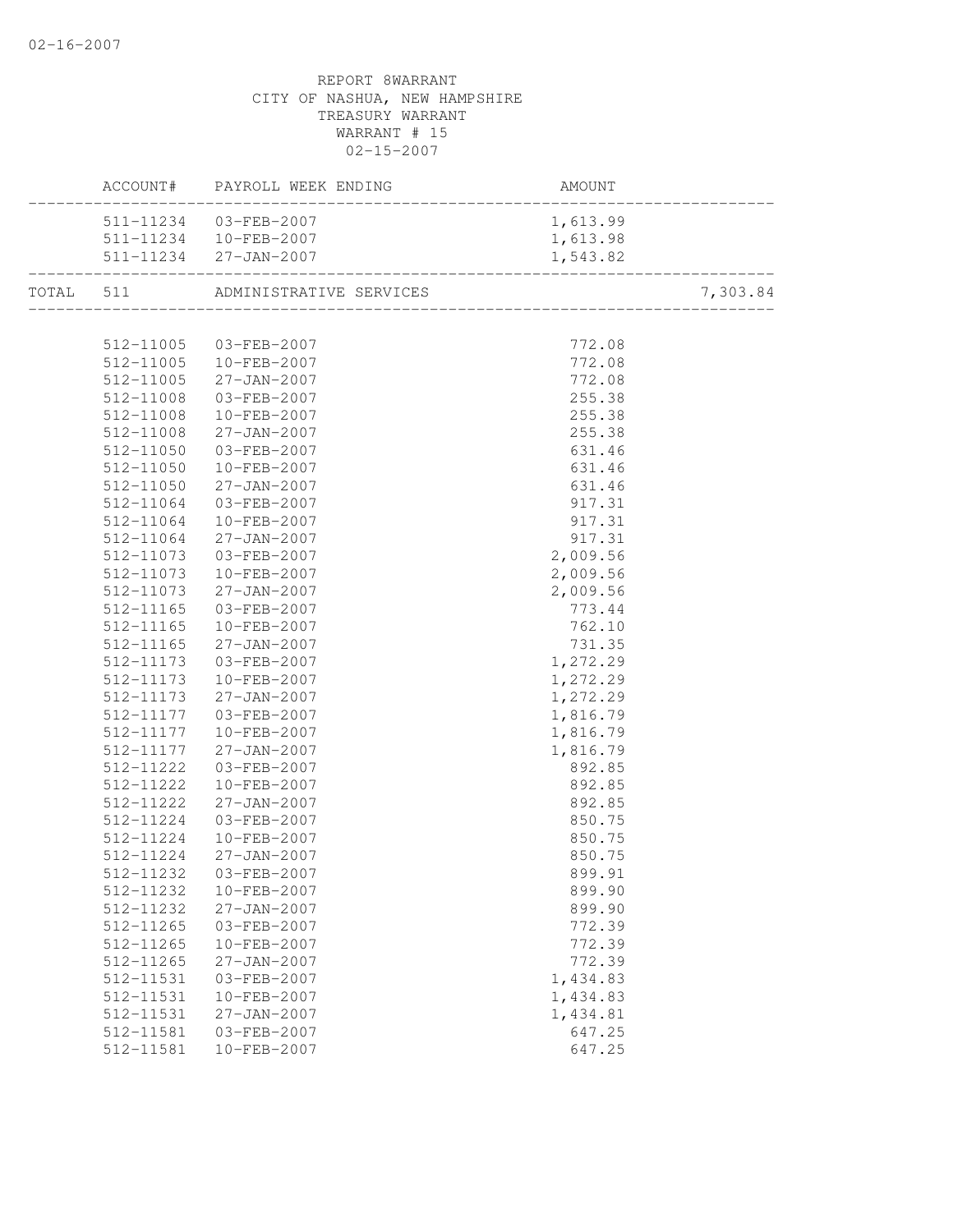02-16-2007

REPORT 8WARRANT
CITY OF NASHUA, NEW HAMPSHIRE
TREASURY WARRANT
WARRANT # 15
02-15-2007

| ACCOUNT# | PAYROLL WEEK ENDING | AMOUNT | |
|---|---|---|---|
| 511-11234 | 03-FEB-2007 | 1,613.99 | |
| 511-11234 | 10-FEB-2007 | 1,613.98 | |
| 511-11234 | 27-JAN-2007 | 1,543.82 | |
| TOTAL 511 | ADMINISTRATIVE SERVICES | | 7,303.84 |

| ACCOUNT# | PAYROLL WEEK ENDING | AMOUNT |
|---|---|---|
| 512-11005 | 03-FEB-2007 | 772.08 |
| 512-11005 | 10-FEB-2007 | 772.08 |
| 512-11005 | 27-JAN-2007 | 772.08 |
| 512-11008 | 03-FEB-2007 | 255.38 |
| 512-11008 | 10-FEB-2007 | 255.38 |
| 512-11008 | 27-JAN-2007 | 255.38 |
| 512-11050 | 03-FEB-2007 | 631.46 |
| 512-11050 | 10-FEB-2007 | 631.46 |
| 512-11050 | 27-JAN-2007 | 631.46 |
| 512-11064 | 03-FEB-2007 | 917.31 |
| 512-11064 | 10-FEB-2007 | 917.31 |
| 512-11064 | 27-JAN-2007 | 917.31 |
| 512-11073 | 03-FEB-2007 | 2,009.56 |
| 512-11073 | 10-FEB-2007 | 2,009.56 |
| 512-11073 | 27-JAN-2007 | 2,009.56 |
| 512-11165 | 03-FEB-2007 | 773.44 |
| 512-11165 | 10-FEB-2007 | 762.10 |
| 512-11165 | 27-JAN-2007 | 731.35 |
| 512-11173 | 03-FEB-2007 | 1,272.29 |
| 512-11173 | 10-FEB-2007 | 1,272.29 |
| 512-11173 | 27-JAN-2007 | 1,272.29 |
| 512-11177 | 03-FEB-2007 | 1,816.79 |
| 512-11177 | 10-FEB-2007 | 1,816.79 |
| 512-11177 | 27-JAN-2007 | 1,816.79 |
| 512-11222 | 03-FEB-2007 | 892.85 |
| 512-11222 | 10-FEB-2007 | 892.85 |
| 512-11222 | 27-JAN-2007 | 892.85 |
| 512-11224 | 03-FEB-2007 | 850.75 |
| 512-11224 | 10-FEB-2007 | 850.75 |
| 512-11224 | 27-JAN-2007 | 850.75 |
| 512-11232 | 03-FEB-2007 | 899.91 |
| 512-11232 | 10-FEB-2007 | 899.90 |
| 512-11232 | 27-JAN-2007 | 899.90 |
| 512-11265 | 03-FEB-2007 | 772.39 |
| 512-11265 | 10-FEB-2007 | 772.39 |
| 512-11265 | 27-JAN-2007 | 772.39 |
| 512-11531 | 03-FEB-2007 | 1,434.83 |
| 512-11531 | 10-FEB-2007 | 1,434.83 |
| 512-11531 | 27-JAN-2007 | 1,434.81 |
| 512-11581 | 03-FEB-2007 | 647.25 |
| 512-11581 | 10-FEB-2007 | 647.25 |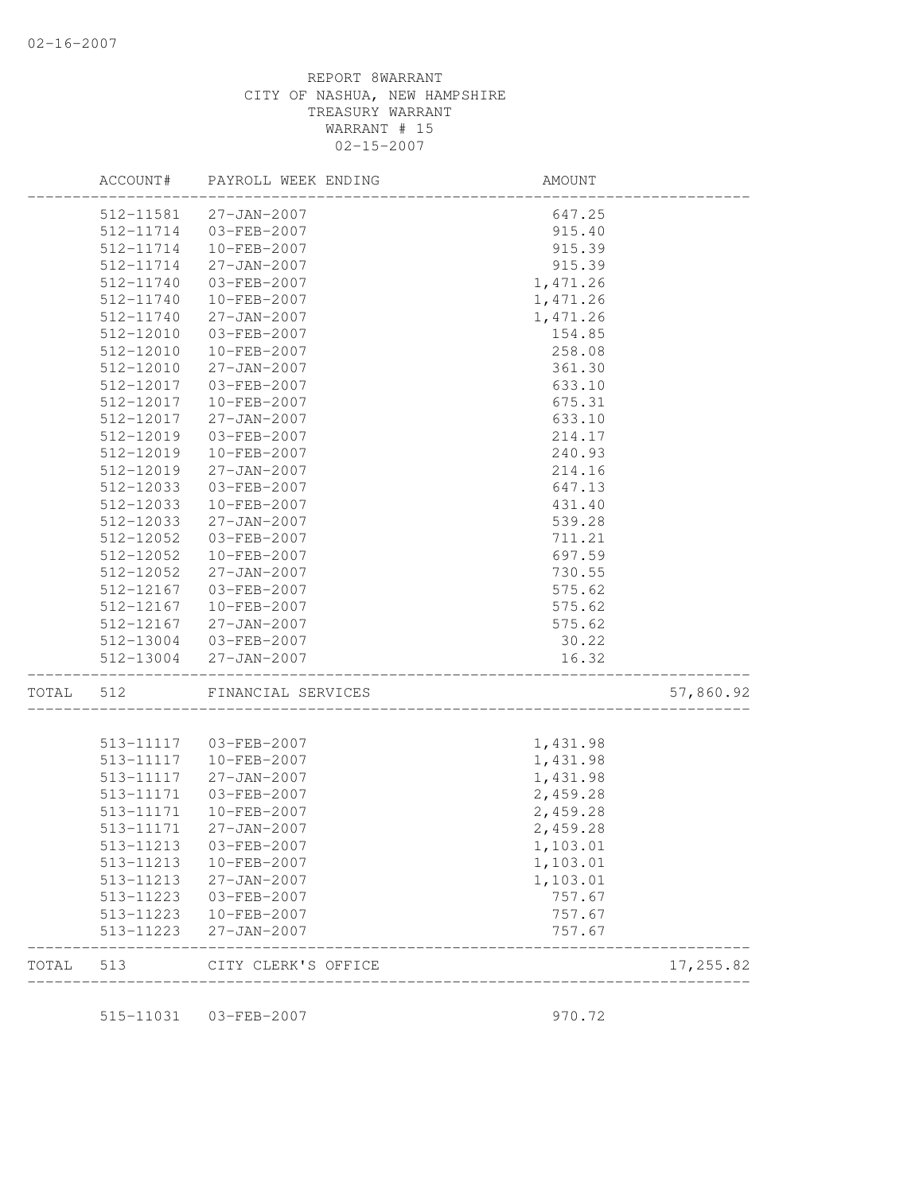02-16-2007

REPORT 8WARRANT
CITY OF NASHUA, NEW HAMPSHIRE
TREASURY WARRANT
WARRANT # 15
02-15-2007

| | ACCOUNT# | PAYROLL WEEK ENDING | AMOUNT | |
|---|---|---|---|---|
| | 512-11581 | 27-JAN-2007 | 647.25 | |
| | 512-11714 | 03-FEB-2007 | 915.40 | |
| | 512-11714 | 10-FEB-2007 | 915.39 | |
| | 512-11714 | 27-JAN-2007 | 915.39 | |
| | 512-11740 | 03-FEB-2007 | 1,471.26 | |
| | 512-11740 | 10-FEB-2007 | 1,471.26 | |
| | 512-11740 | 27-JAN-2007 | 1,471.26 | |
| | 512-12010 | 03-FEB-2007 | 154.85 | |
| | 512-12010 | 10-FEB-2007 | 258.08 | |
| | 512-12010 | 27-JAN-2007 | 361.30 | |
| | 512-12017 | 03-FEB-2007 | 633.10 | |
| | 512-12017 | 10-FEB-2007 | 675.31 | |
| | 512-12017 | 27-JAN-2007 | 633.10 | |
| | 512-12019 | 03-FEB-2007 | 214.17 | |
| | 512-12019 | 10-FEB-2007 | 240.93 | |
| | 512-12019 | 27-JAN-2007 | 214.16 | |
| | 512-12033 | 03-FEB-2007 | 647.13 | |
| | 512-12033 | 10-FEB-2007 | 431.40 | |
| | 512-12033 | 27-JAN-2007 | 539.28 | |
| | 512-12052 | 03-FEB-2007 | 711.21 | |
| | 512-12052 | 10-FEB-2007 | 697.59 | |
| | 512-12052 | 27-JAN-2007 | 730.55 | |
| | 512-12167 | 03-FEB-2007 | 575.62 | |
| | 512-12167 | 10-FEB-2007 | 575.62 | |
| | 512-12167 | 27-JAN-2007 | 575.62 | |
| | 512-13004 | 03-FEB-2007 | 30.22 | |
| | 512-13004 | 27-JAN-2007 | 16.32 | |
| TOTAL | 512 | FINANCIAL SERVICES | | 57,860.92 |
| | 513-11117 | 03-FEB-2007 | 1,431.98 | |
| | 513-11117 | 10-FEB-2007 | 1,431.98 | |
| | 513-11117 | 27-JAN-2007 | 1,431.98 | |
| | 513-11171 | 03-FEB-2007 | 2,459.28 | |
| | 513-11171 | 10-FEB-2007 | 2,459.28 | |
| | 513-11171 | 27-JAN-2007 | 2,459.28 | |
| | 513-11213 | 03-FEB-2007 | 1,103.01 | |
| | 513-11213 | 10-FEB-2007 | 1,103.01 | |
| | 513-11213 | 27-JAN-2007 | 1,103.01 | |
| | 513-11223 | 03-FEB-2007 | 757.67 | |
| | 513-11223 | 10-FEB-2007 | 757.67 | |
| | 513-11223 | 27-JAN-2007 | 757.67 | |
| TOTAL | 513 | CITY CLERK'S OFFICE | | 17,255.82 |
| | 515-11031 | 03-FEB-2007 | 970.72 | |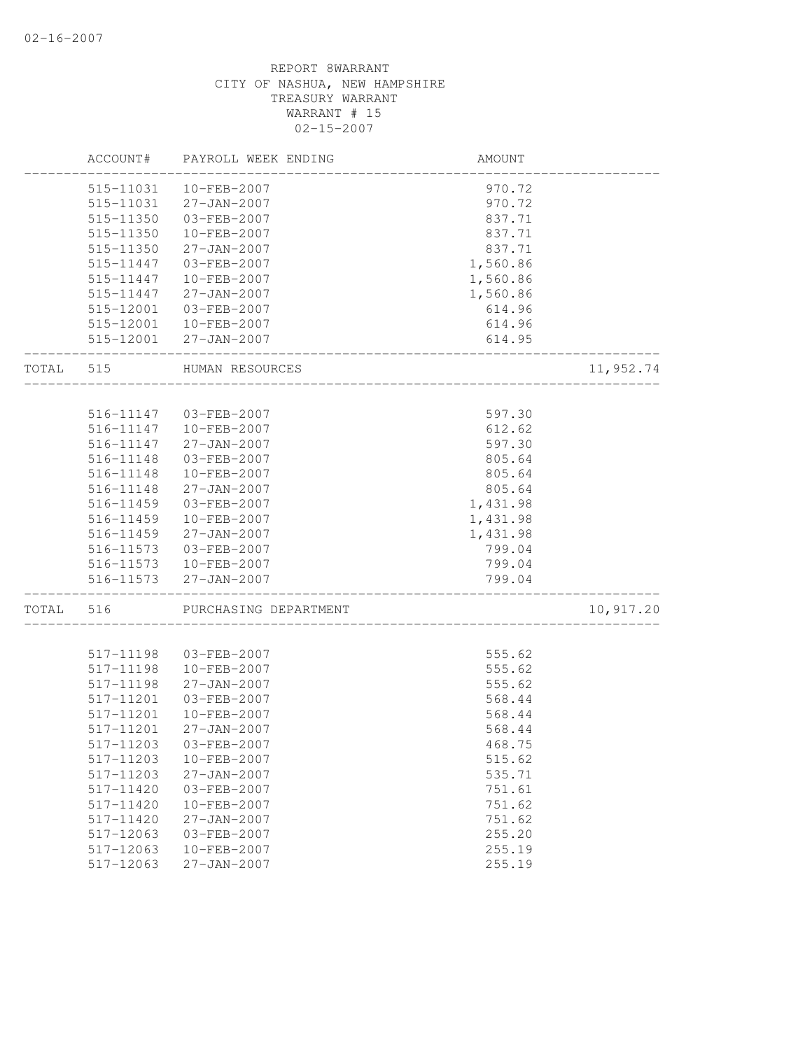REPORT 8WARRANT
CITY OF NASHUA, NEW HAMPSHIRE
TREASURY WARRANT
WARRANT # 15
02-15-2007

| | ACCOUNT# | PAYROLL WEEK ENDING | AMOUNT | |
|---|---|---|---|---|
| | 515-11031 | 10-FEB-2007 | 970.72 | |
| | 515-11031 | 27-JAN-2007 | 970.72 | |
| | 515-11350 | 03-FEB-2007 | 837.71 | |
| | 515-11350 | 10-FEB-2007 | 837.71 | |
| | 515-11350 | 27-JAN-2007 | 837.71 | |
| | 515-11447 | 03-FEB-2007 | 1,560.86 | |
| | 515-11447 | 10-FEB-2007 | 1,560.86 | |
| | 515-11447 | 27-JAN-2007 | 1,560.86 | |
| | 515-12001 | 03-FEB-2007 | 614.96 | |
| | 515-12001 | 10-FEB-2007 | 614.96 | |
| | 515-12001 | 27-JAN-2007 | 614.95 | |
| TOTAL | 515 | HUMAN RESOURCES | | 11,952.74 |
| | 516-11147 | 03-FEB-2007 | 597.30 | |
| | 516-11147 | 10-FEB-2007 | 612.62 | |
| | 516-11147 | 27-JAN-2007 | 597.30 | |
| | 516-11148 | 03-FEB-2007 | 805.64 | |
| | 516-11148 | 10-FEB-2007 | 805.64 | |
| | 516-11148 | 27-JAN-2007 | 805.64 | |
| | 516-11459 | 03-FEB-2007 | 1,431.98 | |
| | 516-11459 | 10-FEB-2007 | 1,431.98 | |
| | 516-11459 | 27-JAN-2007 | 1,431.98 | |
| | 516-11573 | 03-FEB-2007 | 799.04 | |
| | 516-11573 | 10-FEB-2007 | 799.04 | |
| | 516-11573 | 27-JAN-2007 | 799.04 | |
| TOTAL | 516 | PURCHASING DEPARTMENT | | 10,917.20 |
| | 517-11198 | 03-FEB-2007 | 555.62 | |
| | 517-11198 | 10-FEB-2007 | 555.62 | |
| | 517-11198 | 27-JAN-2007 | 555.62 | |
| | 517-11201 | 03-FEB-2007 | 568.44 | |
| | 517-11201 | 10-FEB-2007 | 568.44 | |
| | 517-11201 | 27-JAN-2007 | 568.44 | |
| | 517-11203 | 03-FEB-2007 | 468.75 | |
| | 517-11203 | 10-FEB-2007 | 515.62 | |
| | 517-11203 | 27-JAN-2007 | 535.71 | |
| | 517-11420 | 03-FEB-2007 | 751.61 | |
| | 517-11420 | 10-FEB-2007 | 751.62 | |
| | 517-11420 | 27-JAN-2007 | 751.62 | |
| | 517-12063 | 03-FEB-2007 | 255.20 | |
| | 517-12063 | 10-FEB-2007 | 255.19 | |
| | 517-12063 | 27-JAN-2007 | 255.19 | |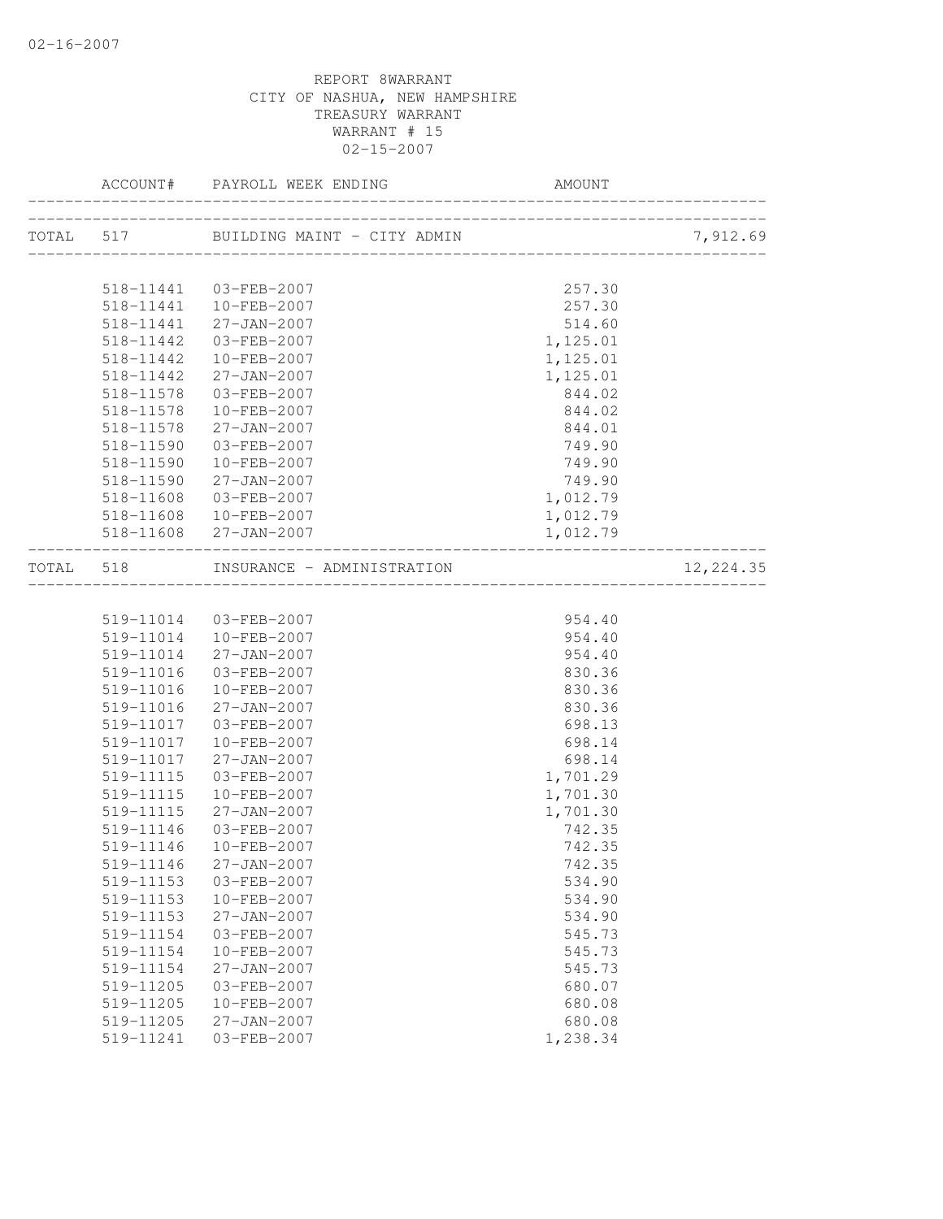REPORT 8WARRANT
CITY OF NASHUA, NEW HAMPSHIRE
TREASURY WARRANT
WARRANT # 15
02-15-2007

| ACCOUNT# | PAYROLL WEEK ENDING | AMOUNT | |
|---|---|---|---|
| TOTAL 517 | BUILDING MAINT - CITY ADMIN | | 7,912.69 |
| 518-11441 | 03-FEB-2007 | 257.30 | |
| 518-11441 | 10-FEB-2007 | 257.30 | |
| 518-11441 | 27-JAN-2007 | 514.60 | |
| 518-11442 | 03-FEB-2007 | 1,125.01 | |
| 518-11442 | 10-FEB-2007 | 1,125.01 | |
| 518-11442 | 27-JAN-2007 | 1,125.01 | |
| 518-11578 | 03-FEB-2007 | 844.02 | |
| 518-11578 | 10-FEB-2007 | 844.02 | |
| 518-11578 | 27-JAN-2007 | 844.01 | |
| 518-11590 | 03-FEB-2007 | 749.90 | |
| 518-11590 | 10-FEB-2007 | 749.90 | |
| 518-11590 | 27-JAN-2007 | 749.90 | |
| 518-11608 | 03-FEB-2007 | 1,012.79 | |
| 518-11608 | 10-FEB-2007 | 1,012.79 | |
| 518-11608 | 27-JAN-2007 | 1,012.79 | |
| TOTAL 518 | INSURANCE - ADMINISTRATION | | 12,224.35 |
| 519-11014 | 03-FEB-2007 | 954.40 | |
| 519-11014 | 10-FEB-2007 | 954.40 | |
| 519-11014 | 27-JAN-2007 | 954.40 | |
| 519-11016 | 03-FEB-2007 | 830.36 | |
| 519-11016 | 10-FEB-2007 | 830.36 | |
| 519-11016 | 27-JAN-2007 | 830.36 | |
| 519-11017 | 03-FEB-2007 | 698.13 | |
| 519-11017 | 10-FEB-2007 | 698.14 | |
| 519-11017 | 27-JAN-2007 | 698.14 | |
| 519-11115 | 03-FEB-2007 | 1,701.29 | |
| 519-11115 | 10-FEB-2007 | 1,701.30 | |
| 519-11115 | 27-JAN-2007 | 1,701.30 | |
| 519-11146 | 03-FEB-2007 | 742.35 | |
| 519-11146 | 10-FEB-2007 | 742.35 | |
| 519-11146 | 27-JAN-2007 | 742.35 | |
| 519-11153 | 03-FEB-2007 | 534.90 | |
| 519-11153 | 10-FEB-2007 | 534.90 | |
| 519-11153 | 27-JAN-2007 | 534.90 | |
| 519-11154 | 03-FEB-2007 | 545.73 | |
| 519-11154 | 10-FEB-2007 | 545.73 | |
| 519-11154 | 27-JAN-2007 | 545.73 | |
| 519-11205 | 03-FEB-2007 | 680.07 | |
| 519-11205 | 10-FEB-2007 | 680.08 | |
| 519-11205 | 27-JAN-2007 | 680.08 | |
| 519-11241 | 03-FEB-2007 | 1,238.34 | |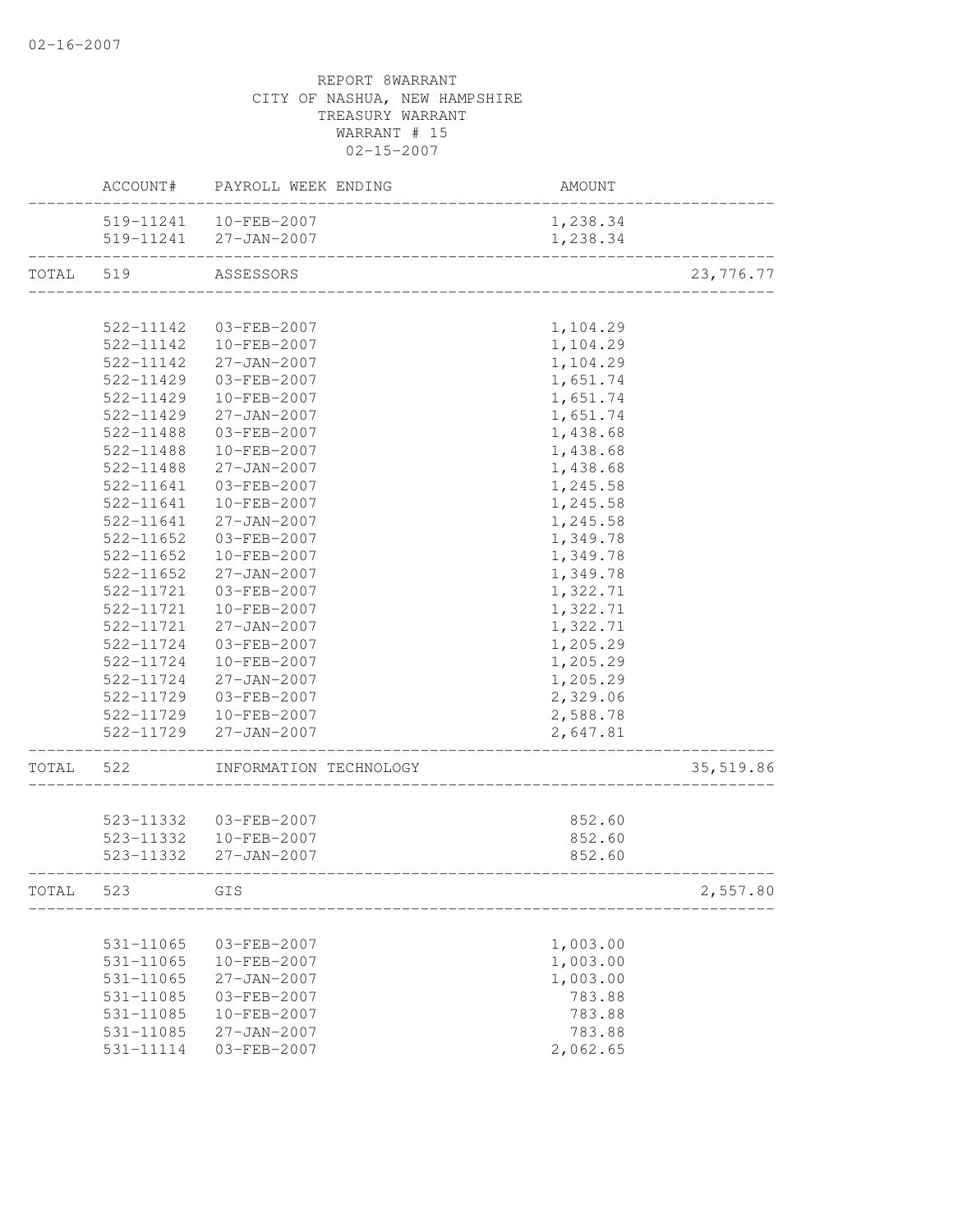REPORT 8WARRANT
CITY OF NASHUA, NEW HAMPSHIRE
TREASURY WARRANT
WARRANT # 15
02-15-2007

| | ACCOUNT# | PAYROLL WEEK ENDING | AMOUNT | |
|---|---|---|---|---|
| | 519-11241 | 10-FEB-2007 | 1,238.34 | |
| | 519-11241 | 27-JAN-2007 | 1,238.34 | |
| TOTAL | 519 | ASSESSORS | | 23,776.77 |
| | 522-11142 | 03-FEB-2007 | 1,104.29 | |
| | 522-11142 | 10-FEB-2007 | 1,104.29 | |
| | 522-11142 | 27-JAN-2007 | 1,104.29 | |
| | 522-11429 | 03-FEB-2007 | 1,651.74 | |
| | 522-11429 | 10-FEB-2007 | 1,651.74 | |
| | 522-11429 | 27-JAN-2007 | 1,651.74 | |
| | 522-11488 | 03-FEB-2007 | 1,438.68 | |
| | 522-11488 | 10-FEB-2007 | 1,438.68 | |
| | 522-11488 | 27-JAN-2007 | 1,438.68 | |
| | 522-11641 | 03-FEB-2007 | 1,245.58 | |
| | 522-11641 | 10-FEB-2007 | 1,245.58 | |
| | 522-11641 | 27-JAN-2007 | 1,245.58 | |
| | 522-11652 | 03-FEB-2007 | 1,349.78 | |
| | 522-11652 | 10-FEB-2007 | 1,349.78 | |
| | 522-11652 | 27-JAN-2007 | 1,349.78 | |
| | 522-11721 | 03-FEB-2007 | 1,322.71 | |
| | 522-11721 | 10-FEB-2007 | 1,322.71 | |
| | 522-11721 | 27-JAN-2007 | 1,322.71 | |
| | 522-11724 | 03-FEB-2007 | 1,205.29 | |
| | 522-11724 | 10-FEB-2007 | 1,205.29 | |
| | 522-11724 | 27-JAN-2007 | 1,205.29 | |
| | 522-11729 | 03-FEB-2007 | 2,329.06 | |
| | 522-11729 | 10-FEB-2007 | 2,588.78 | |
| | 522-11729 | 27-JAN-2007 | 2,647.81 | |
| TOTAL | 522 | INFORMATION TECHNOLOGY | | 35,519.86 |
| | 523-11332 | 03-FEB-2007 | 852.60 | |
| | 523-11332 | 10-FEB-2007 | 852.60 | |
| | 523-11332 | 27-JAN-2007 | 852.60 | |
| TOTAL | 523 | GIS | | 2,557.80 |
| | 531-11065 | 03-FEB-2007 | 1,003.00 | |
| | 531-11065 | 10-FEB-2007 | 1,003.00 | |
| | 531-11065 | 27-JAN-2007 | 1,003.00 | |
| | 531-11085 | 03-FEB-2007 | 783.88 | |
| | 531-11085 | 10-FEB-2007 | 783.88 | |
| | 531-11085 | 27-JAN-2007 | 783.88 | |
| | 531-11114 | 03-FEB-2007 | 2,062.65 | |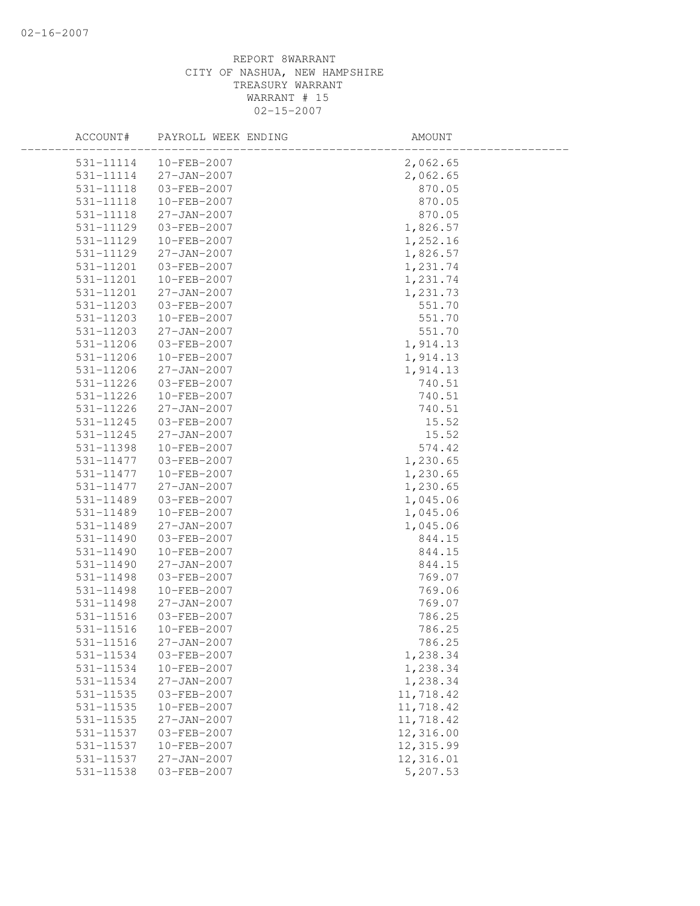REPORT 8WARRANT
CITY OF NASHUA, NEW HAMPSHIRE
TREASURY WARRANT
WARRANT # 15
02-15-2007

| ACCOUNT# | PAYROLL WEEK ENDING | AMOUNT |
|---|---|---|
| 531-11114 | 10-FEB-2007 | 2,062.65 |
| 531-11114 | 27-JAN-2007 | 2,062.65 |
| 531-11118 | 03-FEB-2007 | 870.05 |
| 531-11118 | 10-FEB-2007 | 870.05 |
| 531-11118 | 27-JAN-2007 | 870.05 |
| 531-11129 | 03-FEB-2007 | 1,826.57 |
| 531-11129 | 10-FEB-2007 | 1,252.16 |
| 531-11129 | 27-JAN-2007 | 1,826.57 |
| 531-11201 | 03-FEB-2007 | 1,231.74 |
| 531-11201 | 10-FEB-2007 | 1,231.74 |
| 531-11201 | 27-JAN-2007 | 1,231.73 |
| 531-11203 | 03-FEB-2007 | 551.70 |
| 531-11203 | 10-FEB-2007 | 551.70 |
| 531-11203 | 27-JAN-2007 | 551.70 |
| 531-11206 | 03-FEB-2007 | 1,914.13 |
| 531-11206 | 10-FEB-2007 | 1,914.13 |
| 531-11206 | 27-JAN-2007 | 1,914.13 |
| 531-11226 | 03-FEB-2007 | 740.51 |
| 531-11226 | 10-FEB-2007 | 740.51 |
| 531-11226 | 27-JAN-2007 | 740.51 |
| 531-11245 | 03-FEB-2007 | 15.52 |
| 531-11245 | 27-JAN-2007 | 15.52 |
| 531-11398 | 10-FEB-2007 | 574.42 |
| 531-11477 | 03-FEB-2007 | 1,230.65 |
| 531-11477 | 10-FEB-2007 | 1,230.65 |
| 531-11477 | 27-JAN-2007 | 1,230.65 |
| 531-11489 | 03-FEB-2007 | 1,045.06 |
| 531-11489 | 10-FEB-2007 | 1,045.06 |
| 531-11489 | 27-JAN-2007 | 1,045.06 |
| 531-11490 | 03-FEB-2007 | 844.15 |
| 531-11490 | 10-FEB-2007 | 844.15 |
| 531-11490 | 27-JAN-2007 | 844.15 |
| 531-11498 | 03-FEB-2007 | 769.07 |
| 531-11498 | 10-FEB-2007 | 769.06 |
| 531-11498 | 27-JAN-2007 | 769.07 |
| 531-11516 | 03-FEB-2007 | 786.25 |
| 531-11516 | 10-FEB-2007 | 786.25 |
| 531-11516 | 27-JAN-2007 | 786.25 |
| 531-11534 | 03-FEB-2007 | 1,238.34 |
| 531-11534 | 10-FEB-2007 | 1,238.34 |
| 531-11534 | 27-JAN-2007 | 1,238.34 |
| 531-11535 | 03-FEB-2007 | 11,718.42 |
| 531-11535 | 10-FEB-2007 | 11,718.42 |
| 531-11535 | 27-JAN-2007 | 11,718.42 |
| 531-11537 | 03-FEB-2007 | 12,316.00 |
| 531-11537 | 10-FEB-2007 | 12,315.99 |
| 531-11537 | 27-JAN-2007 | 12,316.01 |
| 531-11538 | 03-FEB-2007 | 5,207.53 |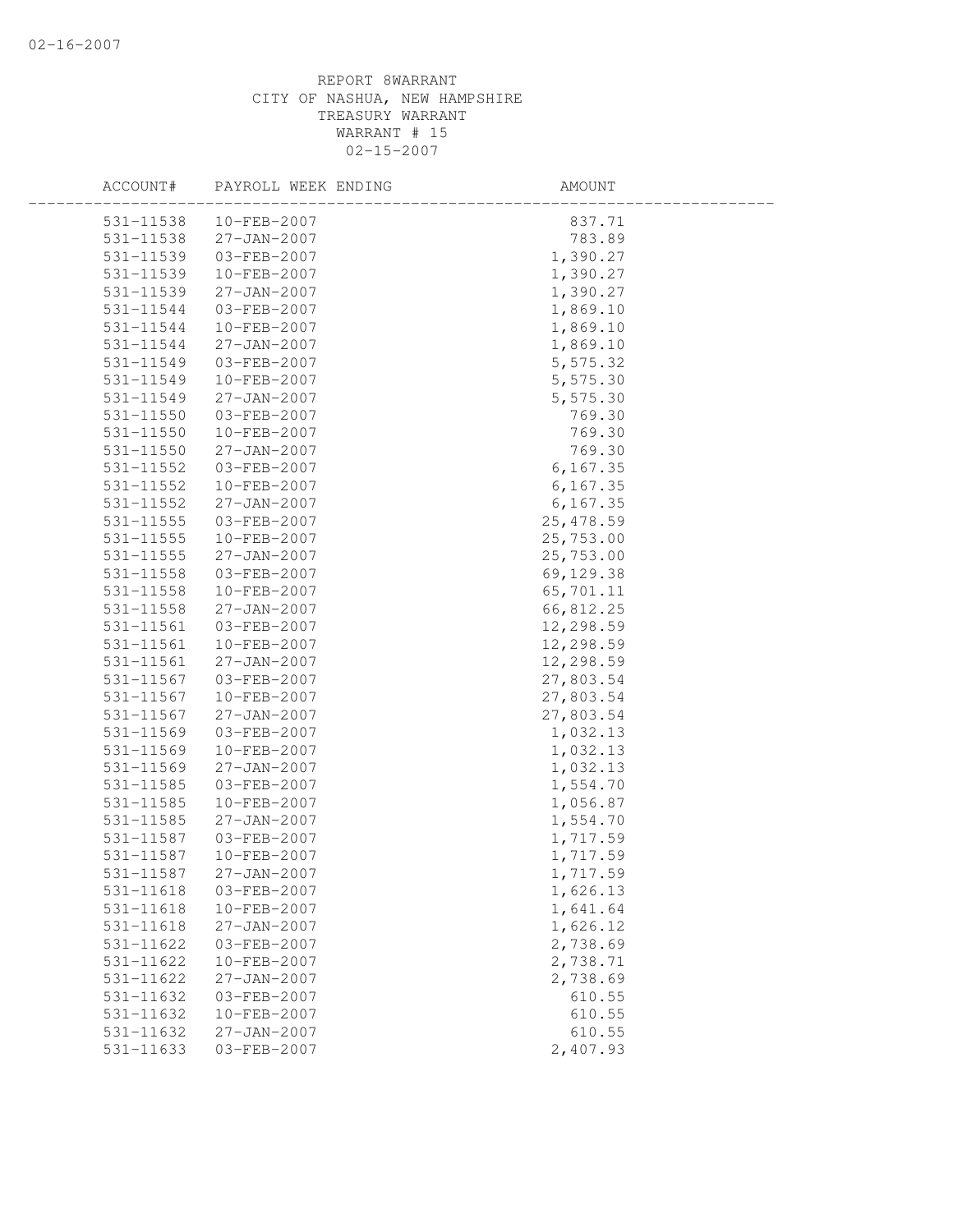REPORT 8WARRANT
CITY OF NASHUA, NEW HAMPSHIRE
TREASURY WARRANT
WARRANT # 15
02-15-2007

| ACCOUNT# | PAYROLL WEEK ENDING | AMOUNT |
|---|---|---|
| 531-11538 | 10-FEB-2007 | 837.71 |
| 531-11538 | 27-JAN-2007 | 783.89 |
| 531-11539 | 03-FEB-2007 | 1,390.27 |
| 531-11539 | 10-FEB-2007 | 1,390.27 |
| 531-11539 | 27-JAN-2007 | 1,390.27 |
| 531-11544 | 03-FEB-2007 | 1,869.10 |
| 531-11544 | 10-FEB-2007 | 1,869.10 |
| 531-11544 | 27-JAN-2007 | 1,869.10 |
| 531-11549 | 03-FEB-2007 | 5,575.32 |
| 531-11549 | 10-FEB-2007 | 5,575.30 |
| 531-11549 | 27-JAN-2007 | 5,575.30 |
| 531-11550 | 03-FEB-2007 | 769.30 |
| 531-11550 | 10-FEB-2007 | 769.30 |
| 531-11550 | 27-JAN-2007 | 769.30 |
| 531-11552 | 03-FEB-2007 | 6,167.35 |
| 531-11552 | 10-FEB-2007 | 6,167.35 |
| 531-11552 | 27-JAN-2007 | 6,167.35 |
| 531-11555 | 03-FEB-2007 | 25,478.59 |
| 531-11555 | 10-FEB-2007 | 25,753.00 |
| 531-11555 | 27-JAN-2007 | 25,753.00 |
| 531-11558 | 03-FEB-2007 | 69,129.38 |
| 531-11558 | 10-FEB-2007 | 65,701.11 |
| 531-11558 | 27-JAN-2007 | 66,812.25 |
| 531-11561 | 03-FEB-2007 | 12,298.59 |
| 531-11561 | 10-FEB-2007 | 12,298.59 |
| 531-11561 | 27-JAN-2007 | 12,298.59 |
| 531-11567 | 03-FEB-2007 | 27,803.54 |
| 531-11567 | 10-FEB-2007 | 27,803.54 |
| 531-11567 | 27-JAN-2007 | 27,803.54 |
| 531-11569 | 03-FEB-2007 | 1,032.13 |
| 531-11569 | 10-FEB-2007 | 1,032.13 |
| 531-11569 | 27-JAN-2007 | 1,032.13 |
| 531-11585 | 03-FEB-2007 | 1,554.70 |
| 531-11585 | 10-FEB-2007 | 1,056.87 |
| 531-11585 | 27-JAN-2007 | 1,554.70 |
| 531-11587 | 03-FEB-2007 | 1,717.59 |
| 531-11587 | 10-FEB-2007 | 1,717.59 |
| 531-11587 | 27-JAN-2007 | 1,717.59 |
| 531-11618 | 03-FEB-2007 | 1,626.13 |
| 531-11618 | 10-FEB-2007 | 1,641.64 |
| 531-11618 | 27-JAN-2007 | 1,626.12 |
| 531-11622 | 03-FEB-2007 | 2,738.69 |
| 531-11622 | 10-FEB-2007 | 2,738.71 |
| 531-11622 | 27-JAN-2007 | 2,738.69 |
| 531-11632 | 03-FEB-2007 | 610.55 |
| 531-11632 | 10-FEB-2007 | 610.55 |
| 531-11632 | 27-JAN-2007 | 610.55 |
| 531-11633 | 03-FEB-2007 | 2,407.93 |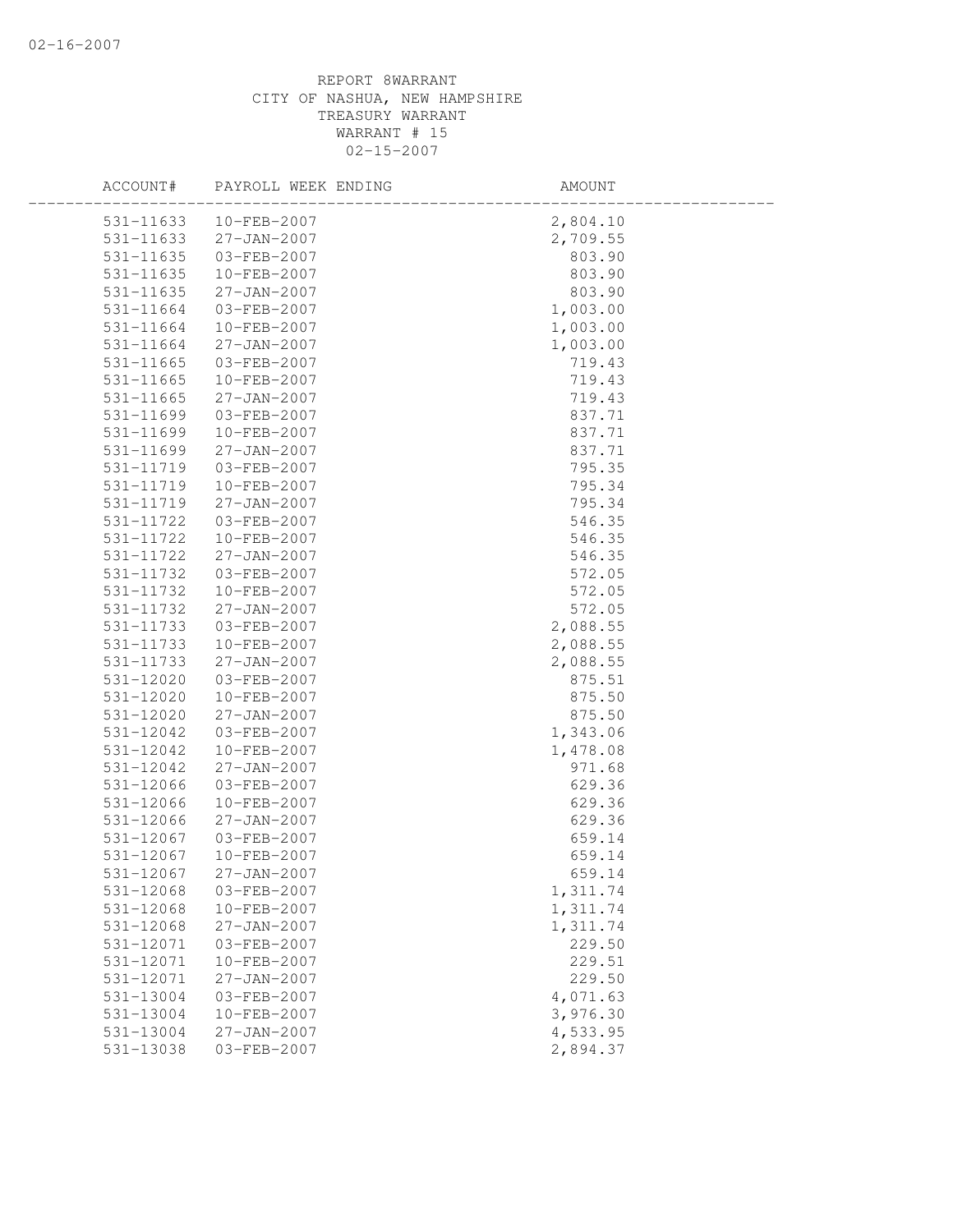02-16-2007

REPORT 8WARRANT
CITY OF NASHUA, NEW HAMPSHIRE
TREASURY WARRANT
WARRANT # 15
02-15-2007

| ACCOUNT# | PAYROLL WEEK ENDING | AMOUNT |
|---|---|---|
| 531-11633 | 10-FEB-2007 | 2,804.10 |
| 531-11633 | 27-JAN-2007 | 2,709.55 |
| 531-11635 | 03-FEB-2007 | 803.90 |
| 531-11635 | 10-FEB-2007 | 803.90 |
| 531-11635 | 27-JAN-2007 | 803.90 |
| 531-11664 | 03-FEB-2007 | 1,003.00 |
| 531-11664 | 10-FEB-2007 | 1,003.00 |
| 531-11664 | 27-JAN-2007 | 1,003.00 |
| 531-11665 | 03-FEB-2007 | 719.43 |
| 531-11665 | 10-FEB-2007 | 719.43 |
| 531-11665 | 27-JAN-2007 | 719.43 |
| 531-11699 | 03-FEB-2007 | 837.71 |
| 531-11699 | 10-FEB-2007 | 837.71 |
| 531-11699 | 27-JAN-2007 | 837.71 |
| 531-11719 | 03-FEB-2007 | 795.35 |
| 531-11719 | 10-FEB-2007 | 795.34 |
| 531-11719 | 27-JAN-2007 | 795.34 |
| 531-11722 | 03-FEB-2007 | 546.35 |
| 531-11722 | 10-FEB-2007 | 546.35 |
| 531-11722 | 27-JAN-2007 | 546.35 |
| 531-11732 | 03-FEB-2007 | 572.05 |
| 531-11732 | 10-FEB-2007 | 572.05 |
| 531-11732 | 27-JAN-2007 | 572.05 |
| 531-11733 | 03-FEB-2007 | 2,088.55 |
| 531-11733 | 10-FEB-2007 | 2,088.55 |
| 531-11733 | 27-JAN-2007 | 2,088.55 |
| 531-12020 | 03-FEB-2007 | 875.51 |
| 531-12020 | 10-FEB-2007 | 875.50 |
| 531-12020 | 27-JAN-2007 | 875.50 |
| 531-12042 | 03-FEB-2007 | 1,343.06 |
| 531-12042 | 10-FEB-2007 | 1,478.08 |
| 531-12042 | 27-JAN-2007 | 971.68 |
| 531-12066 | 03-FEB-2007 | 629.36 |
| 531-12066 | 10-FEB-2007 | 629.36 |
| 531-12066 | 27-JAN-2007 | 629.36 |
| 531-12067 | 03-FEB-2007 | 659.14 |
| 531-12067 | 10-FEB-2007 | 659.14 |
| 531-12067 | 27-JAN-2007 | 659.14 |
| 531-12068 | 03-FEB-2007 | 1,311.74 |
| 531-12068 | 10-FEB-2007 | 1,311.74 |
| 531-12068 | 27-JAN-2007 | 1,311.74 |
| 531-12071 | 03-FEB-2007 | 229.50 |
| 531-12071 | 10-FEB-2007 | 229.51 |
| 531-12071 | 27-JAN-2007 | 229.50 |
| 531-13004 | 03-FEB-2007 | 4,071.63 |
| 531-13004 | 10-FEB-2007 | 3,976.30 |
| 531-13004 | 27-JAN-2007 | 4,533.95 |
| 531-13038 | 03-FEB-2007 | 2,894.37 |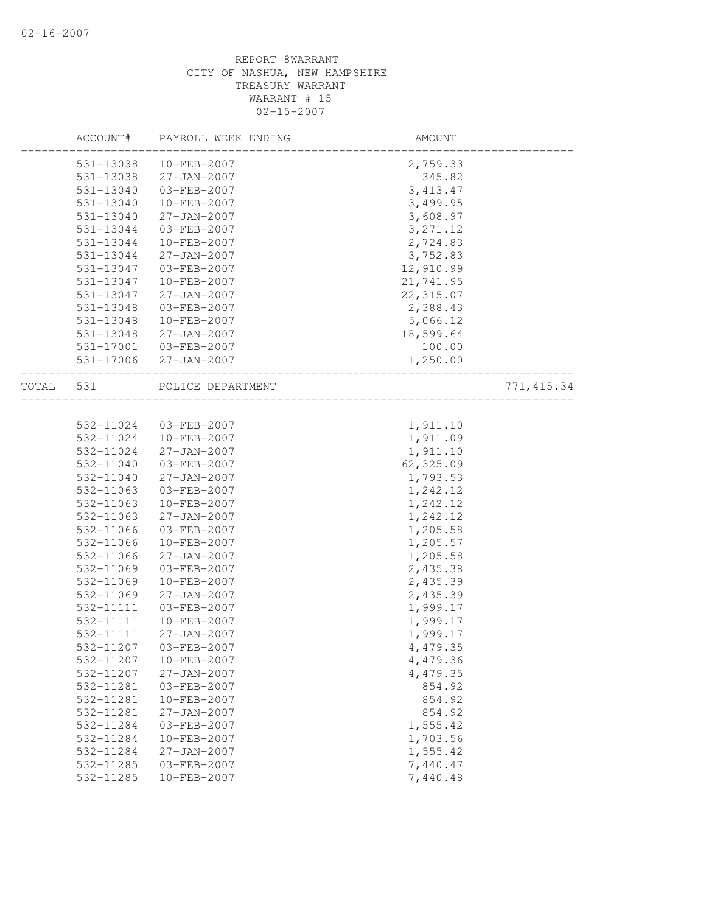REPORT 8WARRANT
CITY OF NASHUA, NEW HAMPSHIRE
TREASURY WARRANT
WARRANT # 15
02-15-2007

| | ACCOUNT# | PAYROLL WEEK ENDING | AMOUNT | |
|---|---|---|---|---|
| | 531-13038 | 10-FEB-2007 | 2,759.33 | |
| | 531-13038 | 27-JAN-2007 | 345.82 | |
| | 531-13040 | 03-FEB-2007 | 3,413.47 | |
| | 531-13040 | 10-FEB-2007 | 3,499.95 | |
| | 531-13040 | 27-JAN-2007 | 3,608.97 | |
| | 531-13044 | 03-FEB-2007 | 3,271.12 | |
| | 531-13044 | 10-FEB-2007 | 2,724.83 | |
| | 531-13044 | 27-JAN-2007 | 3,752.83 | |
| | 531-13047 | 03-FEB-2007 | 12,910.99 | |
| | 531-13047 | 10-FEB-2007 | 21,741.95 | |
| | 531-13047 | 27-JAN-2007 | 22,315.07 | |
| | 531-13048 | 03-FEB-2007 | 2,388.43 | |
| | 531-13048 | 10-FEB-2007 | 5,066.12 | |
| | 531-13048 | 27-JAN-2007 | 18,599.64 | |
| | 531-17001 | 03-FEB-2007 | 100.00 | |
| | 531-17006 | 27-JAN-2007 | 1,250.00 | |
| TOTAL | 531 | POLICE DEPARTMENT | | 771,415.34 |
| | 532-11024 | 03-FEB-2007 | 1,911.10 | |
| | 532-11024 | 10-FEB-2007 | 1,911.09 | |
| | 532-11024 | 27-JAN-2007 | 1,911.10 | |
| | 532-11040 | 03-FEB-2007 | 62,325.09 | |
| | 532-11040 | 27-JAN-2007 | 1,793.53 | |
| | 532-11063 | 03-FEB-2007 | 1,242.12 | |
| | 532-11063 | 10-FEB-2007 | 1,242.12 | |
| | 532-11063 | 27-JAN-2007 | 1,242.12 | |
| | 532-11066 | 03-FEB-2007 | 1,205.58 | |
| | 532-11066 | 10-FEB-2007 | 1,205.57 | |
| | 532-11066 | 27-JAN-2007 | 1,205.58 | |
| | 532-11069 | 03-FEB-2007 | 2,435.38 | |
| | 532-11069 | 10-FEB-2007 | 2,435.39 | |
| | 532-11069 | 27-JAN-2007 | 2,435.39 | |
| | 532-11111 | 03-FEB-2007 | 1,999.17 | |
| | 532-11111 | 10-FEB-2007 | 1,999.17 | |
| | 532-11111 | 27-JAN-2007 | 1,999.17 | |
| | 532-11207 | 03-FEB-2007 | 4,479.35 | |
| | 532-11207 | 10-FEB-2007 | 4,479.36 | |
| | 532-11207 | 27-JAN-2007 | 4,479.35 | |
| | 532-11281 | 03-FEB-2007 | 854.92 | |
| | 532-11281 | 10-FEB-2007 | 854.92 | |
| | 532-11281 | 27-JAN-2007 | 854.92 | |
| | 532-11284 | 03-FEB-2007 | 1,555.42 | |
| | 532-11284 | 10-FEB-2007 | 1,703.56 | |
| | 532-11284 | 27-JAN-2007 | 1,555.42 | |
| | 532-11285 | 03-FEB-2007 | 7,440.47 | |
| | 532-11285 | 10-FEB-2007 | 7,440.48 | |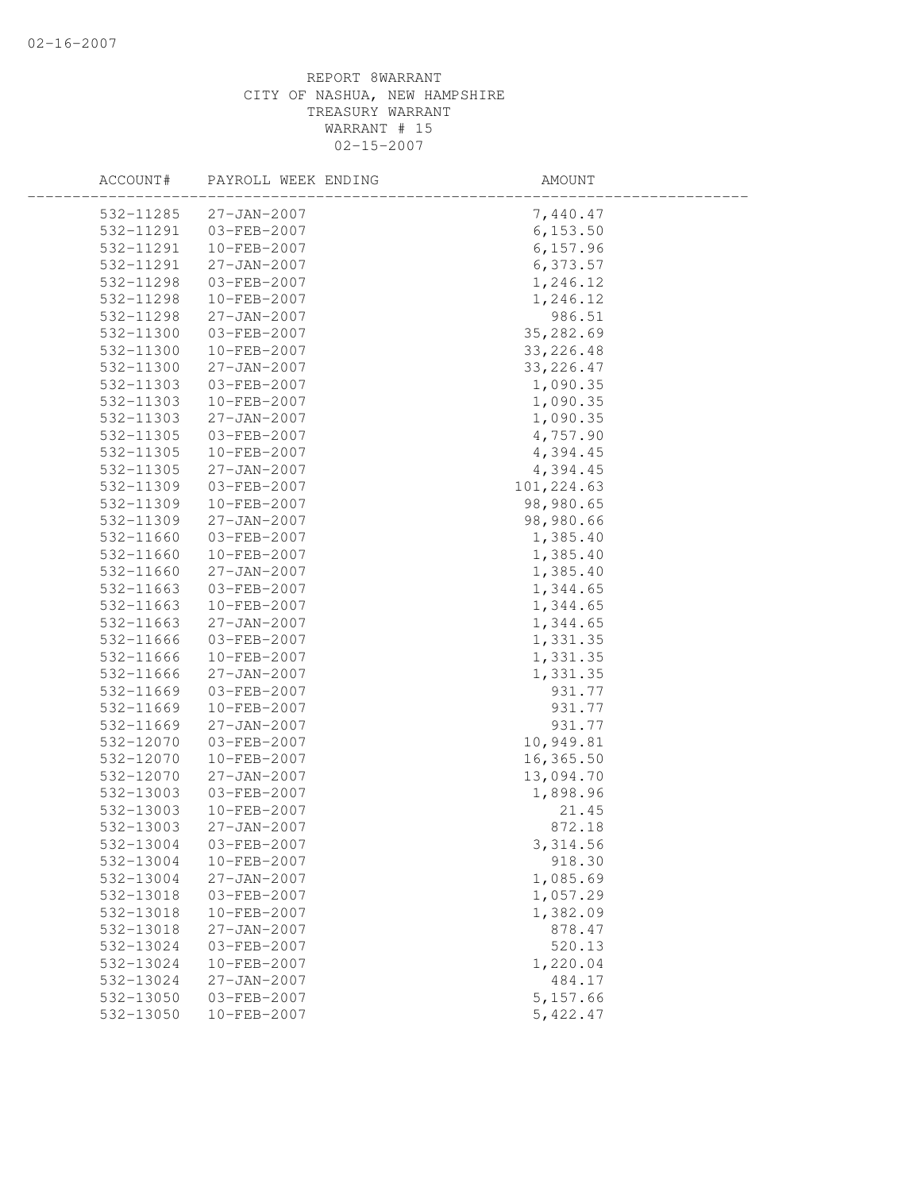REPORT 8WARRANT
CITY OF NASHUA, NEW HAMPSHIRE
TREASURY WARRANT
WARRANT # 15
02-15-2007

| ACCOUNT# | PAYROLL WEEK ENDING | AMOUNT |
|---|---|---|
| 532-11285 | 27-JAN-2007 | 7,440.47 |
| 532-11291 | 03-FEB-2007 | 6,153.50 |
| 532-11291 | 10-FEB-2007 | 6,157.96 |
| 532-11291 | 27-JAN-2007 | 6,373.57 |
| 532-11298 | 03-FEB-2007 | 1,246.12 |
| 532-11298 | 10-FEB-2007 | 1,246.12 |
| 532-11298 | 27-JAN-2007 | 986.51 |
| 532-11300 | 03-FEB-2007 | 35,282.69 |
| 532-11300 | 10-FEB-2007 | 33,226.48 |
| 532-11300 | 27-JAN-2007 | 33,226.47 |
| 532-11303 | 03-FEB-2007 | 1,090.35 |
| 532-11303 | 10-FEB-2007 | 1,090.35 |
| 532-11303 | 27-JAN-2007 | 1,090.35 |
| 532-11305 | 03-FEB-2007 | 4,757.90 |
| 532-11305 | 10-FEB-2007 | 4,394.45 |
| 532-11305 | 27-JAN-2007 | 4,394.45 |
| 532-11309 | 03-FEB-2007 | 101,224.63 |
| 532-11309 | 10-FEB-2007 | 98,980.65 |
| 532-11309 | 27-JAN-2007 | 98,980.66 |
| 532-11660 | 03-FEB-2007 | 1,385.40 |
| 532-11660 | 10-FEB-2007 | 1,385.40 |
| 532-11660 | 27-JAN-2007 | 1,385.40 |
| 532-11663 | 03-FEB-2007 | 1,344.65 |
| 532-11663 | 10-FEB-2007 | 1,344.65 |
| 532-11663 | 27-JAN-2007 | 1,344.65 |
| 532-11666 | 03-FEB-2007 | 1,331.35 |
| 532-11666 | 10-FEB-2007 | 1,331.35 |
| 532-11666 | 27-JAN-2007 | 1,331.35 |
| 532-11669 | 03-FEB-2007 | 931.77 |
| 532-11669 | 10-FEB-2007 | 931.77 |
| 532-11669 | 27-JAN-2007 | 931.77 |
| 532-12070 | 03-FEB-2007 | 10,949.81 |
| 532-12070 | 10-FEB-2007 | 16,365.50 |
| 532-12070 | 27-JAN-2007 | 13,094.70 |
| 532-13003 | 03-FEB-2007 | 1,898.96 |
| 532-13003 | 10-FEB-2007 | 21.45 |
| 532-13003 | 27-JAN-2007 | 872.18 |
| 532-13004 | 03-FEB-2007 | 3,314.56 |
| 532-13004 | 10-FEB-2007 | 918.30 |
| 532-13004 | 27-JAN-2007 | 1,085.69 |
| 532-13018 | 03-FEB-2007 | 1,057.29 |
| 532-13018 | 10-FEB-2007 | 1,382.09 |
| 532-13018 | 27-JAN-2007 | 878.47 |
| 532-13024 | 03-FEB-2007 | 520.13 |
| 532-13024 | 10-FEB-2007 | 1,220.04 |
| 532-13024 | 27-JAN-2007 | 484.17 |
| 532-13050 | 03-FEB-2007 | 5,157.66 |
| 532-13050 | 10-FEB-2007 | 5,422.47 |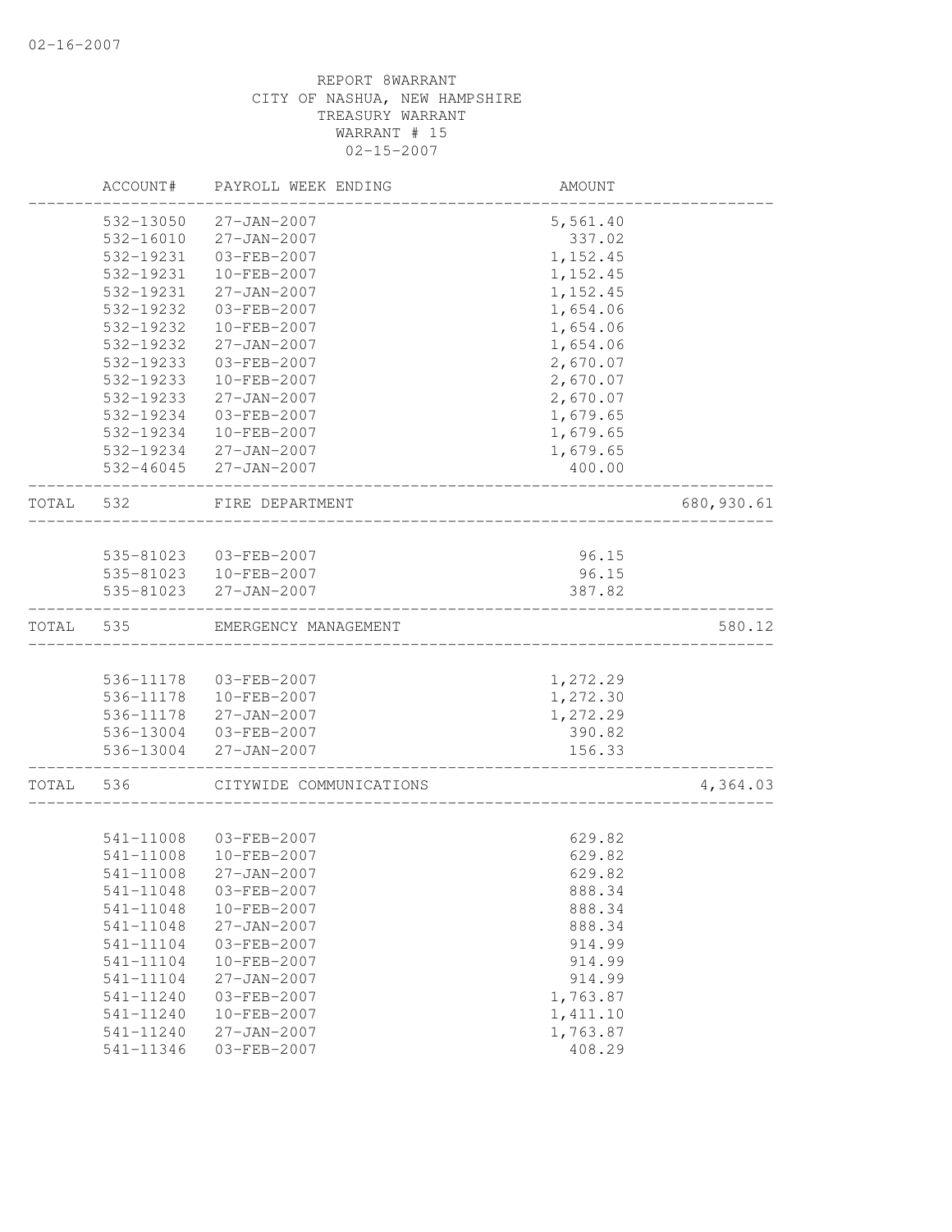REPORT 8WARRANT
CITY OF NASHUA, NEW HAMPSHIRE
TREASURY WARRANT
WARRANT # 15
02-15-2007

| | ACCOUNT# | PAYROLL WEEK ENDING | AMOUNT | |
|---|---|---|---|---|
| | 532-13050 | 27-JAN-2007 | 5,561.40 | |
| | 532-16010 | 27-JAN-2007 | 337.02 | |
| | 532-19231 | 03-FEB-2007 | 1,152.45 | |
| | 532-19231 | 10-FEB-2007 | 1,152.45 | |
| | 532-19231 | 27-JAN-2007 | 1,152.45 | |
| | 532-19232 | 03-FEB-2007 | 1,654.06 | |
| | 532-19232 | 10-FEB-2007 | 1,654.06 | |
| | 532-19232 | 27-JAN-2007 | 1,654.06 | |
| | 532-19233 | 03-FEB-2007 | 2,670.07 | |
| | 532-19233 | 10-FEB-2007 | 2,670.07 | |
| | 532-19233 | 27-JAN-2007 | 2,670.07 | |
| | 532-19234 | 03-FEB-2007 | 1,679.65 | |
| | 532-19234 | 10-FEB-2007 | 1,679.65 | |
| | 532-19234 | 27-JAN-2007 | 1,679.65 | |
| | 532-46045 | 27-JAN-2007 | 400.00 | |
| TOTAL | 532 | FIRE DEPARTMENT | | 680,930.61 |
| | 535-81023 | 03-FEB-2007 | 96.15 | |
| | 535-81023 | 10-FEB-2007 | 96.15 | |
| | 535-81023 | 27-JAN-2007 | 387.82 | |
| TOTAL | 535 | EMERGENCY MANAGEMENT | | 580.12 |
| | 536-11178 | 03-FEB-2007 | 1,272.29 | |
| | 536-11178 | 10-FEB-2007 | 1,272.30 | |
| | 536-11178 | 27-JAN-2007 | 1,272.29 | |
| | 536-13004 | 03-FEB-2007 | 390.82 | |
| | 536-13004 | 27-JAN-2007 | 156.33 | |
| TOTAL | 536 | CITYWIDE COMMUNICATIONS | | 4,364.03 |
| | 541-11008 | 03-FEB-2007 | 629.82 | |
| | 541-11008 | 10-FEB-2007 | 629.82 | |
| | 541-11008 | 27-JAN-2007 | 629.82 | |
| | 541-11048 | 03-FEB-2007 | 888.34 | |
| | 541-11048 | 10-FEB-2007 | 888.34 | |
| | 541-11048 | 27-JAN-2007 | 888.34 | |
| | 541-11104 | 03-FEB-2007 | 914.99 | |
| | 541-11104 | 10-FEB-2007 | 914.99 | |
| | 541-11104 | 27-JAN-2007 | 914.99 | |
| | 541-11240 | 03-FEB-2007 | 1,763.87 | |
| | 541-11240 | 10-FEB-2007 | 1,411.10 | |
| | 541-11240 | 27-JAN-2007 | 1,763.87 | |
| | 541-11346 | 03-FEB-2007 | 408.29 | |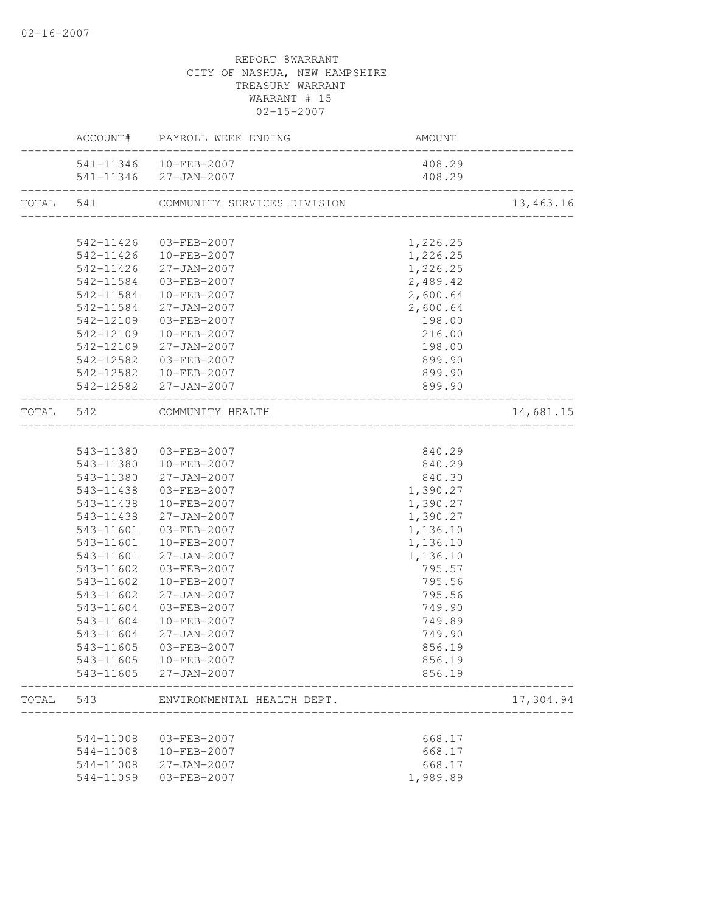REPORT 8WARRANT
CITY OF NASHUA, NEW HAMPSHIRE
TREASURY WARRANT
WARRANT # 15
02-15-2007

| | ACCOUNT# | PAYROLL WEEK ENDING | AMOUNT | |
|---|---|---|---|---|
| | 541-11346 | 10-FEB-2007 | 408.29 | |
| | 541-11346 | 27-JAN-2007 | 408.29 | |
| TOTAL | 541 | COMMUNITY SERVICES DIVISION | | 13,463.16 |
| | 542-11426 | 03-FEB-2007 | 1,226.25 | |
| | 542-11426 | 10-FEB-2007 | 1,226.25 | |
| | 542-11426 | 27-JAN-2007 | 1,226.25 | |
| | 542-11584 | 03-FEB-2007 | 2,489.42 | |
| | 542-11584 | 10-FEB-2007 | 2,600.64 | |
| | 542-11584 | 27-JAN-2007 | 2,600.64 | |
| | 542-12109 | 03-FEB-2007 | 198.00 | |
| | 542-12109 | 10-FEB-2007 | 216.00 | |
| | 542-12109 | 27-JAN-2007 | 198.00 | |
| | 542-12582 | 03-FEB-2007 | 899.90 | |
| | 542-12582 | 10-FEB-2007 | 899.90 | |
| | 542-12582 | 27-JAN-2007 | 899.90 | |
| TOTAL | 542 | COMMUNITY HEALTH | | 14,681.15 |
| | 543-11380 | 03-FEB-2007 | 840.29 | |
| | 543-11380 | 10-FEB-2007 | 840.29 | |
| | 543-11380 | 27-JAN-2007 | 840.30 | |
| | 543-11438 | 03-FEB-2007 | 1,390.27 | |
| | 543-11438 | 10-FEB-2007 | 1,390.27 | |
| | 543-11438 | 27-JAN-2007 | 1,390.27 | |
| | 543-11601 | 03-FEB-2007 | 1,136.10 | |
| | 543-11601 | 10-FEB-2007 | 1,136.10 | |
| | 543-11601 | 27-JAN-2007 | 1,136.10 | |
| | 543-11602 | 03-FEB-2007 | 795.57 | |
| | 543-11602 | 10-FEB-2007 | 795.56 | |
| | 543-11602 | 27-JAN-2007 | 795.56 | |
| | 543-11604 | 03-FEB-2007 | 749.90 | |
| | 543-11604 | 10-FEB-2007 | 749.89 | |
| | 543-11604 | 27-JAN-2007 | 749.90 | |
| | 543-11605 | 03-FEB-2007 | 856.19 | |
| | 543-11605 | 10-FEB-2007 | 856.19 | |
| | 543-11605 | 27-JAN-2007 | 856.19 | |
| TOTAL | 543 | ENVIRONMENTAL HEALTH DEPT. | | 17,304.94 |
| | 544-11008 | 03-FEB-2007 | 668.17 | |
| | 544-11008 | 10-FEB-2007 | 668.17 | |
| | 544-11008 | 27-JAN-2007 | 668.17 | |
| | 544-11099 | 03-FEB-2007 | 1,989.89 | |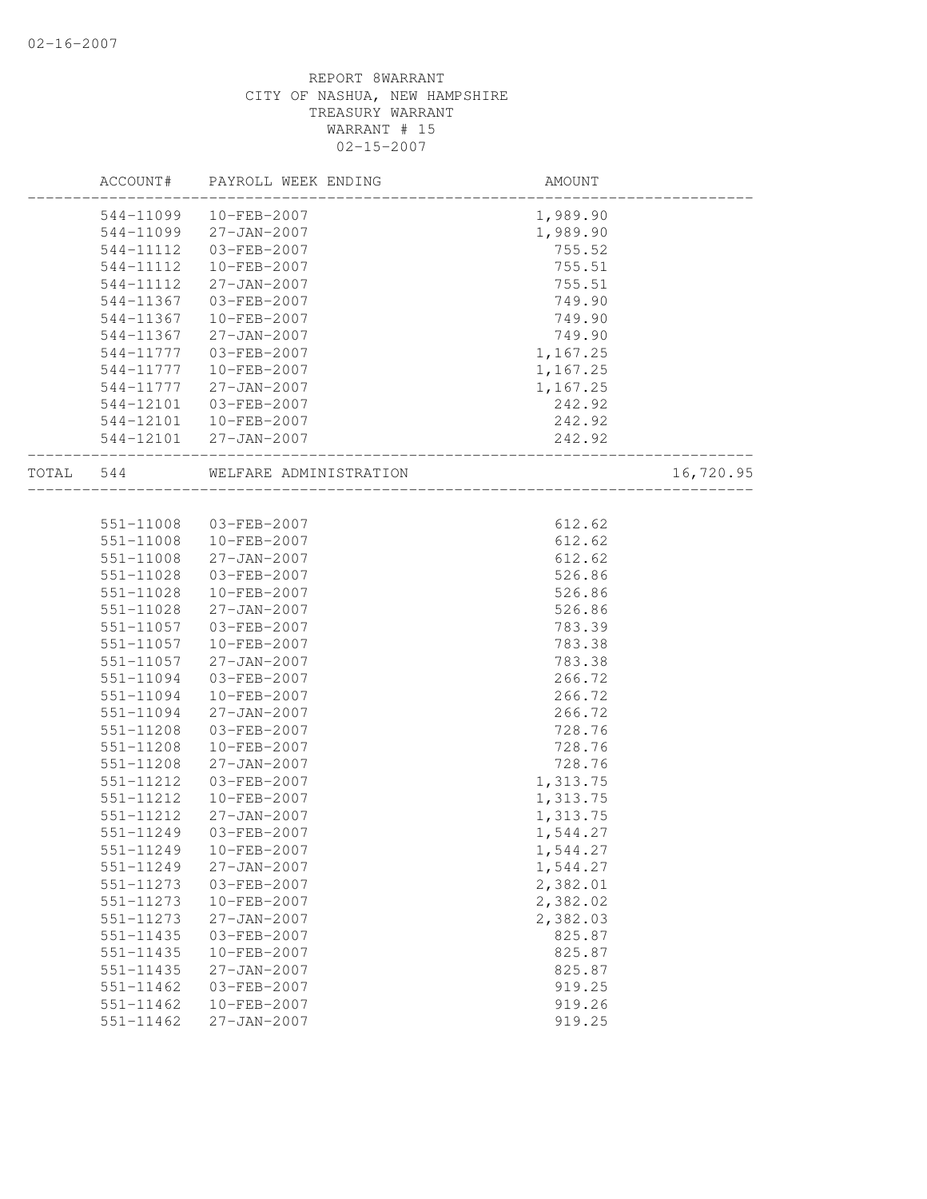REPORT 8WARRANT
CITY OF NASHUA, NEW HAMPSHIRE
TREASURY WARRANT
WARRANT # 15
02-15-2007

| | ACCOUNT# | PAYROLL WEEK ENDING | AMOUNT | |
|---|---|---|---|---|
| | 544-11099 | 10-FEB-2007 | 1,989.90 | |
| | 544-11099 | 27-JAN-2007 | 1,989.90 | |
| | 544-11112 | 03-FEB-2007 | 755.52 | |
| | 544-11112 | 10-FEB-2007 | 755.51 | |
| | 544-11112 | 27-JAN-2007 | 755.51 | |
| | 544-11367 | 03-FEB-2007 | 749.90 | |
| | 544-11367 | 10-FEB-2007 | 749.90 | |
| | 544-11367 | 27-JAN-2007 | 749.90 | |
| | 544-11777 | 03-FEB-2007 | 1,167.25 | |
| | 544-11777 | 10-FEB-2007 | 1,167.25 | |
| | 544-11777 | 27-JAN-2007 | 1,167.25 | |
| | 544-12101 | 03-FEB-2007 | 242.92 | |
| | 544-12101 | 10-FEB-2007 | 242.92 | |
| | 544-12101 | 27-JAN-2007 | 242.92 | |
| TOTAL | 544 | WELFARE ADMINISTRATION | | 16,720.95 |
| | 551-11008 | 03-FEB-2007 | 612.62 | |
| | 551-11008 | 10-FEB-2007 | 612.62 | |
| | 551-11008 | 27-JAN-2007 | 612.62 | |
| | 551-11028 | 03-FEB-2007 | 526.86 | |
| | 551-11028 | 10-FEB-2007 | 526.86 | |
| | 551-11028 | 27-JAN-2007 | 526.86 | |
| | 551-11057 | 03-FEB-2007 | 783.39 | |
| | 551-11057 | 10-FEB-2007 | 783.38 | |
| | 551-11057 | 27-JAN-2007 | 783.38 | |
| | 551-11094 | 03-FEB-2007 | 266.72 | |
| | 551-11094 | 10-FEB-2007 | 266.72 | |
| | 551-11094 | 27-JAN-2007 | 266.72 | |
| | 551-11208 | 03-FEB-2007 | 728.76 | |
| | 551-11208 | 10-FEB-2007 | 728.76 | |
| | 551-11208 | 27-JAN-2007 | 728.76 | |
| | 551-11212 | 03-FEB-2007 | 1,313.75 | |
| | 551-11212 | 10-FEB-2007 | 1,313.75 | |
| | 551-11212 | 27-JAN-2007 | 1,313.75 | |
| | 551-11249 | 03-FEB-2007 | 1,544.27 | |
| | 551-11249 | 10-FEB-2007 | 1,544.27 | |
| | 551-11249 | 27-JAN-2007 | 1,544.27 | |
| | 551-11273 | 03-FEB-2007 | 2,382.01 | |
| | 551-11273 | 10-FEB-2007 | 2,382.02 | |
| | 551-11273 | 27-JAN-2007 | 2,382.03 | |
| | 551-11435 | 03-FEB-2007 | 825.87 | |
| | 551-11435 | 10-FEB-2007 | 825.87 | |
| | 551-11435 | 27-JAN-2007 | 825.87 | |
| | 551-11462 | 03-FEB-2007 | 919.25 | |
| | 551-11462 | 10-FEB-2007 | 919.26 | |
| | 551-11462 | 27-JAN-2007 | 919.25 | |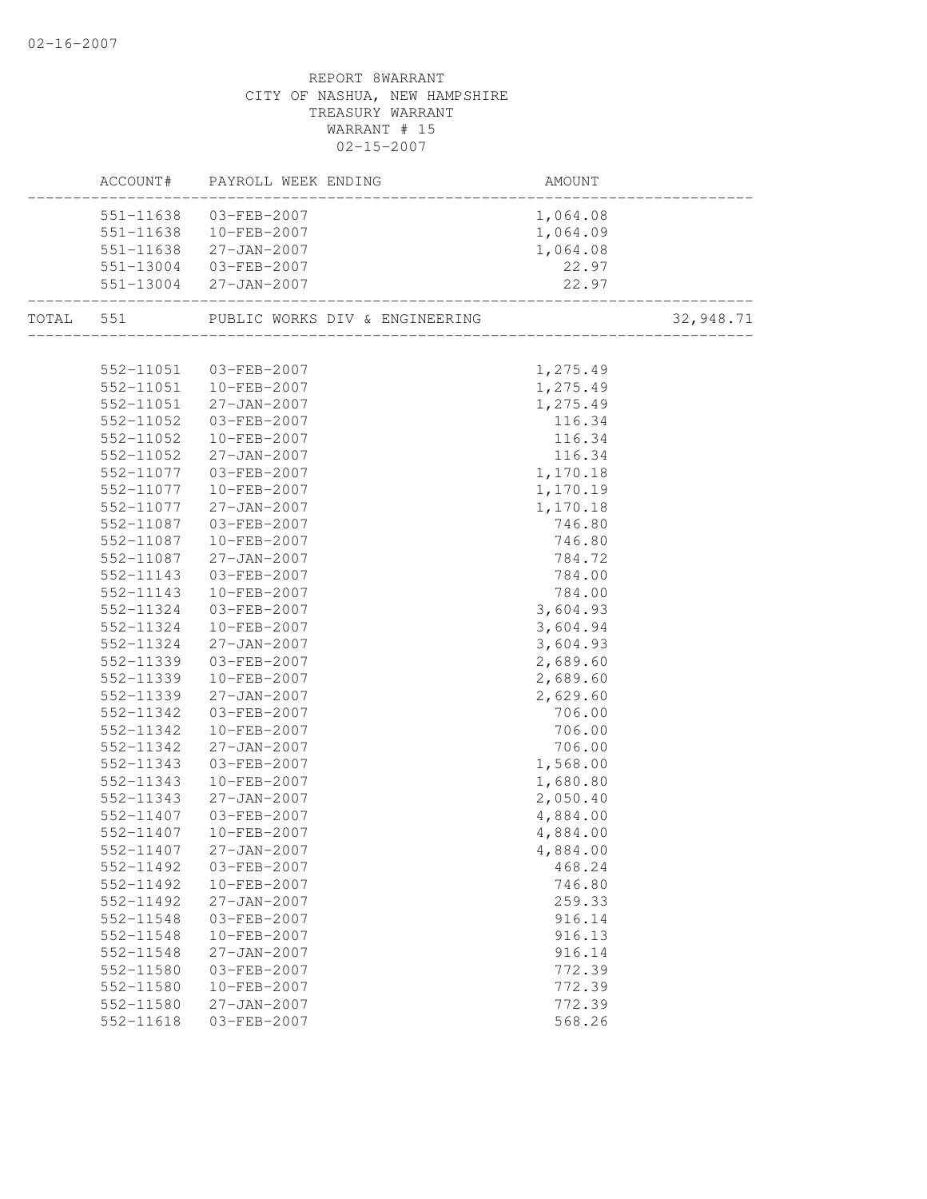REPORT 8WARRANT
CITY OF NASHUA, NEW HAMPSHIRE
TREASURY WARRANT
WARRANT # 15
02-15-2007

| | ACCOUNT# | PAYROLL WEEK ENDING | AMOUNT | |
|---|---|---|---|---|
| | 551-11638 | 03-FEB-2007 | 1,064.08 | |
| | 551-11638 | 10-FEB-2007 | 1,064.09 | |
| | 551-11638 | 27-JAN-2007 | 1,064.08 | |
| | 551-13004 | 03-FEB-2007 | 22.97 | |
| | 551-13004 | 27-JAN-2007 | 22.97 | |
| TOTAL | 551 | PUBLIC WORKS DIV & ENGINEERING | | 32,948.71 |
| | 552-11051 | 03-FEB-2007 | 1,275.49 | |
| | 552-11051 | 10-FEB-2007 | 1,275.49 | |
| | 552-11051 | 27-JAN-2007 | 1,275.49 | |
| | 552-11052 | 03-FEB-2007 | 116.34 | |
| | 552-11052 | 10-FEB-2007 | 116.34 | |
| | 552-11052 | 27-JAN-2007 | 116.34 | |
| | 552-11077 | 03-FEB-2007 | 1,170.18 | |
| | 552-11077 | 10-FEB-2007 | 1,170.19 | |
| | 552-11077 | 27-JAN-2007 | 1,170.18 | |
| | 552-11087 | 03-FEB-2007 | 746.80 | |
| | 552-11087 | 10-FEB-2007 | 746.80 | |
| | 552-11087 | 27-JAN-2007 | 784.72 | |
| | 552-11143 | 03-FEB-2007 | 784.00 | |
| | 552-11143 | 10-FEB-2007 | 784.00 | |
| | 552-11324 | 03-FEB-2007 | 3,604.93 | |
| | 552-11324 | 10-FEB-2007 | 3,604.94 | |
| | 552-11324 | 27-JAN-2007 | 3,604.93 | |
| | 552-11339 | 03-FEB-2007 | 2,689.60 | |
| | 552-11339 | 10-FEB-2007 | 2,689.60 | |
| | 552-11339 | 27-JAN-2007 | 2,629.60 | |
| | 552-11342 | 03-FEB-2007 | 706.00 | |
| | 552-11342 | 10-FEB-2007 | 706.00 | |
| | 552-11342 | 27-JAN-2007 | 706.00 | |
| | 552-11343 | 03-FEB-2007 | 1,568.00 | |
| | 552-11343 | 10-FEB-2007 | 1,680.80 | |
| | 552-11343 | 27-JAN-2007 | 2,050.40 | |
| | 552-11407 | 03-FEB-2007 | 4,884.00 | |
| | 552-11407 | 10-FEB-2007 | 4,884.00 | |
| | 552-11407 | 27-JAN-2007 | 4,884.00 | |
| | 552-11492 | 03-FEB-2007 | 468.24 | |
| | 552-11492 | 10-FEB-2007 | 746.80 | |
| | 552-11492 | 27-JAN-2007 | 259.33 | |
| | 552-11548 | 03-FEB-2007 | 916.14 | |
| | 552-11548 | 10-FEB-2007 | 916.13 | |
| | 552-11548 | 27-JAN-2007 | 916.14 | |
| | 552-11580 | 03-FEB-2007 | 772.39 | |
| | 552-11580 | 10-FEB-2007 | 772.39 | |
| | 552-11580 | 27-JAN-2007 | 772.39 | |
| | 552-11618 | 03-FEB-2007 | 568.26 | |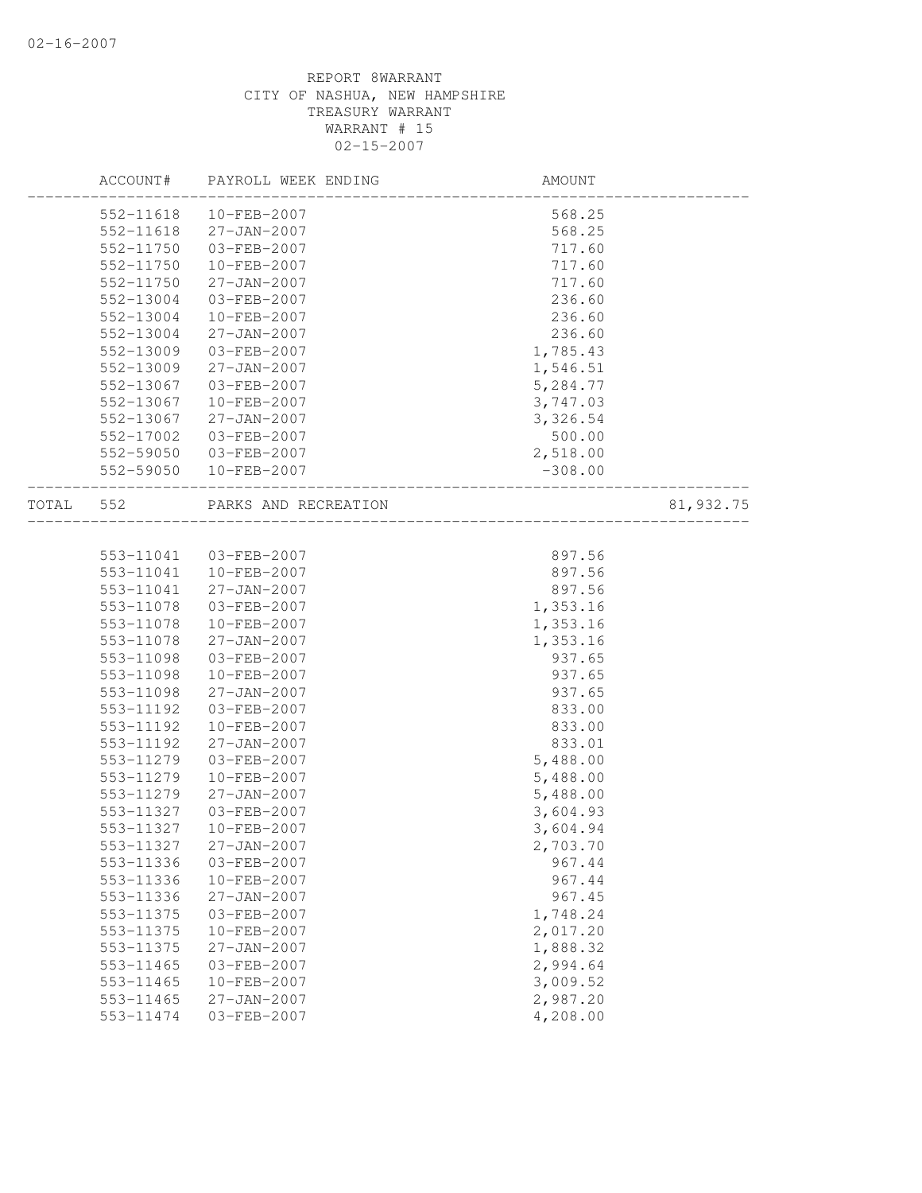REPORT 8WARRANT
CITY OF NASHUA, NEW HAMPSHIRE
TREASURY WARRANT
WARRANT # 15
02-15-2007

| | ACCOUNT# | PAYROLL WEEK ENDING | AMOUNT | |
|---|---|---|---|---|
| | 552-11618 | 10-FEB-2007 | 568.25 | |
| | 552-11618 | 27-JAN-2007 | 568.25 | |
| | 552-11750 | 03-FEB-2007 | 717.60 | |
| | 552-11750 | 10-FEB-2007 | 717.60 | |
| | 552-11750 | 27-JAN-2007 | 717.60 | |
| | 552-13004 | 03-FEB-2007 | 236.60 | |
| | 552-13004 | 10-FEB-2007 | 236.60 | |
| | 552-13004 | 27-JAN-2007 | 236.60 | |
| | 552-13009 | 03-FEB-2007 | 1,785.43 | |
| | 552-13009 | 27-JAN-2007 | 1,546.51 | |
| | 552-13067 | 03-FEB-2007 | 5,284.77 | |
| | 552-13067 | 10-FEB-2007 | 3,747.03 | |
| | 552-13067 | 27-JAN-2007 | 3,326.54 | |
| | 552-17002 | 03-FEB-2007 | 500.00 | |
| | 552-59050 | 03-FEB-2007 | 2,518.00 | |
| | 552-59050 | 10-FEB-2007 | -308.00 | |
| TOTAL | 552 | PARKS AND RECREATION | | 81,932.75 |
| | 553-11041 | 03-FEB-2007 | 897.56 | |
| | 553-11041 | 10-FEB-2007 | 897.56 | |
| | 553-11041 | 27-JAN-2007 | 897.56 | |
| | 553-11078 | 03-FEB-2007 | 1,353.16 | |
| | 553-11078 | 10-FEB-2007 | 1,353.16 | |
| | 553-11078 | 27-JAN-2007 | 1,353.16 | |
| | 553-11098 | 03-FEB-2007 | 937.65 | |
| | 553-11098 | 10-FEB-2007 | 937.65 | |
| | 553-11098 | 27-JAN-2007 | 937.65 | |
| | 553-11192 | 03-FEB-2007 | 833.00 | |
| | 553-11192 | 10-FEB-2007 | 833.00 | |
| | 553-11192 | 27-JAN-2007 | 833.01 | |
| | 553-11279 | 03-FEB-2007 | 5,488.00 | |
| | 553-11279 | 10-FEB-2007 | 5,488.00 | |
| | 553-11279 | 27-JAN-2007 | 5,488.00 | |
| | 553-11327 | 03-FEB-2007 | 3,604.93 | |
| | 553-11327 | 10-FEB-2007 | 3,604.94 | |
| | 553-11327 | 27-JAN-2007 | 2,703.70 | |
| | 553-11336 | 03-FEB-2007 | 967.44 | |
| | 553-11336 | 10-FEB-2007 | 967.44 | |
| | 553-11336 | 27-JAN-2007 | 967.45 | |
| | 553-11375 | 03-FEB-2007 | 1,748.24 | |
| | 553-11375 | 10-FEB-2007 | 2,017.20 | |
| | 553-11375 | 27-JAN-2007 | 1,888.32 | |
| | 553-11465 | 03-FEB-2007 | 2,994.64 | |
| | 553-11465 | 10-FEB-2007 | 3,009.52 | |
| | 553-11465 | 27-JAN-2007 | 2,987.20 | |
| | 553-11474 | 03-FEB-2007 | 4,208.00 | |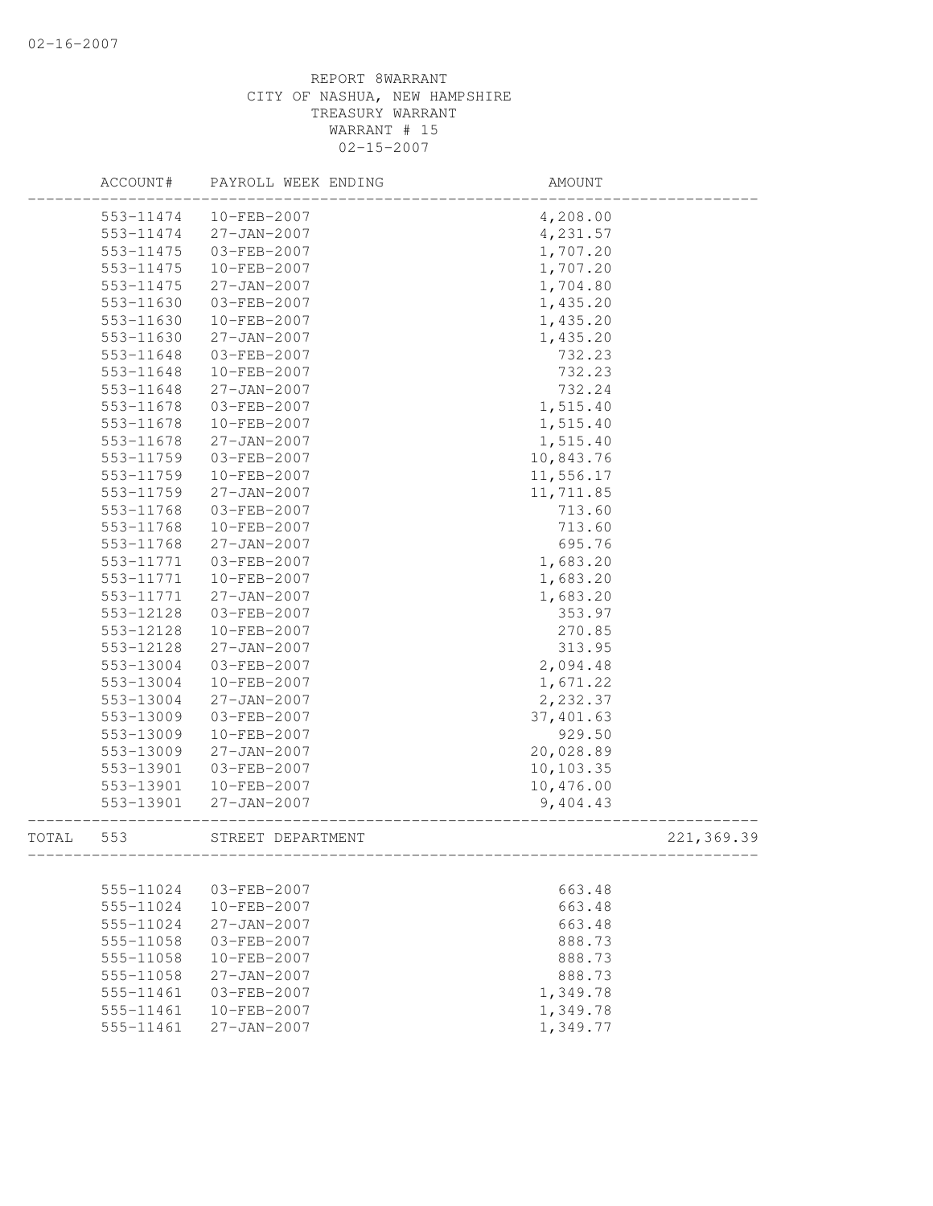REPORT 8WARRANT
CITY OF NASHUA, NEW HAMPSHIRE
TREASURY WARRANT
WARRANT # 15
02-15-2007

| ACCOUNT# | PAYROLL WEEK ENDING | AMOUNT | |
|---|---|---|---|
| 553-11474 | 10-FEB-2007 | 4,208.00 | |
| 553-11474 | 27-JAN-2007 | 4,231.57 | |
| 553-11475 | 03-FEB-2007 | 1,707.20 | |
| 553-11475 | 10-FEB-2007 | 1,707.20 | |
| 553-11475 | 27-JAN-2007 | 1,704.80 | |
| 553-11630 | 03-FEB-2007 | 1,435.20 | |
| 553-11630 | 10-FEB-2007 | 1,435.20 | |
| 553-11630 | 27-JAN-2007 | 1,435.20 | |
| 553-11648 | 03-FEB-2007 | 732.23 | |
| 553-11648 | 10-FEB-2007 | 732.23 | |
| 553-11648 | 27-JAN-2007 | 732.24 | |
| 553-11678 | 03-FEB-2007 | 1,515.40 | |
| 553-11678 | 10-FEB-2007 | 1,515.40 | |
| 553-11678 | 27-JAN-2007 | 1,515.40 | |
| 553-11759 | 03-FEB-2007 | 10,843.76 | |
| 553-11759 | 10-FEB-2007 | 11,556.17 | |
| 553-11759 | 27-JAN-2007 | 11,711.85 | |
| 553-11768 | 03-FEB-2007 | 713.60 | |
| 553-11768 | 10-FEB-2007 | 713.60 | |
| 553-11768 | 27-JAN-2007 | 695.76 | |
| 553-11771 | 03-FEB-2007 | 1,683.20 | |
| 553-11771 | 10-FEB-2007 | 1,683.20 | |
| 553-11771 | 27-JAN-2007 | 1,683.20 | |
| 553-12128 | 03-FEB-2007 | 353.97 | |
| 553-12128 | 10-FEB-2007 | 270.85 | |
| 553-12128 | 27-JAN-2007 | 313.95 | |
| 553-13004 | 03-FEB-2007 | 2,094.48 | |
| 553-13004 | 10-FEB-2007 | 1,671.22 | |
| 553-13004 | 27-JAN-2007 | 2,232.37 | |
| 553-13009 | 03-FEB-2007 | 37,401.63 | |
| 553-13009 | 10-FEB-2007 | 929.50 | |
| 553-13009 | 27-JAN-2007 | 20,028.89 | |
| 553-13901 | 03-FEB-2007 | 10,103.35 | |
| 553-13901 | 10-FEB-2007 | 10,476.00 | |
| 553-13901 | 27-JAN-2007 | 9,404.43 | |
| TOTAL 553 | STREET DEPARTMENT | | 221,369.39 |
| 555-11024 | 03-FEB-2007 | 663.48 | |
| 555-11024 | 10-FEB-2007 | 663.48 | |
| 555-11024 | 27-JAN-2007 | 663.48 | |
| 555-11058 | 03-FEB-2007 | 888.73 | |
| 555-11058 | 10-FEB-2007 | 888.73 | |
| 555-11058 | 27-JAN-2007 | 888.73 | |
| 555-11461 | 03-FEB-2007 | 1,349.78 | |
| 555-11461 | 10-FEB-2007 | 1,349.78 | |
| 555-11461 | 27-JAN-2007 | 1,349.77 | |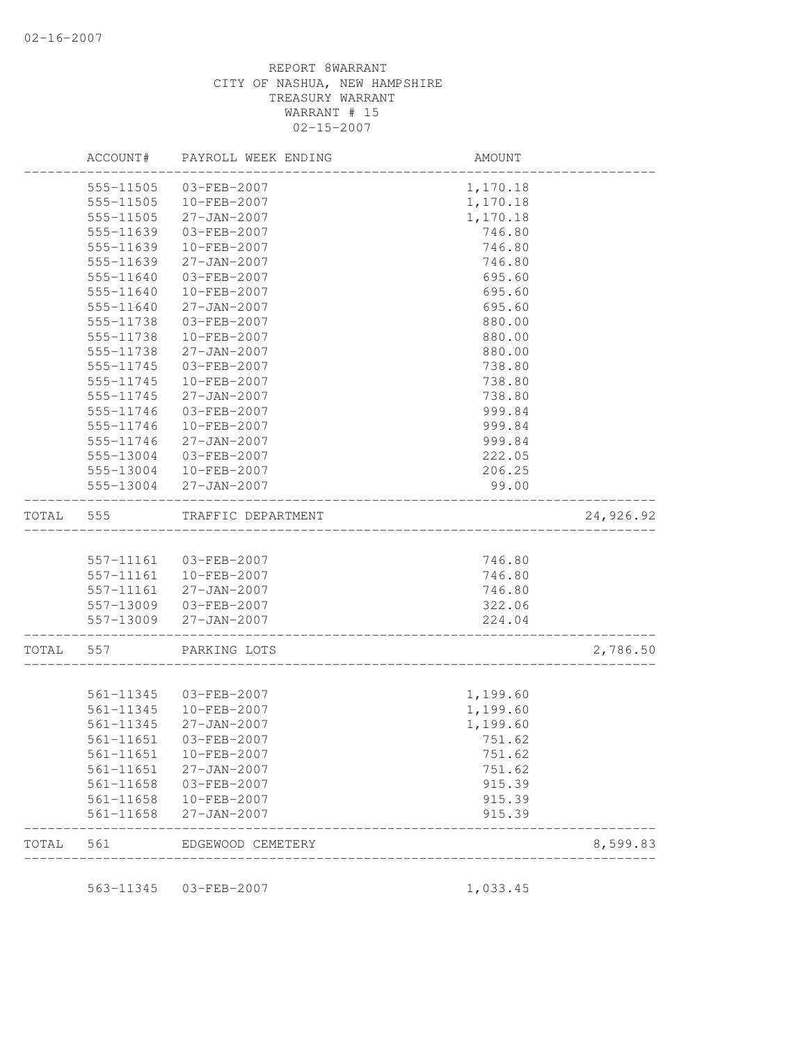REPORT 8WARRANT
CITY OF NASHUA, NEW HAMPSHIRE
TREASURY WARRANT
WARRANT # 15
02-15-2007

| | ACCOUNT# | PAYROLL WEEK ENDING | AMOUNT | |
|---|---|---|---|---|
| | 555-11505 | 03-FEB-2007 | 1,170.18 | |
| | 555-11505 | 10-FEB-2007 | 1,170.18 | |
| | 555-11505 | 27-JAN-2007 | 1,170.18 | |
| | 555-11639 | 03-FEB-2007 | 746.80 | |
| | 555-11639 | 10-FEB-2007 | 746.80 | |
| | 555-11639 | 27-JAN-2007 | 746.80 | |
| | 555-11640 | 03-FEB-2007 | 695.60 | |
| | 555-11640 | 10-FEB-2007 | 695.60 | |
| | 555-11640 | 27-JAN-2007 | 695.60 | |
| | 555-11738 | 03-FEB-2007 | 880.00 | |
| | 555-11738 | 10-FEB-2007 | 880.00 | |
| | 555-11738 | 27-JAN-2007 | 880.00 | |
| | 555-11745 | 03-FEB-2007 | 738.80 | |
| | 555-11745 | 10-FEB-2007 | 738.80 | |
| | 555-11745 | 27-JAN-2007 | 738.80 | |
| | 555-11746 | 03-FEB-2007 | 999.84 | |
| | 555-11746 | 10-FEB-2007 | 999.84 | |
| | 555-11746 | 27-JAN-2007 | 999.84 | |
| | 555-13004 | 03-FEB-2007 | 222.05 | |
| | 555-13004 | 10-FEB-2007 | 206.25 | |
| | 555-13004 | 27-JAN-2007 | 99.00 | |
| TOTAL | 555 | TRAFFIC DEPARTMENT | | 24,926.92 |
| | 557-11161 | 03-FEB-2007 | 746.80 | |
| | 557-11161 | 10-FEB-2007 | 746.80 | |
| | 557-11161 | 27-JAN-2007 | 746.80 | |
| | 557-13009 | 03-FEB-2007 | 322.06 | |
| | 557-13009 | 27-JAN-2007 | 224.04 | |
| TOTAL | 557 | PARKING LOTS | | 2,786.50 |
| | 561-11345 | 03-FEB-2007 | 1,199.60 | |
| | 561-11345 | 10-FEB-2007 | 1,199.60 | |
| | 561-11345 | 27-JAN-2007 | 1,199.60 | |
| | 561-11651 | 03-FEB-2007 | 751.62 | |
| | 561-11651 | 10-FEB-2007 | 751.62 | |
| | 561-11651 | 27-JAN-2007 | 751.62 | |
| | 561-11658 | 03-FEB-2007 | 915.39 | |
| | 561-11658 | 10-FEB-2007 | 915.39 | |
| | 561-11658 | 27-JAN-2007 | 915.39 | |
| TOTAL | 561 | EDGEWOOD CEMETERY | | 8,599.83 |
| | 563-11345 | 03-FEB-2007 | 1,033.45 | |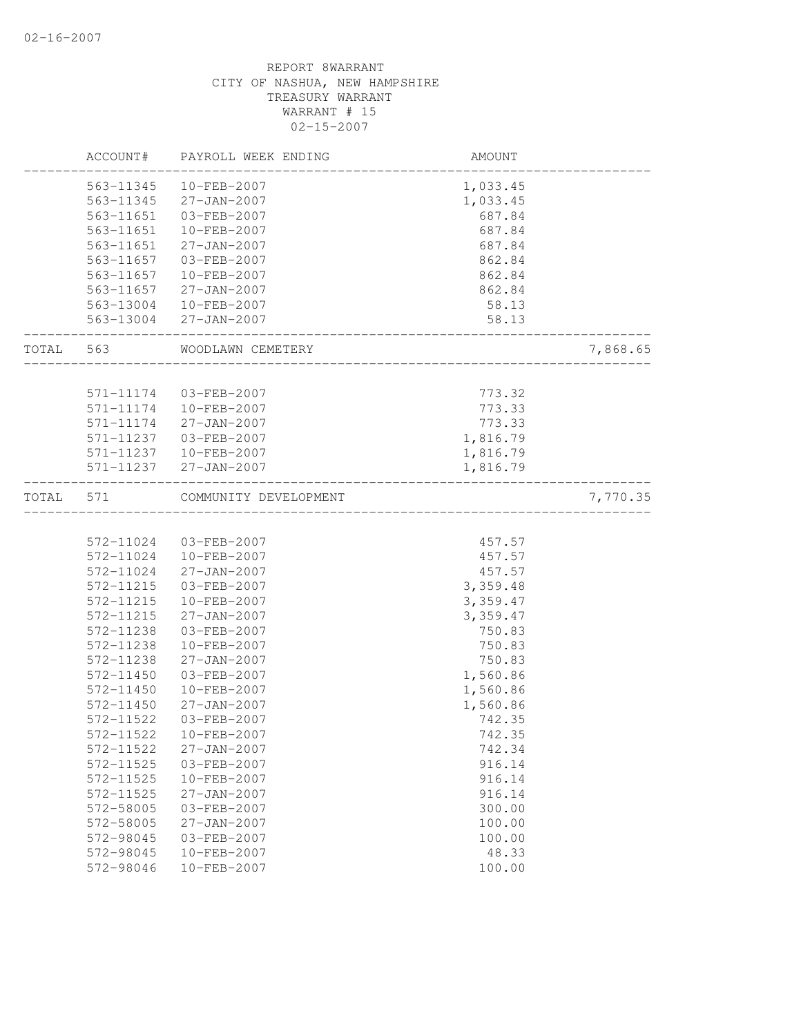REPORT 8WARRANT
CITY OF NASHUA, NEW HAMPSHIRE
TREASURY WARRANT
WARRANT # 15
02-15-2007

| | ACCOUNT# | PAYROLL WEEK ENDING | AMOUNT | |
|---|---|---|---|---|
| | 563-11345 | 10-FEB-2007 | 1,033.45 | |
| | 563-11345 | 27-JAN-2007 | 1,033.45 | |
| | 563-11651 | 03-FEB-2007 | 687.84 | |
| | 563-11651 | 10-FEB-2007 | 687.84 | |
| | 563-11651 | 27-JAN-2007 | 687.84 | |
| | 563-11657 | 03-FEB-2007 | 862.84 | |
| | 563-11657 | 10-FEB-2007 | 862.84 | |
| | 563-11657 | 27-JAN-2007 | 862.84 | |
| | 563-13004 | 10-FEB-2007 | 58.13 | |
| | 563-13004 | 27-JAN-2007 | 58.13 | |
| TOTAL | 563 | WOODLAWN CEMETERY | | 7,868.65 |
| | 571-11174 | 03-FEB-2007 | 773.32 | |
| | 571-11174 | 10-FEB-2007 | 773.33 | |
| | 571-11174 | 27-JAN-2007 | 773.33 | |
| | 571-11237 | 03-FEB-2007 | 1,816.79 | |
| | 571-11237 | 10-FEB-2007 | 1,816.79 | |
| | 571-11237 | 27-JAN-2007 | 1,816.79 | |
| TOTAL | 571 | COMMUNITY DEVELOPMENT | | 7,770.35 |
| | 572-11024 | 03-FEB-2007 | 457.57 | |
| | 572-11024 | 10-FEB-2007 | 457.57 | |
| | 572-11024 | 27-JAN-2007 | 457.57 | |
| | 572-11215 | 03-FEB-2007 | 3,359.48 | |
| | 572-11215 | 10-FEB-2007 | 3,359.47 | |
| | 572-11215 | 27-JAN-2007 | 3,359.47 | |
| | 572-11238 | 03-FEB-2007 | 750.83 | |
| | 572-11238 | 10-FEB-2007 | 750.83 | |
| | 572-11238 | 27-JAN-2007 | 750.83 | |
| | 572-11450 | 03-FEB-2007 | 1,560.86 | |
| | 572-11450 | 10-FEB-2007 | 1,560.86 | |
| | 572-11450 | 27-JAN-2007 | 1,560.86 | |
| | 572-11522 | 03-FEB-2007 | 742.35 | |
| | 572-11522 | 10-FEB-2007 | 742.35 | |
| | 572-11522 | 27-JAN-2007 | 742.34 | |
| | 572-11525 | 03-FEB-2007 | 916.14 | |
| | 572-11525 | 10-FEB-2007 | 916.14 | |
| | 572-11525 | 27-JAN-2007 | 916.14 | |
| | 572-58005 | 03-FEB-2007 | 300.00 | |
| | 572-58005 | 27-JAN-2007 | 100.00 | |
| | 572-98045 | 03-FEB-2007 | 100.00 | |
| | 572-98045 | 10-FEB-2007 | 48.33 | |
| | 572-98046 | 10-FEB-2007 | 100.00 | |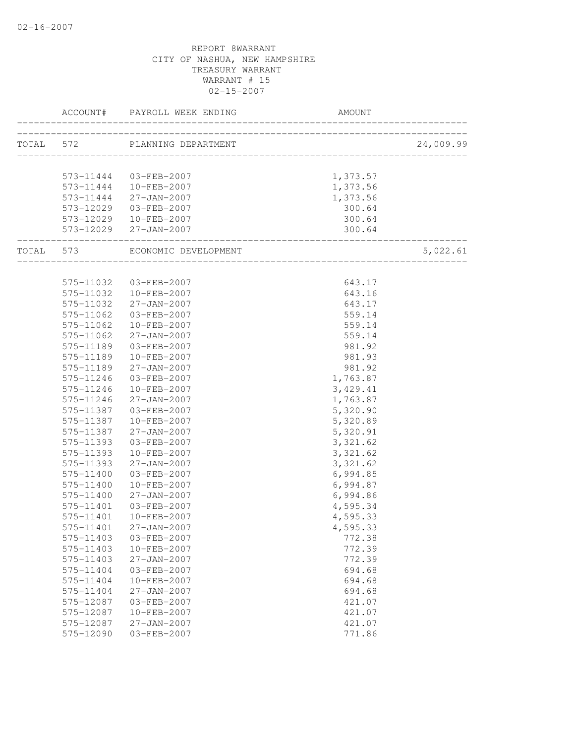REPORT 8WARRANT
CITY OF NASHUA, NEW HAMPSHIRE
TREASURY WARRANT
WARRANT # 15
02-15-2007

| | ACCOUNT# | PAYROLL WEEK ENDING | AMOUNT | |
|---|---|---|---|---|
| TOTAL | 572 | PLANNING DEPARTMENT | | 24,009.99 |
| | 573-11444 | 03-FEB-2007 | 1,373.57 | |
| | 573-11444 | 10-FEB-2007 | 1,373.56 | |
| | 573-11444 | 27-JAN-2007 | 1,373.56 | |
| | 573-12029 | 03-FEB-2007 | 300.64 | |
| | 573-12029 | 10-FEB-2007 | 300.64 | |
| | 573-12029 | 27-JAN-2007 | 300.64 | |
| TOTAL | 573 | ECONOMIC DEVELOPMENT | | 5,022.61 |
| | 575-11032 | 03-FEB-2007 | 643.17 | |
| | 575-11032 | 10-FEB-2007 | 643.16 | |
| | 575-11032 | 27-JAN-2007 | 643.17 | |
| | 575-11062 | 03-FEB-2007 | 559.14 | |
| | 575-11062 | 10-FEB-2007 | 559.14 | |
| | 575-11062 | 27-JAN-2007 | 559.14 | |
| | 575-11189 | 03-FEB-2007 | 981.92 | |
| | 575-11189 | 10-FEB-2007 | 981.93 | |
| | 575-11189 | 27-JAN-2007 | 981.92 | |
| | 575-11246 | 03-FEB-2007 | 1,763.87 | |
| | 575-11246 | 10-FEB-2007 | 3,429.41 | |
| | 575-11246 | 27-JAN-2007 | 1,763.87 | |
| | 575-11387 | 03-FEB-2007 | 5,320.90 | |
| | 575-11387 | 10-FEB-2007 | 5,320.89 | |
| | 575-11387 | 27-JAN-2007 | 5,320.91 | |
| | 575-11393 | 03-FEB-2007 | 3,321.62 | |
| | 575-11393 | 10-FEB-2007 | 3,321.62 | |
| | 575-11393 | 27-JAN-2007 | 3,321.62 | |
| | 575-11400 | 03-FEB-2007 | 6,994.85 | |
| | 575-11400 | 10-FEB-2007 | 6,994.87 | |
| | 575-11400 | 27-JAN-2007 | 6,994.86 | |
| | 575-11401 | 03-FEB-2007 | 4,595.34 | |
| | 575-11401 | 10-FEB-2007 | 4,595.33 | |
| | 575-11401 | 27-JAN-2007 | 4,595.33 | |
| | 575-11403 | 03-FEB-2007 | 772.38 | |
| | 575-11403 | 10-FEB-2007 | 772.39 | |
| | 575-11403 | 27-JAN-2007 | 772.39 | |
| | 575-11404 | 03-FEB-2007 | 694.68 | |
| | 575-11404 | 10-FEB-2007 | 694.68 | |
| | 575-11404 | 27-JAN-2007 | 694.68 | |
| | 575-12087 | 03-FEB-2007 | 421.07 | |
| | 575-12087 | 10-FEB-2007 | 421.07 | |
| | 575-12087 | 27-JAN-2007 | 421.07 | |
| | 575-12090 | 03-FEB-2007 | 771.86 | |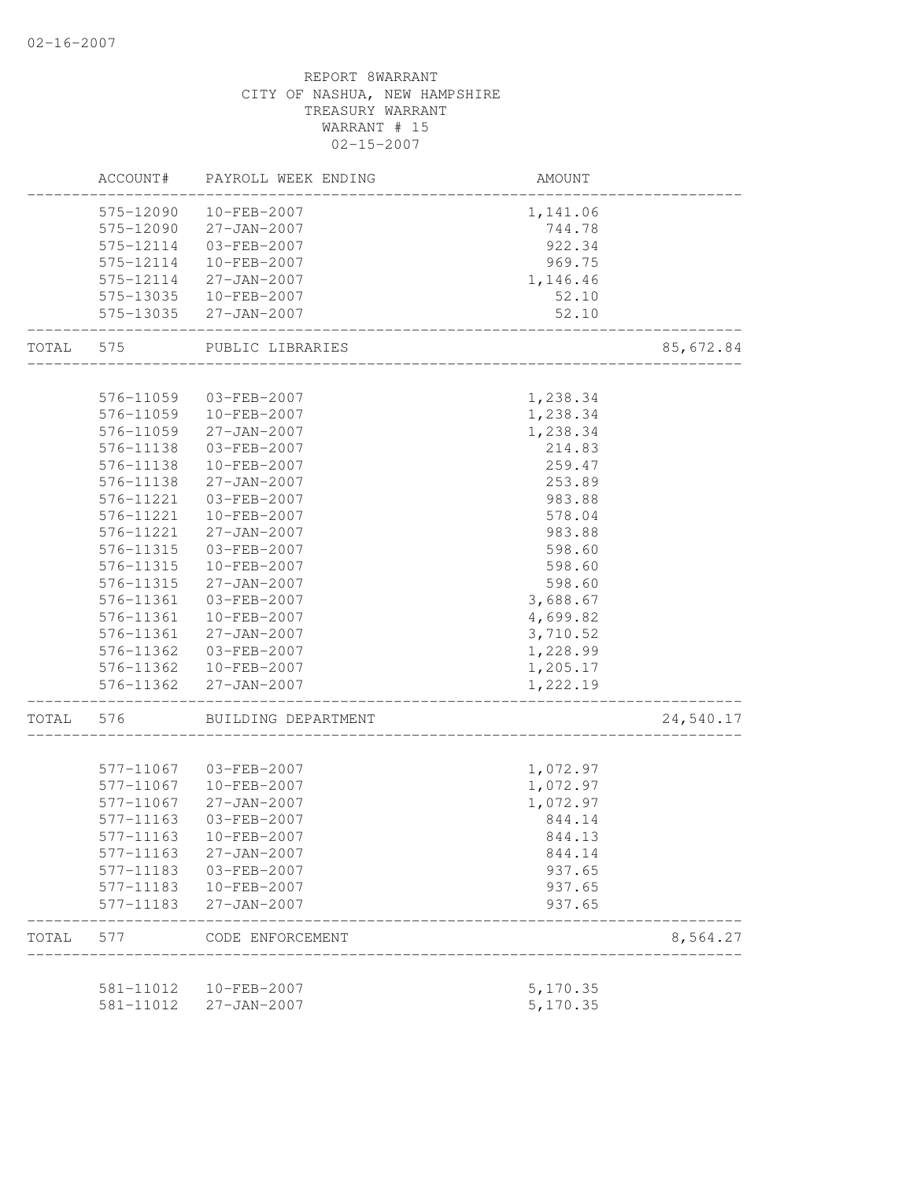REPORT 8WARRANT
CITY OF NASHUA, NEW HAMPSHIRE
TREASURY WARRANT
WARRANT # 15
02-15-2007

| | ACCOUNT# | PAYROLL WEEK ENDING | AMOUNT | |
|---|---|---|---|---|
| | 575-12090 | 10-FEB-2007 | 1,141.06 | |
| | 575-12090 | 27-JAN-2007 | 744.78 | |
| | 575-12114 | 03-FEB-2007 | 922.34 | |
| | 575-12114 | 10-FEB-2007 | 969.75 | |
| | 575-12114 | 27-JAN-2007 | 1,146.46 | |
| | 575-13035 | 10-FEB-2007 | 52.10 | |
| | 575-13035 | 27-JAN-2007 | 52.10 | |
| TOTAL | 575 | PUBLIC LIBRARIES | | 85,672.84 |
| | 576-11059 | 03-FEB-2007 | 1,238.34 | |
| | 576-11059 | 10-FEB-2007 | 1,238.34 | |
| | 576-11059 | 27-JAN-2007 | 1,238.34 | |
| | 576-11138 | 03-FEB-2007 | 214.83 | |
| | 576-11138 | 10-FEB-2007 | 259.47 | |
| | 576-11138 | 27-JAN-2007 | 253.89 | |
| | 576-11221 | 03-FEB-2007 | 983.88 | |
| | 576-11221 | 10-FEB-2007 | 578.04 | |
| | 576-11221 | 27-JAN-2007 | 983.88 | |
| | 576-11315 | 03-FEB-2007 | 598.60 | |
| | 576-11315 | 10-FEB-2007 | 598.60 | |
| | 576-11315 | 27-JAN-2007 | 598.60 | |
| | 576-11361 | 03-FEB-2007 | 3,688.67 | |
| | 576-11361 | 10-FEB-2007 | 4,699.82 | |
| | 576-11361 | 27-JAN-2007 | 3,710.52 | |
| | 576-11362 | 03-FEB-2007 | 1,228.99 | |
| | 576-11362 | 10-FEB-2007 | 1,205.17 | |
| | 576-11362 | 27-JAN-2007 | 1,222.19 | |
| TOTAL | 576 | BUILDING DEPARTMENT | | 24,540.17 |
| | 577-11067 | 03-FEB-2007 | 1,072.97 | |
| | 577-11067 | 10-FEB-2007 | 1,072.97 | |
| | 577-11067 | 27-JAN-2007 | 1,072.97 | |
| | 577-11163 | 03-FEB-2007 | 844.14 | |
| | 577-11163 | 10-FEB-2007 | 844.13 | |
| | 577-11163 | 27-JAN-2007 | 844.14 | |
| | 577-11183 | 03-FEB-2007 | 937.65 | |
| | 577-11183 | 10-FEB-2007 | 937.65 | |
| | 577-11183 | 27-JAN-2007 | 937.65 | |
| TOTAL | 577 | CODE ENFORCEMENT | | 8,564.27 |
| | 581-11012 | 10-FEB-2007 | 5,170.35 | |
| | 581-11012 | 27-JAN-2007 | 5,170.35 | |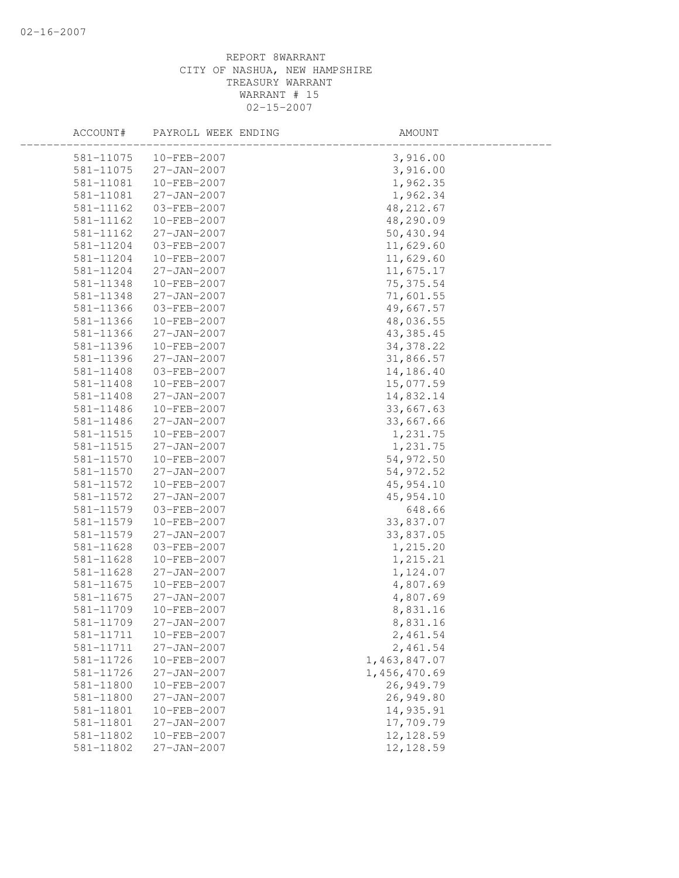REPORT 8WARRANT
CITY OF NASHUA, NEW HAMPSHIRE
TREASURY WARRANT
WARRANT # 15
02-15-2007

| ACCOUNT# | PAYROLL WEEK ENDING | AMOUNT |
|---|---|---|
| 581-11075 | 10-FEB-2007 | 3,916.00 |
| 581-11075 | 27-JAN-2007 | 3,916.00 |
| 581-11081 | 10-FEB-2007 | 1,962.35 |
| 581-11081 | 27-JAN-2007 | 1,962.34 |
| 581-11162 | 03-FEB-2007 | 48,212.67 |
| 581-11162 | 10-FEB-2007 | 48,290.09 |
| 581-11162 | 27-JAN-2007 | 50,430.94 |
| 581-11204 | 03-FEB-2007 | 11,629.60 |
| 581-11204 | 10-FEB-2007 | 11,629.60 |
| 581-11204 | 27-JAN-2007 | 11,675.17 |
| 581-11348 | 10-FEB-2007 | 75,375.54 |
| 581-11348 | 27-JAN-2007 | 71,601.55 |
| 581-11366 | 03-FEB-2007 | 49,667.57 |
| 581-11366 | 10-FEB-2007 | 48,036.55 |
| 581-11366 | 27-JAN-2007 | 43,385.45 |
| 581-11396 | 10-FEB-2007 | 34,378.22 |
| 581-11396 | 27-JAN-2007 | 31,866.57 |
| 581-11408 | 03-FEB-2007 | 14,186.40 |
| 581-11408 | 10-FEB-2007 | 15,077.59 |
| 581-11408 | 27-JAN-2007 | 14,832.14 |
| 581-11486 | 10-FEB-2007 | 33,667.63 |
| 581-11486 | 27-JAN-2007 | 33,667.66 |
| 581-11515 | 10-FEB-2007 | 1,231.75 |
| 581-11515 | 27-JAN-2007 | 1,231.75 |
| 581-11570 | 10-FEB-2007 | 54,972.50 |
| 581-11570 | 27-JAN-2007 | 54,972.52 |
| 581-11572 | 10-FEB-2007 | 45,954.10 |
| 581-11572 | 27-JAN-2007 | 45,954.10 |
| 581-11579 | 03-FEB-2007 | 648.66 |
| 581-11579 | 10-FEB-2007 | 33,837.07 |
| 581-11579 | 27-JAN-2007 | 33,837.05 |
| 581-11628 | 03-FEB-2007 | 1,215.20 |
| 581-11628 | 10-FEB-2007 | 1,215.21 |
| 581-11628 | 27-JAN-2007 | 1,124.07 |
| 581-11675 | 10-FEB-2007 | 4,807.69 |
| 581-11675 | 27-JAN-2007 | 4,807.69 |
| 581-11709 | 10-FEB-2007 | 8,831.16 |
| 581-11709 | 27-JAN-2007 | 8,831.16 |
| 581-11711 | 10-FEB-2007 | 2,461.54 |
| 581-11711 | 27-JAN-2007 | 2,461.54 |
| 581-11726 | 10-FEB-2007 | 1,463,847.07 |
| 581-11726 | 27-JAN-2007 | 1,456,470.69 |
| 581-11800 | 10-FEB-2007 | 26,949.79 |
| 581-11800 | 27-JAN-2007 | 26,949.80 |
| 581-11801 | 10-FEB-2007 | 14,935.91 |
| 581-11801 | 27-JAN-2007 | 17,709.79 |
| 581-11802 | 10-FEB-2007 | 12,128.59 |
| 581-11802 | 27-JAN-2007 | 12,128.59 |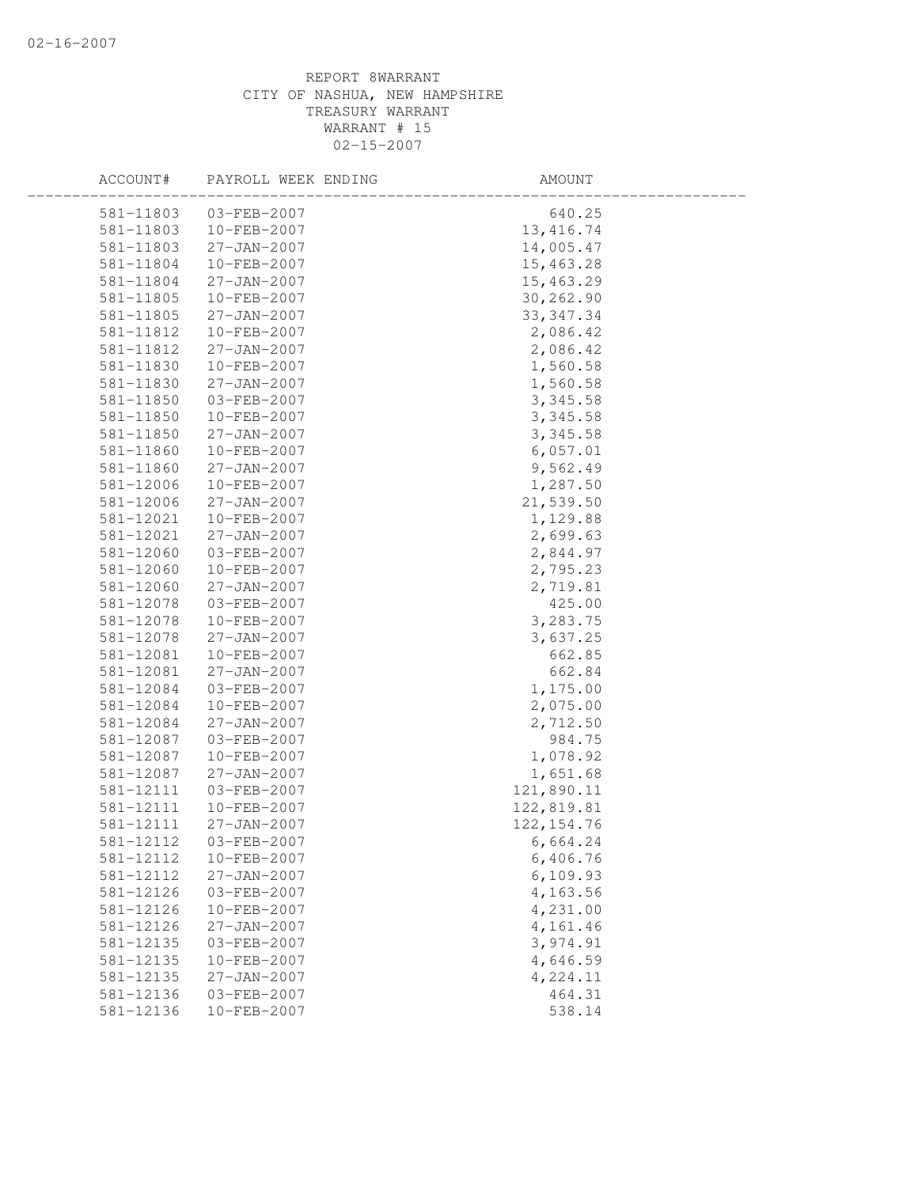REPORT 8WARRANT
CITY OF NASHUA, NEW HAMPSHIRE
TREASURY WARRANT
WARRANT # 15
02-15-2007

| ACCOUNT# | PAYROLL WEEK ENDING | AMOUNT |
|---|---|---|
| 581-11803 | 03-FEB-2007 | 640.25 |
| 581-11803 | 10-FEB-2007 | 13,416.74 |
| 581-11803 | 27-JAN-2007 | 14,005.47 |
| 581-11804 | 10-FEB-2007 | 15,463.28 |
| 581-11804 | 27-JAN-2007 | 15,463.29 |
| 581-11805 | 10-FEB-2007 | 30,262.90 |
| 581-11805 | 27-JAN-2007 | 33,347.34 |
| 581-11812 | 10-FEB-2007 | 2,086.42 |
| 581-11812 | 27-JAN-2007 | 2,086.42 |
| 581-11830 | 10-FEB-2007 | 1,560.58 |
| 581-11830 | 27-JAN-2007 | 1,560.58 |
| 581-11850 | 03-FEB-2007 | 3,345.58 |
| 581-11850 | 10-FEB-2007 | 3,345.58 |
| 581-11850 | 27-JAN-2007 | 3,345.58 |
| 581-11860 | 10-FEB-2007 | 6,057.01 |
| 581-11860 | 27-JAN-2007 | 9,562.49 |
| 581-12006 | 10-FEB-2007 | 1,287.50 |
| 581-12006 | 27-JAN-2007 | 21,539.50 |
| 581-12021 | 10-FEB-2007 | 1,129.88 |
| 581-12021 | 27-JAN-2007 | 2,699.63 |
| 581-12060 | 03-FEB-2007 | 2,844.97 |
| 581-12060 | 10-FEB-2007 | 2,795.23 |
| 581-12060 | 27-JAN-2007 | 2,719.81 |
| 581-12078 | 03-FEB-2007 | 425.00 |
| 581-12078 | 10-FEB-2007 | 3,283.75 |
| 581-12078 | 27-JAN-2007 | 3,637.25 |
| 581-12081 | 10-FEB-2007 | 662.85 |
| 581-12081 | 27-JAN-2007 | 662.84 |
| 581-12084 | 03-FEB-2007 | 1,175.00 |
| 581-12084 | 10-FEB-2007 | 2,075.00 |
| 581-12084 | 27-JAN-2007 | 2,712.50 |
| 581-12087 | 03-FEB-2007 | 984.75 |
| 581-12087 | 10-FEB-2007 | 1,078.92 |
| 581-12087 | 27-JAN-2007 | 1,651.68 |
| 581-12111 | 03-FEB-2007 | 121,890.11 |
| 581-12111 | 10-FEB-2007 | 122,819.81 |
| 581-12111 | 27-JAN-2007 | 122,154.76 |
| 581-12112 | 03-FEB-2007 | 6,664.24 |
| 581-12112 | 10-FEB-2007 | 6,406.76 |
| 581-12112 | 27-JAN-2007 | 6,109.93 |
| 581-12126 | 03-FEB-2007 | 4,163.56 |
| 581-12126 | 10-FEB-2007 | 4,231.00 |
| 581-12126 | 27-JAN-2007 | 4,161.46 |
| 581-12135 | 03-FEB-2007 | 3,974.91 |
| 581-12135 | 10-FEB-2007 | 4,646.59 |
| 581-12135 | 27-JAN-2007 | 4,224.11 |
| 581-12136 | 03-FEB-2007 | 464.31 |
| 581-12136 | 10-FEB-2007 | 538.14 |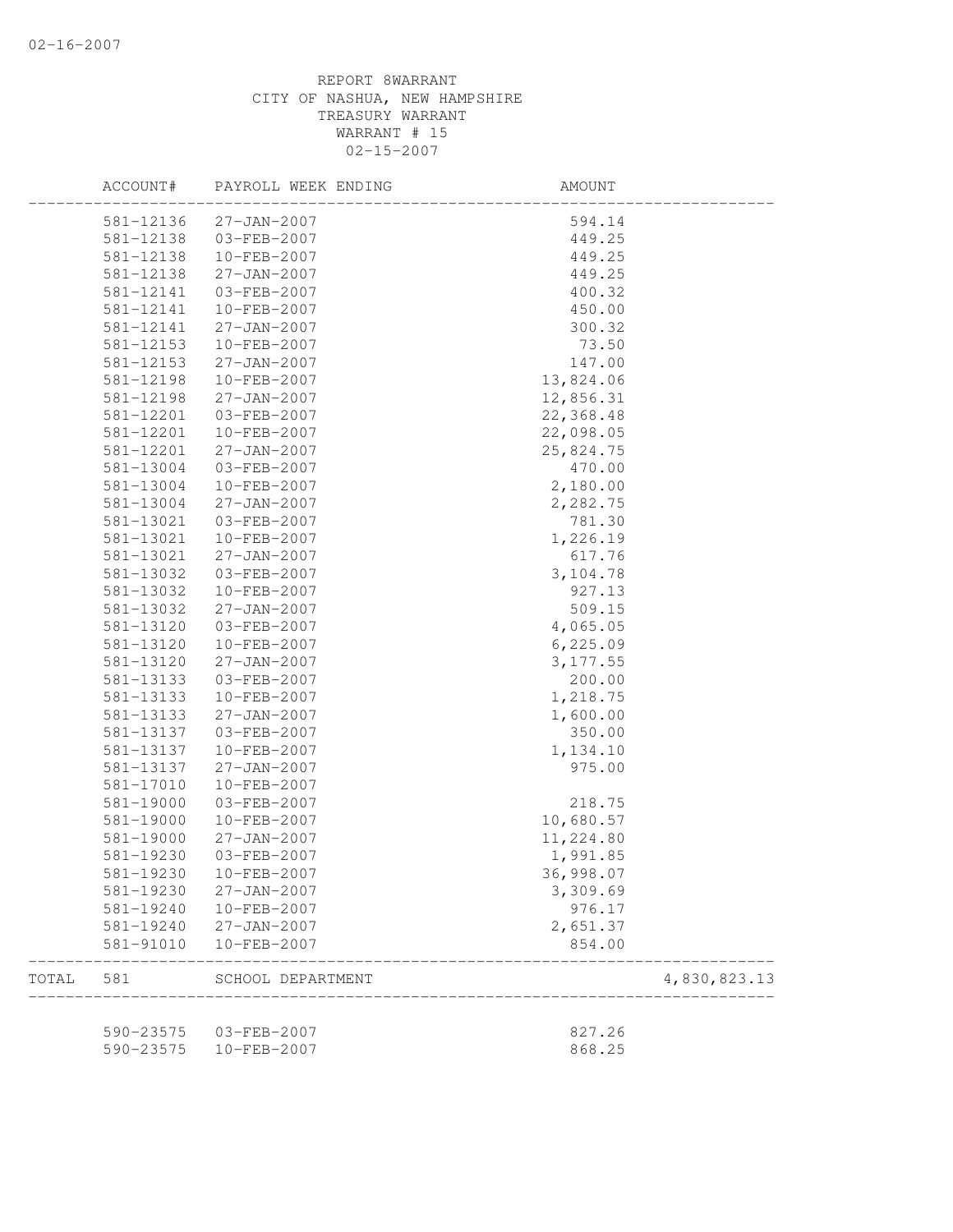REPORT 8WARRANT
CITY OF NASHUA, NEW HAMPSHIRE
TREASURY WARRANT
WARRANT # 15
02-15-2007

| ACCOUNT# | PAYROLL WEEK ENDING | AMOUNT | |
|---|---|---|---|
| 581-12136 | 27-JAN-2007 | 594.14 | |
| 581-12138 | 03-FEB-2007 | 449.25 | |
| 581-12138 | 10-FEB-2007 | 449.25 | |
| 581-12138 | 27-JAN-2007 | 449.25 | |
| 581-12141 | 03-FEB-2007 | 400.32 | |
| 581-12141 | 10-FEB-2007 | 450.00 | |
| 581-12141 | 27-JAN-2007 | 300.32 | |
| 581-12153 | 10-FEB-2007 | 73.50 | |
| 581-12153 | 27-JAN-2007 | 147.00 | |
| 581-12198 | 10-FEB-2007 | 13,824.06 | |
| 581-12198 | 27-JAN-2007 | 12,856.31 | |
| 581-12201 | 03-FEB-2007 | 22,368.48 | |
| 581-12201 | 10-FEB-2007 | 22,098.05 | |
| 581-12201 | 27-JAN-2007 | 25,824.75 | |
| 581-13004 | 03-FEB-2007 | 470.00 | |
| 581-13004 | 10-FEB-2007 | 2,180.00 | |
| 581-13004 | 27-JAN-2007 | 2,282.75 | |
| 581-13021 | 03-FEB-2007 | 781.30 | |
| 581-13021 | 10-FEB-2007 | 1,226.19 | |
| 581-13021 | 27-JAN-2007 | 617.76 | |
| 581-13032 | 03-FEB-2007 | 3,104.78 | |
| 581-13032 | 10-FEB-2007 | 927.13 | |
| 581-13032 | 27-JAN-2007 | 509.15 | |
| 581-13120 | 03-FEB-2007 | 4,065.05 | |
| 581-13120 | 10-FEB-2007 | 6,225.09 | |
| 581-13120 | 27-JAN-2007 | 3,177.55 | |
| 581-13133 | 03-FEB-2007 | 200.00 | |
| 581-13133 | 10-FEB-2007 | 1,218.75 | |
| 581-13133 | 27-JAN-2007 | 1,600.00 | |
| 581-13137 | 03-FEB-2007 | 350.00 | |
| 581-13137 | 10-FEB-2007 | 1,134.10 | |
| 581-13137 | 27-JAN-2007 | 975.00 | |
| 581-17010 | 10-FEB-2007 | | |
| 581-19000 | 03-FEB-2007 | 218.75 | |
| 581-19000 | 10-FEB-2007 | 10,680.57 | |
| 581-19000 | 27-JAN-2007 | 11,224.80 | |
| 581-19230 | 03-FEB-2007 | 1,991.85 | |
| 581-19230 | 10-FEB-2007 | 36,998.07 | |
| 581-19230 | 27-JAN-2007 | 3,309.69 | |
| 581-19240 | 10-FEB-2007 | 976.17 | |
| 581-19240 | 27-JAN-2007 | 2,651.37 | |
| 581-91010 | 10-FEB-2007 | 854.00 | |
| TOTAL 581 | SCHOOL DEPARTMENT | | 4,830,823.13 |
| 590-23575 | 03-FEB-2007 | 827.26 | |
| 590-23575 | 10-FEB-2007 | 868.25 | |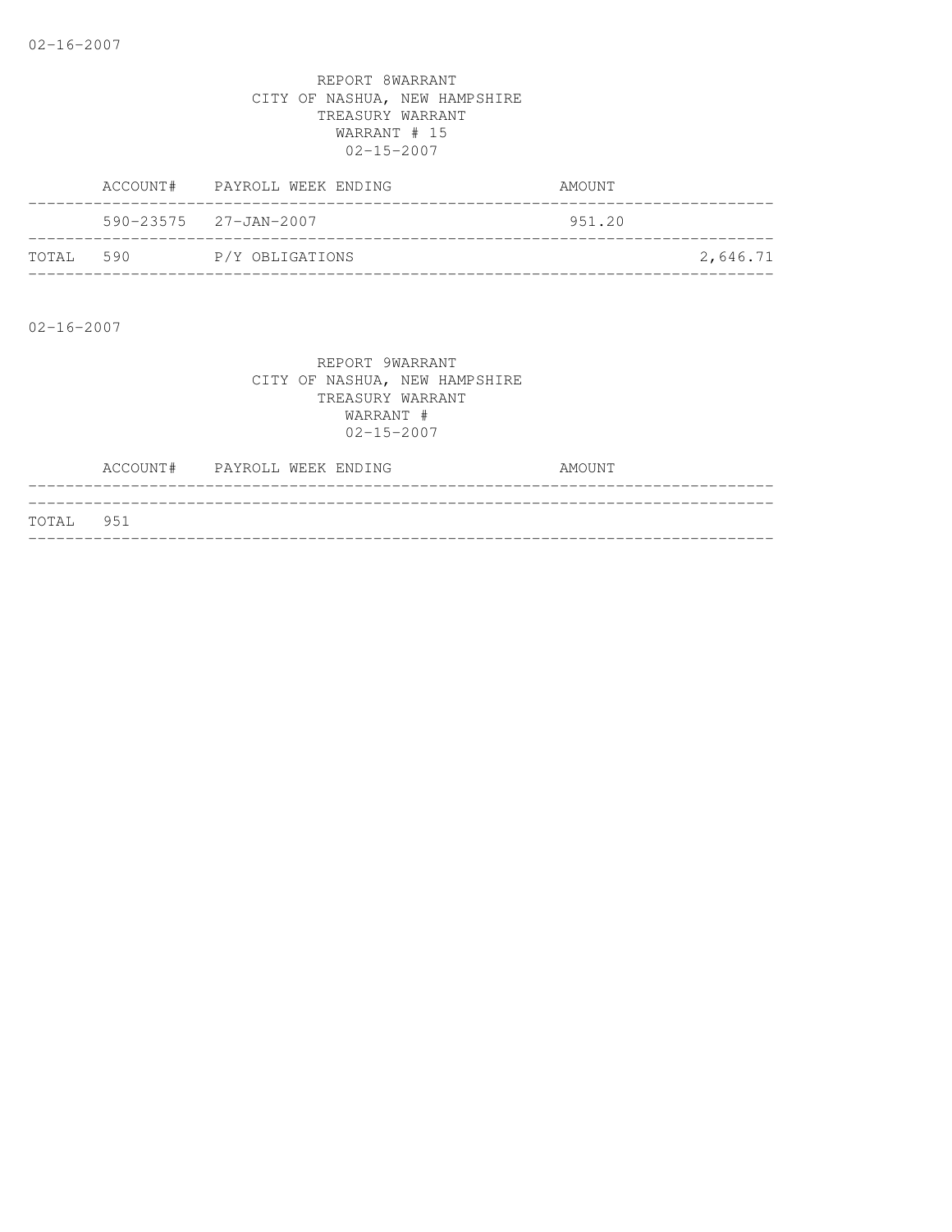REPORT 8WARRANT
CITY OF NASHUA, NEW HAMPSHIRE
TREASURY WARRANT
WARRANT # 15
02-15-2007

| | ACCOUNT# | PAYROLL WEEK ENDING | AMOUNT | |
|---|---|---|---|---|
| | 590-23575 | 27-JAN-2007 | 951.20 | |
| TOTAL | 590 | P/Y OBLIGATIONS | | 2,646.71 |

02-16-2007

REPORT 9WARRANT
CITY OF NASHUA, NEW HAMPSHIRE
TREASURY WARRANT
WARRANT #
02-15-2007

| | ACCOUNT# | PAYROLL WEEK ENDING | AMOUNT |
|---|---|---|---|
| TOTAL | 951 | | |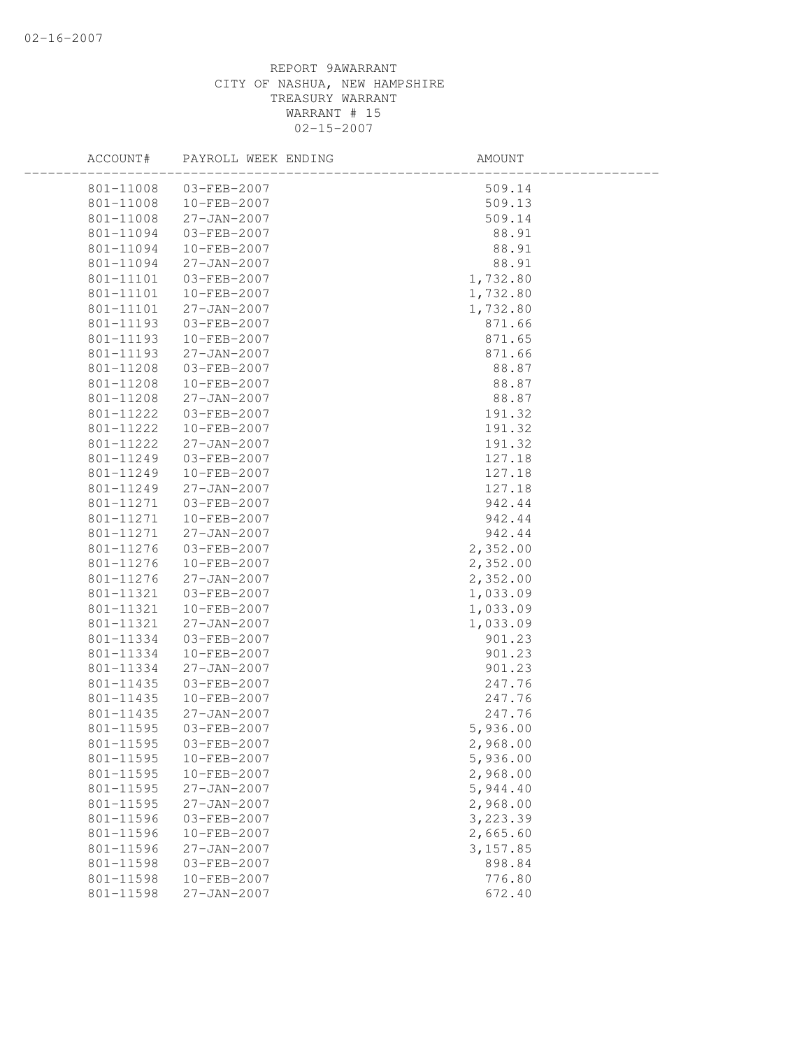REPORT 9AWARRANT
CITY OF NASHUA, NEW HAMPSHIRE
TREASURY WARRANT
WARRANT # 15
02-15-2007

| ACCOUNT# | PAYROLL WEEK ENDING | AMOUNT |
|---|---|---|
| 801-11008 | 03-FEB-2007 | 509.14 |
| 801-11008 | 10-FEB-2007 | 509.13 |
| 801-11008 | 27-JAN-2007 | 509.14 |
| 801-11094 | 03-FEB-2007 | 88.91 |
| 801-11094 | 10-FEB-2007 | 88.91 |
| 801-11094 | 27-JAN-2007 | 88.91 |
| 801-11101 | 03-FEB-2007 | 1,732.80 |
| 801-11101 | 10-FEB-2007 | 1,732.80 |
| 801-11101 | 27-JAN-2007 | 1,732.80 |
| 801-11193 | 03-FEB-2007 | 871.66 |
| 801-11193 | 10-FEB-2007 | 871.65 |
| 801-11193 | 27-JAN-2007 | 871.66 |
| 801-11208 | 03-FEB-2007 | 88.87 |
| 801-11208 | 10-FEB-2007 | 88.87 |
| 801-11208 | 27-JAN-2007 | 88.87 |
| 801-11222 | 03-FEB-2007 | 191.32 |
| 801-11222 | 10-FEB-2007 | 191.32 |
| 801-11222 | 27-JAN-2007 | 191.32 |
| 801-11249 | 03-FEB-2007 | 127.18 |
| 801-11249 | 10-FEB-2007 | 127.18 |
| 801-11249 | 27-JAN-2007 | 127.18 |
| 801-11271 | 03-FEB-2007 | 942.44 |
| 801-11271 | 10-FEB-2007 | 942.44 |
| 801-11271 | 27-JAN-2007 | 942.44 |
| 801-11276 | 03-FEB-2007 | 2,352.00 |
| 801-11276 | 10-FEB-2007 | 2,352.00 |
| 801-11276 | 27-JAN-2007 | 2,352.00 |
| 801-11321 | 03-FEB-2007 | 1,033.09 |
| 801-11321 | 10-FEB-2007 | 1,033.09 |
| 801-11321 | 27-JAN-2007 | 1,033.09 |
| 801-11334 | 03-FEB-2007 | 901.23 |
| 801-11334 | 10-FEB-2007 | 901.23 |
| 801-11334 | 27-JAN-2007 | 901.23 |
| 801-11435 | 03-FEB-2007 | 247.76 |
| 801-11435 | 10-FEB-2007 | 247.76 |
| 801-11435 | 27-JAN-2007 | 247.76 |
| 801-11595 | 03-FEB-2007 | 5,936.00 |
| 801-11595 | 03-FEB-2007 | 2,968.00 |
| 801-11595 | 10-FEB-2007 | 5,936.00 |
| 801-11595 | 10-FEB-2007 | 2,968.00 |
| 801-11595 | 27-JAN-2007 | 5,944.40 |
| 801-11595 | 27-JAN-2007 | 2,968.00 |
| 801-11596 | 03-FEB-2007 | 3,223.39 |
| 801-11596 | 10-FEB-2007 | 2,665.60 |
| 801-11596 | 27-JAN-2007 | 3,157.85 |
| 801-11598 | 03-FEB-2007 | 898.84 |
| 801-11598 | 10-FEB-2007 | 776.80 |
| 801-11598 | 27-JAN-2007 | 672.40 |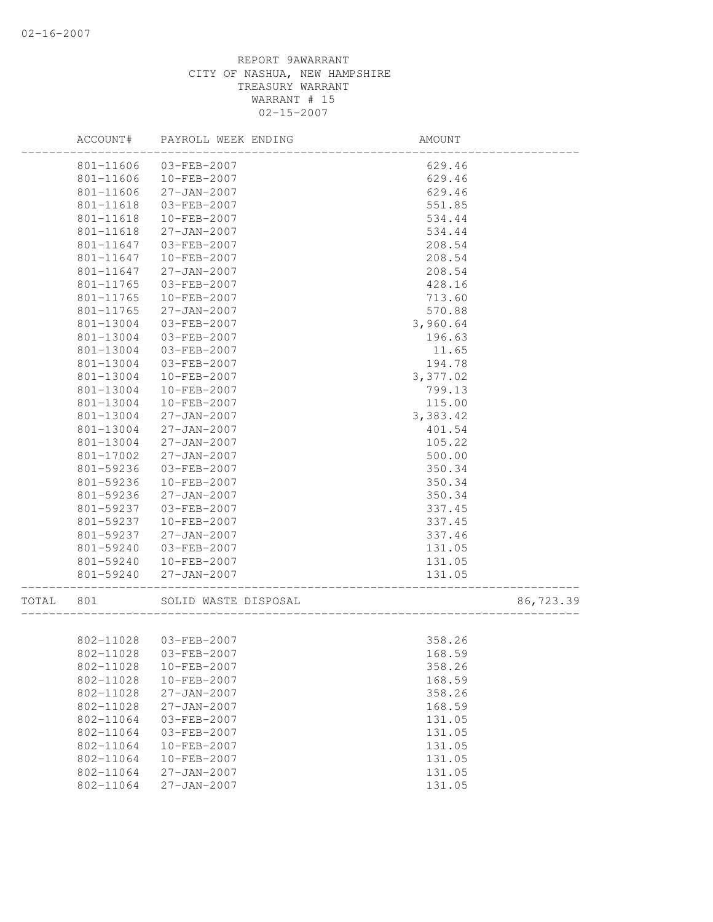REPORT 9AWARRANT
CITY OF NASHUA, NEW HAMPSHIRE
TREASURY WARRANT
WARRANT # 15
02-15-2007

| | ACCOUNT# | PAYROLL WEEK ENDING | AMOUNT | |
|---|---|---|---|---|
| | 801-11606 | 03-FEB-2007 | 629.46 | |
| | 801-11606 | 10-FEB-2007 | 629.46 | |
| | 801-11606 | 27-JAN-2007 | 629.46 | |
| | 801-11618 | 03-FEB-2007 | 551.85 | |
| | 801-11618 | 10-FEB-2007 | 534.44 | |
| | 801-11618 | 27-JAN-2007 | 534.44 | |
| | 801-11647 | 03-FEB-2007 | 208.54 | |
| | 801-11647 | 10-FEB-2007 | 208.54 | |
| | 801-11647 | 27-JAN-2007 | 208.54 | |
| | 801-11765 | 03-FEB-2007 | 428.16 | |
| | 801-11765 | 10-FEB-2007 | 713.60 | |
| | 801-11765 | 27-JAN-2007 | 570.88 | |
| | 801-13004 | 03-FEB-2007 | 3,960.64 | |
| | 801-13004 | 03-FEB-2007 | 196.63 | |
| | 801-13004 | 03-FEB-2007 | 11.65 | |
| | 801-13004 | 03-FEB-2007 | 194.78 | |
| | 801-13004 | 10-FEB-2007 | 3,377.02 | |
| | 801-13004 | 10-FEB-2007 | 799.13 | |
| | 801-13004 | 10-FEB-2007 | 115.00 | |
| | 801-13004 | 27-JAN-2007 | 3,383.42 | |
| | 801-13004 | 27-JAN-2007 | 401.54 | |
| | 801-13004 | 27-JAN-2007 | 105.22 | |
| | 801-17002 | 27-JAN-2007 | 500.00 | |
| | 801-59236 | 03-FEB-2007 | 350.34 | |
| | 801-59236 | 10-FEB-2007 | 350.34 | |
| | 801-59236 | 27-JAN-2007 | 350.34 | |
| | 801-59237 | 03-FEB-2007 | 337.45 | |
| | 801-59237 | 10-FEB-2007 | 337.45 | |
| | 801-59237 | 27-JAN-2007 | 337.46 | |
| | 801-59240 | 03-FEB-2007 | 131.05 | |
| | 801-59240 | 10-FEB-2007 | 131.05 | |
| | 801-59240 | 27-JAN-2007 | 131.05 | |
| TOTAL | 801 | SOLID WASTE DISPOSAL | | 86,723.39 |
| | 802-11028 | 03-FEB-2007 | 358.26 | |
| | 802-11028 | 03-FEB-2007 | 168.59 | |
| | 802-11028 | 10-FEB-2007 | 358.26 | |
| | 802-11028 | 10-FEB-2007 | 168.59 | |
| | 802-11028 | 27-JAN-2007 | 358.26 | |
| | 802-11028 | 27-JAN-2007 | 168.59 | |
| | 802-11064 | 03-FEB-2007 | 131.05 | |
| | 802-11064 | 03-FEB-2007 | 131.05 | |
| | 802-11064 | 10-FEB-2007 | 131.05 | |
| | 802-11064 | 10-FEB-2007 | 131.05 | |
| | 802-11064 | 27-JAN-2007 | 131.05 | |
| | 802-11064 | 27-JAN-2007 | 131.05 | |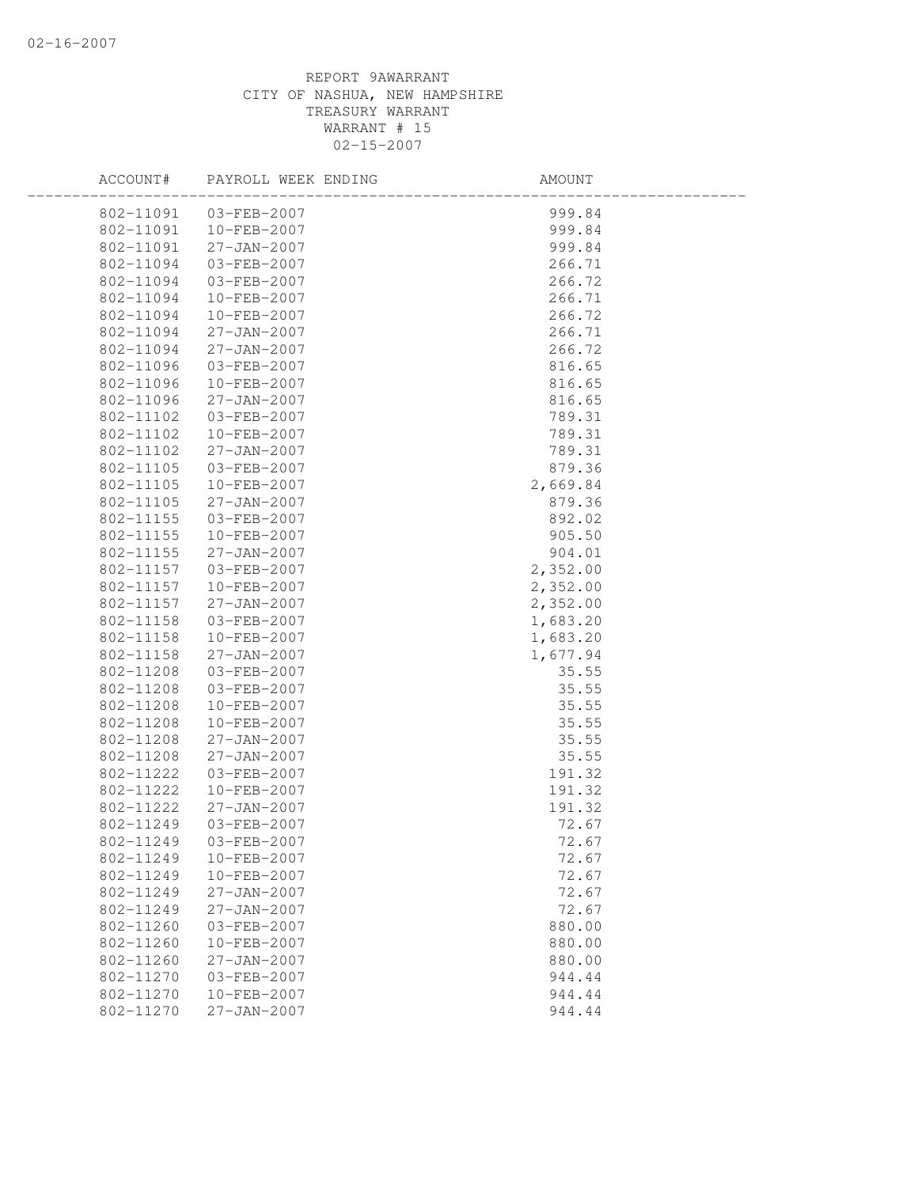REPORT 9AWARRANT
CITY OF NASHUA, NEW HAMPSHIRE
TREASURY WARRANT
WARRANT # 15
02-15-2007

| ACCOUNT# | PAYROLL WEEK ENDING | AMOUNT |
|---|---|---|
| 802-11091 | 03-FEB-2007 | 999.84 |
| 802-11091 | 10-FEB-2007 | 999.84 |
| 802-11091 | 27-JAN-2007 | 999.84 |
| 802-11094 | 03-FEB-2007 | 266.71 |
| 802-11094 | 03-FEB-2007 | 266.72 |
| 802-11094 | 10-FEB-2007 | 266.71 |
| 802-11094 | 10-FEB-2007 | 266.72 |
| 802-11094 | 27-JAN-2007 | 266.71 |
| 802-11094 | 27-JAN-2007 | 266.72 |
| 802-11096 | 03-FEB-2007 | 816.65 |
| 802-11096 | 10-FEB-2007 | 816.65 |
| 802-11096 | 27-JAN-2007 | 816.65 |
| 802-11102 | 03-FEB-2007 | 789.31 |
| 802-11102 | 10-FEB-2007 | 789.31 |
| 802-11102 | 27-JAN-2007 | 789.31 |
| 802-11105 | 03-FEB-2007 | 879.36 |
| 802-11105 | 10-FEB-2007 | 2,669.84 |
| 802-11105 | 27-JAN-2007 | 879.36 |
| 802-11155 | 03-FEB-2007 | 892.02 |
| 802-11155 | 10-FEB-2007 | 905.50 |
| 802-11155 | 27-JAN-2007 | 904.01 |
| 802-11157 | 03-FEB-2007 | 2,352.00 |
| 802-11157 | 10-FEB-2007 | 2,352.00 |
| 802-11157 | 27-JAN-2007 | 2,352.00 |
| 802-11158 | 03-FEB-2007 | 1,683.20 |
| 802-11158 | 10-FEB-2007 | 1,683.20 |
| 802-11158 | 27-JAN-2007 | 1,677.94 |
| 802-11208 | 03-FEB-2007 | 35.55 |
| 802-11208 | 03-FEB-2007 | 35.55 |
| 802-11208 | 10-FEB-2007 | 35.55 |
| 802-11208 | 10-FEB-2007 | 35.55 |
| 802-11208 | 27-JAN-2007 | 35.55 |
| 802-11208 | 27-JAN-2007 | 35.55 |
| 802-11222 | 03-FEB-2007 | 191.32 |
| 802-11222 | 10-FEB-2007 | 191.32 |
| 802-11222 | 27-JAN-2007 | 191.32 |
| 802-11249 | 03-FEB-2007 | 72.67 |
| 802-11249 | 03-FEB-2007 | 72.67 |
| 802-11249 | 10-FEB-2007 | 72.67 |
| 802-11249 | 10-FEB-2007 | 72.67 |
| 802-11249 | 27-JAN-2007 | 72.67 |
| 802-11249 | 27-JAN-2007 | 72.67 |
| 802-11260 | 03-FEB-2007 | 880.00 |
| 802-11260 | 10-FEB-2007 | 880.00 |
| 802-11260 | 27-JAN-2007 | 880.00 |
| 802-11270 | 03-FEB-2007 | 944.44 |
| 802-11270 | 10-FEB-2007 | 944.44 |
| 802-11270 | 27-JAN-2007 | 944.44 |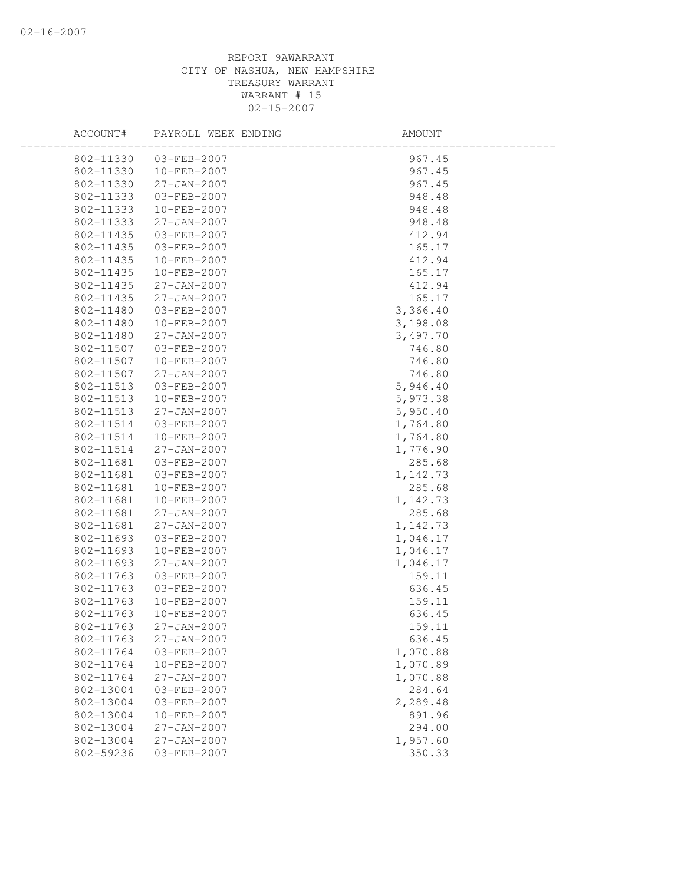REPORT 9AWARRANT
CITY OF NASHUA, NEW HAMPSHIRE
TREASURY WARRANT
WARRANT # 15
02-15-2007

| ACCOUNT# | PAYROLL WEEK ENDING | AMOUNT |
|---|---|---|
| 802-11330 | 03-FEB-2007 | 967.45 |
| 802-11330 | 10-FEB-2007 | 967.45 |
| 802-11330 | 27-JAN-2007 | 967.45 |
| 802-11333 | 03-FEB-2007 | 948.48 |
| 802-11333 | 10-FEB-2007 | 948.48 |
| 802-11333 | 27-JAN-2007 | 948.48 |
| 802-11435 | 03-FEB-2007 | 412.94 |
| 802-11435 | 03-FEB-2007 | 165.17 |
| 802-11435 | 10-FEB-2007 | 412.94 |
| 802-11435 | 10-FEB-2007 | 165.17 |
| 802-11435 | 27-JAN-2007 | 412.94 |
| 802-11435 | 27-JAN-2007 | 165.17 |
| 802-11480 | 03-FEB-2007 | 3,366.40 |
| 802-11480 | 10-FEB-2007 | 3,198.08 |
| 802-11480 | 27-JAN-2007 | 3,497.70 |
| 802-11507 | 03-FEB-2007 | 746.80 |
| 802-11507 | 10-FEB-2007 | 746.80 |
| 802-11507 | 27-JAN-2007 | 746.80 |
| 802-11513 | 03-FEB-2007 | 5,946.40 |
| 802-11513 | 10-FEB-2007 | 5,973.38 |
| 802-11513 | 27-JAN-2007 | 5,950.40 |
| 802-11514 | 03-FEB-2007 | 1,764.80 |
| 802-11514 | 10-FEB-2007 | 1,764.80 |
| 802-11514 | 27-JAN-2007 | 1,776.90 |
| 802-11681 | 03-FEB-2007 | 285.68 |
| 802-11681 | 03-FEB-2007 | 1,142.73 |
| 802-11681 | 10-FEB-2007 | 285.68 |
| 802-11681 | 10-FEB-2007 | 1,142.73 |
| 802-11681 | 27-JAN-2007 | 285.68 |
| 802-11681 | 27-JAN-2007 | 1,142.73 |
| 802-11693 | 03-FEB-2007 | 1,046.17 |
| 802-11693 | 10-FEB-2007 | 1,046.17 |
| 802-11693 | 27-JAN-2007 | 1,046.17 |
| 802-11763 | 03-FEB-2007 | 159.11 |
| 802-11763 | 03-FEB-2007 | 636.45 |
| 802-11763 | 10-FEB-2007 | 159.11 |
| 802-11763 | 10-FEB-2007 | 636.45 |
| 802-11763 | 27-JAN-2007 | 159.11 |
| 802-11763 | 27-JAN-2007 | 636.45 |
| 802-11764 | 03-FEB-2007 | 1,070.88 |
| 802-11764 | 10-FEB-2007 | 1,070.89 |
| 802-11764 | 27-JAN-2007 | 1,070.88 |
| 802-13004 | 03-FEB-2007 | 284.64 |
| 802-13004 | 03-FEB-2007 | 2,289.48 |
| 802-13004 | 10-FEB-2007 | 891.96 |
| 802-13004 | 27-JAN-2007 | 294.00 |
| 802-13004 | 27-JAN-2007 | 1,957.60 |
| 802-59236 | 03-FEB-2007 | 350.33 |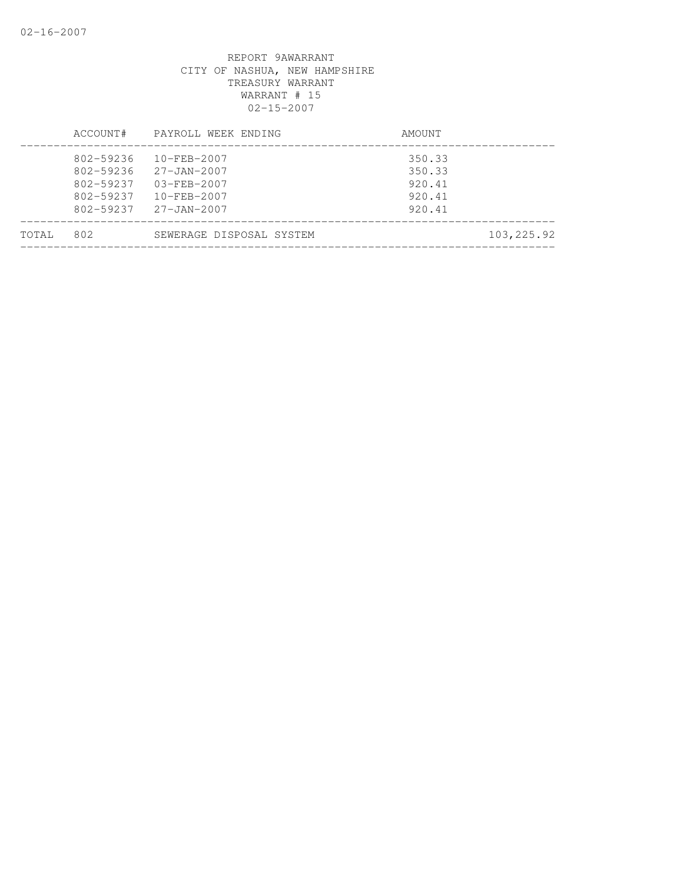REPORT 9AWARRANT
CITY OF NASHUA, NEW HAMPSHIRE
TREASURY WARRANT
WARRANT # 15
02-15-2007

| | ACCOUNT# | PAYROLL WEEK ENDING | AMOUNT | |
|---|---|---|---|---|
| | 802-59236 | 10-FEB-2007 | 350.33 | |
| | 802-59236 | 27-JAN-2007 | 350.33 | |
| | 802-59237 | 03-FEB-2007 | 920.41 | |
| | 802-59237 | 10-FEB-2007 | 920.41 | |
| | 802-59237 | 27-JAN-2007 | 920.41 | |
| TOTAL | 802 | SEWERAGE DISPOSAL SYSTEM | | 103,225.92 |